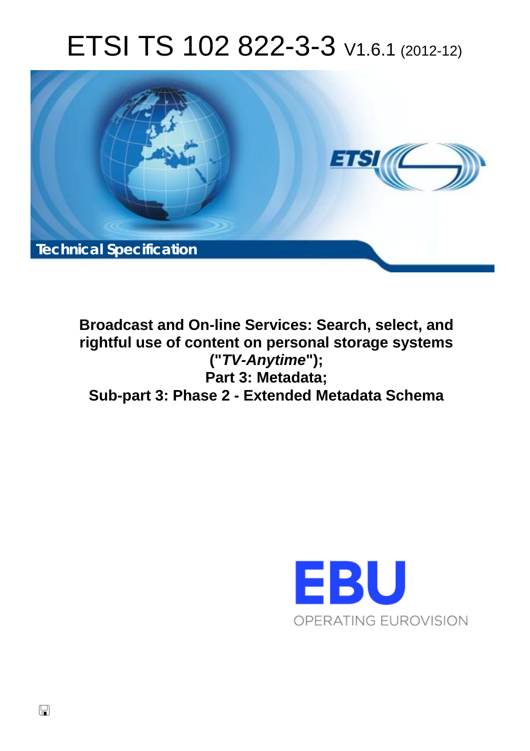# ETSI TS 102 822-3-3 V1.6.1 (2012-12)

Technical Specification

**Broadcast and On-line Services: Search, select, and rightful use of content on personal storage systems ("*TV-Anytime*");**
**Part 3: Metadata;**
**Sub-part 3: Phase 2 - Extended Metadata Schema**

EBU
OPERATING EUROVISION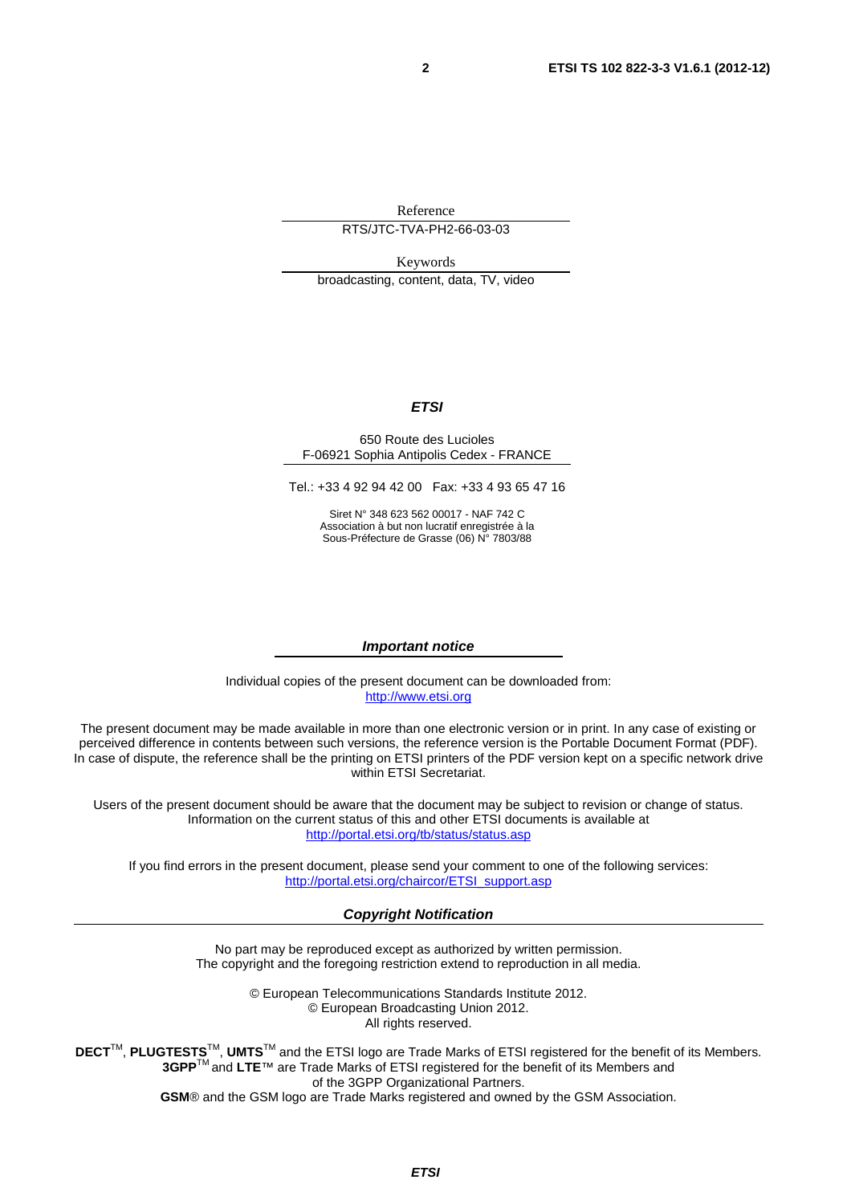Reference

RTS/JTC-TVA-PH2-66-03-03

Keywords

broadcasting, content, data, TV, video

***ETSI***

650 Route des Lucioles
F-06921 Sophia Antipolis Cedex - FRANCE

Tel.: +33 4 92 94 42 00   Fax: +33 4 93 65 47 16

Siret N° 348 623 562 00017 - NAF 742 C
Association à but non lucratif enregistrée à la
Sous-Préfecture de Grasse (06) N° 7803/88

***Important notice***

Individual copies of the present document can be downloaded from:
http://www.etsi.org

The present document may be made available in more than one electronic version or in print. In any case of existing or perceived difference in contents between such versions, the reference version is the Portable Document Format (PDF). In case of dispute, the reference shall be the printing on ETSI printers of the PDF version kept on a specific network drive within ETSI Secretariat.

Users of the present document should be aware that the document may be subject to revision or change of status. Information on the current status of this and other ETSI documents is available at
http://portal.etsi.org/tb/status/status.asp

If you find errors in the present document, please send your comment to one of the following services:
http://portal.etsi.org/chaircor/ETSI_support.asp

***Copyright Notification***

No part may be reproduced except as authorized by written permission.
The copyright and the foregoing restriction extend to reproduction in all media.

© European Telecommunications Standards Institute 2012.
© European Broadcasting Union 2012.
All rights reserved.

**DECT**™, **PLUGTESTS**™, **UMTS**™ and the ETSI logo are Trade Marks of ETSI registered for the benefit of its Members.
**3GPP**™ and **LTE**™ are Trade Marks of ETSI registered for the benefit of its Members and of the 3GPP Organizational Partners.
**GSM**® and the GSM logo are Trade Marks registered and owned by the GSM Association.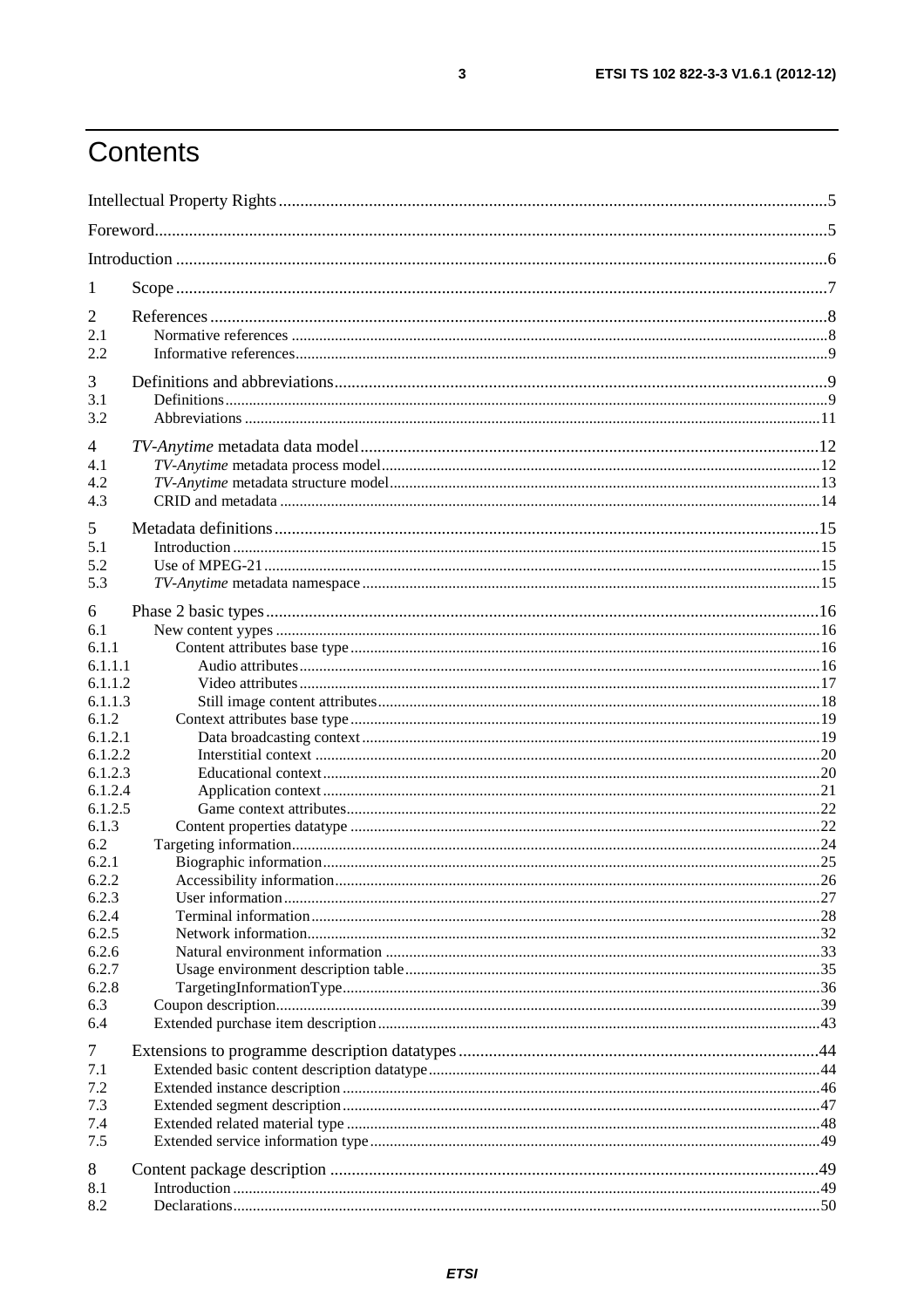# Contents

Intellectual Property Rights .....5
Foreword .....5
Introduction .....6
1 Scope .....7
2 References .....8
2.1 Normative references .....8
2.2 Informative references .....9
3 Definitions and abbreviations .....9
3.1 Definitions .....9
3.2 Abbreviations .....11
4 *TV-Anytime* metadata data model .....12
4.1 *TV-Anytime* metadata process model .....12
4.2 *TV-Anytime* metadata structure model .....13
4.3 CRID and metadata .....14
5 Metadata definitions .....15
5.1 Introduction .....15
5.2 Use of MPEG-21 .....15
5.3 *TV-Anytime* metadata namespace .....15
6 Phase 2 basic types .....16
6.1 New content yypes .....16
6.1.1 Content attributes base type .....16
6.1.1.1 Audio attributes .....16
6.1.1.2 Video attributes .....17
6.1.1.3 Still image content attributes .....18
6.1.2 Context attributes base type .....19
6.1.2.1 Data broadcasting context .....19
6.1.2.2 Interstitial context .....20
6.1.2.3 Educational context .....20
6.1.2.4 Application context .....21
6.1.2.5 Game context attributes .....22
6.1.3 Content properties datatype .....22
6.2 Targeting information .....24
6.2.1 Biographic information .....25
6.2.2 Accessibility information .....26
6.2.3 User information .....27
6.2.4 Terminal information .....28
6.2.5 Network information .....32
6.2.6 Natural environment information .....33
6.2.7 Usage environment description table .....35
6.2.8 TargetingInformationType .....36
6.3 Coupon description .....39
6.4 Extended purchase item description .....43
7 Extensions to programme description datatypes .....44
7.1 Extended basic content description datatype .....44
7.2 Extended instance description .....46
7.3 Extended segment description .....47
7.4 Extended related material type .....48
7.5 Extended service information type .....49
8 Content package description .....49
8.1 Introduction .....49
8.2 Declarations .....50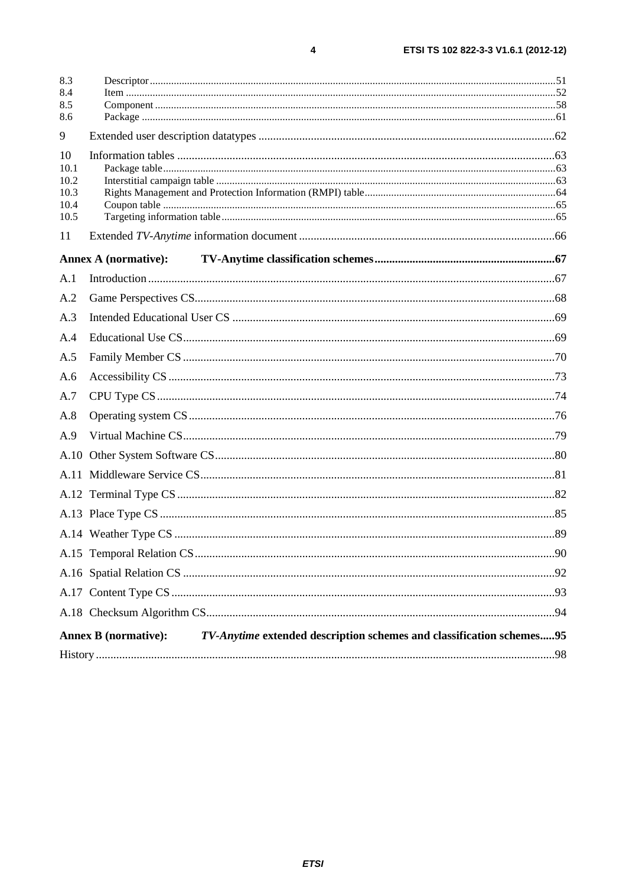8.3 Descriptor ........................................................................................................................................................51
8.4 Item ..................................................................................................................................................................52
8.5 Component .......................................................................................................................................................58
8.6 Package ............................................................................................................................................................61

9 Extended user description datatypes ......................................................................................................62

10 Information tables ...................................................................................................................................63
10.1 Package table ....................................................................................................................................................63
10.2 Interstitial campaign table ................................................................................................................................63
10.3 Rights Management and Protection Information (RMPI) table........................................................................64
10.4 Coupon table ....................................................................................................................................................65
10.5 Targeting information table..............................................................................................................................65

11 Extended *TV-Anytime* information document .........................................................................................66

**Annex A (normative): TV-Anytime classification schemes.............................................................67**

A.1 Introduction ............................................................................................................................................67

A.2 Game Perspectives CS............................................................................................................................68

A.3 Intended Educational User CS ...............................................................................................................69

A.4 Educational Use CS................................................................................................................................69

A.5 Family Member CS ................................................................................................................................70

A.6 Accessibility CS .....................................................................................................................................73

A.7 CPU Type CS .........................................................................................................................................74

A.8 Operating system CS ..............................................................................................................................76

A.9 Virtual Machine CS................................................................................................................................79

A.10 Other System Software CS.....................................................................................................................80

A.11 Middleware Service CS..........................................................................................................................81

A.12 Terminal Type CS ..................................................................................................................................82

A.13 Place Type CS ........................................................................................................................................85

A.14 Weather Type CS ...................................................................................................................................89

A.15 Temporal Relation CS............................................................................................................................90

A.16 Spatial Relation CS ................................................................................................................................92

A.17 Content Type CS ....................................................................................................................................93

A.18 Checksum Algorithm CS........................................................................................................................94

**Annex B (normative): *TV-Anytime* extended description schemes and classification schemes.....95**

History .............................................................................................................................................................98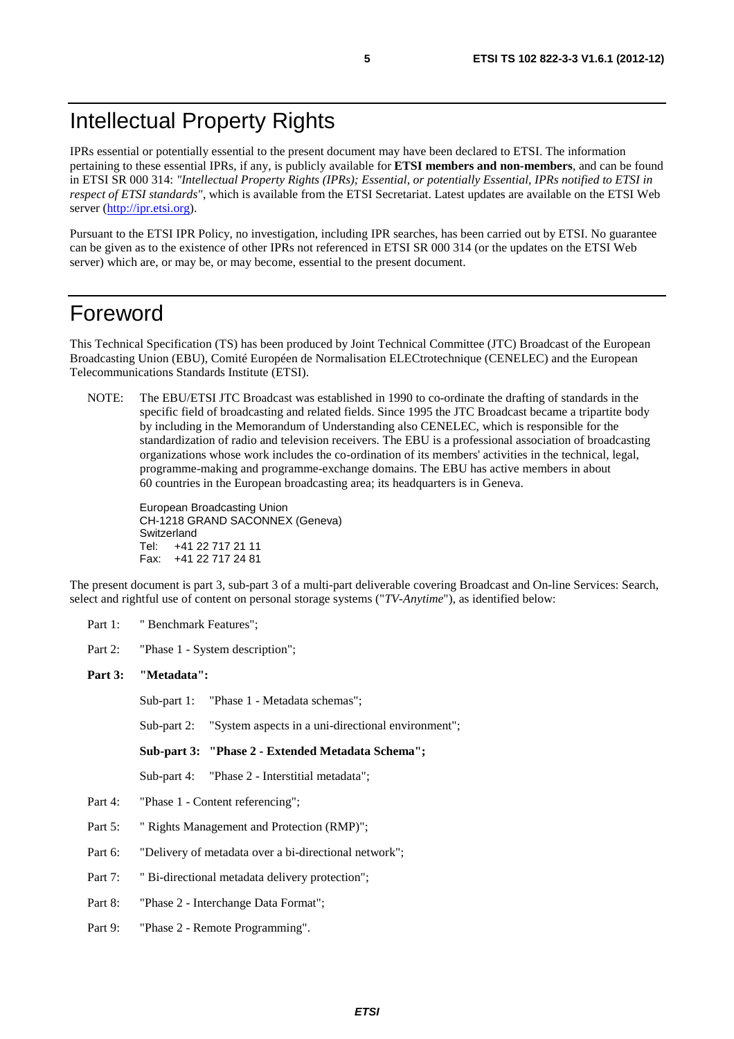# Intellectual Property Rights

IPRs essential or potentially essential to the present document may have been declared to ETSI. The information pertaining to these essential IPRs, if any, is publicly available for **ETSI members and non-members**, and can be found in ETSI SR 000 314: *"Intellectual Property Rights (IPRs); Essential, or potentially Essential, IPRs notified to ETSI in respect of ETSI standards"*, which is available from the ETSI Secretariat. Latest updates are available on the ETSI Web server (http://ipr.etsi.org).

Pursuant to the ETSI IPR Policy, no investigation, including IPR searches, has been carried out by ETSI. No guarantee can be given as to the existence of other IPRs not referenced in ETSI SR 000 314 (or the updates on the ETSI Web server) which are, or may be, or may become, essential to the present document.

# Foreword

This Technical Specification (TS) has been produced by Joint Technical Committee (JTC) Broadcast of the European Broadcasting Union (EBU), Comité Européen de Normalisation ELECtrotechnique (CENELEC) and the European Telecommunications Standards Institute (ETSI).

NOTE: The EBU/ETSI JTC Broadcast was established in 1990 to co-ordinate the drafting of standards in the specific field of broadcasting and related fields. Since 1995 the JTC Broadcast became a tripartite body by including in the Memorandum of Understanding also CENELEC, which is responsible for the standardization of radio and television receivers. The EBU is a professional association of broadcasting organizations whose work includes the co-ordination of its members' activities in the technical, legal, programme-making and programme-exchange domains. The EBU has active members in about 60 countries in the European broadcasting area; its headquarters is in Geneva.

European Broadcasting Union  
CH-1218 GRAND SACONNEX (Geneva)  
Switzerland  
Tel: +41 22 717 21 11  
Fax: +41 22 717 24 81

The present document is part 3, sub-part 3 of a multi-part deliverable covering Broadcast and On-line Services: Search, select and rightful use of content on personal storage systems ("*TV-Anytime*"), as identified below:

Part 1: " Benchmark Features";

Part 2: "Phase 1 - System description";

**Part 3: "Metadata":**

Sub-part 1: "Phase 1 - Metadata schemas";

Sub-part 2: "System aspects in a uni-directional environment";

**Sub-part 3: "Phase 2 - Extended Metadata Schema";**

Sub-part 4: "Phase 2 - Interstitial metadata";

Part 4: "Phase 1 - Content referencing";

Part 5: " Rights Management and Protection (RMP)";

Part 6: "Delivery of metadata over a bi-directional network";

Part 7: " Bi-directional metadata delivery protection";

Part 8: "Phase 2 - Interchange Data Format";

Part 9: "Phase 2 - Remote Programming".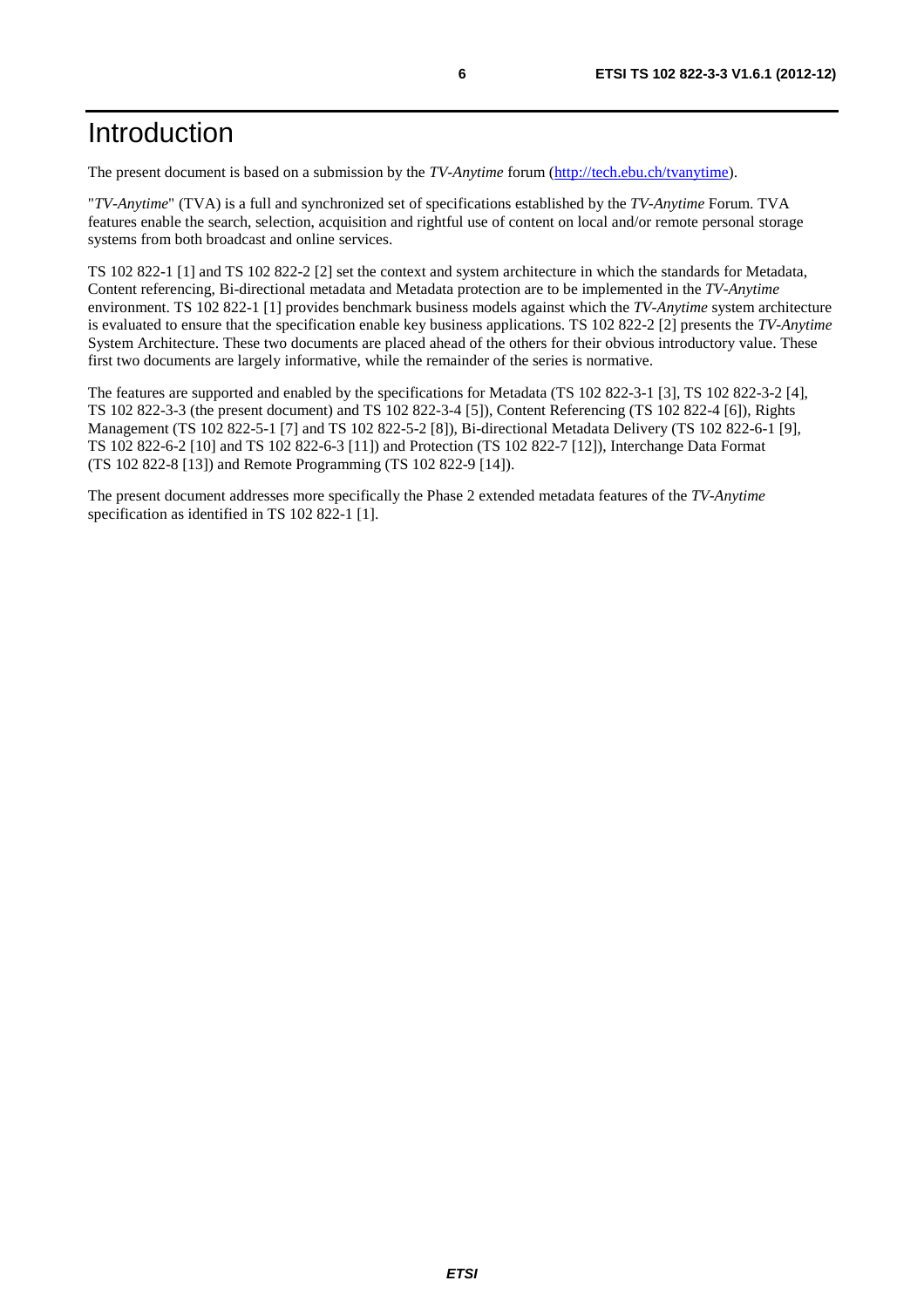# Introduction

The present document is based on a submission by the *TV-Anytime* forum (http://tech.ebu.ch/tvanytime).

"*TV-Anytime*" (TVA) is a full and synchronized set of specifications established by the *TV-Anytime* Forum. TVA features enable the search, selection, acquisition and rightful use of content on local and/or remote personal storage systems from both broadcast and online services.

TS 102 822-1 [1] and TS 102 822-2 [2] set the context and system architecture in which the standards for Metadata, Content referencing, Bi-directional metadata and Metadata protection are to be implemented in the *TV-Anytime* environment. TS 102 822-1 [1] provides benchmark business models against which the *TV-Anytime* system architecture is evaluated to ensure that the specification enable key business applications. TS 102 822-2 [2] presents the *TV-Anytime* System Architecture. These two documents are placed ahead of the others for their obvious introductory value. These first two documents are largely informative, while the remainder of the series is normative.

The features are supported and enabled by the specifications for Metadata (TS 102 822-3-1 [3], TS 102 822-3-2 [4], TS 102 822-3-3 (the present document) and TS 102 822-3-4 [5]), Content Referencing (TS 102 822-4 [6]), Rights Management (TS 102 822-5-1 [7] and TS 102 822-5-2 [8]), Bi-directional Metadata Delivery (TS 102 822-6-1 [9], TS 102 822-6-2 [10] and TS 102 822-6-3 [11]) and Protection (TS 102 822-7 [12]), Interchange Data Format (TS 102 822-8 [13]) and Remote Programming (TS 102 822-9 [14]).

The present document addresses more specifically the Phase 2 extended metadata features of the *TV-Anytime* specification as identified in TS 102 822-1 [1].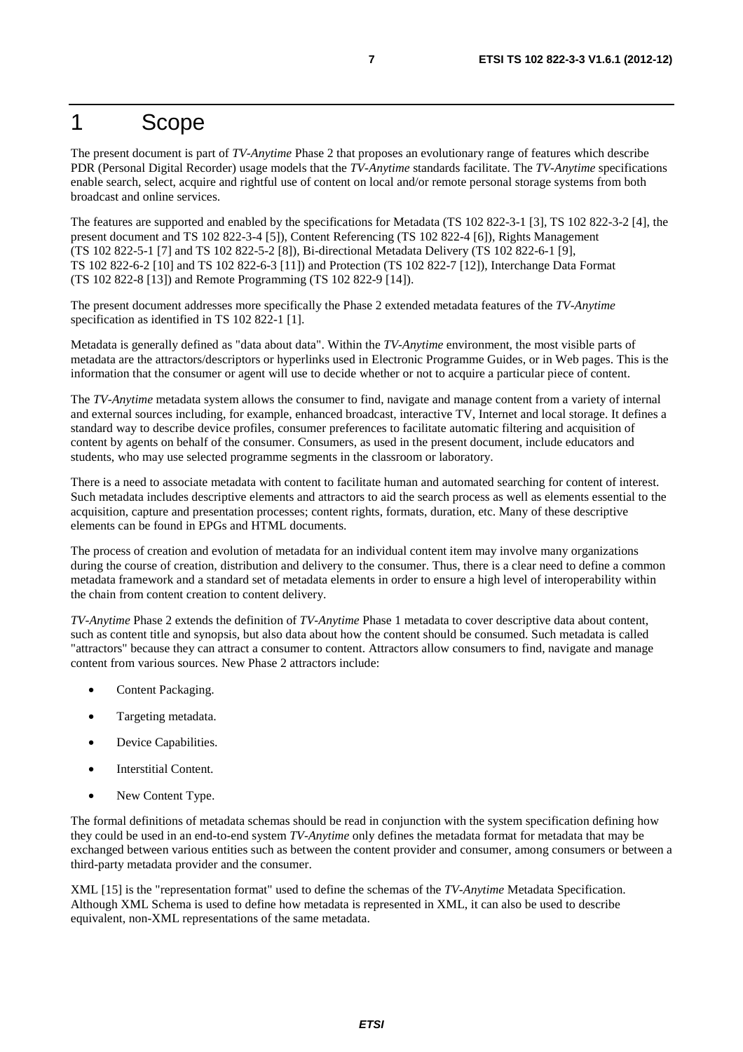# 1 Scope

The present document is part of *TV-Anytime* Phase 2 that proposes an evolutionary range of features which describe PDR (Personal Digital Recorder) usage models that the *TV-Anytime* standards facilitate. The *TV-Anytime* specifications enable search, select, acquire and rightful use of content on local and/or remote personal storage systems from both broadcast and online services.

The features are supported and enabled by the specifications for Metadata (TS 102 822-3-1 [3], TS 102 822-3-2 [4], the present document and TS 102 822-3-4 [5]), Content Referencing (TS 102 822-4 [6]), Rights Management (TS 102 822-5-1 [7] and TS 102 822-5-2 [8]), Bi-directional Metadata Delivery (TS 102 822-6-1 [9], TS 102 822-6-2 [10] and TS 102 822-6-3 [11]) and Protection (TS 102 822-7 [12]), Interchange Data Format (TS 102 822-8 [13]) and Remote Programming (TS 102 822-9 [14]).

The present document addresses more specifically the Phase 2 extended metadata features of the *TV-Anytime* specification as identified in TS 102 822-1 [1].

Metadata is generally defined as "data about data". Within the *TV-Anytime* environment, the most visible parts of metadata are the attractors/descriptors or hyperlinks used in Electronic Programme Guides, or in Web pages. This is the information that the consumer or agent will use to decide whether or not to acquire a particular piece of content.

The *TV-Anytime* metadata system allows the consumer to find, navigate and manage content from a variety of internal and external sources including, for example, enhanced broadcast, interactive TV, Internet and local storage. It defines a standard way to describe device profiles, consumer preferences to facilitate automatic filtering and acquisition of content by agents on behalf of the consumer. Consumers, as used in the present document, include educators and students, who may use selected programme segments in the classroom or laboratory.

There is a need to associate metadata with content to facilitate human and automated searching for content of interest. Such metadata includes descriptive elements and attractors to aid the search process as well as elements essential to the acquisition, capture and presentation processes; content rights, formats, duration, etc. Many of these descriptive elements can be found in EPGs and HTML documents.

The process of creation and evolution of metadata for an individual content item may involve many organizations during the course of creation, distribution and delivery to the consumer. Thus, there is a clear need to define a common metadata framework and a standard set of metadata elements in order to ensure a high level of interoperability within the chain from content creation to content delivery.

*TV-Anytime* Phase 2 extends the definition of *TV-Anytime* Phase 1 metadata to cover descriptive data about content, such as content title and synopsis, but also data about how the content should be consumed. Such metadata is called "attractors" because they can attract a consumer to content. Attractors allow consumers to find, navigate and manage content from various sources. New Phase 2 attractors include:

- Content Packaging.
- Targeting metadata.
- Device Capabilities.
- Interstitial Content.
- New Content Type.

The formal definitions of metadata schemas should be read in conjunction with the system specification defining how they could be used in an end-to-end system *TV-Anytime* only defines the metadata format for metadata that may be exchanged between various entities such as between the content provider and consumer, among consumers or between a third-party metadata provider and the consumer.

XML [15] is the "representation format" used to define the schemas of the *TV-Anytime* Metadata Specification. Although XML Schema is used to define how metadata is represented in XML, it can also be used to describe equivalent, non-XML representations of the same metadata.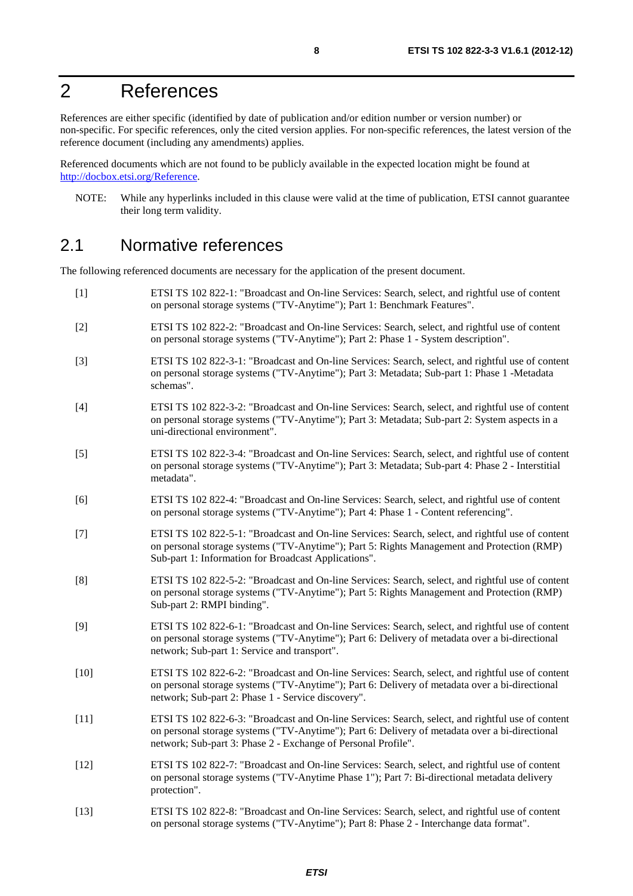# 2 References

References are either specific (identified by date of publication and/or edition number or version number) or non-specific. For specific references, only the cited version applies. For non-specific references, the latest version of the reference document (including any amendments) applies.

Referenced documents which are not found to be publicly available in the expected location might be found at http://docbox.etsi.org/Reference.

NOTE: While any hyperlinks included in this clause were valid at the time of publication, ETSI cannot guarantee their long term validity.

## 2.1 Normative references

The following referenced documents are necessary for the application of the present document.

[1] ETSI TS 102 822-1: "Broadcast and On-line Services: Search, select, and rightful use of content on personal storage systems ("TV-Anytime"); Part 1: Benchmark Features".

[2] ETSI TS 102 822-2: "Broadcast and On-line Services: Search, select, and rightful use of content on personal storage systems ("TV-Anytime"); Part 2: Phase 1 - System description".

[3] ETSI TS 102 822-3-1: "Broadcast and On-line Services: Search, select, and rightful use of content on personal storage systems ("TV-Anytime"); Part 3: Metadata; Sub-part 1: Phase 1 -Metadata schemas".

[4] ETSI TS 102 822-3-2: "Broadcast and On-line Services: Search, select, and rightful use of content on personal storage systems ("TV-Anytime"); Part 3: Metadata; Sub-part 2: System aspects in a uni-directional environment".

[5] ETSI TS 102 822-3-4: "Broadcast and On-line Services: Search, select, and rightful use of content on personal storage systems ("TV-Anytime"); Part 3: Metadata; Sub-part 4: Phase 2 - Interstitial metadata".

[6] ETSI TS 102 822-4: "Broadcast and On-line Services: Search, select, and rightful use of content on personal storage systems ("TV-Anytime"); Part 4: Phase 1 - Content referencing".

[7] ETSI TS 102 822-5-1: "Broadcast and On-line Services: Search, select, and rightful use of content on personal storage systems ("TV-Anytime"); Part 5: Rights Management and Protection (RMP) Sub-part 1: Information for Broadcast Applications".

[8] ETSI TS 102 822-5-2: "Broadcast and On-line Services: Search, select, and rightful use of content on personal storage systems ("TV-Anytime"); Part 5: Rights Management and Protection (RMP) Sub-part 2: RMPI binding".

[9] ETSI TS 102 822-6-1: "Broadcast and On-line Services: Search, select, and rightful use of content on personal storage systems ("TV-Anytime"); Part 6: Delivery of metadata over a bi-directional network; Sub-part 1: Service and transport".

[10] ETSI TS 102 822-6-2: "Broadcast and On-line Services: Search, select, and rightful use of content on personal storage systems ("TV-Anytime"); Part 6: Delivery of metadata over a bi-directional network; Sub-part 2: Phase 1 - Service discovery".

[11] ETSI TS 102 822-6-3: "Broadcast and On-line Services: Search, select, and rightful use of content on personal storage systems ("TV-Anytime"); Part 6: Delivery of metadata over a bi-directional network; Sub-part 3: Phase 2 - Exchange of Personal Profile".

[12] ETSI TS 102 822-7: "Broadcast and On-line Services: Search, select, and rightful use of content on personal storage systems ("TV-Anytime Phase 1"); Part 7: Bi-directional metadata delivery protection".

[13] ETSI TS 102 822-8: "Broadcast and On-line Services: Search, select, and rightful use of content on personal storage systems ("TV-Anytime"); Part 8: Phase 2 - Interchange data format".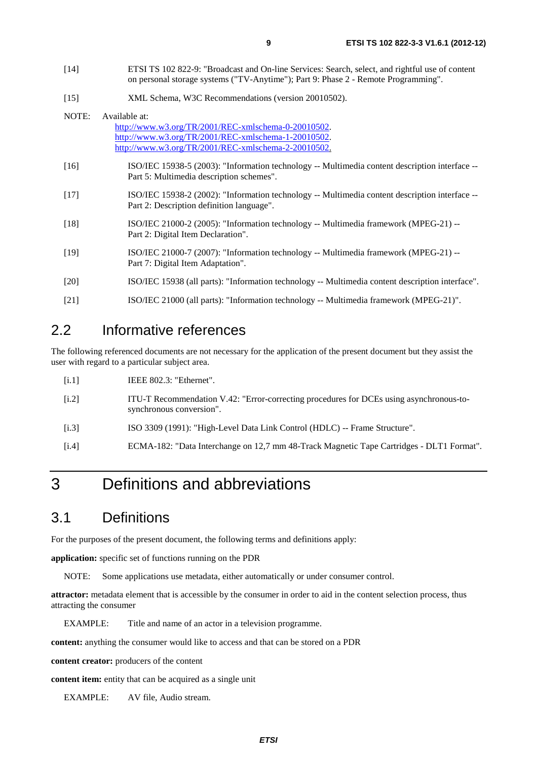[14] ETSI TS 102 822-9: "Broadcast and On-line Services: Search, select, and rightful use of content on personal storage systems ("TV-Anytime"); Part 9: Phase 2 - Remote Programming".

[15] XML Schema, W3C Recommendations (version 20010502).

NOTE: Available at:
http://www.w3.org/TR/2001/REC-xmlschema-0-20010502.
http://www.w3.org/TR/2001/REC-xmlschema-1-20010502.
http://www.w3.org/TR/2001/REC-xmlschema-2-20010502.

[16] ISO/IEC 15938-5 (2003): "Information technology -- Multimedia content description interface -- Part 5: Multimedia description schemes".

[17] ISO/IEC 15938-2 (2002): "Information technology -- Multimedia content description interface -- Part 2: Description definition language".

[18] ISO/IEC 21000-2 (2005): "Information technology -- Multimedia framework (MPEG-21) -- Part 2: Digital Item Declaration".

[19] ISO/IEC 21000-7 (2007): "Information technology -- Multimedia framework (MPEG-21) -- Part 7: Digital Item Adaptation".

[20] ISO/IEC 15938 (all parts): "Information technology -- Multimedia content description interface".

[21] ISO/IEC 21000 (all parts): "Information technology -- Multimedia framework (MPEG-21)".

## 2.2 Informative references

The following referenced documents are not necessary for the application of the present document but they assist the user with regard to a particular subject area.

[i.1] IEEE 802.3: "Ethernet".

[i.2] ITU-T Recommendation V.42: "Error-correcting procedures for DCEs using asynchronous-to-synchronous conversion".

[i.3] ISO 3309 (1991): "High-Level Data Link Control (HDLC) -- Frame Structure".

[i.4] ECMA-182: "Data Interchange on 12,7 mm 48-Track Magnetic Tape Cartridges - DLT1 Format".

# 3 Definitions and abbreviations

## 3.1 Definitions

For the purposes of the present document, the following terms and definitions apply:

**application:** specific set of functions running on the PDR

NOTE: Some applications use metadata, either automatically or under consumer control.

**attractor:** metadata element that is accessible by the consumer in order to aid in the content selection process, thus attracting the consumer

EXAMPLE: Title and name of an actor in a television programme.

**content:** anything the consumer would like to access and that can be stored on a PDR

**content creator:** producers of the content

**content item:** entity that can be acquired as a single unit

EXAMPLE: AV file, Audio stream.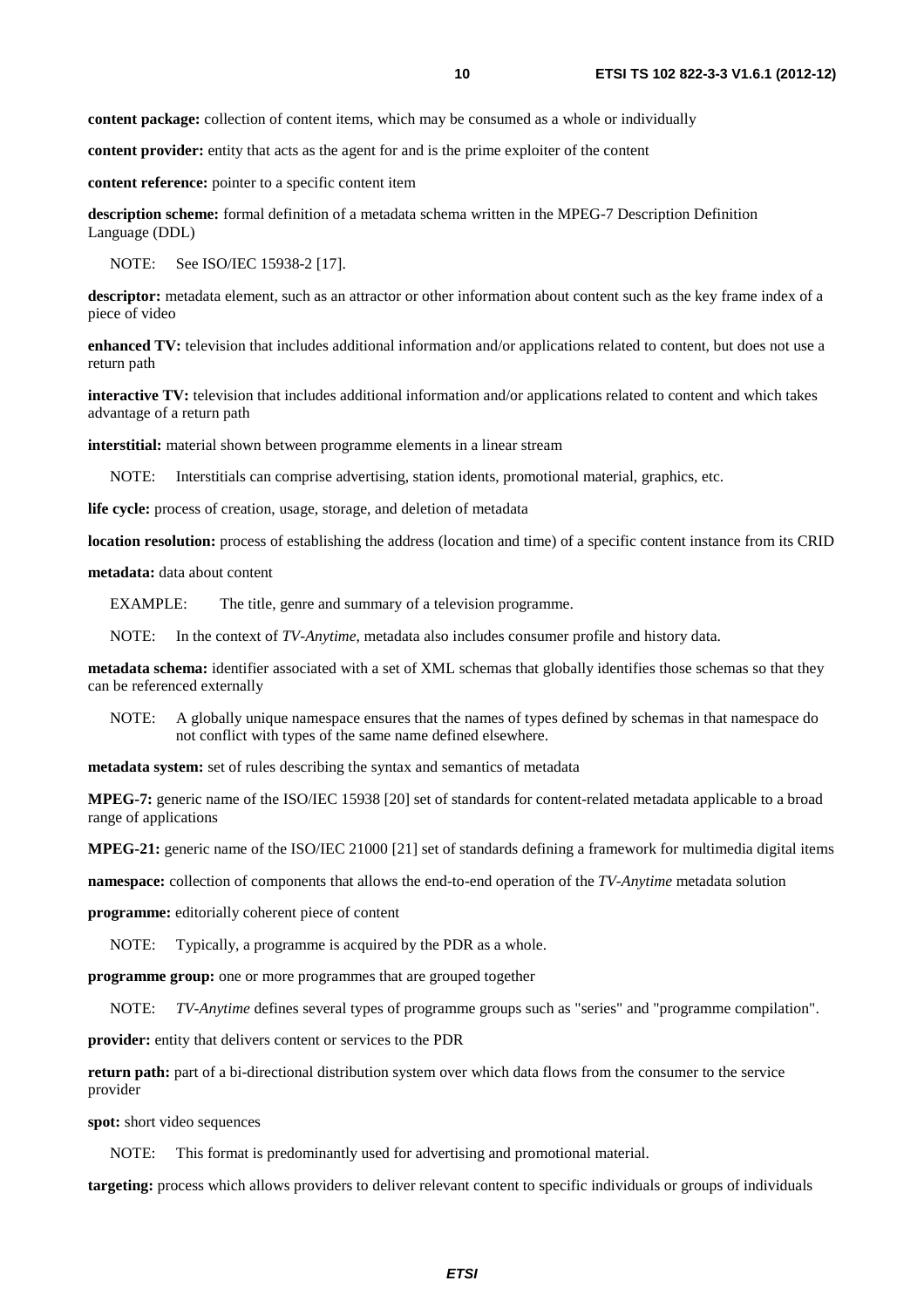**content package:** collection of content items, which may be consumed as a whole or individually

**content provider:** entity that acts as the agent for and is the prime exploiter of the content

**content reference:** pointer to a specific content item

**description scheme:** formal definition of a metadata schema written in the MPEG-7 Description Definition Language (DDL)

NOTE: See ISO/IEC 15938-2 [17].

**descriptor:** metadata element, such as an attractor or other information about content such as the key frame index of a piece of video

**enhanced TV:** television that includes additional information and/or applications related to content, but does not use a return path

**interactive TV:** television that includes additional information and/or applications related to content and which takes advantage of a return path

**interstitial:** material shown between programme elements in a linear stream

NOTE: Interstitials can comprise advertising, station idents, promotional material, graphics, etc.

**life cycle:** process of creation, usage, storage, and deletion of metadata

**location resolution:** process of establishing the address (location and time) of a specific content instance from its CRID

**metadata:** data about content

EXAMPLE: The title, genre and summary of a television programme.

NOTE: In the context of *TV-Anytime*, metadata also includes consumer profile and history data.

**metadata schema:** identifier associated with a set of XML schemas that globally identifies those schemas so that they can be referenced externally

NOTE: A globally unique namespace ensures that the names of types defined by schemas in that namespace do not conflict with types of the same name defined elsewhere.

**metadata system:** set of rules describing the syntax and semantics of metadata

**MPEG-7:** generic name of the ISO/IEC 15938 [20] set of standards for content-related metadata applicable to a broad range of applications

**MPEG-21:** generic name of the ISO/IEC 21000 [21] set of standards defining a framework for multimedia digital items

**namespace:** collection of components that allows the end-to-end operation of the *TV-Anytime* metadata solution

**programme:** editorially coherent piece of content

NOTE: Typically, a programme is acquired by the PDR as a whole.

**programme group:** one or more programmes that are grouped together

NOTE: *TV-Anytime* defines several types of programme groups such as "series" and "programme compilation".

**provider:** entity that delivers content or services to the PDR

**return path:** part of a bi-directional distribution system over which data flows from the consumer to the service provider

**spot:** short video sequences

NOTE: This format is predominantly used for advertising and promotional material.

**targeting:** process which allows providers to deliver relevant content to specific individuals or groups of individuals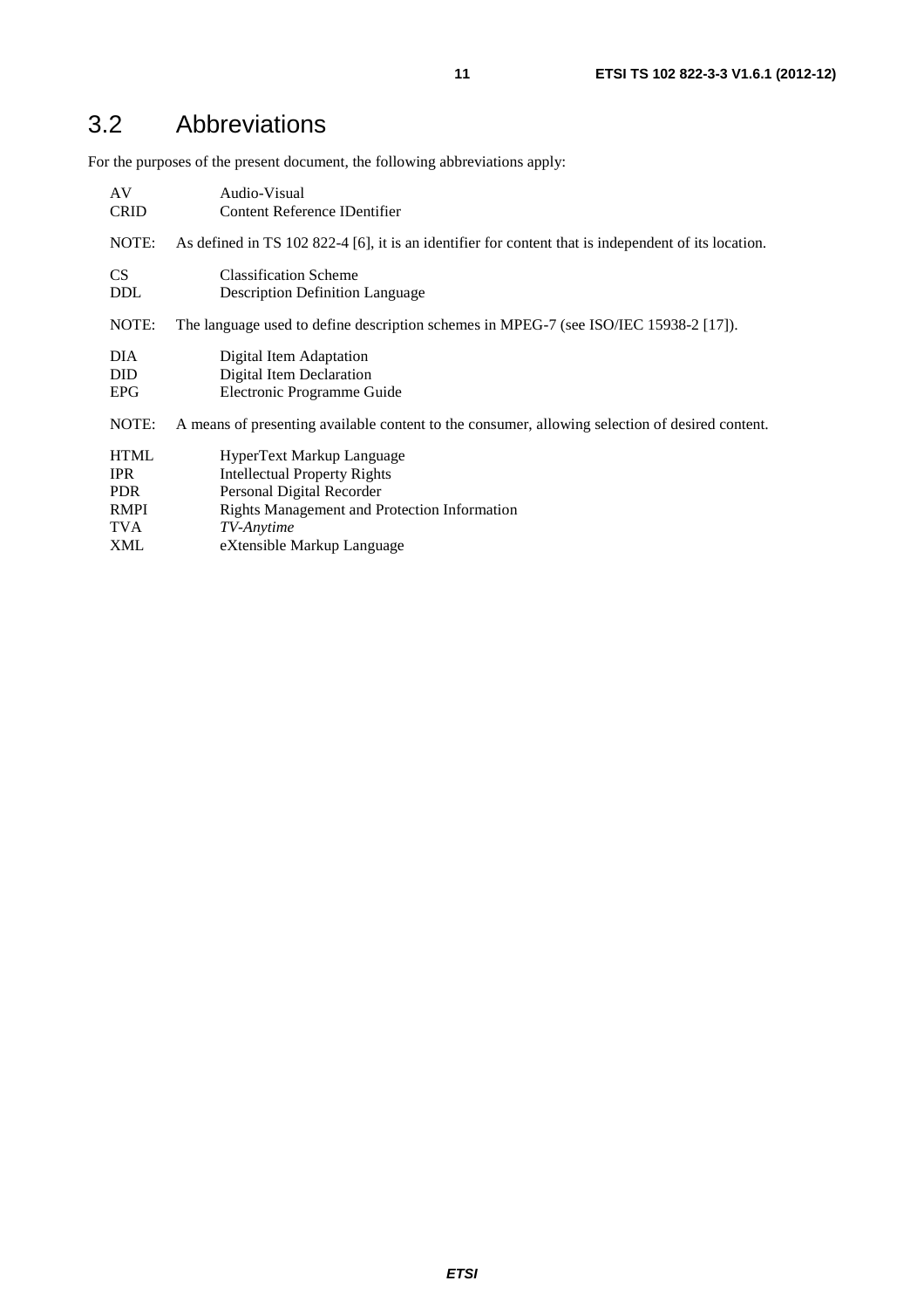## 3.2 Abbreviations

For the purposes of the present document, the following abbreviations apply:

AV Audio-Visual
CRID Content Reference IDentifier

NOTE: As defined in TS 102 822-4 [6], it is an identifier for content that is independent of its location.

CS Classification Scheme
DDL Description Definition Language

NOTE: The language used to define description schemes in MPEG-7 (see ISO/IEC 15938-2 [17]).

DIA Digital Item Adaptation
DID Digital Item Declaration
EPG Electronic Programme Guide

NOTE: A means of presenting available content to the consumer, allowing selection of desired content.

HTML HyperText Markup Language
IPR Intellectual Property Rights
PDR Personal Digital Recorder
RMPI Rights Management and Protection Information
TVA *TV-Anytime*
XML eXtensible Markup Language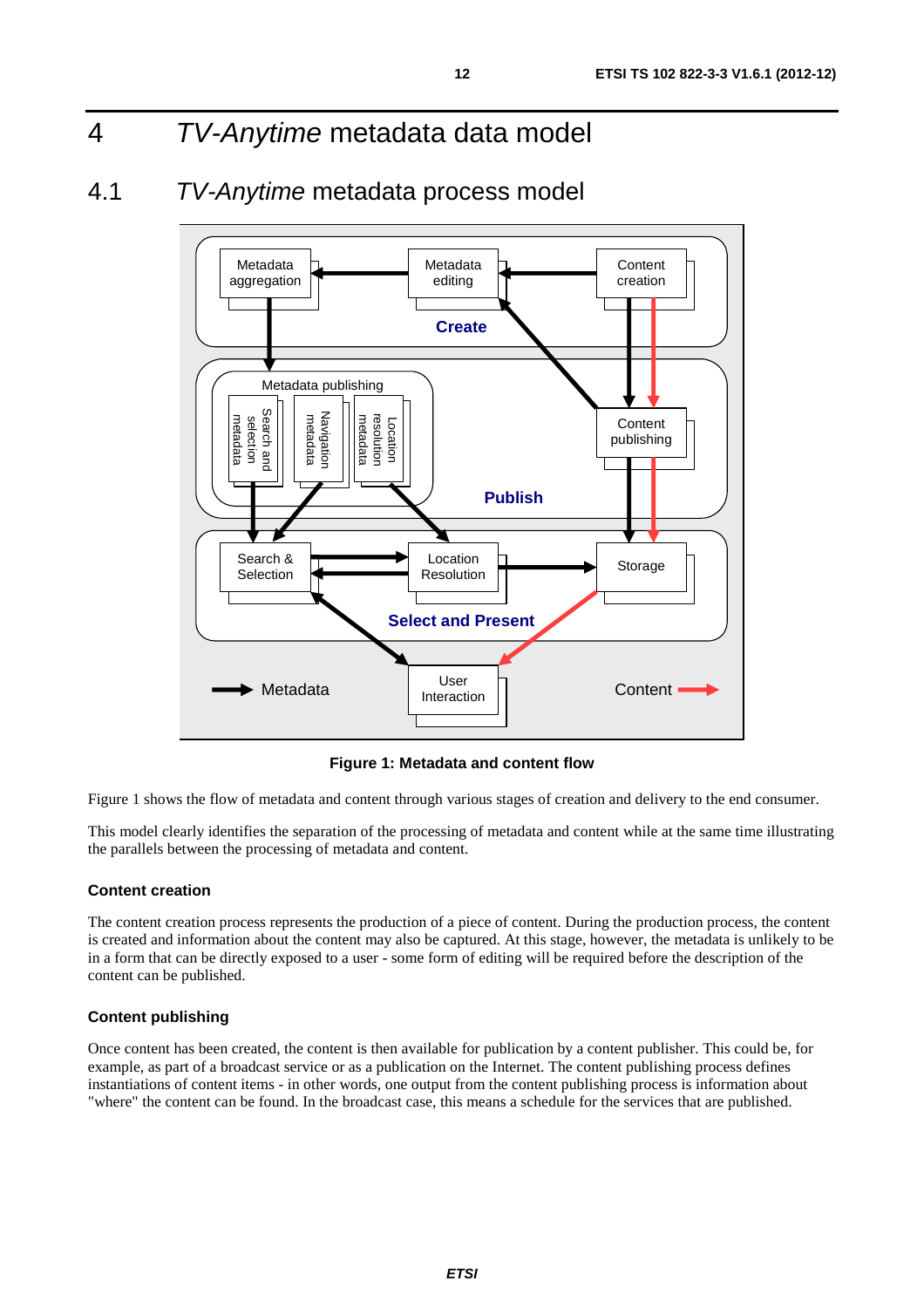# 4 *TV-Anytime* metadata data model

## 4.1 *TV-Anytime* metadata process model

**Figure 1: Metadata and content flow**

Figure 1 shows the flow of metadata and content through various stages of creation and delivery to the end consumer.

This model clearly identifies the separation of the processing of metadata and content while at the same time illustrating the parallels between the processing of metadata and content.

#### Content creation

The content creation process represents the production of a piece of content. During the production process, the content is created and information about the content may also be captured. At this stage, however, the metadata is unlikely to be in a form that can be directly exposed to a user - some form of editing will be required before the description of the content can be published.

#### Content publishing

Once content has been created, the content is then available for publication by a content publisher. This could be, for example, as part of a broadcast service or as a publication on the Internet. The content publishing process defines instantiations of content items - in other words, one output from the content publishing process is information about "where" the content can be found. In the broadcast case, this means a schedule for the services that are published.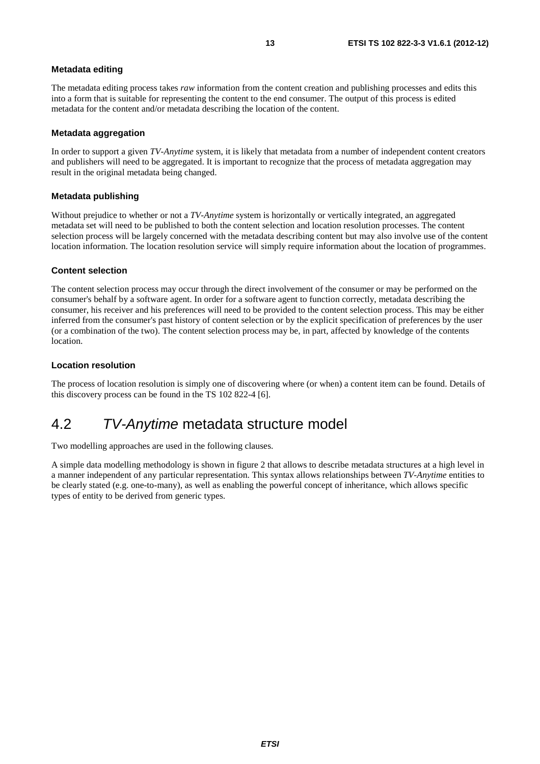#### Metadata editing

The metadata editing process takes *raw* information from the content creation and publishing processes and edits this into a form that is suitable for representing the content to the end consumer. The output of this process is edited metadata for the content and/or metadata describing the location of the content.

#### Metadata aggregation

In order to support a given *TV-Anytime* system, it is likely that metadata from a number of independent content creators and publishers will need to be aggregated. It is important to recognize that the process of metadata aggregation may result in the original metadata being changed.

#### Metadata publishing

Without prejudice to whether or not a *TV-Anytime* system is horizontally or vertically integrated, an aggregated metadata set will need to be published to both the content selection and location resolution processes. The content selection process will be largely concerned with the metadata describing content but may also involve use of the content location information. The location resolution service will simply require information about the location of programmes.

#### Content selection

The content selection process may occur through the direct involvement of the consumer or may be performed on the consumer's behalf by a software agent. In order for a software agent to function correctly, metadata describing the consumer, his receiver and his preferences will need to be provided to the content selection process. This may be either inferred from the consumer's past history of content selection or by the explicit specification of preferences by the user (or a combination of the two). The content selection process may be, in part, affected by knowledge of the contents location.

#### Location resolution

The process of location resolution is simply one of discovering where (or when) a content item can be found. Details of this discovery process can be found in the TS 102 822-4 [6].

## 4.2 *TV-Anytime* metadata structure model

Two modelling approaches are used in the following clauses.

A simple data modelling methodology is shown in figure 2 that allows to describe metadata structures at a high level in a manner independent of any particular representation. This syntax allows relationships between *TV-Anytime* entities to be clearly stated (e.g. one-to-many), as well as enabling the powerful concept of inheritance, which allows specific types of entity to be derived from generic types.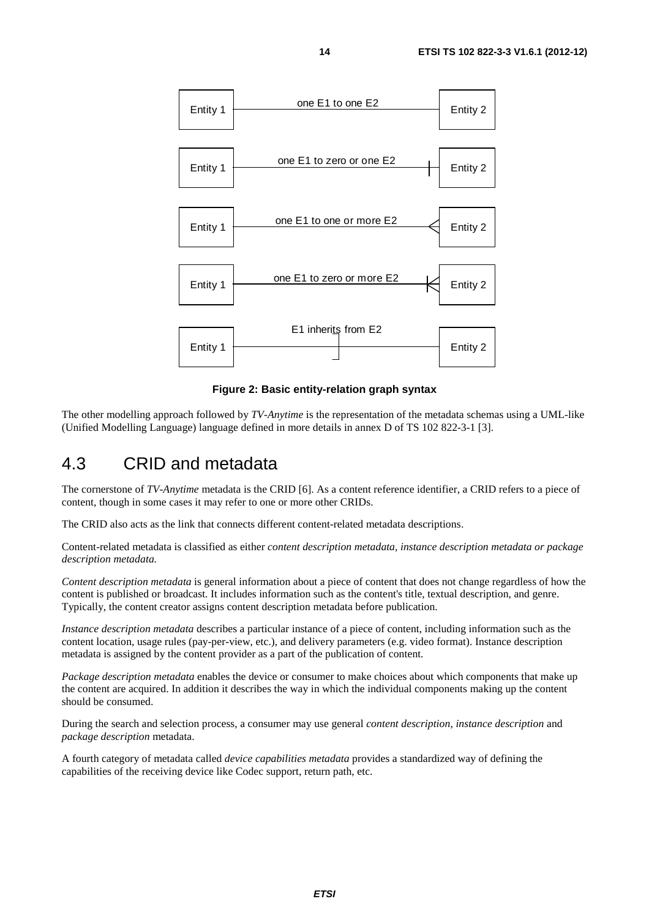Entity 1 — one E1 to one E2 — Entity 2

Entity 1 — one E1 to zero or one E2 — Entity 2

Entity 1 — one E1 to one or more E2 — Entity 2

Entity 1 — one E1 to zero or more E2 — Entity 2

Entity 1 — E1 inherits from E2 — Entity 2

**Figure 2: Basic entity-relation graph syntax**

The other modelling approach followed by *TV-Anytime* is the representation of the metadata schemas using a UML-like (Unified Modelling Language) language defined in more details in annex D of TS 102 822-3-1 [3].

## 4.3 CRID and metadata

The cornerstone of *TV-Anytime* metadata is the CRID [6]. As a content reference identifier, a CRID refers to a piece of content, though in some cases it may refer to one or more other CRIDs.

The CRID also acts as the link that connects different content-related metadata descriptions.

Content-related metadata is classified as either *content description metadata, instance description metadata or package description metadata.*

*Content description metadata* is general information about a piece of content that does not change regardless of how the content is published or broadcast. It includes information such as the content's title, textual description, and genre. Typically, the content creator assigns content description metadata before publication.

*Instance description metadata* describes a particular instance of a piece of content, including information such as the content location, usage rules (pay-per-view, etc.), and delivery parameters (e.g. video format). Instance description metadata is assigned by the content provider as a part of the publication of content.

*Package description metadata* enables the device or consumer to make choices about which components that make up the content are acquired. In addition it describes the way in which the individual components making up the content should be consumed.

During the search and selection process, a consumer may use general *content description*, *instance description* and *package description* metadata.

A fourth category of metadata called *device capabilities metadata* provides a standardized way of defining the capabilities of the receiving device like Codec support, return path, etc.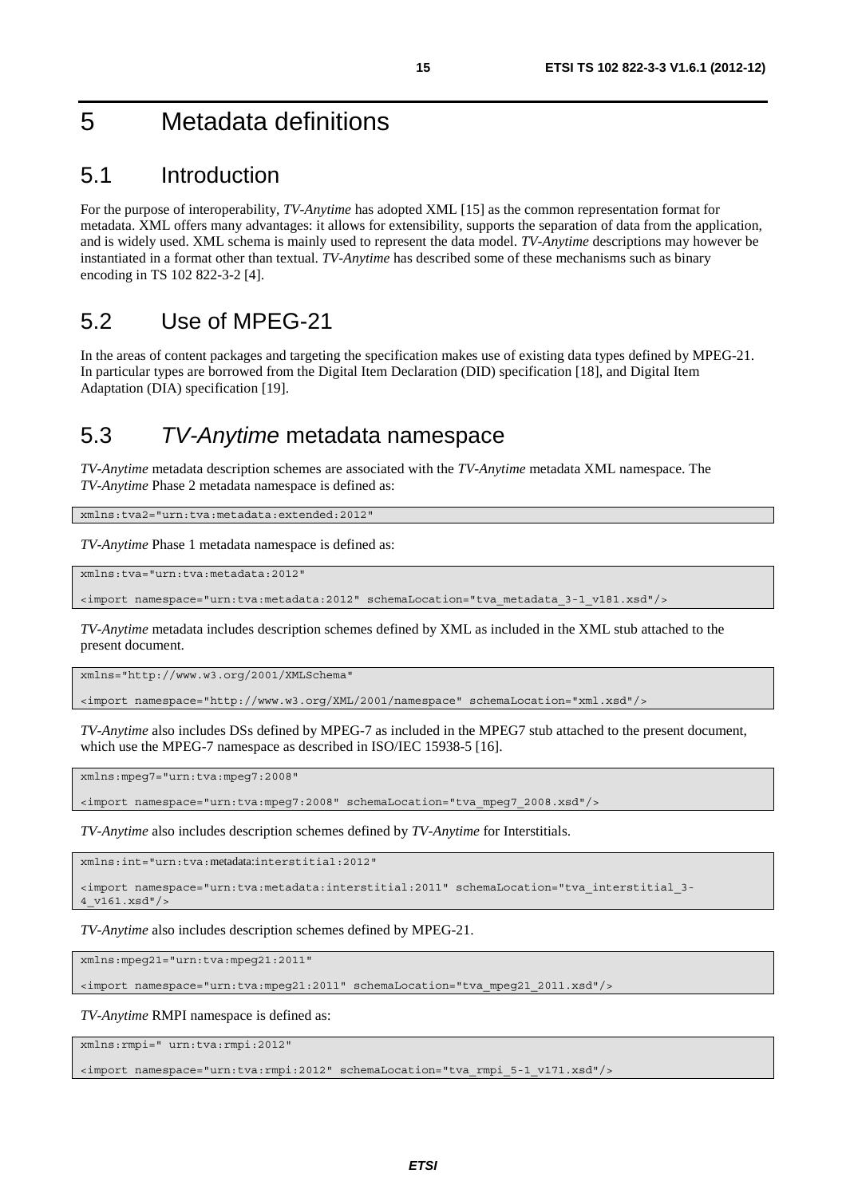# 5 Metadata definitions

## 5.1 Introduction

For the purpose of interoperability, *TV-Anytime* has adopted XML [15] as the common representation format for metadata. XML offers many advantages: it allows for extensibility, supports the separation of data from the application, and is widely used. XML schema is mainly used to represent the data model. *TV-Anytime* descriptions may however be instantiated in a format other than textual. *TV-Anytime* has described some of these mechanisms such as binary encoding in TS 102 822-3-2 [4].

## 5.2 Use of MPEG-21

In the areas of content packages and targeting the specification makes use of existing data types defined by MPEG-21. In particular types are borrowed from the Digital Item Declaration (DID) specification [18], and Digital Item Adaptation (DIA) specification [19].

## 5.3 *TV-Anytime* metadata namespace

*TV-Anytime* metadata description schemes are associated with the *TV-Anytime* metadata XML namespace. The *TV-Anytime* Phase 2 metadata namespace is defined as:

```
xmlns:tva2="urn:tva:metadata:extended:2012"
```

*TV-Anytime* Phase 1 metadata namespace is defined as:

```
xmlns:tva="urn:tva:metadata:2012"

<import namespace="urn:tva:metadata:2012" schemaLocation="tva_metadata_3-1_v181.xsd"/>
```

*TV-Anytime* metadata includes description schemes defined by XML as included in the XML stub attached to the present document.

```
xmlns="http://www.w3.org/2001/XMLSchema"

<import namespace="http://www.w3.org/XML/2001/namespace" schemaLocation="xml.xsd"/>
```

*TV-Anytime* also includes DSs defined by MPEG-7 as included in the MPEG7 stub attached to the present document, which use the MPEG-7 namespace as described in ISO/IEC 15938-5 [16].

```
xmlns:mpeg7="urn:tva:mpeg7:2008"

<import namespace="urn:tva:mpeg7:2008" schemaLocation="tva_mpeg7_2008.xsd"/>
```

*TV-Anytime* also includes description schemes defined by *TV-Anytime* for Interstitials.

```
xmlns:int="urn:tva:metadata:interstitial:2012"

<import namespace="urn:tva:metadata:interstitial:2011" schemaLocation="tva_interstitial_3-
4_v161.xsd"/>
```

*TV-Anytime* also includes description schemes defined by MPEG-21.

```
xmlns:mpeg21="urn:tva:mpeg21:2011"

<import namespace="urn:tva:mpeg21:2011" schemaLocation="tva_mpeg21_2011.xsd"/>
```

*TV-Anytime* RMPI namespace is defined as:

```
xmlns:rmpi=" urn:tva:rmpi:2012"

<import namespace="urn:tva:rmpi:2012" schemaLocation="tva_rmpi_5-1_v171.xsd"/>
```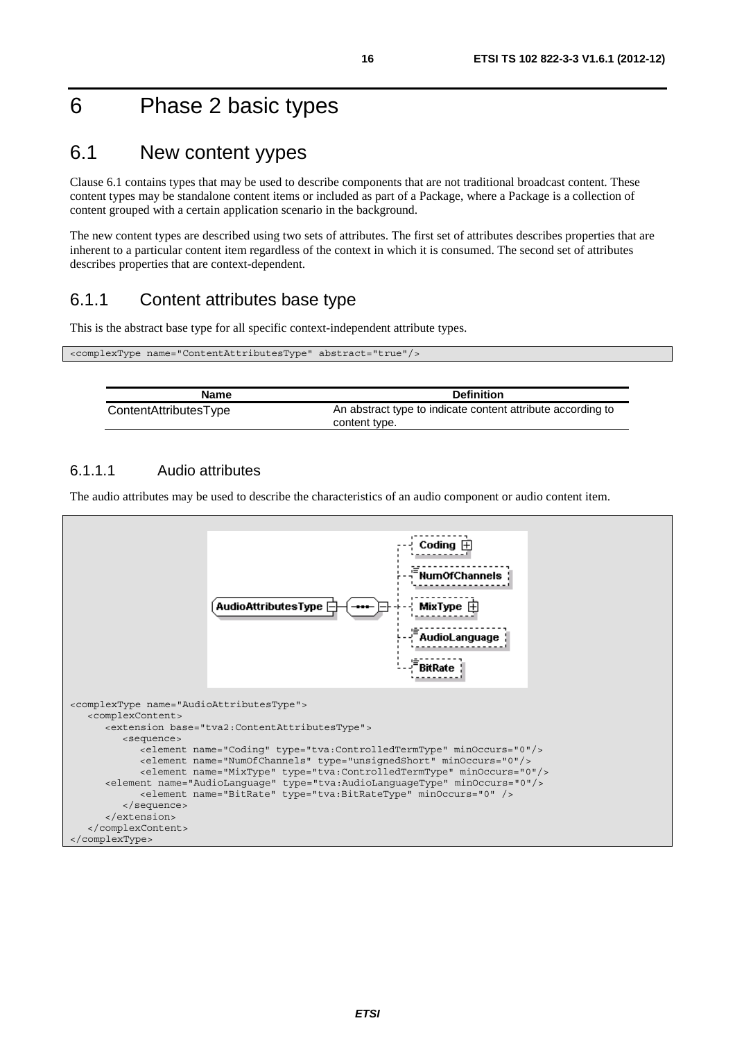# 6 Phase 2 basic types

## 6.1 New content yypes

Clause 6.1 contains types that may be used to describe components that are not traditional broadcast content. These content types may be standalone content items or included as part of a Package, where a Package is a collection of content grouped with a certain application scenario in the background.

The new content types are described using two sets of attributes. The first set of attributes describes properties that are inherent to a particular content item regardless of the context in which it is consumed. The second set of attributes describes properties that are context-dependent.

### 6.1.1 Content attributes base type

This is the abstract base type for all specific context-independent attribute types.

```
<complexType name="ContentAttributesType" abstract="true"/>
```

| Name | Definition |
|---|---|
| ContentAttributesType | An abstract type to indicate content attribute according to content type. |

#### 6.1.1.1 Audio attributes

The audio attributes may be used to describe the characteristics of an audio component or audio content item.

```
<complexType name="AudioAttributesType">
   <complexContent>
      <extension base="tva2:ContentAttributesType">
         <sequence>
            <element name="Coding" type="tva:ControlledTermType" minOccurs="0"/>
            <element name="NumOfChannels" type="unsignedShort" minOccurs="0"/>
            <element name="MixType" type="tva:ControlledTermType" minOccurs="0"/>
      <element name="AudioLanguage" type="tva:AudioLanguageType" minOccurs="0"/>
            <element name="BitRate" type="tva:BitRateType" minOccurs="0" />
         </sequence>
      </extension>
   </complexContent>
</complexType>
```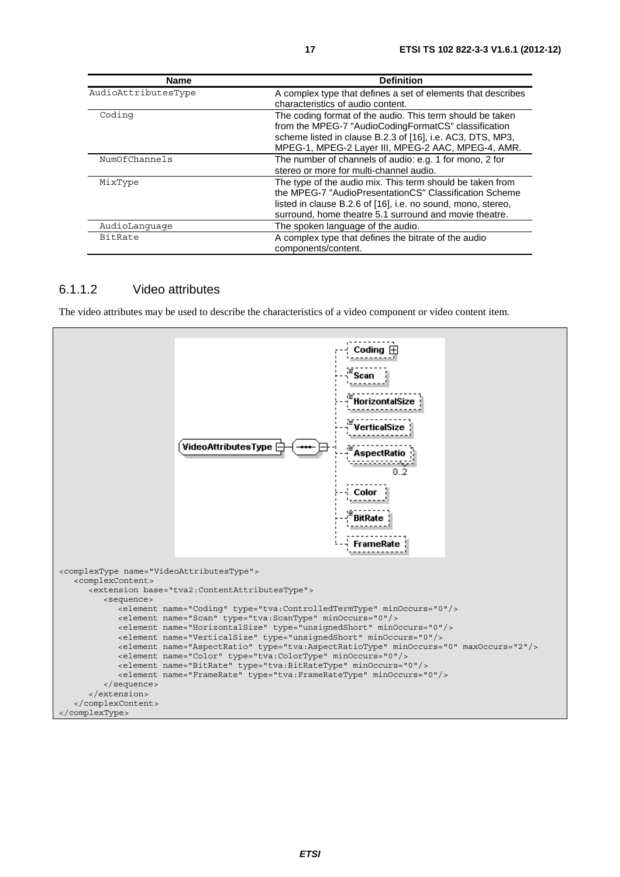| Name | Definition |
| --- | --- |
| AudioAttributesType | A complex type that defines a set of elements that describes characteristics of audio content. |
| Coding | The coding format of the audio. This term should be taken from the MPEG-7 "AudioCodingFormatCS" classification scheme listed in clause B.2.3 of [16], i.e. AC3, DTS, MP3, MPEG-1, MPEG-2 Layer III, MPEG-2 AAC, MPEG-4, AMR. |
| NumOfChannels | The number of channels of audio: e.g. 1 for mono, 2 for stereo or more for multi-channel audio. |
| MixType | The type of the audio mix. This term should be taken from the MPEG-7 "AudioPresentationCS" Classification Scheme listed in clause B.2.6 of [16], i.e. no sound, mono, stereo, surround, home theatre 5.1 surround and movie theatre. |
| AudioLanguage | The spoken language of the audio. |
| BitRate | A complex type that defines the bitrate of the audio components/content. |

### 6.1.1.2 Video attributes

The video attributes may be used to describe the characteristics of a video component or video content item.

```
<complexType name="VideoAttributesType">
   <complexContent>
      <extension base="tva2:ContentAttributesType">
         <sequence>
            <element name="Coding" type="tva:ControlledTermType" minOccurs="0"/>
            <element name="Scan" type="tva:ScanType" minOccurs="0"/>
            <element name="HorizontalSize" type="unsignedShort" minOccurs="0"/>
            <element name="VerticalSize" type="unsignedShort" minOccurs="0"/>
            <element name="AspectRatio" type="tva:AspectRatioType" minOccurs="0" maxOccurs="2"/>
            <element name="Color" type="tva:ColorType" minOccurs="0"/>
            <element name="BitRate" type="tva:BitRateType" minOccurs="0"/>
            <element name="FrameRate" type="tva:FrameRateType" minOccurs="0"/>
         </sequence>
      </extension>
   </complexContent>
</complexType>
```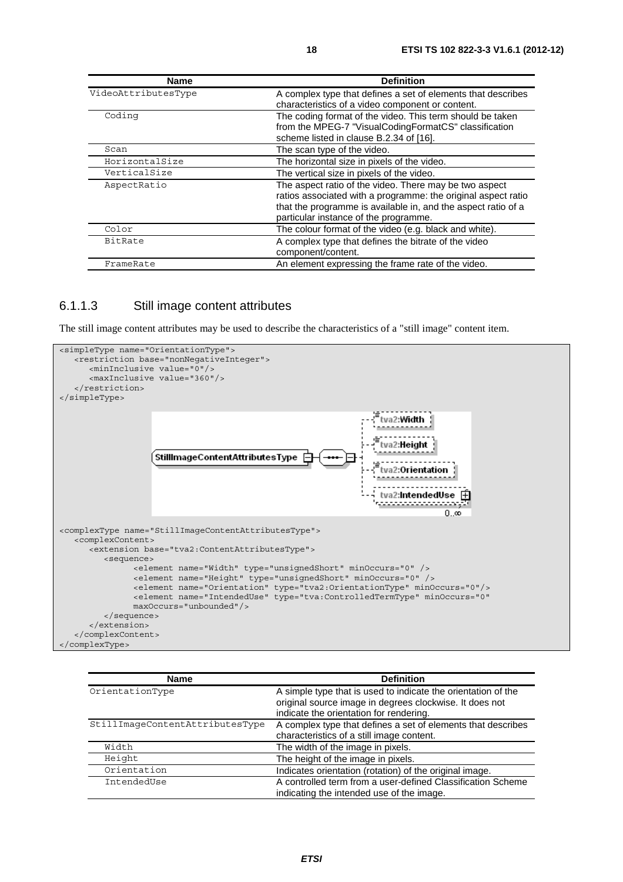| Name | Definition |
| --- | --- |
| VideoAttributesType | A complex type that defines a set of elements that describes characteristics of a video component or content. |
| Coding | The coding format of the video. This term should be taken from the MPEG-7 "VisualCodingFormatCS" classification scheme listed in clause B.2.34 of [16]. |
| Scan | The scan type of the video. |
| HorizontalSize | The horizontal size in pixels of the video. |
| VerticalSize | The vertical size in pixels of the video. |
| AspectRatio | The aspect ratio of the video. There may be two aspect ratios associated with a programme: the original aspect ratio that the programme is available in, and the aspect ratio of a particular instance of the programme. |
| Color | The colour format of the video (e.g. black and white). |
| BitRate | A complex type that defines the bitrate of the video component/content. |
| FrameRate | An element expressing the frame rate of the video. |

### 6.1.1.3 Still image content attributes

The still image content attributes may be used to describe the characteristics of a "still image" content item.

```
<simpleType name="OrientationType">
   <restriction base="nonNegativeInteger">
      <minInclusive value="0"/>
      <maxInclusive value="360"/>
   </restriction>
</simpleType>
```

```
<complexType name="StillImageContentAttributesType">
   <complexContent>
      <extension base="tva2:ContentAttributesType">
         <sequence>
               <element name="Width" type="unsignedShort" minOccurs="0" />
               <element name="Height" type="unsignedShort" minOccurs="0" />
               <element name="Orientation" type="tva2:OrientationType" minOccurs="0"/>
               <element name="IntendedUse" type="tva:ControlledTermType" minOccurs="0"
               maxOccurs="unbounded"/>
         </sequence>
      </extension>
   </complexContent>
</complexType>
```

| Name | Definition |
| --- | --- |
| OrientationType | A simple type that is used to indicate the orientation of the original source image in degrees clockwise. It does not indicate the orientation for rendering. |
| StillImageContentAttributesType | A complex type that defines a set of elements that describes characteristics of a still image content. |
| Width | The width of the image in pixels. |
| Height | The height of the image in pixels. |
| Orientation | Indicates orientation (rotation) of the original image. |
| IntendedUse | A controlled term from a user-defined Classification Scheme indicating the intended use of the image. |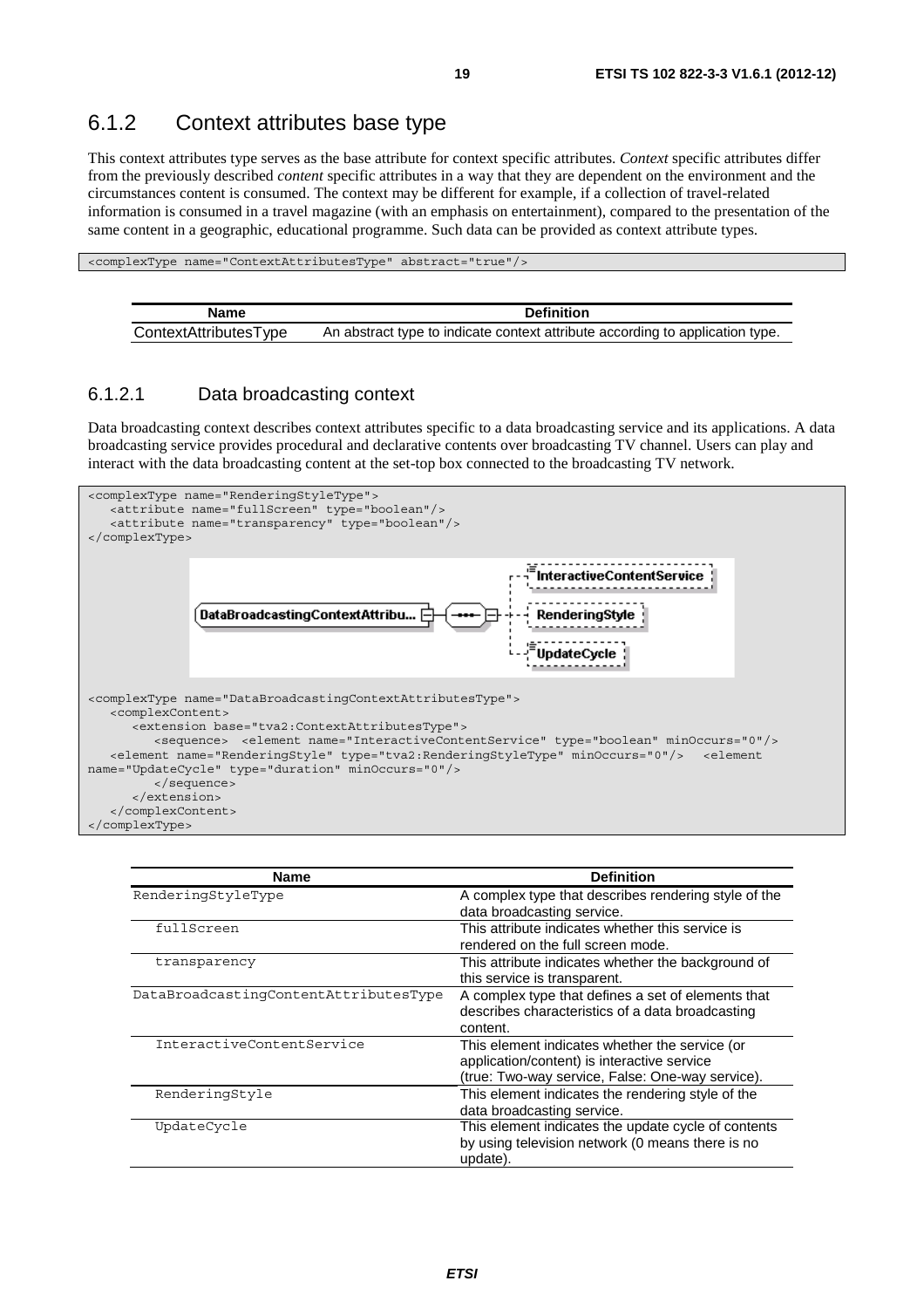## 6.1.2 Context attributes base type

This context attributes type serves as the base attribute for context specific attributes. *Context* specific attributes differ from the previously described *content* specific attributes in a way that they are dependent on the environment and the circumstances content is consumed. The context may be different for example, if a collection of travel-related information is consumed in a travel magazine (with an emphasis on entertainment), compared to the presentation of the same content in a geographic, educational programme. Such data can be provided as context attribute types.

```
<complexType name="ContextAttributesType" abstract="true"/>
```

| Name | Definition |
|---|---|
| ContextAttributesType | An abstract type to indicate context attribute according to application type. |

### 6.1.2.1 Data broadcasting context

Data broadcasting context describes context attributes specific to a data broadcasting service and its applications. A data broadcasting service provides procedural and declarative contents over broadcasting TV channel. Users can play and interact with the data broadcasting content at the set-top box connected to the broadcasting TV network.

```
<complexType name="RenderingStyleType">
   <attribute name="fullScreen" type="boolean"/>
   <attribute name="transparency" type="boolean"/>
</complexType>
```

```
<complexType name="DataBroadcastingContextAttributesType">
   <complexContent>
      <extension base="tva2:ContextAttributesType">
         <sequence>  <element name="InteractiveContentService" type="boolean" minOccurs="0"/>
   <element name="RenderingStyle" type="tva2:RenderingStyleType" minOccurs="0"/>   <element 
name="UpdateCycle" type="duration" minOccurs="0"/>
         </sequence>
      </extension>
   </complexContent>
</complexType>
```

| Name | Definition |
|---|---|
| RenderingStyleType | A complex type that describes rendering style of the data broadcasting service. |
| fullScreen | This attribute indicates whether this service is rendered on the full screen mode. |
| transparency | This attribute indicates whether the background of this service is transparent. |
| DataBroadcastingContentAttributesType | A complex type that defines a set of elements that describes characteristics of a data broadcasting content. |
| InteractiveContentService | This element indicates whether the service (or application/content) is interactive service (true: Two-way service, False: One-way service). |
| RenderingStyle | This element indicates the rendering style of the data broadcasting service. |
| UpdateCycle | This element indicates the update cycle of contents by using television network (0 means there is no update). |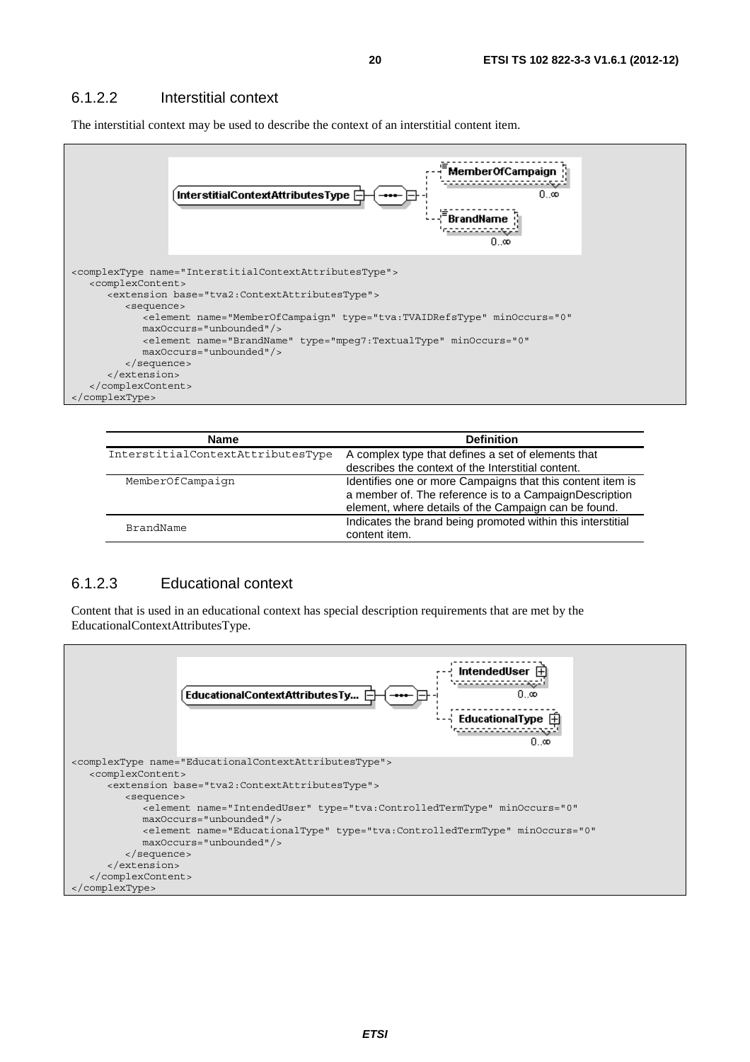### 6.1.2.2 Interstitial context

The interstitial context may be used to describe the context of an interstitial content item.

```
<complexType name="InterstitialContextAttributesType">
   <complexContent>
      <extension base="tva2:ContextAttributesType">
         <sequence>
            <element name="MemberOfCampaign" type="tva:TVAIDRefsType" minOccurs="0"
            maxOccurs="unbounded"/>
            <element name="BrandName" type="mpeg7:TextualType" minOccurs="0"
            maxOccurs="unbounded"/>
         </sequence>
      </extension>
   </complexContent>
</complexType>
```

| Name | Definition |
|---|---|
| InterstitialContextAttributesType | A complex type that defines a set of elements that describes the context of the Interstitial content. |
| MemberOfCampaign | Identifies one or more Campaigns that this content item is a member of. The reference is to a CampaignDescription element, where details of the Campaign can be found. |
| BrandName | Indicates the brand being promoted within this interstitial content item. |

### 6.1.2.3 Educational context

Content that is used in an educational context has special description requirements that are met by the EducationalContextAttributesType.

```
<complexType name="EducationalContextAttributesType">
   <complexContent>
      <extension base="tva2:ContextAttributesType">
         <sequence>
            <element name="IntendedUser" type="tva:ControlledTermType" minOccurs="0"
            maxOccurs="unbounded"/>
            <element name="EducationalType" type="tva:ControlledTermType" minOccurs="0"
            maxOccurs="unbounded"/>
         </sequence>
      </extension>
   </complexContent>
</complexType>
```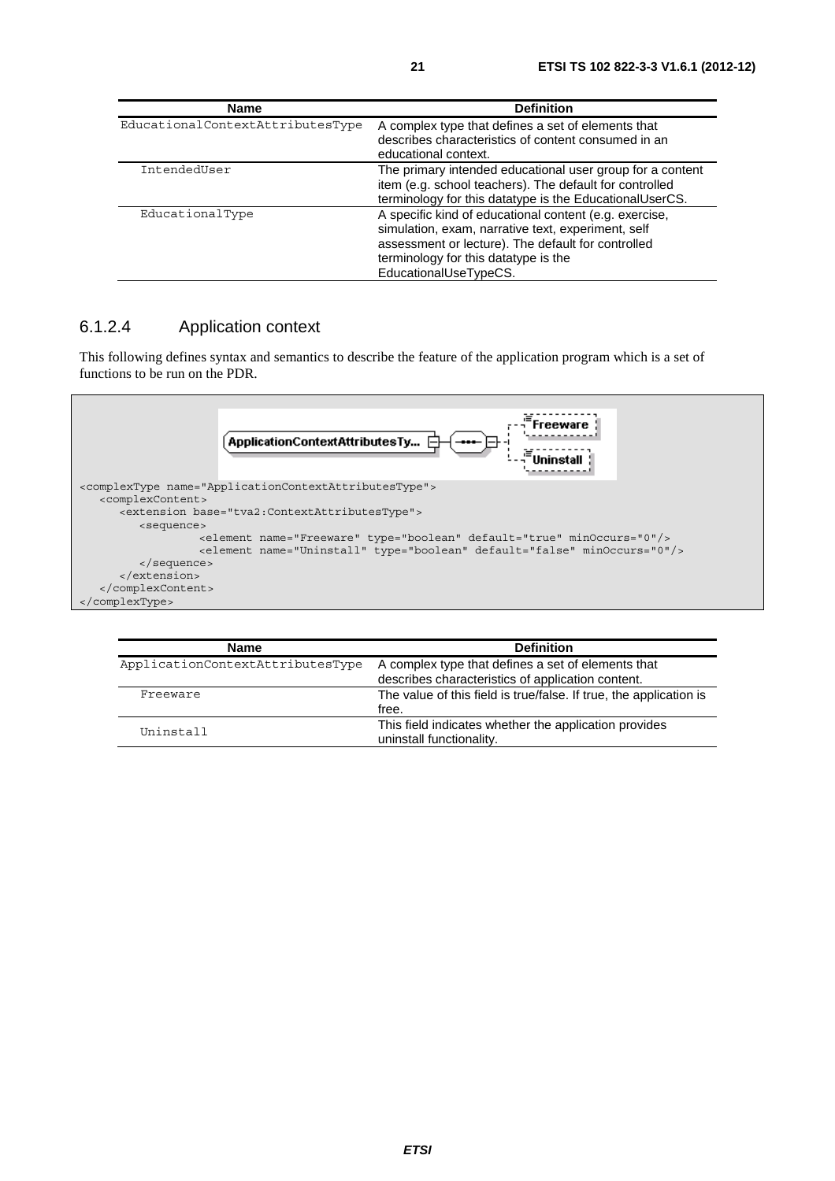| Name | Definition |
| --- | --- |
| EducationalContextAttributesType | A complex type that defines a set of elements that describes characteristics of content consumed in an educational context. |
| IntendedUser | The primary intended educational user group for a content item (e.g. school teachers). The default for controlled terminology for this datatype is the EducationalUserCS. |
| EducationalType | A specific kind of educational content (e.g. exercise, simulation, exam, narrative text, experiment, self assessment or lecture). The default for controlled terminology for this datatype is the EducationalUseTypeCS. |

### 6.1.2.4 Application context

This following defines syntax and semantics to describe the feature of the application program which is a set of functions to be run on the PDR.

```
<complexType name="ApplicationContextAttributesType">
   <complexContent>
      <extension base="tva2:ContextAttributesType">
         <sequence>
               <element name="Freeware" type="boolean" default="true" minOccurs="0"/>
               <element name="Uninstall" type="boolean" default="false" minOccurs="0"/>
         </sequence>
      </extension>
   </complexContent>
</complexType>
```

| Name | Definition |
| --- | --- |
| ApplicationContextAttributesType | A complex type that defines a set of elements that describes characteristics of application content. |
| Freeware | The value of this field is true/false. If true, the application is free. |
| Uninstall | This field indicates whether the application provides uninstall functionality. |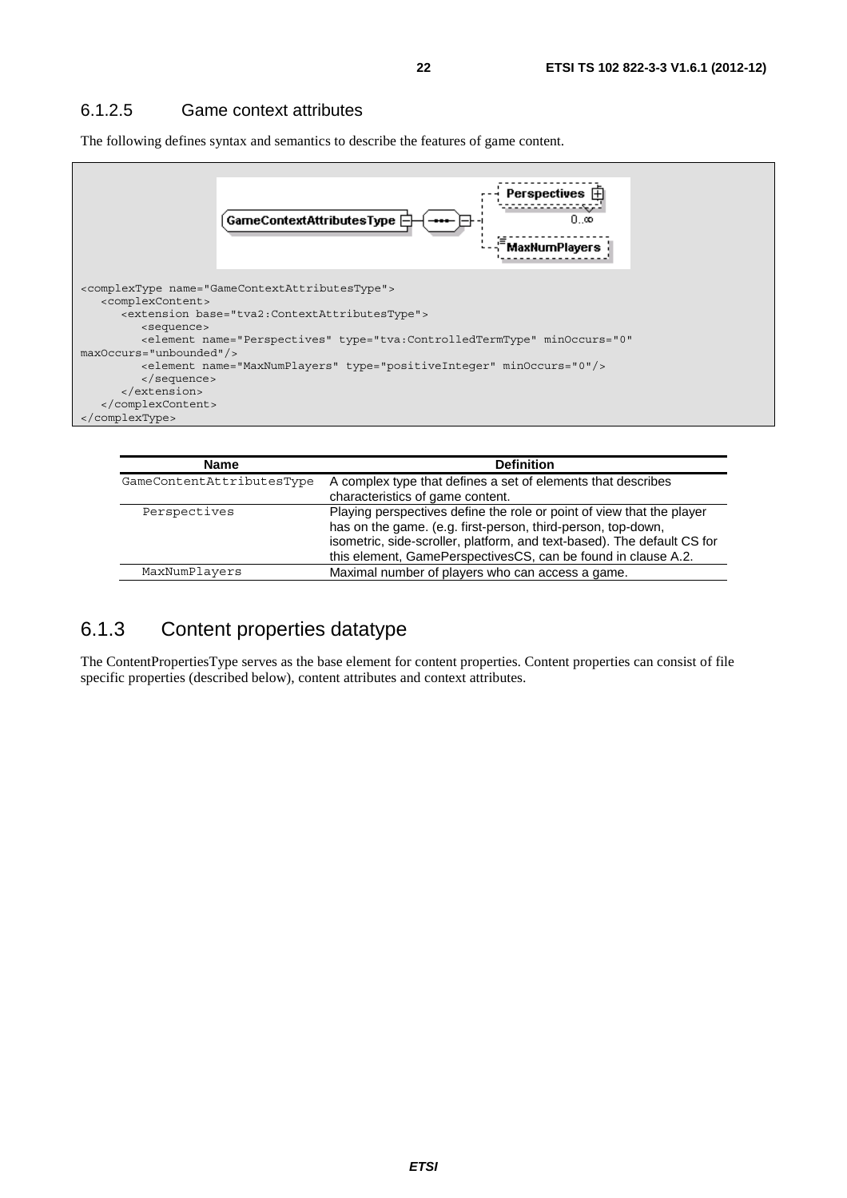### 6.1.2.5 Game context attributes

The following defines syntax and semantics to describe the features of game content.

```
<complexType name="GameContextAttributesType">
   <complexContent>
      <extension base="tva2:ContextAttributesType">
         <sequence>
         <element name="Perspectives" type="tva:ControlledTermType" minOccurs="0"
maxOccurs="unbounded"/>
         <element name="MaxNumPlayers" type="positiveInteger" minOccurs="0"/>
         </sequence>
      </extension>
   </complexContent>
</complexType>
```

| Name | Definition |
| --- | --- |
| GameContentAttributesType | A complex type that defines a set of elements that describes characteristics of game content. |
| Perspectives | Playing perspectives define the role or point of view that the player has on the game. (e.g. first-person, third-person, top-down, isometric, side-scroller, platform, and text-based). The default CS for this element, GamePerspectivesCS, can be found in clause A.2. |
| MaxNumPlayers | Maximal number of players who can access a game. |

## 6.1.3 Content properties datatype

The ContentPropertiesType serves as the base element for content properties. Content properties can consist of file specific properties (described below), content attributes and context attributes.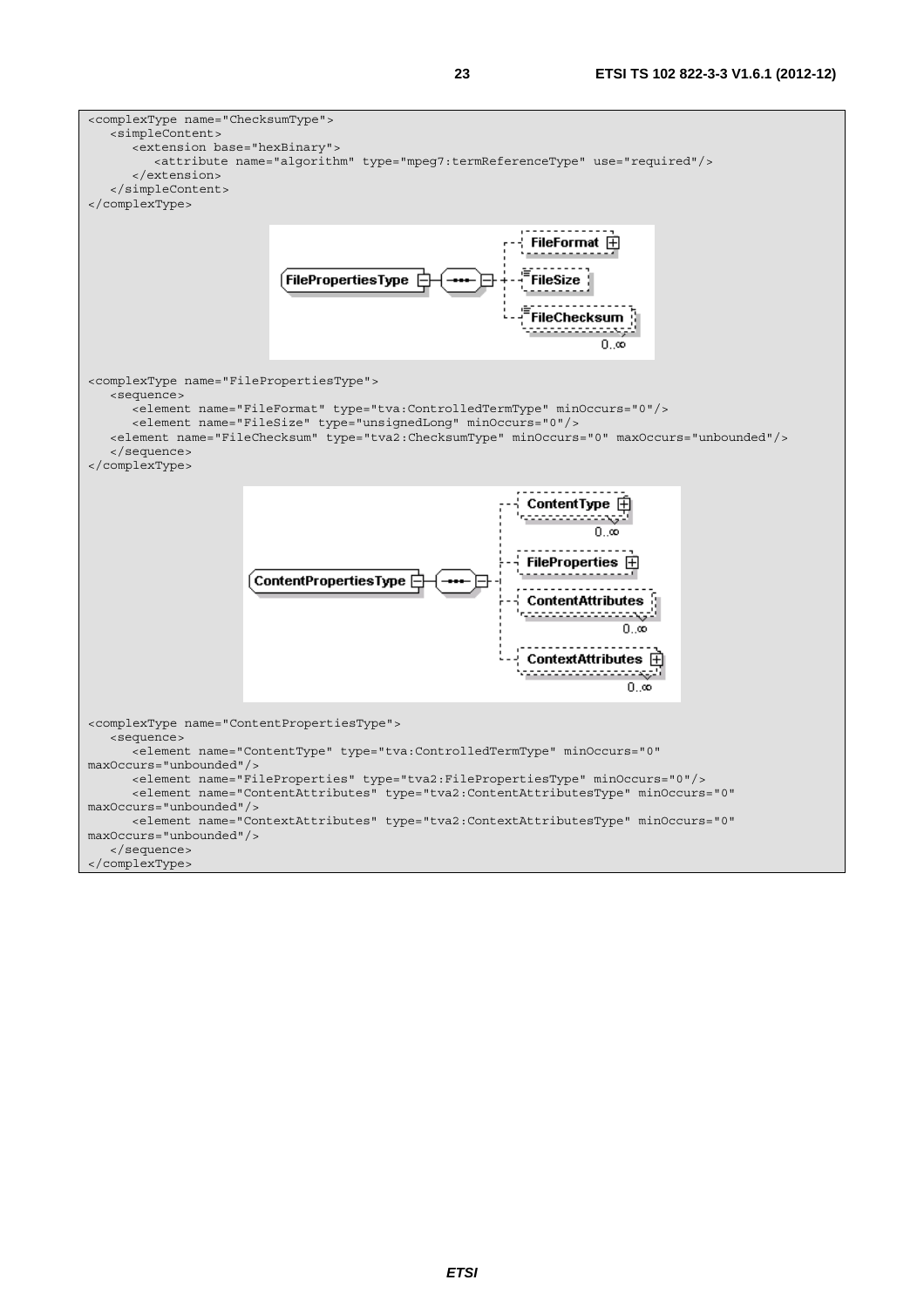```
<complexType name="ChecksumType">
   <simpleContent>
      <extension base="hexBinary">
         <attribute name="algorithm" type="mpeg7:termReferenceType" use="required"/>
      </extension>
   </simpleContent>
</complexType>
```

```
<complexType name="FilePropertiesType">
   <sequence>
      <element name="FileFormat" type="tva:ControlledTermType" minOccurs="0"/>
      <element name="FileSize" type="unsignedLong" minOccurs="0"/>
   <element name="FileChecksum" type="tva2:ChecksumType" minOccurs="0" maxOccurs="unbounded"/>
   </sequence>
</complexType>
```

```
<complexType name="ContentPropertiesType">
   <sequence>
      <element name="ContentType" type="tva:ControlledTermType" minOccurs="0"
maxOccurs="unbounded"/>
      <element name="FileProperties" type="tva2:FilePropertiesType" minOccurs="0"/>
      <element name="ContentAttributes" type="tva2:ContentAttributesType" minOccurs="0"
maxOccurs="unbounded"/>
      <element name="ContextAttributes" type="tva2:ContextAttributesType" minOccurs="0"
maxOccurs="unbounded"/>
   </sequence>
</complexType>
```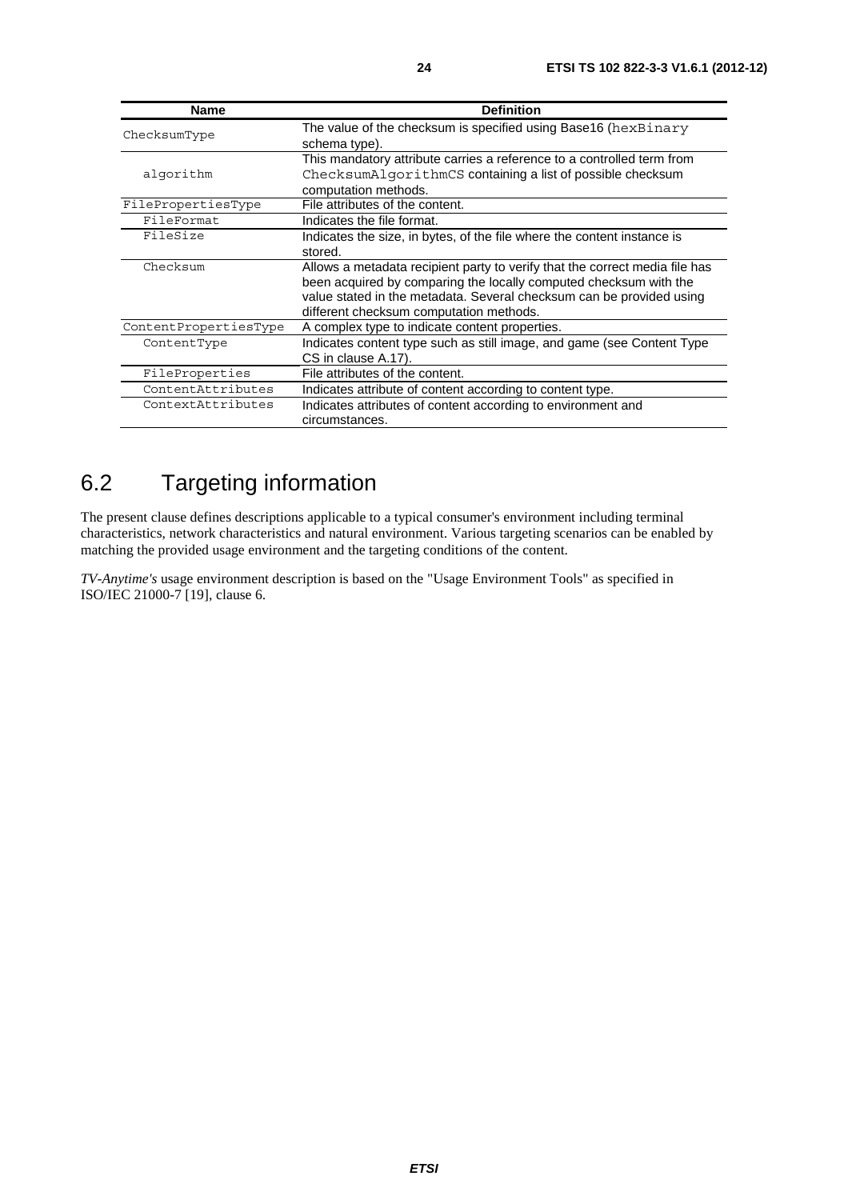| Name | Definition |
| --- | --- |
| ChecksumType | The value of the checksum is specified using Base16 (hexBinary schema type). |
| algorithm | This mandatory attribute carries a reference to a controlled term from ChecksumAlgorithmCS containing a list of possible checksum computation methods. |
| FilePropertiesType | File attributes of the content. |
| FileFormat | Indicates the file format. |
| FileSize | Indicates the size, in bytes, of the file where the content instance is stored. |
| Checksum | Allows a metadata recipient party to verify that the correct media file has been acquired by comparing the locally computed checksum with the value stated in the metadata. Several checksum can be provided using different checksum computation methods. |
| ContentPropertiesType | A complex type to indicate content properties. |
| ContentType | Indicates content type such as still image, and game (see Content Type CS in clause A.17). |
| FileProperties | File attributes of the content. |
| ContentAttributes | Indicates attribute of content according to content type. |
| ContextAttributes | Indicates attributes of content according to environment and circumstances. |

## 6.2 Targeting information

The present clause defines descriptions applicable to a typical consumer's environment including terminal characteristics, network characteristics and natural environment. Various targeting scenarios can be enabled by matching the provided usage environment and the targeting conditions of the content.

*TV-Anytime's* usage environment description is based on the "Usage Environment Tools" as specified in ISO/IEC 21000-7 [19], clause 6.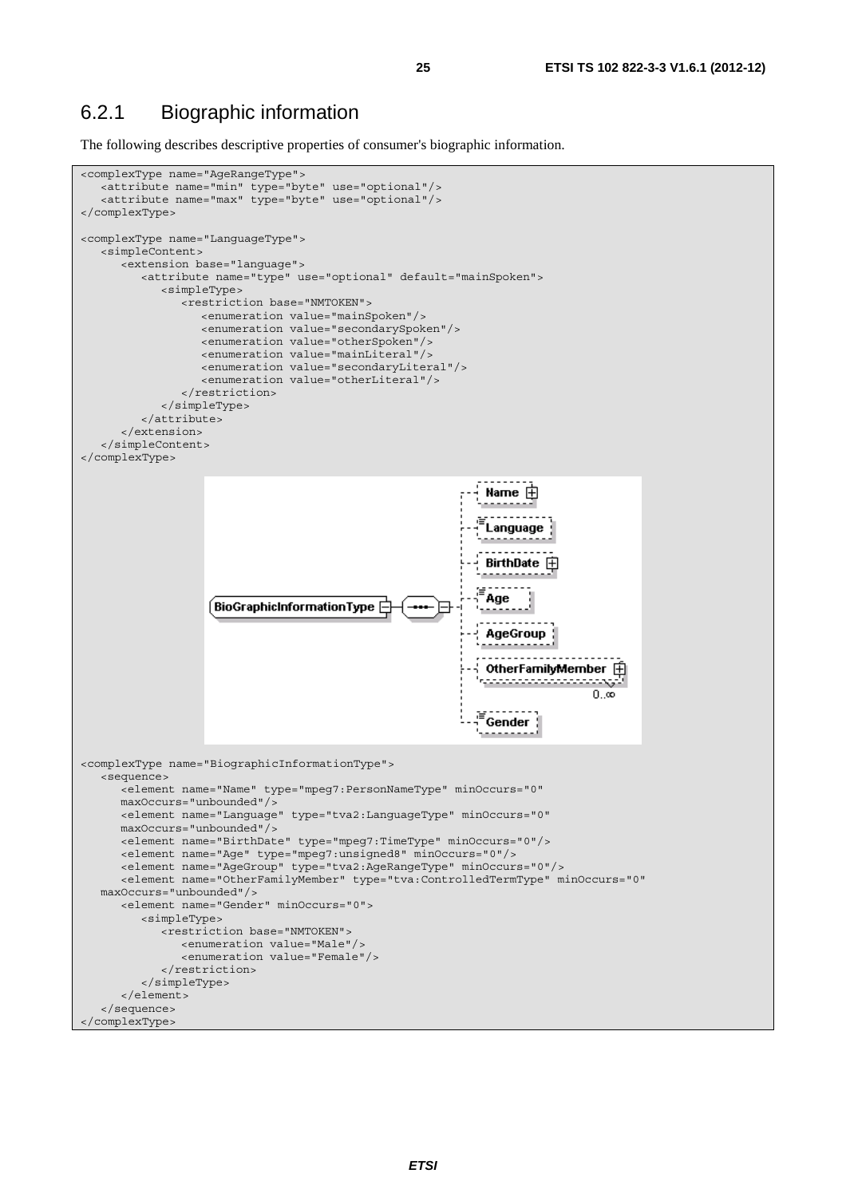## 6.2.1 Biographic information

The following describes descriptive properties of consumer's biographic information.

```
<complexType name="AgeRangeType">
   <attribute name="min" type="byte" use="optional"/>
   <attribute name="max" type="byte" use="optional"/>
</complexType>

<complexType name="LanguageType">
   <simpleContent>
      <extension base="language">
         <attribute name="type" use="optional" default="mainSpoken">
            <simpleType>
               <restriction base="NMTOKEN">
                  <enumeration value="mainSpoken"/>
                  <enumeration value="secondarySpoken"/>
                  <enumeration value="otherSpoken"/>
                  <enumeration value="mainLiteral"/>
                  <enumeration value="secondaryLiteral"/>
                  <enumeration value="otherLiteral"/>
               </restriction>
            </simpleType>
         </attribute>
      </extension>
   </simpleContent>
</complexType>
```

```
<complexType name="BiographicInformationType">
   <sequence>
      <element name="Name" type="mpeg7:PersonNameType" minOccurs="0"
      maxOccurs="unbounded"/>
      <element name="Language" type="tva2:LanguageType" minOccurs="0"
      maxOccurs="unbounded"/>
      <element name="BirthDate" type="mpeg7:TimeType" minOccurs="0"/>
      <element name="Age" type="mpeg7:unsigned8" minOccurs="0"/>
      <element name="AgeGroup" type="tva2:AgeRangeType" minOccurs="0"/>
      <element name="OtherFamilyMember" type="tva:ControlledTermType" minOccurs="0"
   maxOccurs="unbounded"/>
      <element name="Gender" minOccurs="0">
         <simpleType>
            <restriction base="NMTOKEN">
               <enumeration value="Male"/>
               <enumeration value="Female"/>
            </restriction>
         </simpleType>
      </element>
   </sequence>
</complexType>
```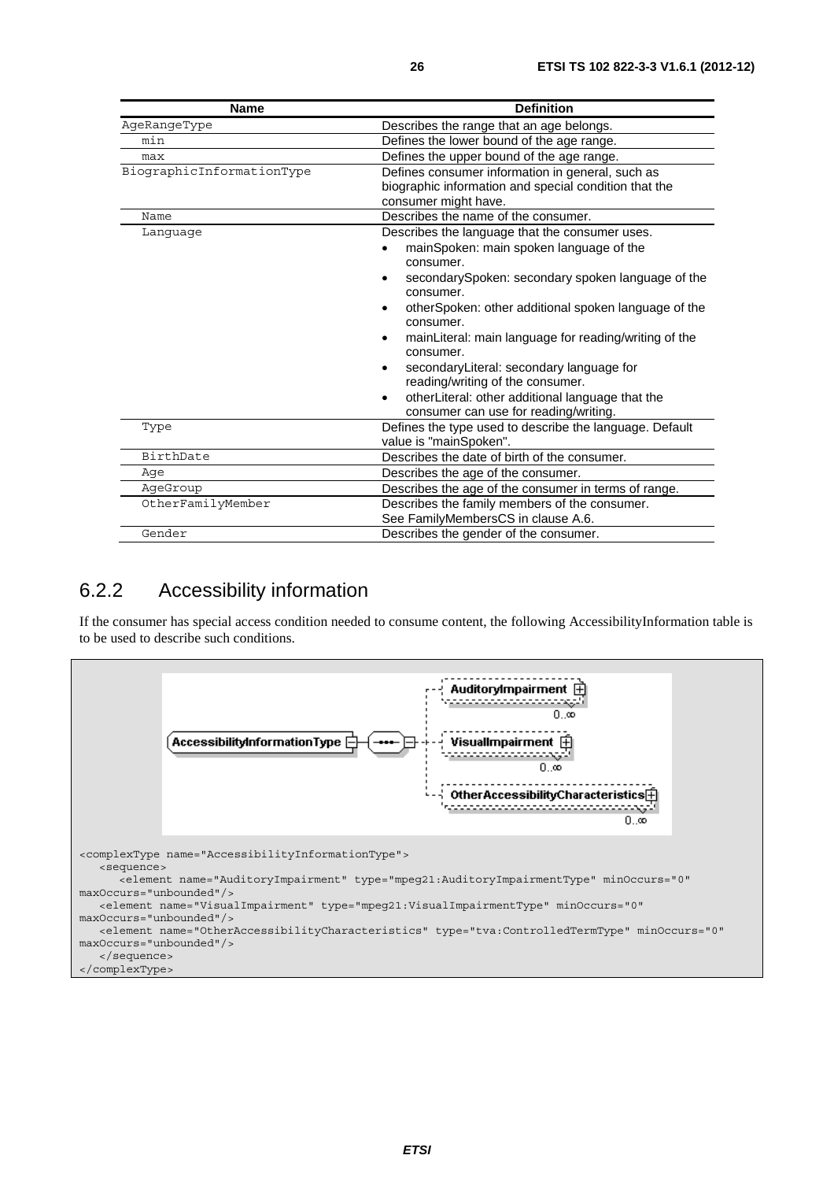| Name | Definition |
| --- | --- |
| AgeRangeType | Describes the range that an age belongs. |
| min | Defines the lower bound of the age range. |
| max | Defines the upper bound of the age range. |
| BiographicInformationType | Defines consumer information in general, such as biographic information and special condition that the consumer might have. |
| Name | Describes the name of the consumer. |
| Language | Describes the language that the consumer uses.<br>• mainSpoken: main spoken language of the consumer.<br>• secondarySpoken: secondary spoken language of the consumer.<br>• otherSpoken: other additional spoken language of the consumer.<br>• mainLiteral: main language for reading/writing of the consumer.<br>• secondaryLiteral: secondary language for reading/writing of the consumer.<br>• otherLiteral: other additional language that the consumer can use for reading/writing. |
| Type | Defines the type used to describe the language. Default value is "mainSpoken". |
| BirthDate | Describes the date of birth of the consumer. |
| Age | Describes the age of the consumer. |
| AgeGroup | Describes the age of the consumer in terms of range. |
| OtherFamilyMember | Describes the family members of the consumer. See FamilyMembersCS in clause A.6. |
| Gender | Describes the gender of the consumer. |

### 6.2.2 Accessibility information

If the consumer has special access condition needed to consume content, the following AccessibilityInformation table is to be used to describe such conditions.

```
<complexType name="AccessibilityInformationType">
   <sequence>
      <element name="AuditoryImpairment" type="mpeg21:AuditoryImpairmentType" minOccurs="0"
maxOccurs="unbounded"/>
   <element name="VisualImpairment" type="mpeg21:VisualImpairmentType" minOccurs="0"
maxOccurs="unbounded"/>
   <element name="OtherAccessibilityCharacteristics" type="tva:ControlledTermType" minOccurs="0"
maxOccurs="unbounded"/>
   </sequence>
</complexType>
```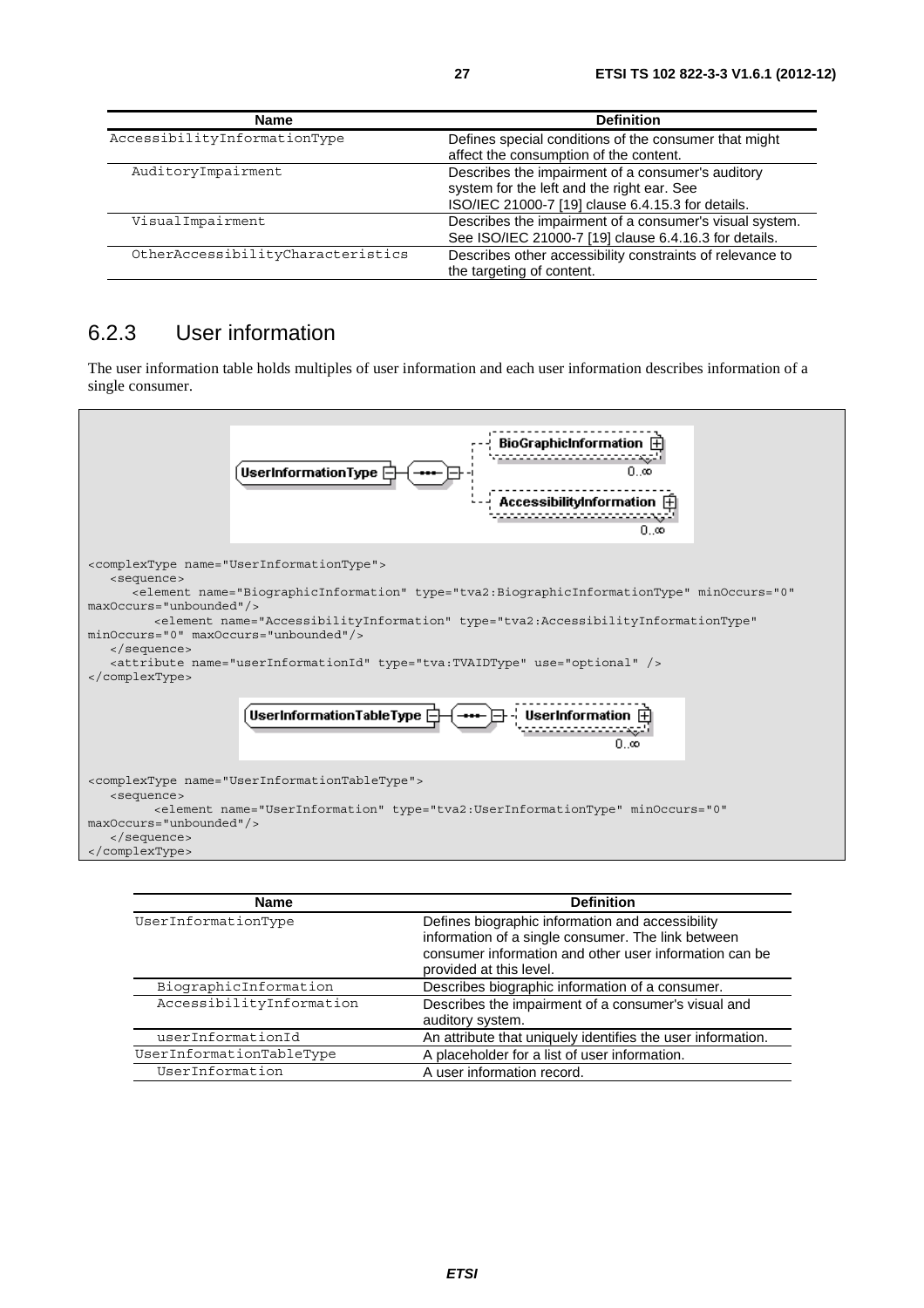| Name | Definition |
| --- | --- |
| AccessibilityInformationType | Defines special conditions of the consumer that might affect the consumption of the content. |
| AuditoryImpairment | Describes the impairment of a consumer's auditory system for the left and the right ear. See ISO/IEC 21000-7 [19] clause 6.4.15.3 for details. |
| VisualImpairment | Describes the impairment of a consumer's visual system. See ISO/IEC 21000-7 [19] clause 6.4.16.3 for details. |
| OtherAccessibilityCharacteristics | Describes other accessibility constraints of relevance to the targeting of content. |

## 6.2.3 User information

The user information table holds multiples of user information and each user information describes information of a single consumer.

```
<complexType name="UserInformationType">
   <sequence>
      <element name="BiographicInformation" type="tva2:BiographicInformationType" minOccurs="0"
maxOccurs="unbounded"/>
         <element name="AccessibilityInformation" type="tva2:AccessibilityInformationType"
minOccurs="0" maxOccurs="unbounded"/>
   </sequence>
   <attribute name="userInformationId" type="tva:TVAIDType" use="optional" />
</complexType>
```

```
<complexType name="UserInformationTableType">
   <sequence>
         <element name="UserInformation" type="tva2:UserInformationType" minOccurs="0"
maxOccurs="unbounded"/>
   </sequence>
</complexType>
```

| Name | Definition |
| --- | --- |
| UserInformationType | Defines biographic information and accessibility information of a single consumer. The link between consumer information and other user information can be provided at this level. |
| BiographicInformation | Describes biographic information of a consumer. |
| AccessibilityInformation | Describes the impairment of a consumer's visual and auditory system. |
| userInformationId | An attribute that uniquely identifies the user information. |
| UserInformationTableType | A placeholder for a list of user information. |
| UserInformation | A user information record. |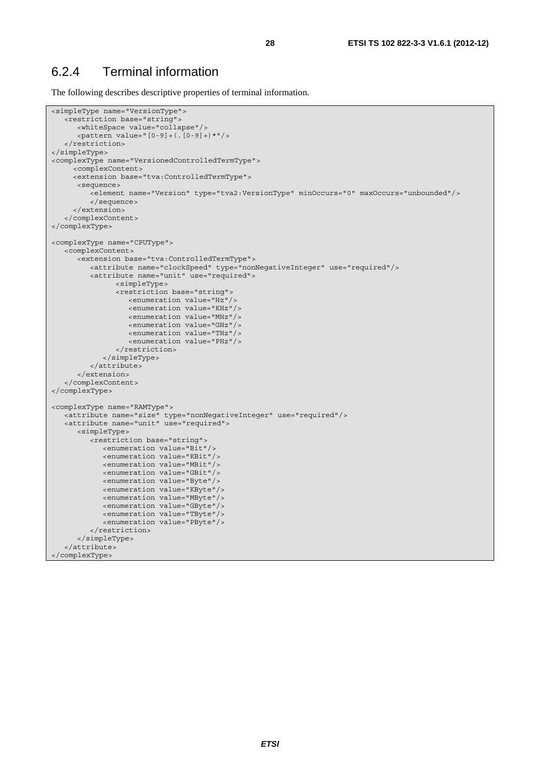### 6.2.4 Terminal information

The following describes descriptive properties of terminal information.

```
<simpleType name="VersionType">
   <restriction base="string">
      <whiteSpace value="collapse"/>
      <pattern value="[0-9]+(.[0-9]+)*"/>
   </restriction>
</simpleType>
<complexType name="VersionedControlledTermType">
     <complexContent>
     <extension base="tva:ControlledTermType">
      <sequence>
         <element name="Version" type="tva2:VersionType" minOccurs="0" maxOccurs="unbounded"/>
         </sequence>
     </extension>
   </complexContent>
</complexType>

<complexType name="CPUType">
   <complexContent>
      <extension base="tva:ControlledTermType">
         <attribute name="clockSpeed" type="nonNegativeInteger" use="required"/>
         <attribute name="unit" use="required">
               <simpleType>
               <restriction base="string">
                  <enumeration value="Hz"/>
                  <enumeration value="KHz"/>
                  <enumeration value="MHz"/>
                  <enumeration value="GHz"/>
                  <enumeration value="THz"/>
                  <enumeration value="PHz"/>
               </restriction>
            </simpleType>
         </attribute>
      </extension>
   </complexContent>
</complexType>

<complexType name="RAMType">
   <attribute name="size" type="nonNegativeInteger" use="required"/>
   <attribute name="unit" use="required">
      <simpleType>
         <restriction base="string">
            <enumeration value="Bit"/>
            <enumeration value="KBit"/>
            <enumeration value="MBit"/>
            <enumeration value="GBit"/>
            <enumeration value="Byte"/>
            <enumeration value="KByte"/>
            <enumeration value="MByte"/>
            <enumeration value="GByte"/>
            <enumeration value="TByte"/>
            <enumeration value="PByte"/>
         </restriction>
      </simpleType>
   </attribute>
</complexType>
```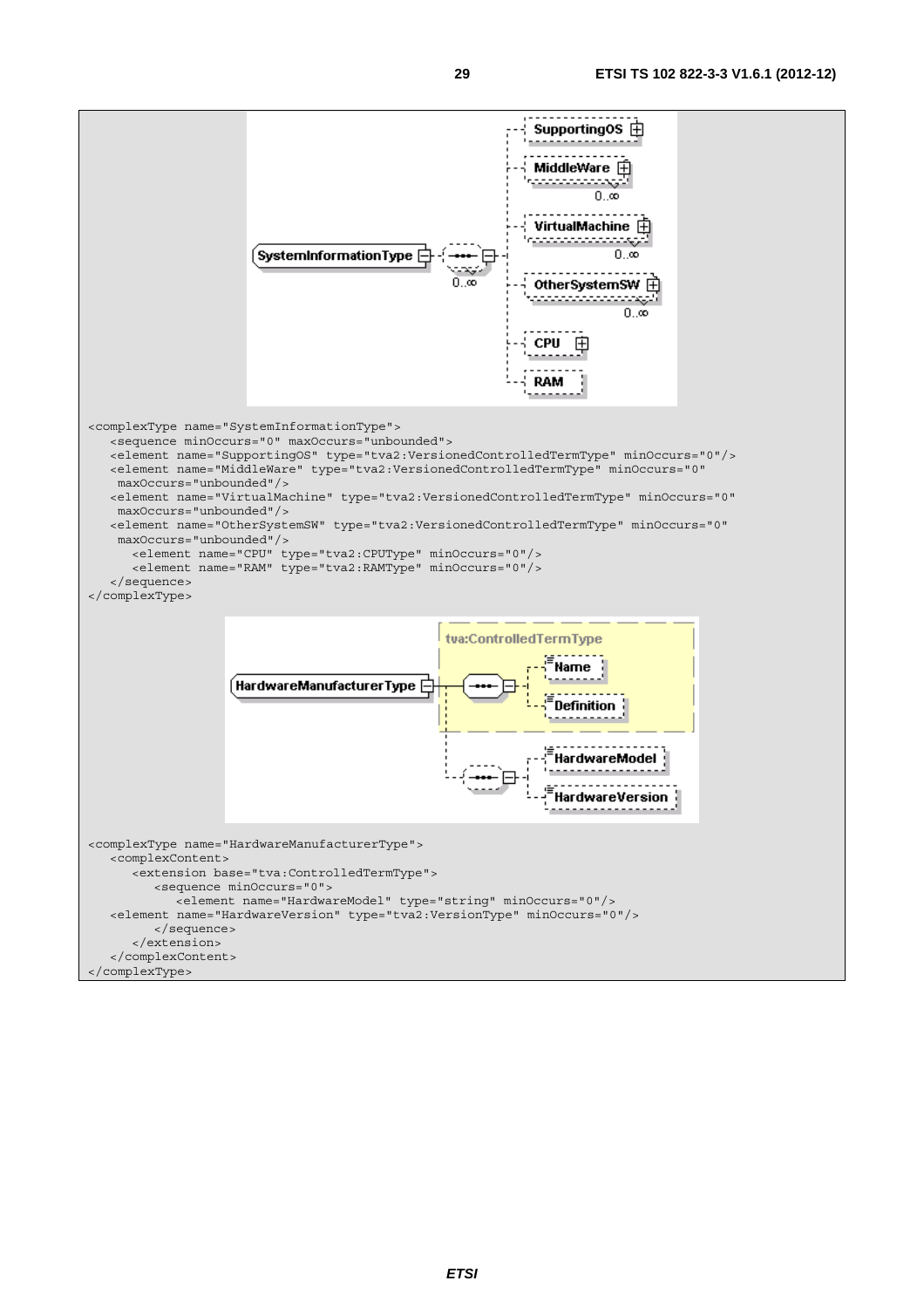```
<complexType name="SystemInformationType">
   <sequence minOccurs="0" maxOccurs="unbounded">
   <element name="SupportingOS" type="tva2:VersionedControlledTermType" minOccurs="0"/>
   <element name="MiddleWare" type="tva2:VersionedControlledTermType" minOccurs="0"
    maxOccurs="unbounded"/>
   <element name="VirtualMachine" type="tva2:VersionedControlledTermType" minOccurs="0"
    maxOccurs="unbounded"/>
   <element name="OtherSystemSW" type="tva2:VersionedControlledTermType" minOccurs="0"
    maxOccurs="unbounded"/>
      <element name="CPU" type="tva2:CPUType" minOccurs="0"/>
      <element name="RAM" type="tva2:RAMType" minOccurs="0"/>
   </sequence>
</complexType>
```

```
<complexType name="HardwareManufacturerType">
   <complexContent>
      <extension base="tva:ControlledTermType">
         <sequence minOccurs="0">
            <element name="HardwareModel" type="string" minOccurs="0"/>
   <element name="HardwareVersion" type="tva2:VersionType" minOccurs="0"/>
         </sequence>
      </extension>
   </complexContent>
</complexType>
```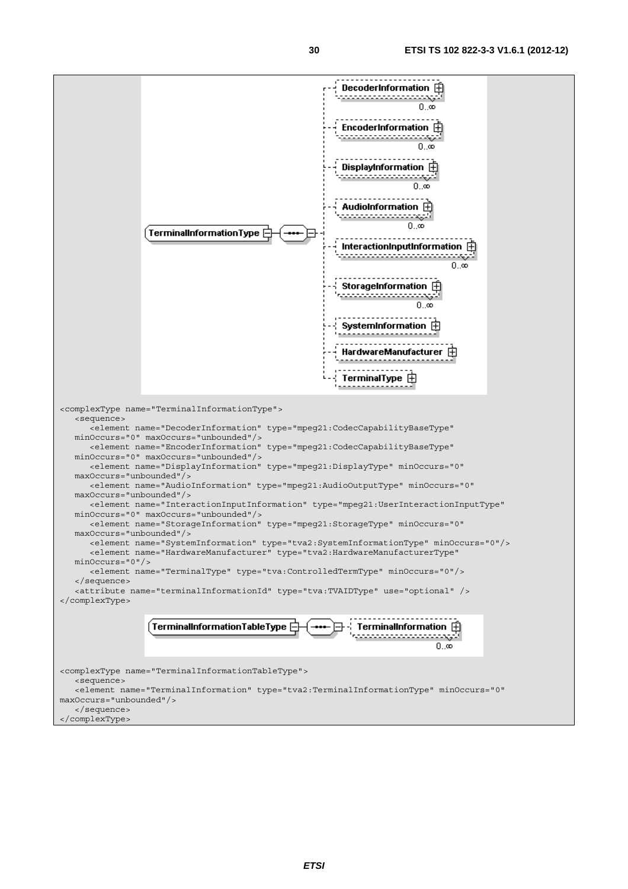```
<complexType name="TerminalInformationType">
   <sequence>
      <element name="DecoderInformation" type="mpeg21:CodecCapabilityBaseType"
   minOccurs="0" maxOccurs="unbounded"/>
      <element name="EncoderInformation" type="mpeg21:CodecCapabilityBaseType"
   minOccurs="0" maxOccurs="unbounded"/>
      <element name="DisplayInformation" type="mpeg21:DisplayType" minOccurs="0"
   maxOccurs="unbounded"/>
      <element name="AudioInformation" type="mpeg21:AudioOutputType" minOccurs="0"
   maxOccurs="unbounded"/>
      <element name="InteractionInputInformation" type="mpeg21:UserInteractionInputType"
   minOccurs="0" maxOccurs="unbounded"/>
      <element name="StorageInformation" type="mpeg21:StorageType" minOccurs="0"
   maxOccurs="unbounded"/>
      <element name="SystemInformation" type="tva2:SystemInformationType" minOccurs="0"/>
      <element name="HardwareManufacturer" type="tva2:HardwareManufacturerType"
   minOccurs="0"/>
      <element name="TerminalType" type="tva:ControlledTermType" minOccurs="0"/>
   </sequence>
   <attribute name="terminalInformationId" type="tva:TVAIDType" use="optional" />
</complexType>
```

```
<complexType name="TerminalInformationTableType">
   <sequence>
   <element name="TerminalInformation" type="tva2:TerminalInformationType" minOccurs="0"
maxOccurs="unbounded"/>
   </sequence>
</complexType>
```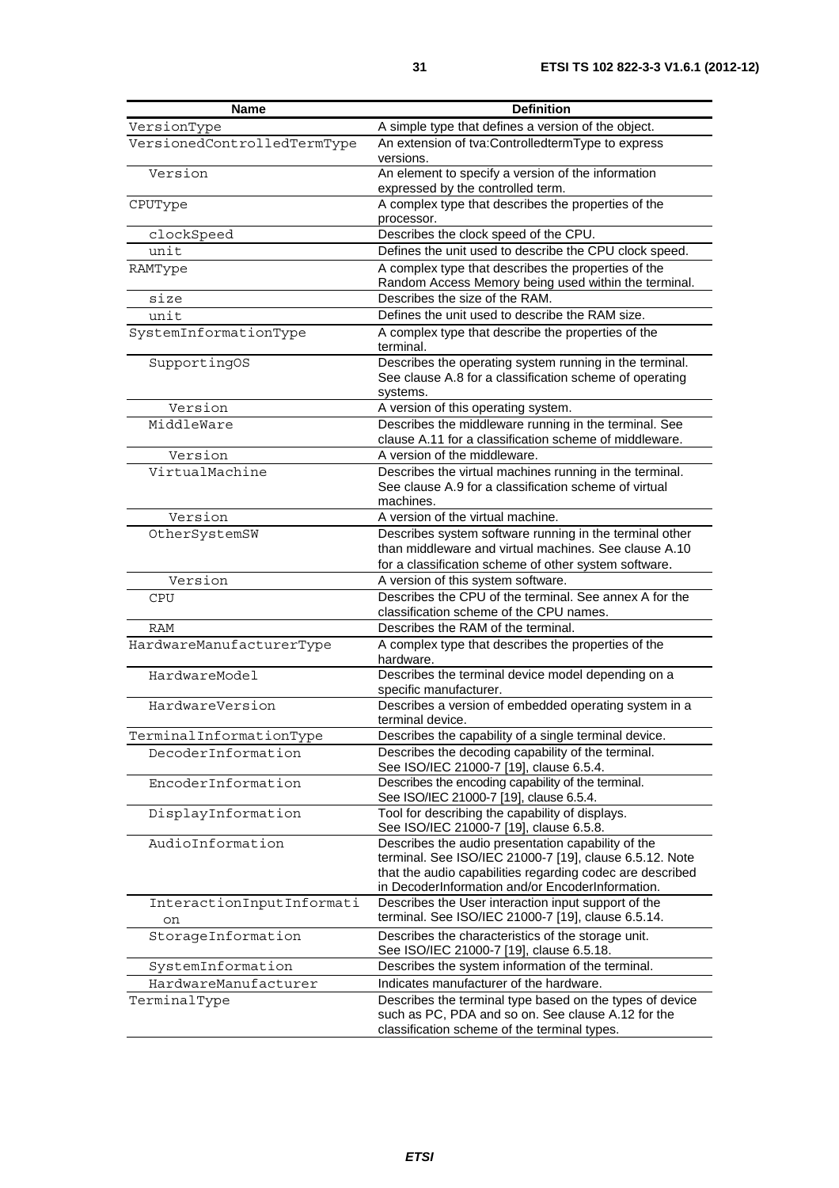| Name | Definition |
| --- | --- |
| VersionType | A simple type that defines a version of the object. |
| VersionedControlledTermType | An extension of tva:ControlledtermType to express versions. |
| Version | An element to specify a version of the information expressed by the controlled term. |
| CPUType | A complex type that describes the properties of the processor. |
| clockSpeed | Describes the clock speed of the CPU. |
| unit | Defines the unit used to describe the CPU clock speed. |
| RAMType | A complex type that describes the properties of the Random Access Memory being used within the terminal. |
| size | Describes the size of the RAM. |
| unit | Defines the unit used to describe the RAM size. |
| SystemInformationType | A complex type that describe the properties of the terminal. |
| SupportingOS | Describes the operating system running in the terminal. See clause A.8 for a classification scheme of operating systems. |
| Version | A version of this operating system. |
| MiddleWare | Describes the middleware running in the terminal. See clause A.11 for a classification scheme of middleware. |
| Version | A version of the middleware. |
| VirtualMachine | Describes the virtual machines running in the terminal. See clause A.9 for a classification scheme of virtual machines. |
| Version | A version of the virtual machine. |
| OtherSystemSW | Describes system software running in the terminal other than middleware and virtual machines. See clause A.10 for a classification scheme of other system software. |
| Version | A version of this system software. |
| CPU | Describes the CPU of the terminal. See annex A for the classification scheme of the CPU names. |
| RAM | Describes the RAM of the terminal. |
| HardwareManufacturerType | A complex type that describes the properties of the hardware. |
| HardwareModel | Describes the terminal device model depending on a specific manufacturer. |
| HardwareVersion | Describes a version of embedded operating system in a terminal device. |
| TerminalInformationType | Describes the capability of a single terminal device. |
| DecoderInformation | Describes the decoding capability of the terminal. See ISO/IEC 21000-7 [19], clause 6.5.4. |
| EncoderInformation | Describes the encoding capability of the terminal. See ISO/IEC 21000-7 [19], clause 6.5.4. |
| DisplayInformation | Tool for describing the capability of displays. See ISO/IEC 21000-7 [19], clause 6.5.8. |
| AudioInformation | Describes the audio presentation capability of the terminal. See ISO/IEC 21000-7 [19], clause 6.5.12. Note that the audio capabilities regarding codec are described in DecoderInformation and/or EncoderInformation. |
| InteractionInputInformation | Describes the User interaction input support of the terminal. See ISO/IEC 21000-7 [19], clause 6.5.14. |
| StorageInformation | Describes the characteristics of the storage unit. See ISO/IEC 21000-7 [19], clause 6.5.18. |
| SystemInformation | Describes the system information of the terminal. |
| HardwareManufacturer | Indicates manufacturer of the hardware. |
| TerminalType | Describes the terminal type based on the types of device such as PC, PDA and so on. See clause A.12 for the classification scheme of the terminal types. |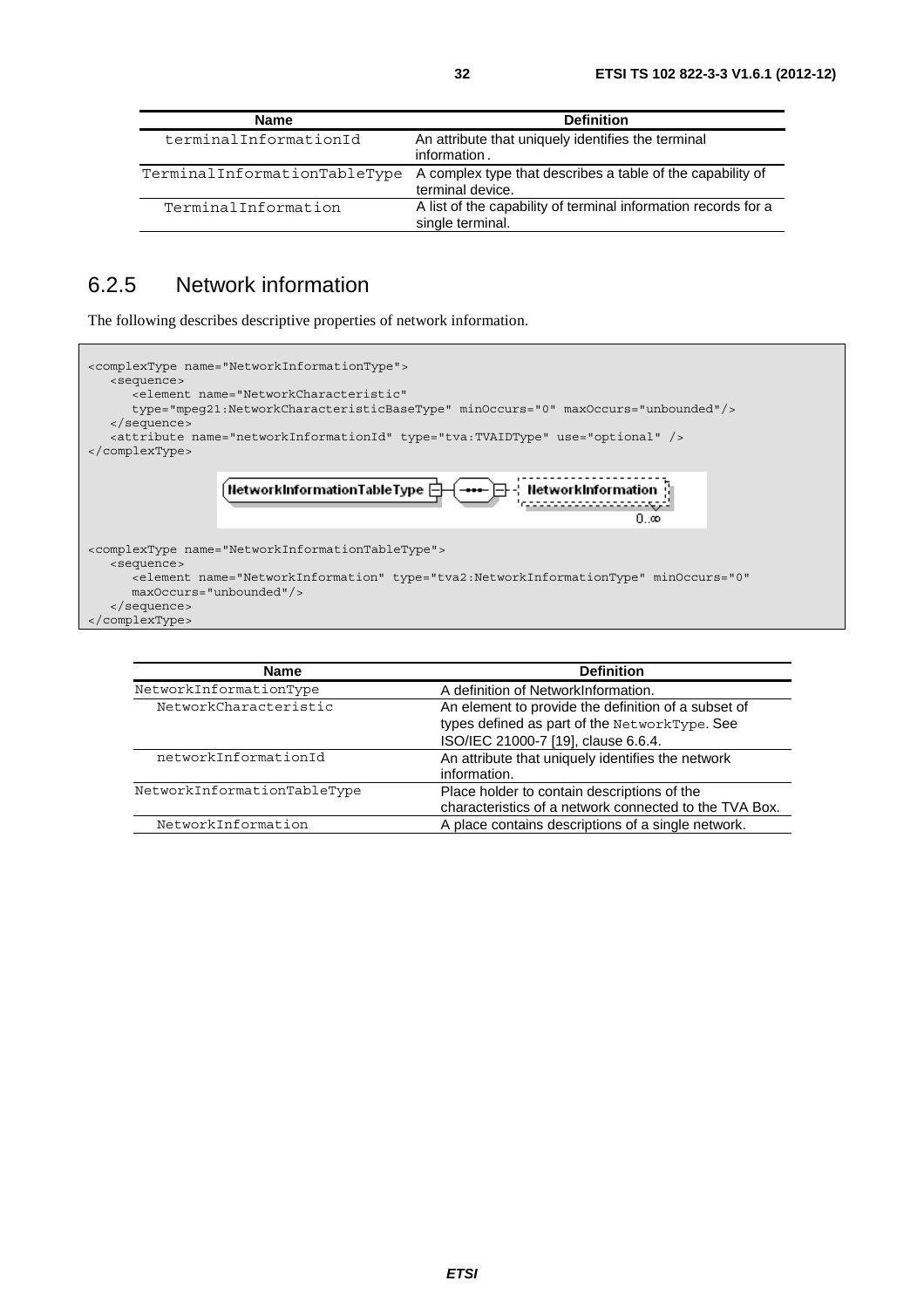| Name | Definition |
| --- | --- |
| terminalInformationId | An attribute that uniquely identifies the terminal information. |
| TerminalInformationTableType | A complex type that describes a table of the capability of terminal device. |
| TerminalInformation | A list of the capability of terminal information records for a single terminal. |

## 6.2.5 Network information

The following describes descriptive properties of network information.

```
<complexType name="NetworkInformationType">
   <sequence>
      <element name="NetworkCharacteristic"
      type="mpeg21:NetworkCharacteristicBaseType" minOccurs="0" maxOccurs="unbounded"/>
   </sequence>
   <attribute name="networkInformationId" type="tva:TVAIDType" use="optional" />
</complexType>
```

```
<complexType name="NetworkInformationTableType">
   <sequence>
      <element name="NetworkInformation" type="tva2:NetworkInformationType" minOccurs="0"
      maxOccurs="unbounded"/>
   </sequence>
</complexType>
```

| Name | Definition |
| --- | --- |
| NetworkInformationType | A definition of NetworkInformation. |
| NetworkCharacteristic | An element to provide the definition of a subset of types defined as part of the NetworkType. See ISO/IEC 21000-7 [19], clause 6.6.4. |
| networkInformationId | An attribute that uniquely identifies the network information. |
| NetworkInformationTableType | Place holder to contain descriptions of the characteristics of a network connected to the TVA Box. |
| NetworkInformation | A place contains descriptions of a single network. |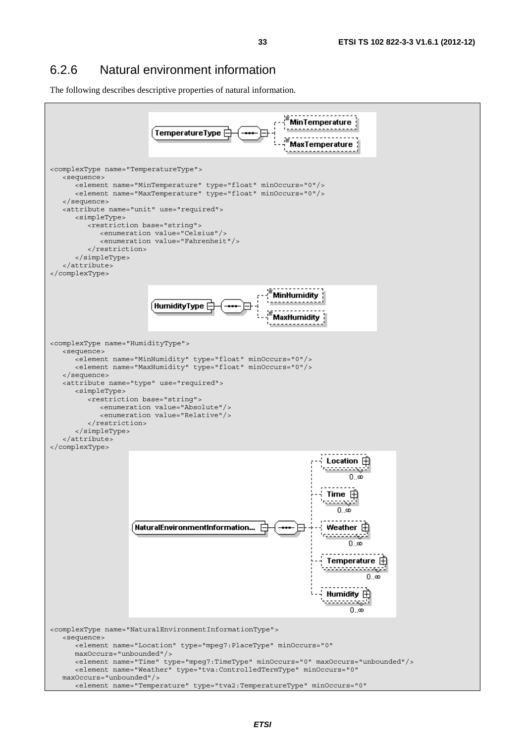## 6.2.6 Natural environment information

The following describes descriptive properties of natural information.

```
<complexType name="TemperatureType">
   <sequence>
      <element name="MinTemperature" type="float" minOccurs="0"/>
      <element name="MaxTemperature" type="float" minOccurs="0"/>
   </sequence>
   <attribute name="unit" use="required">
      <simpleType>
         <restriction base="string">
            <enumeration value="Celsius"/>
            <enumeration value="Fahrenheit"/>
         </restriction>
      </simpleType>
   </attribute>
</complexType>
```

```
<complexType name="HumidityType">
   <sequence>
      <element name="MinHumidity" type="float" minOccurs="0"/>
      <element name="MaxHumidity" type="float" minOccurs="0"/>
   </sequence>
   <attribute name="type" use="required">
      <simpleType>
         <restriction base="string">
            <enumeration value="Absolute"/>
            <enumeration value="Relative"/>
         </restriction>
      </simpleType>
   </attribute>
</complexType>
```

```
<complexType name="NaturalEnvironmentInformationType">
   <sequence>
      <element name="Location" type="mpeg7:PlaceType" minOccurs="0"
      maxOccurs="unbounded"/>
      <element name="Time" type="mpeg7:TimeType" minOccurs="0" maxOccurs="unbounded"/>
      <element name="Weather" type="tva:ControlledTermType" minOccurs="0"
   maxOccurs="unbounded"/>
      <element name="Temperature" type="tva2:TemperatureType" minOccurs="0"
```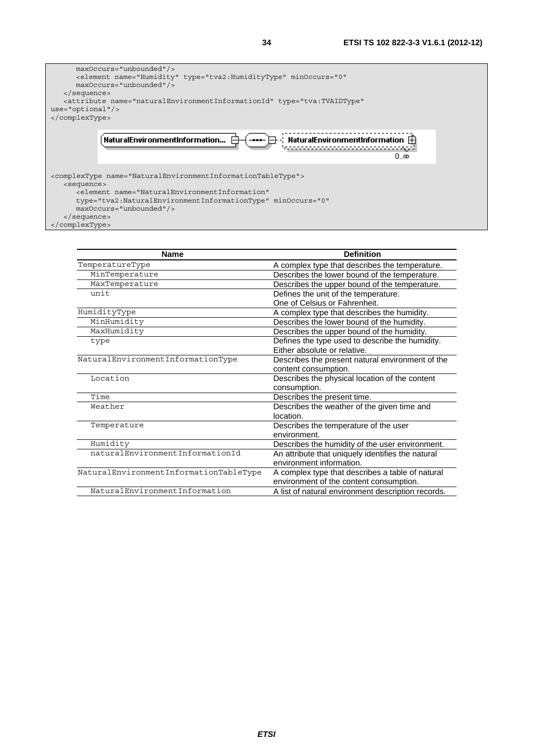```
      maxOccurs="unbounded"/>
      <element name="Humidity" type="tva2:HumidityType" minOccurs="0"
      maxOccurs="unbounded"/>
   </sequence>
   <attribute name="naturalEnvironmentInformationId" type="tva:TVAIDType"
use="optional"/>
</complexType>
```

```
<complexType name="NaturalEnvironmentInformationTableType">
   <sequence>
      <element name="NaturalEnvironmentInformation"
      type="tva2:NaturalEnvironmentInformationType" minOccurs="0"
      maxOccurs="unbounded"/>
   </sequence>
</complexType>
```

| Name | Definition |
|---|---|
| TemperatureType | A complex type that describes the temperature. |
| MinTemperature | Describes the lower bound of the temperature. |
| MaxTemperature | Describes the upper bound of the temperature. |
| unit | Defines the unit of the temperature.<br>One of Celsius or Fahrenheit. |
| HumidityType | A complex type that describes the humidity. |
| MinHumidity | Describes the lower bound of the humidity. |
| MaxHumidity | Describes the upper bound of the humidity. |
| type | Defines the type used to describe the humidity.<br>Either absolute or relative. |
| NaturalEnvironmentInformationType | Describes the present natural environment of the content consumption. |
| Location | Describes the physical location of the content consumption. |
| Time | Describes the present time. |
| Weather | Describes the weather of the given time and location. |
| Temperature | Describes the temperature of the user environment. |
| Humidity | Describes the humidity of the user environment. |
| naturalEnvironmentInformationId | An attribute that uniquely identifies the natural environment information. |
| NaturalEnvironmentInformationTableType | A complex type that describes a table of natural environment of the content consumption. |
| NaturalEnvironmentInformation | A list of natural environment description records. |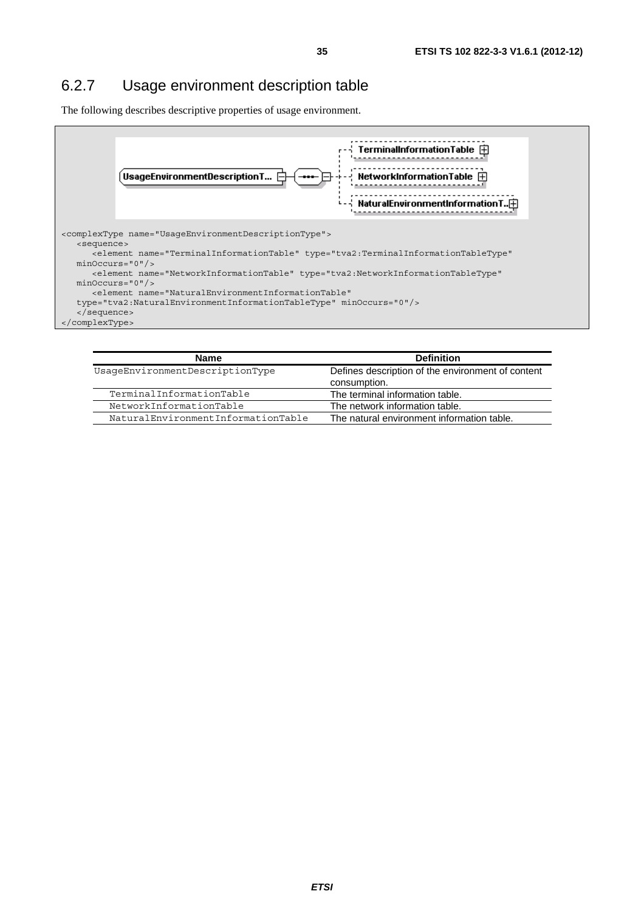### 6.2.7 Usage environment description table

The following describes descriptive properties of usage environment.

```
<complexType name="UsageEnvironmentDescriptionType">
   <sequence>
      <element name="TerminalInformationTable" type="tva2:TerminalInformationTableType"
   minOccurs="0"/>
      <element name="NetworkInformationTable" type="tva2:NetworkInformationTableType"
   minOccurs="0"/>
      <element name="NaturalEnvironmentInformationTable"
   type="tva2:NaturalEnvironmentInformationTableType" minOccurs="0"/>
   </sequence>
</complexType>
```

| Name | Definition |
|---|---|
| UsageEnvironmentDescriptionType | Defines description of the environment of content consumption. |
| TerminalInformationTable | The terminal information table. |
| NetworkInformationTable | The network information table. |
| NaturalEnvironmentInformationTable | The natural environment information table. |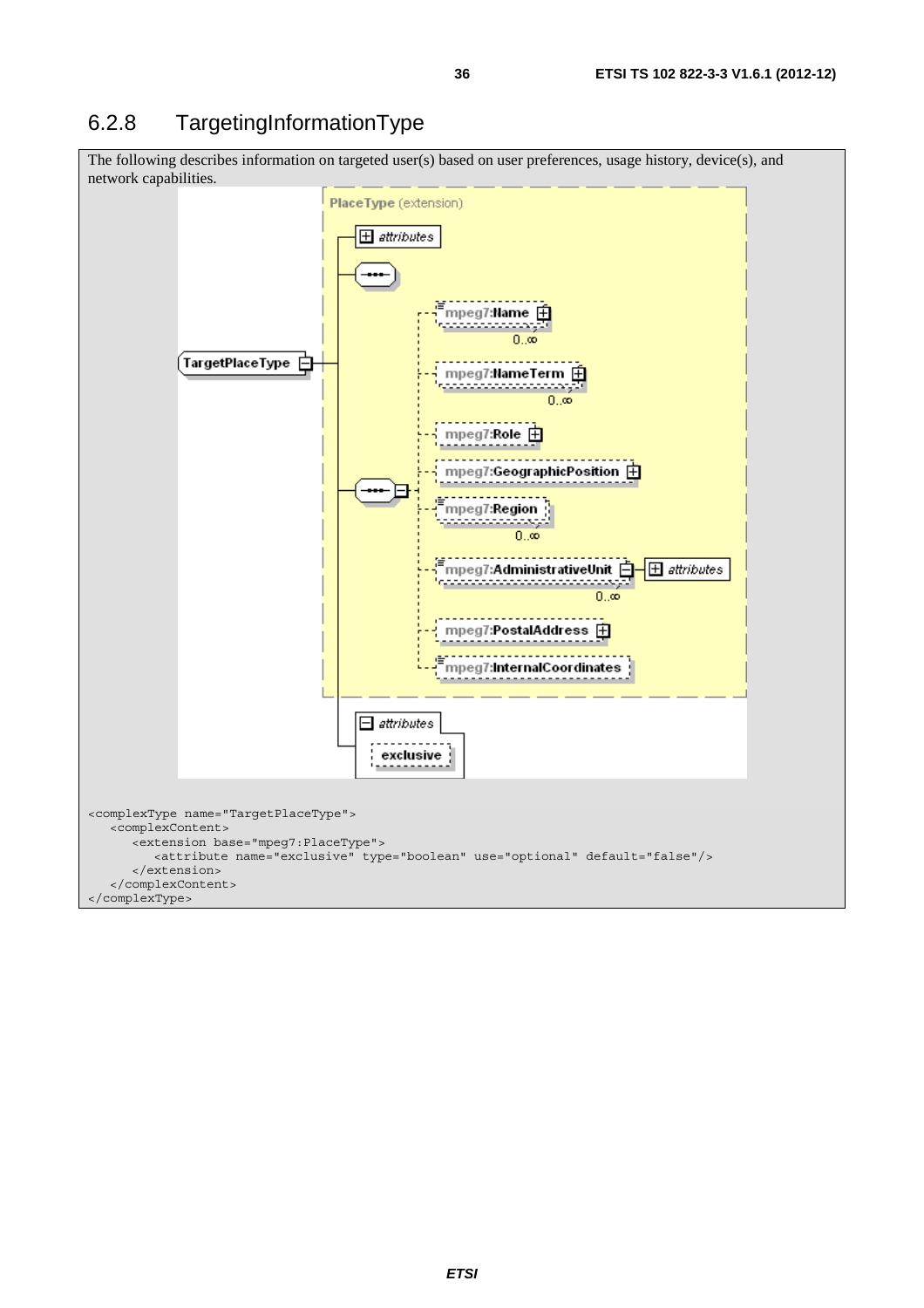## 6.2.8 TargetingInformationType

The following describes information on targeted user(s) based on user preferences, usage history, device(s), and network capabilities.

```
<complexType name="TargetPlaceType">
   <complexContent>
      <extension base="mpeg7:PlaceType">
         <attribute name="exclusive" type="boolean" use="optional" default="false"/>
      </extension>
   </complexContent>
</complexType>
```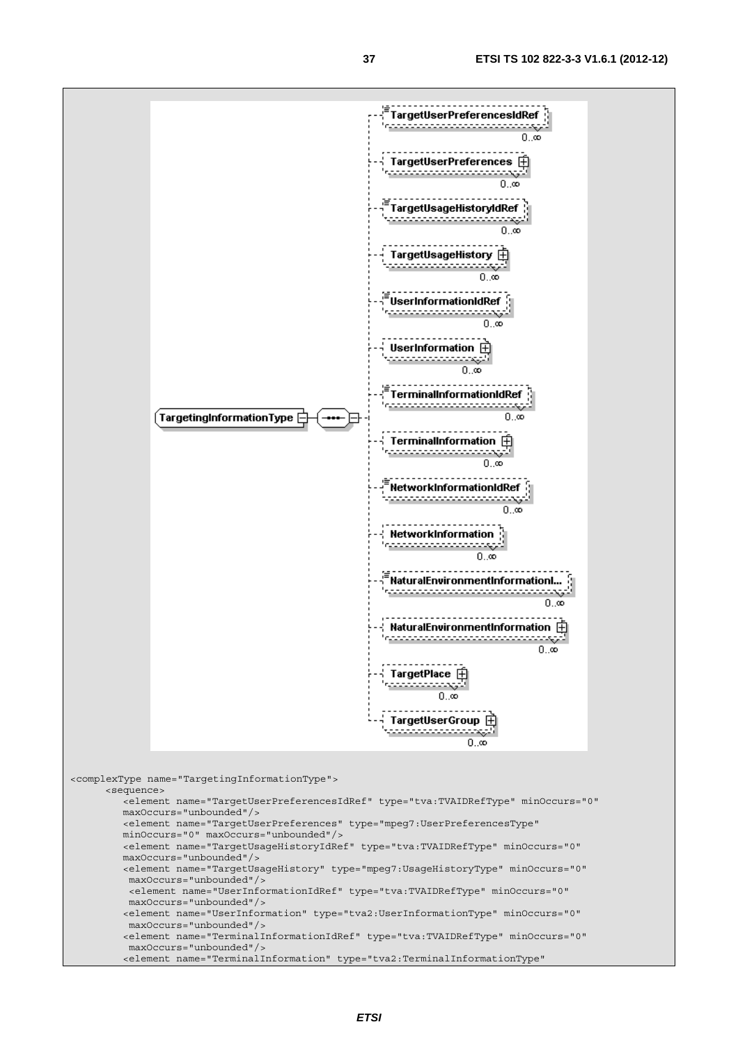```
<complexType name="TargetingInformationType">
      <sequence>
         <element name="TargetUserPreferencesIdRef" type="tva:TVAIDRefType" minOccurs="0"
         maxOccurs="unbounded"/>
         <element name="TargetUserPreferences" type="mpeg7:UserPreferencesType"
         minOccurs="0" maxOccurs="unbounded"/>
         <element name="TargetUsageHistoryIdRef" type="tva:TVAIDRefType" minOccurs="0"
         maxOccurs="unbounded"/>
         <element name="TargetUsageHistory" type="mpeg7:UsageHistoryType" minOccurs="0"
          maxOccurs="unbounded"/>
          <element name="UserInformationIdRef" type="tva:TVAIDRefType" minOccurs="0"
          maxOccurs="unbounded"/>
         <element name="UserInformation" type="tva2:UserInformationType" minOccurs="0"
          maxOccurs="unbounded"/>
         <element name="TerminalInformationIdRef" type="tva:TVAIDRefType" minOccurs="0"
          maxOccurs="unbounded"/>
         <element name="TerminalInformation" type="tva2:TerminalInformationType"
```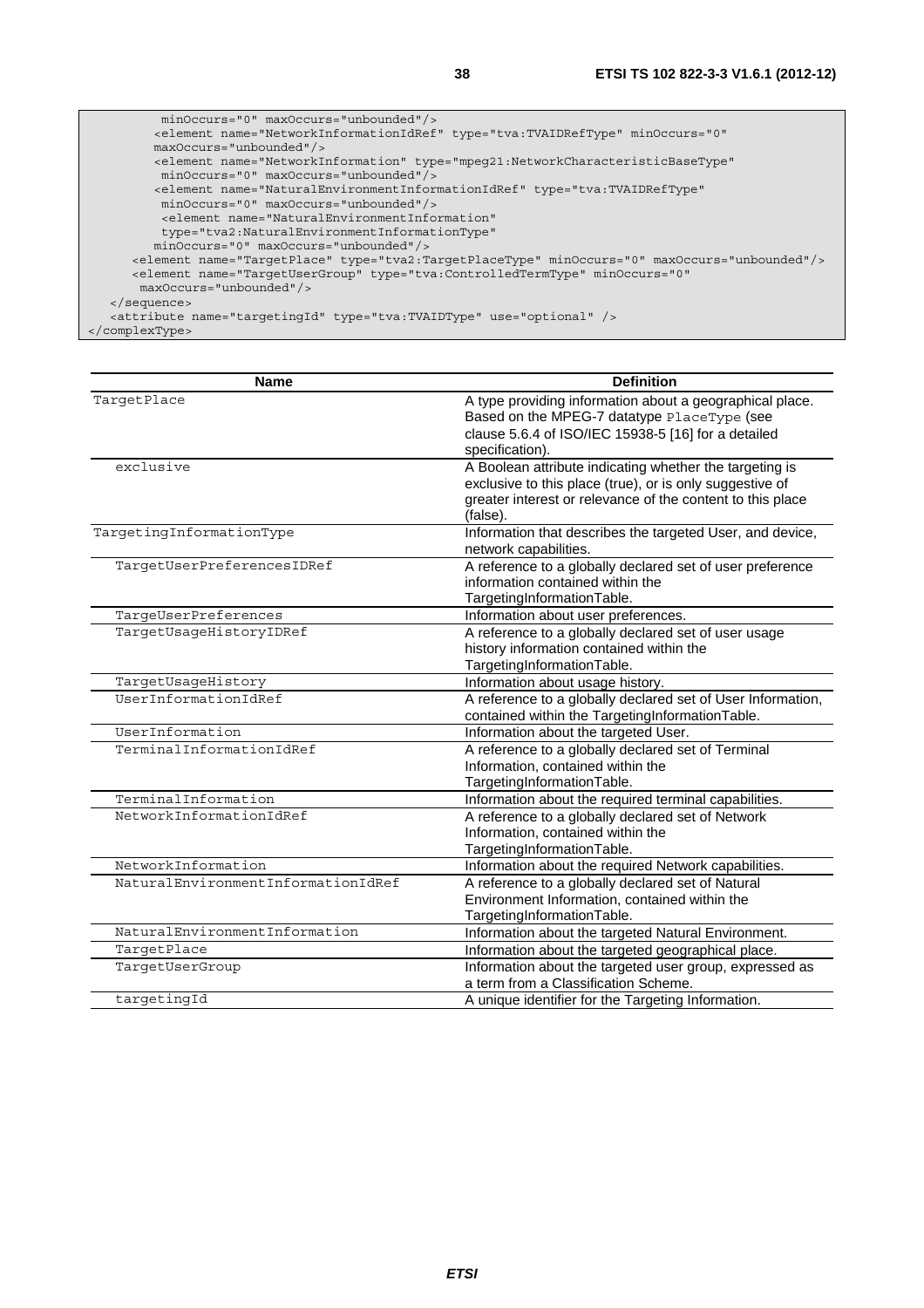```
          minOccurs="0" maxOccurs="unbounded"/>
         <element name="NetworkInformationIdRef" type="tva:TVAIDRefType" minOccurs="0"
         maxOccurs="unbounded"/>
         <element name="NetworkInformation" type="mpeg21:NetworkCharacteristicBaseType"
          minOccurs="0" maxOccurs="unbounded"/>
         <element name="NaturalEnvironmentInformationIdRef" type="tva:TVAIDRefType"
          minOccurs="0" maxOccurs="unbounded"/>
          <element name="NaturalEnvironmentInformation"
          type="tva2:NaturalEnvironmentInformationType"
         minOccurs="0" maxOccurs="unbounded"/>
      <element name="TargetPlace" type="tva2:TargetPlaceType" minOccurs="0" maxOccurs="unbounded"/>
      <element name="TargetUserGroup" type="tva:ControlledTermType" minOccurs="0"
       maxOccurs="unbounded"/>
   </sequence>
   <attribute name="targetingId" type="tva:TVAIDType" use="optional" />
</complexType>
```

| Name | Definition |
|---|---|
| TargetPlace | A type providing information about a geographical place. Based on the MPEG-7 datatype PlaceType (see clause 5.6.4 of ISO/IEC 15938-5 [16] for a detailed specification). |
| exclusive | A Boolean attribute indicating whether the targeting is exclusive to this place (true), or is only suggestive of greater interest or relevance of the content to this place (false). |
| TargetingInformationType | Information that describes the targeted User, and device, network capabilities. |
| TargetUserPreferencesIDRef | A reference to a globally declared set of user preference information contained within the TargetingInformationTable. |
| TargeUserPreferences | Information about user preferences. |
| TargetUsageHistoryIDRef | A reference to a globally declared set of user usage history information contained within the TargetingInformationTable. |
| TargetUsageHistory | Information about usage history. |
| UserInformationIdRef | A reference to a globally declared set of User Information, contained within the TargetingInformationTable. |
| UserInformation | Information about the targeted User. |
| TerminalInformationIdRef | A reference to a globally declared set of Terminal Information, contained within the TargetingInformationTable. |
| TerminalInformation | Information about the required terminal capabilities. |
| NetworkInformationIdRef | A reference to a globally declared set of Network Information, contained within the TargetingInformationTable. |
| NetworkInformation | Information about the required Network capabilities. |
| NaturalEnvironmentInformationIdRef | A reference to a globally declared set of Natural Environment Information, contained within the TargetingInformationTable. |
| NaturalEnvironmentInformation | Information about the targeted Natural Environment. |
| TargetPlace | Information about the targeted geographical place. |
| TargetUserGroup | Information about the targeted user group, expressed as a term from a Classification Scheme. |
| targetingId | A unique identifier for the Targeting Information. |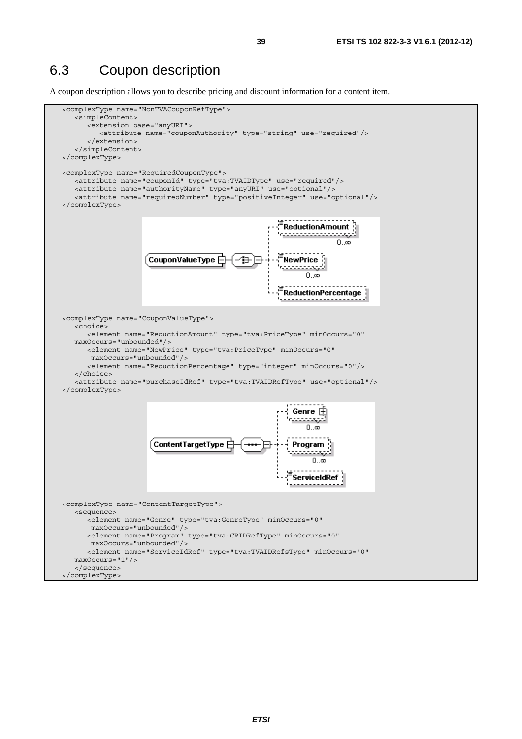## 6.3 Coupon description

A coupon description allows you to describe pricing and discount information for a content item.

```
<complexType name="NonTVACouponRefType">
   <simpleContent>
      <extension base="anyURI">
         <attribute name="couponAuthority" type="string" use="required"/>
      </extension>
   </simpleContent>
</complexType>

<complexType name="RequiredCouponType">
   <attribute name="couponId" type="tva:TVAIDType" use="required"/>
   <attribute name="authorityName" type="anyURI" use="optional"/>
   <attribute name="requiredNumber" type="positiveInteger" use="optional"/>
</complexType>
```

```
<complexType name="CouponValueType">
   <choice>
      <element name="ReductionAmount" type="tva:PriceType" minOccurs="0"
   maxOccurs="unbounded"/>
      <element name="NewPrice" type="tva:PriceType" minOccurs="0"
       maxOccurs="unbounded"/>
      <element name="ReductionPercentage" type="integer" minOccurs="0"/>
   </choice>
   <attribute name="purchaseIdRef" type="tva:TVAIDRefType" use="optional"/>
</complexType>
```

```
<complexType name="ContentTargetType">
   <sequence>
      <element name="Genre" type="tva:GenreType" minOccurs="0"
       maxOccurs="unbounded"/>
      <element name="Program" type="tva:CRIDRefType" minOccurs="0"
       maxOccurs="unbounded"/>
      <element name="ServiceIdRef" type="tva:TVAIDRefsType" minOccurs="0"
   maxOccurs="1"/>
   </sequence>
</complexType>
```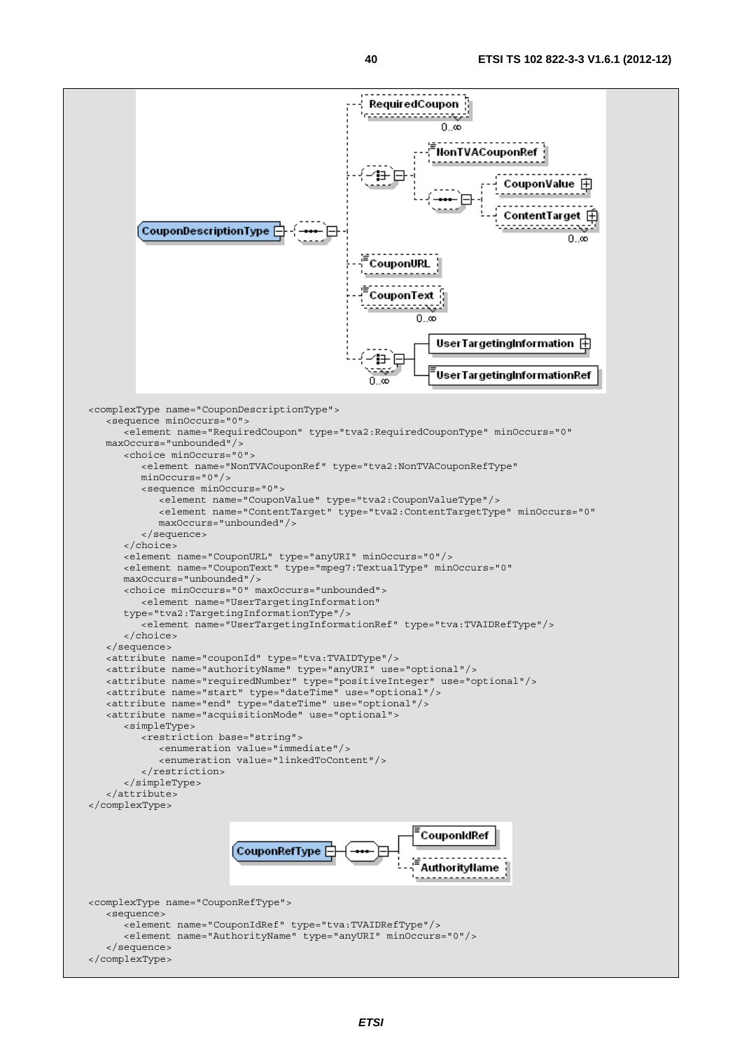```
<complexType name="CouponDescriptionType">
   <sequence minOccurs="0">
      <element name="RequiredCoupon" type="tva2:RequiredCouponType" minOccurs="0"
   maxOccurs="unbounded"/>
      <choice minOccurs="0">
         <element name="NonTVACouponRef" type="tva2:NonTVACouponRefType"
         minOccurs="0"/>
         <sequence minOccurs="0">
            <element name="CouponValue" type="tva2:CouponValueType"/>
            <element name="ContentTarget" type="tva2:ContentTargetType" minOccurs="0"
            maxOccurs="unbounded"/>
         </sequence>
      </choice>
      <element name="CouponURL" type="anyURI" minOccurs="0"/>
      <element name="CouponText" type="mpeg7:TextualType" minOccurs="0"
      maxOccurs="unbounded"/>
      <choice minOccurs="0" maxOccurs="unbounded">
         <element name="UserTargetingInformation"
      type="tva2:TargetingInformationType"/>
         <element name="UserTargetingInformationRef" type="tva:TVAIDRefType"/>
      </choice>
   </sequence>
   <attribute name="couponId" type="tva:TVAIDType"/>
   <attribute name="authorityName" type="anyURI" use="optional"/>
   <attribute name="requiredNumber" type="positiveInteger" use="optional"/>
   <attribute name="start" type="dateTime" use="optional"/>
   <attribute name="end" type="dateTime" use="optional"/>
   <attribute name="acquisitionMode" use="optional">
      <simpleType>
         <restriction base="string">
            <enumeration value="immediate"/>
            <enumeration value="linkedToContent"/>
         </restriction>
      </simpleType>
   </attribute>
</complexType>
```

```
<complexType name="CouponRefType">
   <sequence>
      <element name="CouponIdRef" type="tva:TVAIDRefType"/>
      <element name="AuthorityName" type="anyURI" minOccurs="0"/>
   </sequence>
</complexType>
```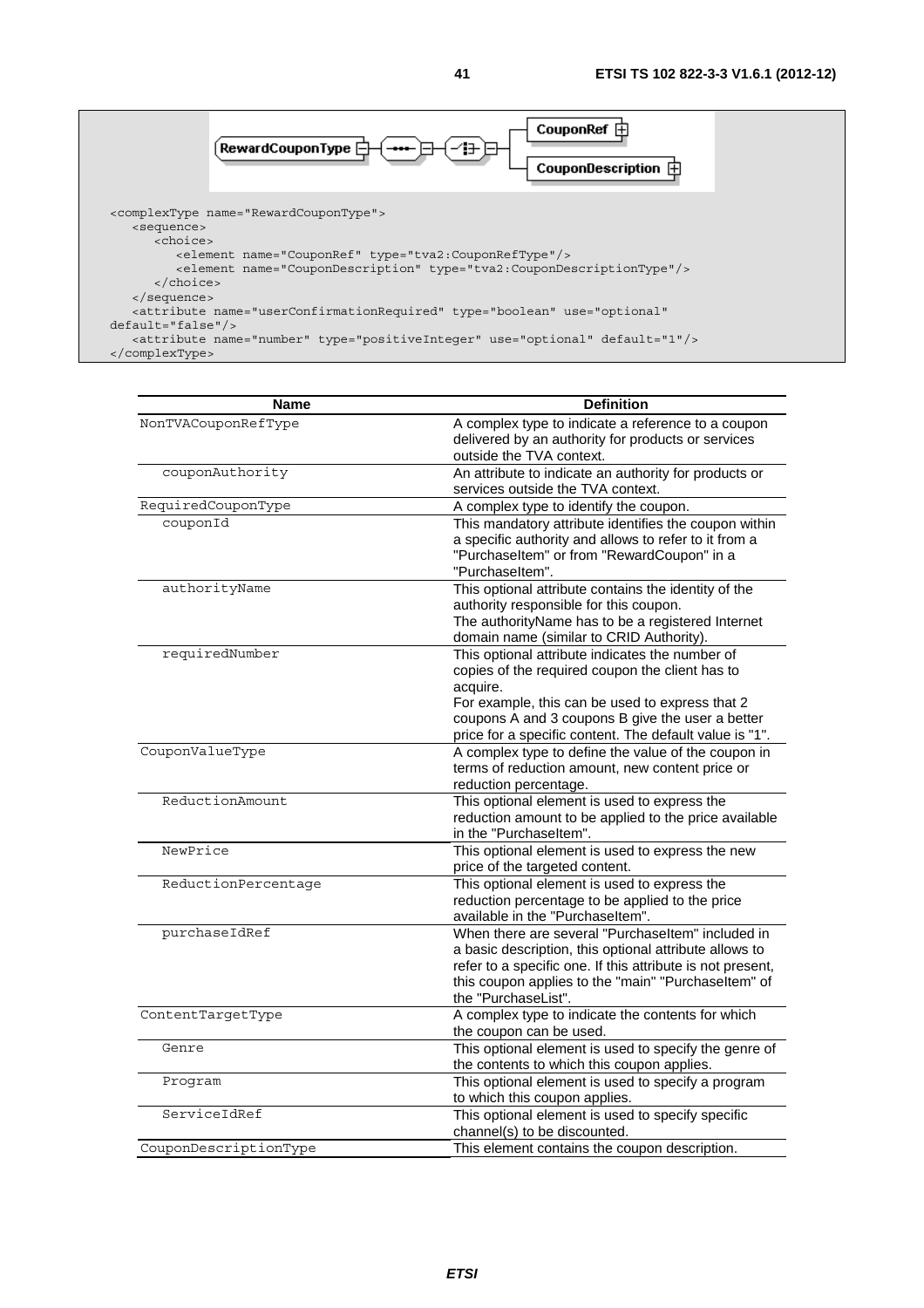```
<complexType name="RewardCouponType">
   <sequence>
      <choice>
         <element name="CouponRef" type="tva2:CouponRefType"/>
         <element name="CouponDescription" type="tva2:CouponDescriptionType"/>
      </choice>
   </sequence>
   <attribute name="userConfirmationRequired" type="boolean" use="optional"
default="false"/>
   <attribute name="number" type="positiveInteger" use="optional" default="1"/>
</complexType>
```

| Name | Definition |
|---|---|
| NonTVACouponRefType | A complex type to indicate a reference to a coupon delivered by an authority for products or services outside the TVA context. |
| couponAuthority | An attribute to indicate an authority for products or services outside the TVA context. |
| RequiredCouponType | A complex type to identify the coupon. |
| couponId | This mandatory attribute identifies the coupon within a specific authority and allows to refer to it from a "PurchaseItem" or from "RewardCoupon" in a "PurchaseItem". |
| authorityName | This optional attribute contains the identity of the authority responsible for this coupon. The authorityName has to be a registered Internet domain name (similar to CRID Authority). |
| requiredNumber | This optional attribute indicates the number of copies of the required coupon the client has to acquire. For example, this can be used to express that 2 coupons A and 3 coupons B give the user a better price for a specific content. The default value is "1". |
| CouponValueType | A complex type to define the value of the coupon in terms of reduction amount, new content price or reduction percentage. |
| ReductionAmount | This optional element is used to express the reduction amount to be applied to the price available in the "PurchaseItem". |
| NewPrice | This optional element is used to express the new price of the targeted content. |
| ReductionPercentage | This optional element is used to express the reduction percentage to be applied to the price available in the "PurchaseItem". |
| purchaseIdRef | When there are several "PurchaseItem" included in a basic description, this optional attribute allows to refer to a specific one. If this attribute is not present, this coupon applies to the "main" "PurchaseItem" of the "PurchaseList". |
| ContentTargetType | A complex type to indicate the contents for which the coupon can be used. |
| Genre | This optional element is used to specify the genre of the contents to which this coupon applies. |
| Program | This optional element is used to specify a program to which this coupon applies. |
| ServiceIdRef | This optional element is used to specify specific channel(s) to be discounted. |
| CouponDescriptionType | This element contains the coupon description. |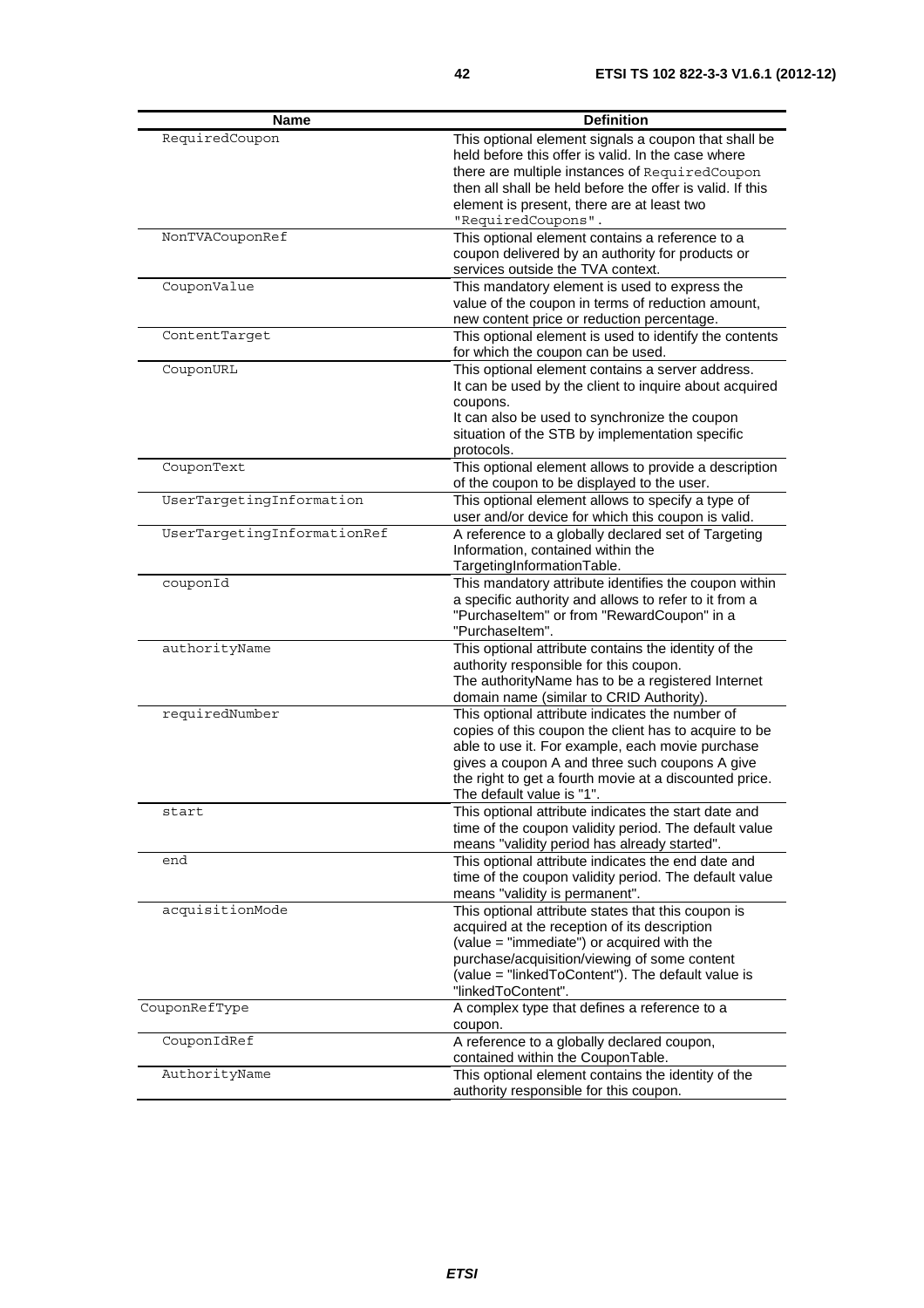| Name | Definition |
|---|---|
| RequiredCoupon | This optional element signals a coupon that shall be held before this offer is valid. In the case where there are multiple instances of RequiredCoupon then all shall be held before the offer is valid. If this element is present, there are at least two "RequiredCoupons". |
| NonTVACouponRef | This optional element contains a reference to a coupon delivered by an authority for products or services outside the TVA context. |
| CouponValue | This mandatory element is used to express the value of the coupon in terms of reduction amount, new content price or reduction percentage. |
| ContentTarget | This optional element is used to identify the contents for which the coupon can be used. |
| CouponURL | This optional element contains a server address. It can be used by the client to inquire about acquired coupons. It can also be used to synchronize the coupon situation of the STB by implementation specific protocols. |
| CouponText | This optional element allows to provide a description of the coupon to be displayed to the user. |
| UserTargetingInformation | This optional element allows to specify a type of user and/or device for which this coupon is valid. |
| UserTargetingInformationRef | A reference to a globally declared set of Targeting Information, contained within the TargetingInformationTable. |
| couponId | This mandatory attribute identifies the coupon within a specific authority and allows to refer to it from a "PurchaseItem" or from "RewardCoupon" in a "PurchaseItem". |
| authorityName | This optional attribute contains the identity of the authority responsible for this coupon. The authorityName has to be a registered Internet domain name (similar to CRID Authority). |
| requiredNumber | This optional attribute indicates the number of copies of this coupon the client has to acquire to be able to use it. For example, each movie purchase gives a coupon A and three such coupons A give the right to get a fourth movie at a discounted price. The default value is "1". |
| start | This optional attribute indicates the start date and time of the coupon validity period. The default value means "validity period has already started". |
| end | This optional attribute indicates the end date and time of the coupon validity period. The default value means "validity is permanent". |
| acquisitionMode | This optional attribute states that this coupon is acquired at the reception of its description (value = "immediate") or acquired with the purchase/acquisition/viewing of some content (value = "linkedToContent"). The default value is "linkedToContent". |
| CouponRefType | A complex type that defines a reference to a coupon. |
| CouponIdRef | A reference to a globally declared coupon, contained within the CouponTable. |
| AuthorityName | This optional element contains the identity of the authority responsible for this coupon. |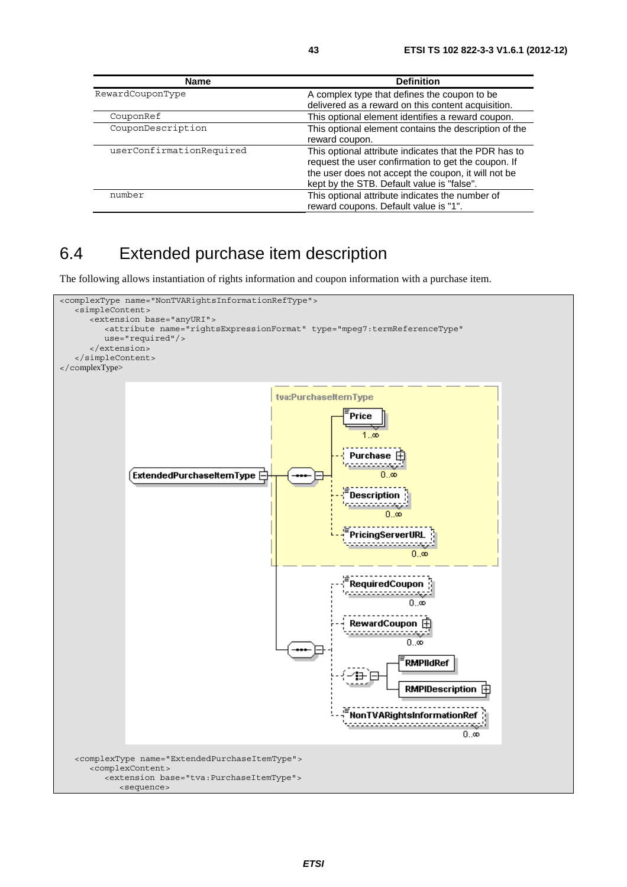| Name | Definition |
| --- | --- |
| RewardCouponType | A complex type that defines the coupon to be delivered as a reward on this content acquisition. |
| CouponRef | This optional element identifies a reward coupon. |
| CouponDescription | This optional element contains the description of the reward coupon. |
| userConfirmationRequired | This optional attribute indicates that the PDR has to request the user confirmation to get the coupon. If the user does not accept the coupon, it will not be kept by the STB. Default value is "false". |
| number | This optional attribute indicates the number of reward coupons. Default value is "1". |

## 6.4 Extended purchase item description

The following allows instantiation of rights information and coupon information with a purchase item.

```
<complexType name="NonTVARightsInformationRefType">
   <simpleContent>
      <extension base="anyURI">
         <attribute name="rightsExpressionFormat" type="mpeg7:termReferenceType"
         use="required"/>
      </extension>
   </simpleContent>
</complexType>
```

```
   <complexType name="ExtendedPurchaseItemType">
      <complexContent>
         <extension base="tva:PurchaseItemType">
            <sequence>
```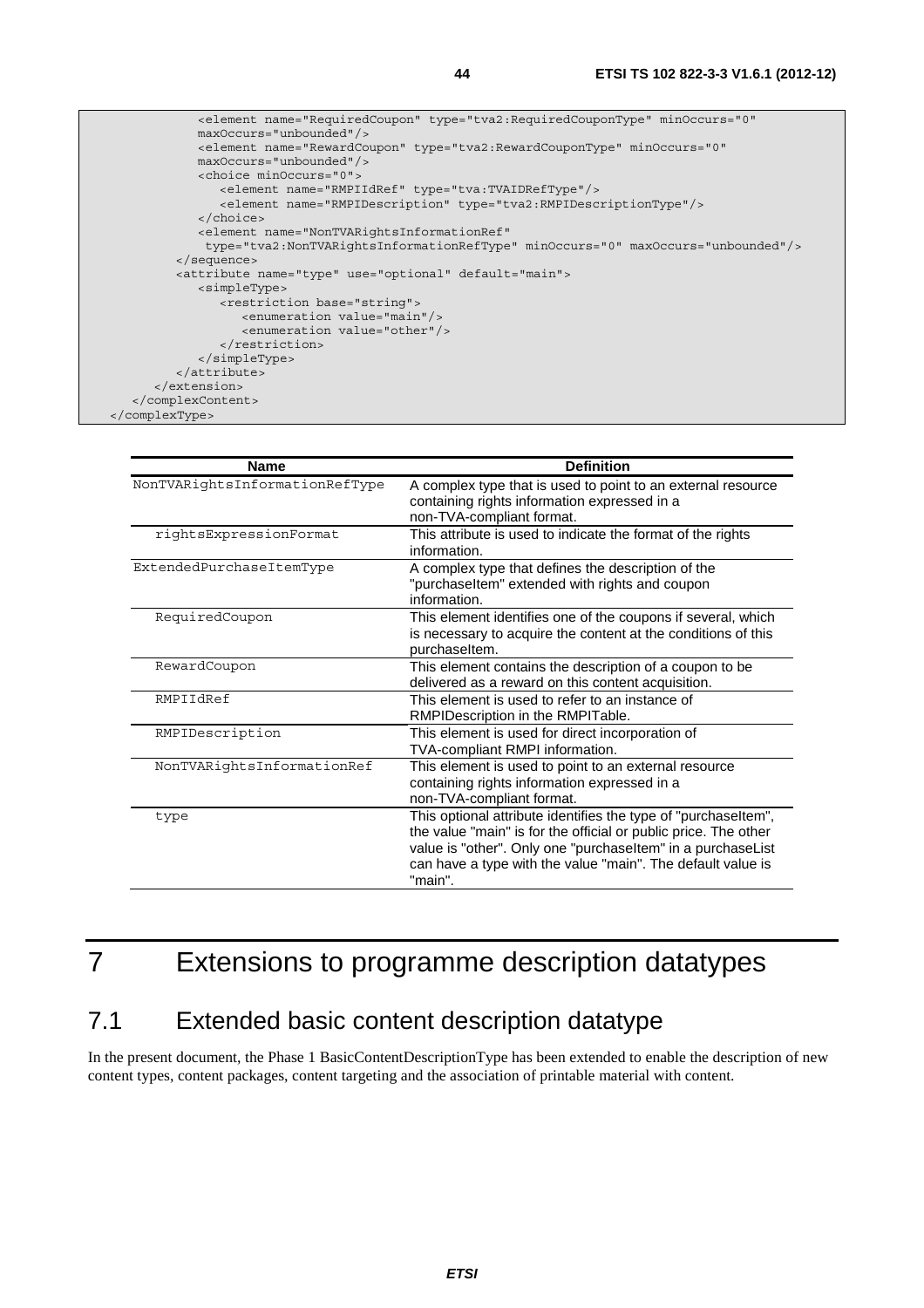```
            <element name="RequiredCoupon" type="tva2:RequiredCouponType" minOccurs="0"
            maxOccurs="unbounded"/>
            <element name="RewardCoupon" type="tva2:RewardCouponType" minOccurs="0"
            maxOccurs="unbounded"/>
            <choice minOccurs="0">
               <element name="RMPIIdRef" type="tva:TVAIDRefType"/>
               <element name="RMPIDescription" type="tva2:RMPIDescriptionType"/>
            </choice>
            <element name="NonTVARightsInformationRef"
             type="tva2:NonTVARightsInformationRefType" minOccurs="0" maxOccurs="unbounded"/>
         </sequence>
         <attribute name="type" use="optional" default="main">
            <simpleType>
               <restriction base="string">
                  <enumeration value="main"/>
                  <enumeration value="other"/>
               </restriction>
            </simpleType>
         </attribute>
      </extension>
   </complexContent>
</complexType>
```

| Name | Definition |
|---|---|
| NonTVARightsInformationRefType | A complex type that is used to point to an external resource containing rights information expressed in a non-TVA-compliant format. |
| rightsExpressionFormat | This attribute is used to indicate the format of the rights information. |
| ExtendedPurchaseItemType | A complex type that defines the description of the "purchaseItem" extended with rights and coupon information. |
| RequiredCoupon | This element identifies one of the coupons if several, which is necessary to acquire the content at the conditions of this purchaseItem. |
| RewardCoupon | This element contains the description of a coupon to be delivered as a reward on this content acquisition. |
| RMPIIdRef | This element is used to refer to an instance of RMPIDescription in the RMPITable. |
| RMPIDescription | This element is used for direct incorporation of TVA-compliant RMPI information. |
| NonTVARightsInformationRef | This element is used to point to an external resource containing rights information expressed in a non-TVA-compliant format. |
| type | This optional attribute identifies the type of "purchaseItem", the value "main" is for the official or public price. The other value is "other". Only one "purchaseItem" in a purchaseList can have a type with the value "main". The default value is "main". |

# 7 Extensions to programme description datatypes

## 7.1 Extended basic content description datatype

In the present document, the Phase 1 BasicContentDescriptionType has been extended to enable the description of new content types, content packages, content targeting and the association of printable material with content.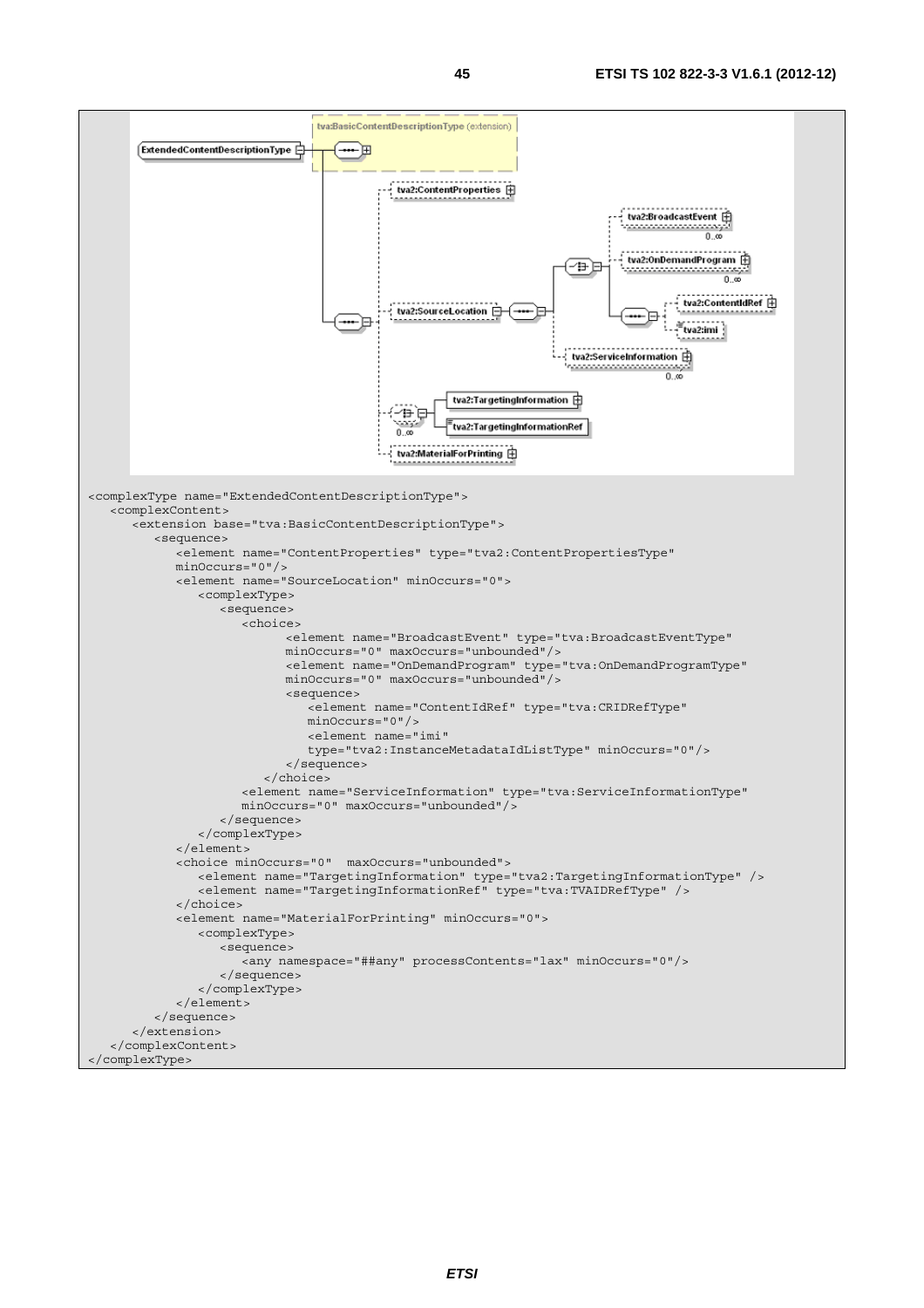```
<complexType name="ExtendedContentDescriptionType">
   <complexContent>
      <extension base="tva:BasicContentDescriptionType">
         <sequence>
            <element name="ContentProperties" type="tva2:ContentPropertiesType"
            minOccurs="0"/>
            <element name="SourceLocation" minOccurs="0">
               <complexType>
                  <sequence>
                     <choice>
                           <element name="BroadcastEvent" type="tva:BroadcastEventType"
                           minOccurs="0" maxOccurs="unbounded"/>
                           <element name="OnDemandProgram" type="tva:OnDemandProgramType"
                           minOccurs="0" maxOccurs="unbounded"/>
                           <sequence>
                              <element name="ContentIdRef" type="tva:CRIDRefType"
                              minOccurs="0"/>
                              <element name="imi"
                              type="tva2:InstanceMetadataIdListType" minOccurs="0"/>
                           </sequence>
                        </choice>
                     <element name="ServiceInformation" type="tva:ServiceInformationType"
                     minOccurs="0" maxOccurs="unbounded"/>
                  </sequence>
               </complexType>
            </element>
            <choice minOccurs="0"  maxOccurs="unbounded">
               <element name="TargetingInformation" type="tva2:TargetingInformationType" />
               <element name="TargetingInformationRef" type="tva:TVAIDRefType" />
            </choice>
            <element name="MaterialForPrinting" minOccurs="0">
               <complexType>
                  <sequence>
                     <any namespace="##any" processContents="lax" minOccurs="0"/>
                  </sequence>
               </complexType>
            </element>
         </sequence>
      </extension>
   </complexContent>
</complexType>
```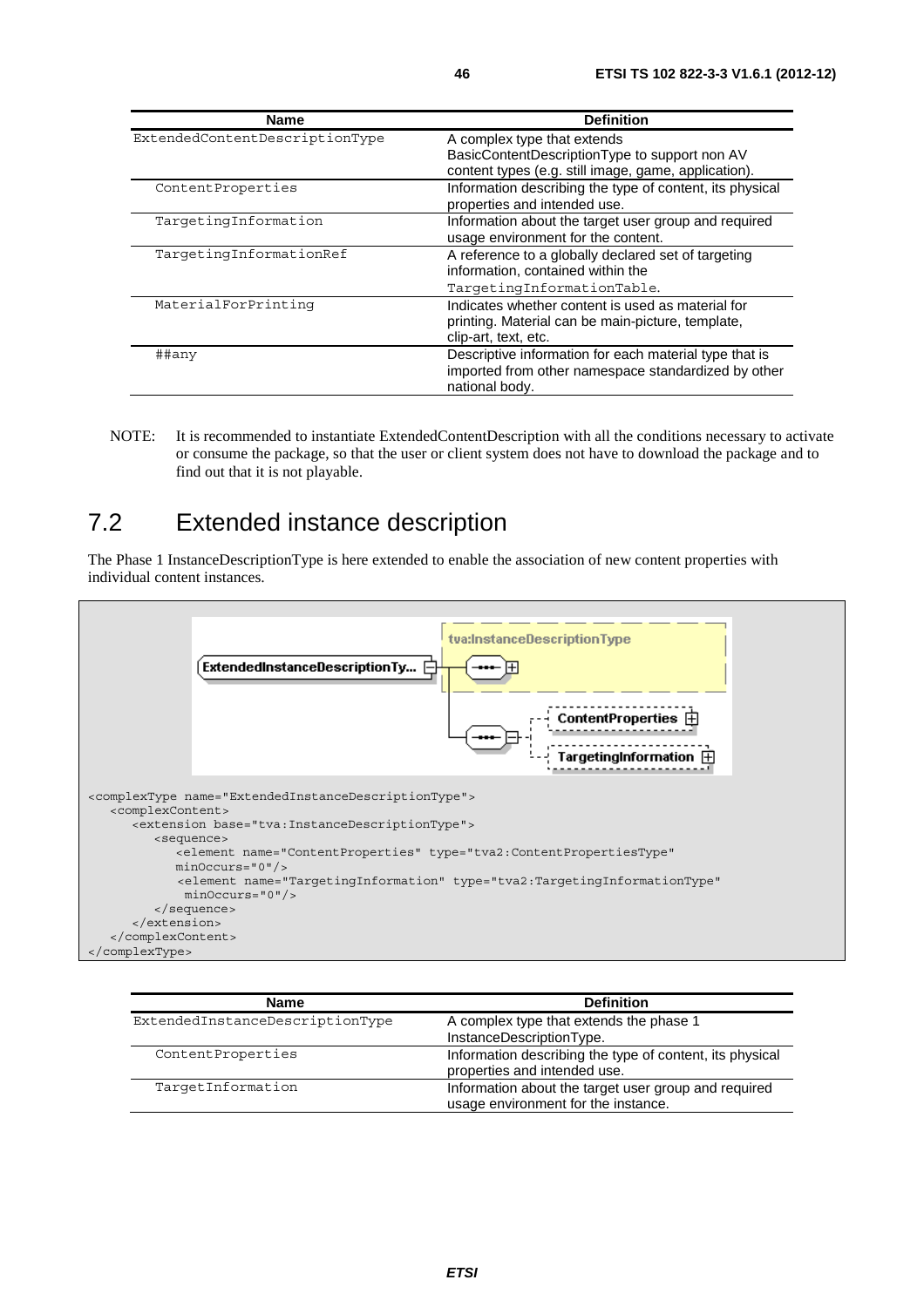| Name | Definition |
| --- | --- |
| ExtendedContentDescriptionType | A complex type that extends BasicContentDescriptionType to support non AV content types (e.g. still image, game, application). |
| ContentProperties | Information describing the type of content, its physical properties and intended use. |
| TargetingInformation | Information about the target user group and required usage environment for the content. |
| TargetingInformationRef | A reference to a globally declared set of targeting information, contained within the TargetingInformationTable. |
| MaterialForPrinting | Indicates whether content is used as material for printing. Material can be main-picture, template, clip-art, text, etc. |
| ##any | Descriptive information for each material type that is imported from other namespace standardized by other national body. |

NOTE: It is recommended to instantiate ExtendedContentDescription with all the conditions necessary to activate or consume the package, so that the user or client system does not have to download the package and to find out that it is not playable.

# 7.2 Extended instance description

The Phase 1 InstanceDescriptionType is here extended to enable the association of new content properties with individual content instances.

```
<complexType name="ExtendedInstanceDescriptionType">
   <complexContent>
      <extension base="tva:InstanceDescriptionType">
         <sequence>
            <element name="ContentProperties" type="tva2:ContentPropertiesType"
            minOccurs="0"/>
            <element name="TargetingInformation" type="tva2:TargetingInformationType"
             minOccurs="0"/>
         </sequence>
      </extension>
   </complexContent>
</complexType>
```

| Name | Definition |
| --- | --- |
| ExtendedInstanceDescriptionType | A complex type that extends the phase 1 InstanceDescriptionType. |
| ContentProperties | Information describing the type of content, its physical properties and intended use. |
| TargetInformation | Information about the target user group and required usage environment for the instance. |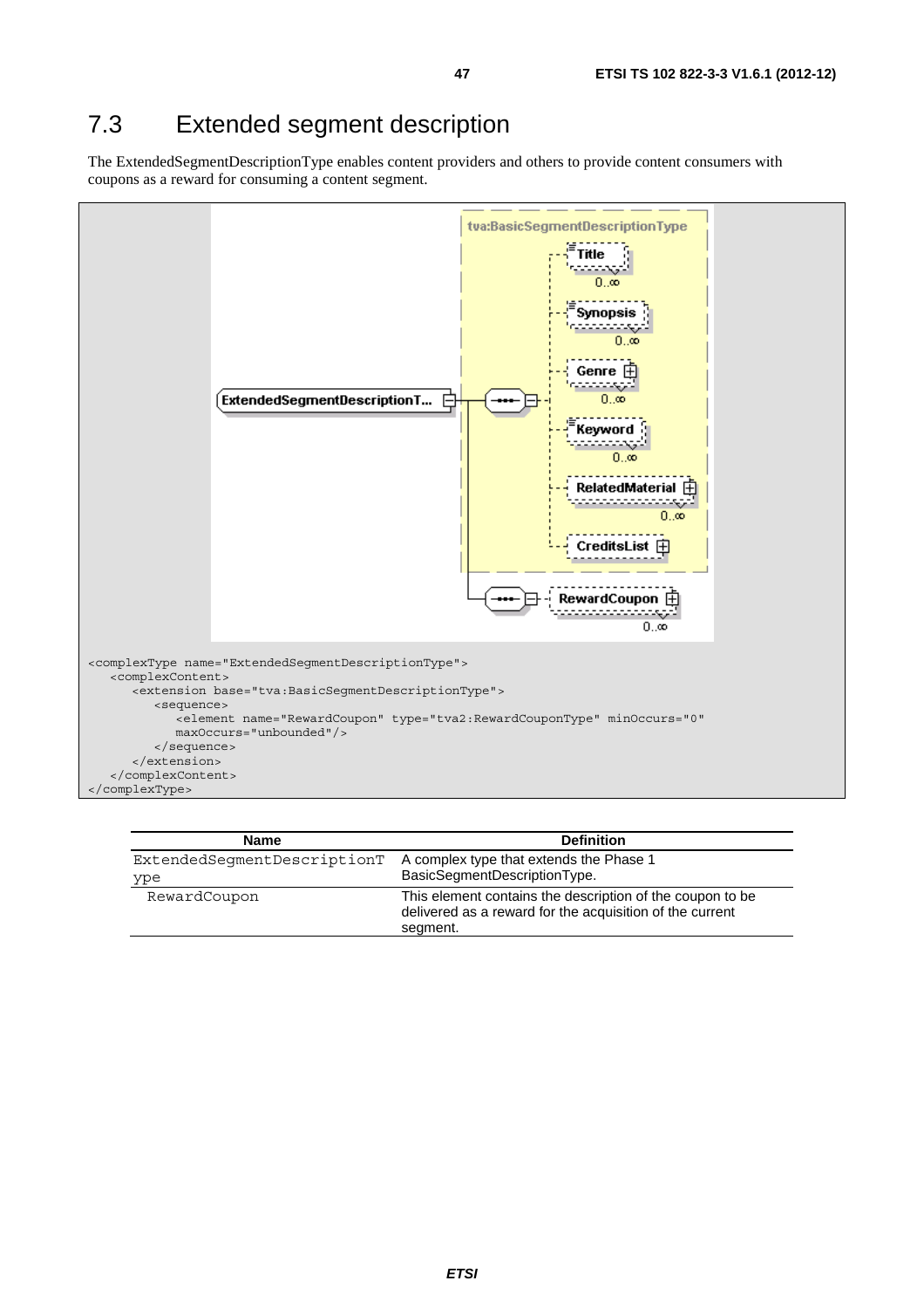## 7.3 Extended segment description

The ExtendedSegmentDescriptionType enables content providers and others to provide content consumers with coupons as a reward for consuming a content segment.

```
<complexType name="ExtendedSegmentDescriptionType">
   <complexContent>
      <extension base="tva:BasicSegmentDescriptionType">
         <sequence>
            <element name="RewardCoupon" type="tva2:RewardCouponType" minOccurs="0"
            maxOccurs="unbounded"/>
         </sequence>
      </extension>
   </complexContent>
</complexType>
```

| Name | Definition |
|---|---|
| ExtendedSegmentDescriptionType | A complex type that extends the Phase 1 BasicSegmentDescriptionType. |
| RewardCoupon | This element contains the description of the coupon to be delivered as a reward for the acquisition of the current segment. |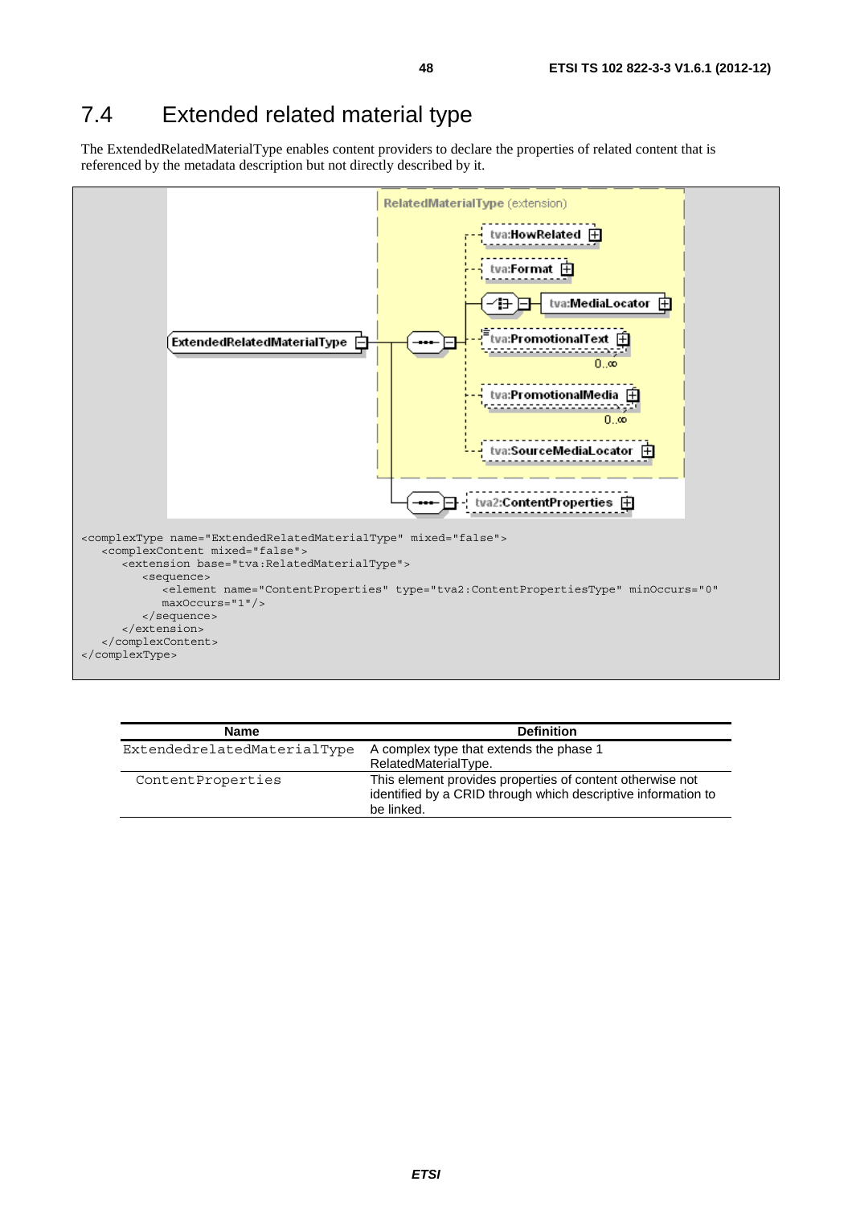# 7.4 Extended related material type

The ExtendedRelatedMaterialType enables content providers to declare the properties of related content that is referenced by the metadata description but not directly described by it.

```
<complexType name="ExtendedRelatedMaterialType" mixed="false">
   <complexContent mixed="false">
      <extension base="tva:RelatedMaterialType">
         <sequence>
            <element name="ContentProperties" type="tva2:ContentPropertiesType" minOccurs="0"
            maxOccurs="1"/>
         </sequence>
      </extension>
   </complexContent>
</complexType>
```

| Name | Definition |
|---|---|
| ExtendedrelatedMaterialType | A complex type that extends the phase 1 RelatedMaterialType. |
| ContentProperties | This element provides properties of content otherwise not identified by a CRID through which descriptive information to be linked. |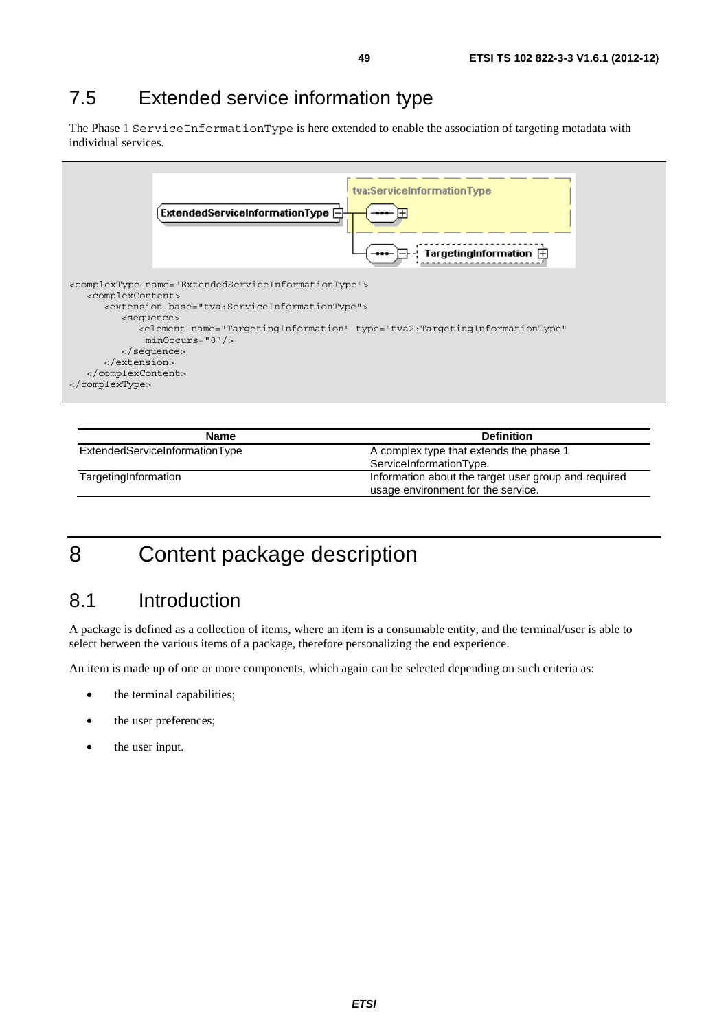## 7.5 Extended service information type

The Phase 1 `ServiceInformationType` is here extended to enable the association of targeting metadata with individual services.

```
<complexType name="ExtendedServiceInformationType">
   <complexContent>
      <extension base="tva:ServiceInformationType">
         <sequence>
            <element name="TargetingInformation" type="tva2:TargetingInformationType"
             minOccurs="0"/>
         </sequence>
      </extension>
   </complexContent>
</complexType>
```

| Name | Definition |
| --- | --- |
| ExtendedServiceInformationType | A complex type that extends the phase 1 ServiceInformationType. |
| TargetingInformation | Information about the target user group and required usage environment for the service. |

# 8 Content package description

## 8.1 Introduction

A package is defined as a collection of items, where an item is a consumable entity, and the terminal/user is able to select between the various items of a package, therefore personalizing the end experience.

An item is made up of one or more components, which again can be selected depending on such criteria as:

- the terminal capabilities;
- the user preferences;
- the user input.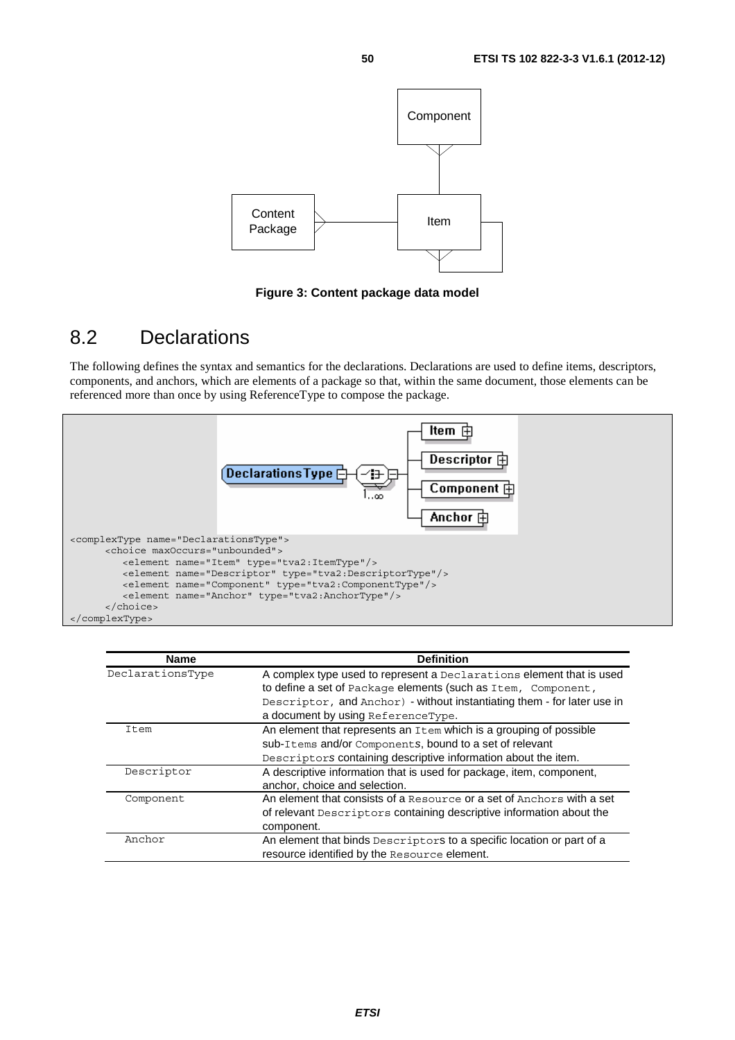Figure 3: Content package data model

## 8.2 Declarations

The following defines the syntax and semantics for the declarations. Declarations are used to define items, descriptors, components, and anchors, which are elements of a package so that, within the same document, those elements can be referenced more than once by using ReferenceType to compose the package.

```
<complexType name="DeclarationsType">
      <choice maxOccurs="unbounded">
         <element name="Item" type="tva2:ItemType"/>
         <element name="Descriptor" type="tva2:DescriptorType"/>
         <element name="Component" type="tva2:ComponentType"/>
         <element name="Anchor" type="tva2:AnchorType"/>
      </choice>
</complexType>
```

| Name | Definition |
|---|---|
| DeclarationsType | A complex type used to represent a Declarations element that is used to define a set of Package elements (such as Item, Component, Descriptor, and Anchor) - without instantiating them - for later use in a document by using ReferenceType. |
| Item | An element that represents an Item which is a grouping of possible sub-Items and/or Components, bound to a set of relevant Descriptors containing descriptive information about the item. |
| Descriptor | A descriptive information that is used for package, item, component, anchor, choice and selection. |
| Component | An element that consists of a Resource or a set of Anchors with a set of relevant Descriptors containing descriptive information about the component. |
| Anchor | An element that binds Descriptors to a specific location or part of a resource identified by the Resource element. |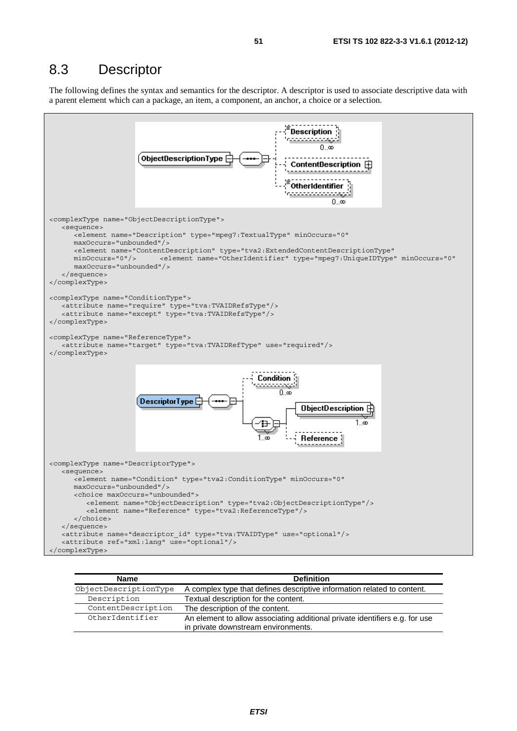## 8.3 Descriptor

The following defines the syntax and semantics for the descriptor. A descriptor is used to associate descriptive data with a parent element which can a package, an item, a component, an anchor, a choice or a selection.

```
<complexType name="ObjectDescriptionType">
   <sequence>
      <element name="Description" type="mpeg7:TextualType" minOccurs="0"
      maxOccurs="unbounded"/>
      <element name="ContentDescription" type="tva2:ExtendedContentDescriptionType"
      minOccurs="0"/>      <element name="OtherIdentifier" type="mpeg7:UniqueIDType" minOccurs="0"
      maxOccurs="unbounded"/>
   </sequence>
</complexType>

<complexType name="ConditionType">
   <attribute name="require" type="tva:TVAIDRefsType"/>
   <attribute name="except" type="tva:TVAIDRefsType"/>
</complexType>

<complexType name="ReferenceType">
   <attribute name="target" type="tva:TVAIDRefType" use="required"/>
</complexType>
```

```
<complexType name="DescriptorType">
   <sequence>
      <element name="Condition" type="tva2:ConditionType" minOccurs="0"
      maxOccurs="unbounded"/>
      <choice maxOccurs="unbounded">
         <element name="ObjectDescription" type="tva2:ObjectDescriptionType"/>
         <element name="Reference" type="tva2:ReferenceType"/>
      </choice>
   </sequence>
   <attribute name="descriptor_id" type="tva:TVAIDType" use="optional"/>
   <attribute ref="xml:lang" use="optional"/>
</complexType>
```

| Name | Definition |
|---|---|
| ObjectDescriptionType | A complex type that defines descriptive information related to content. |
| Description | Textual description for the content. |
| ContentDescription | The description of the content. |
| OtherIdentifier | An element to allow associating additional private identifiers e.g. for use in private downstream environments. |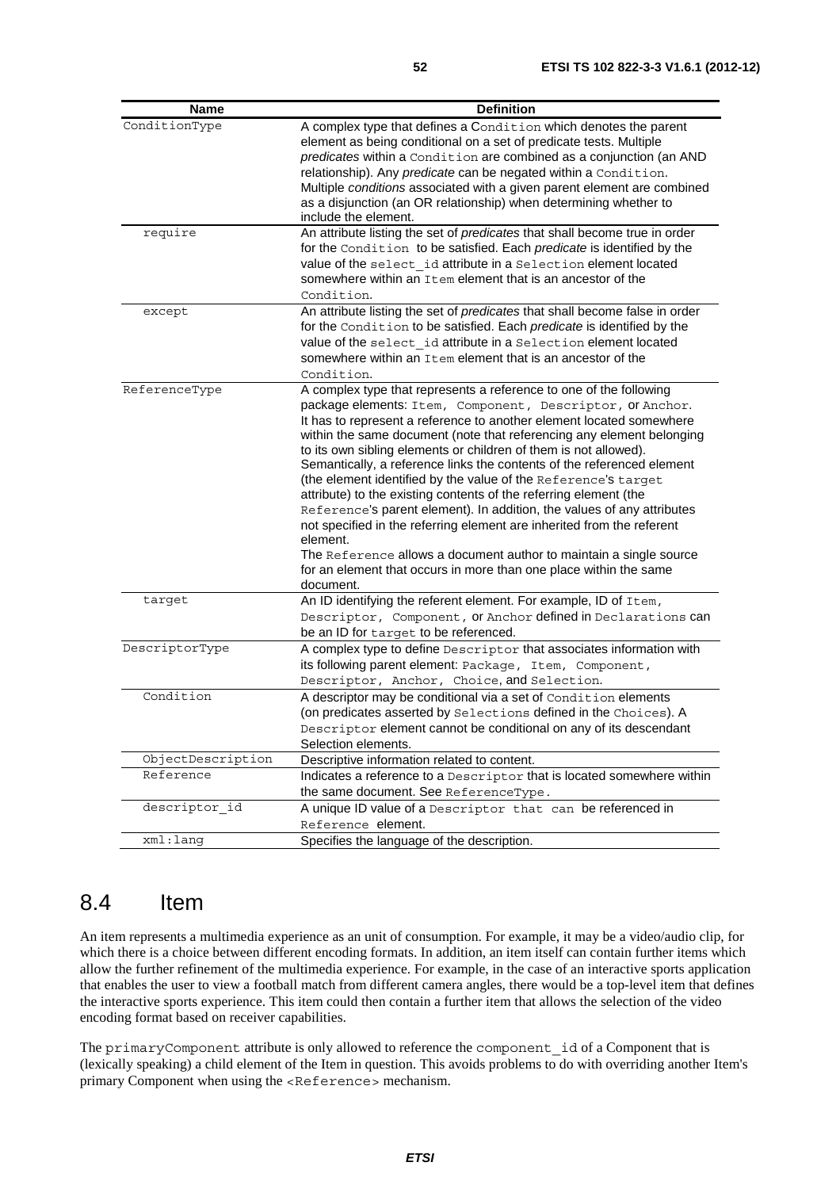| Name | Definition |
|---|---|
| ConditionType | A complex type that defines a Condition which denotes the parent element as being conditional on a set of predicate tests. Multiple *predicates* within a Condition are combined as a conjunction (an AND relationship). Any *predicate* can be negated within a Condition. Multiple *conditions* associated with a given parent element are combined as a disjunction (an OR relationship) when determining whether to include the element. |
| require | An attribute listing the set of *predicates* that shall become true in order for the Condition to be satisfied. Each *predicate* is identified by the value of the select_id attribute in a Selection element located somewhere within an Item element that is an ancestor of the Condition. |
| except | An attribute listing the set of *predicates* that shall become false in order for the Condition to be satisfied. Each *predicate* is identified by the value of the select_id attribute in a Selection element located somewhere within an Item element that is an ancestor of the Condition. |
| ReferenceType | A complex type that represents a reference to one of the following package elements: Item, Component, Descriptor, or Anchor. It has to represent a reference to another element located somewhere within the same document (note that referencing any element belonging to its own sibling elements or children of them is not allowed). Semantically, a reference links the contents of the referenced element (the element identified by the value of the Reference's target attribute) to the existing contents of the referring element (the Reference's parent element). In addition, the values of any attributes not specified in the referring element are inherited from the referent element.<br>The Reference allows a document author to maintain a single source for an element that occurs in more than one place within the same document. |
| target | An ID identifying the referent element. For example, ID of Item, Descriptor, Component, or Anchor defined in Declarations can be an ID for target to be referenced. |
| DescriptorType | A complex type to define Descriptor that associates information with its following parent element: Package, Item, Component, Descriptor, Anchor, Choice, and Selection. |
| Condition | A descriptor may be conditional via a set of Condition elements (on predicates asserted by Selections defined in the Choices). A Descriptor element cannot be conditional on any of its descendant Selection elements. |
| ObjectDescription | Descriptive information related to content. |
| Reference | Indicates a reference to a Descriptor that is located somewhere within the same document. See ReferenceType. |
| descriptor_id | A unique ID value of a Descriptor that can be referenced in Reference element. |
| xml:lang | Specifies the language of the description. |

## 8.4 Item

An item represents a multimedia experience as an unit of consumption. For example, it may be a video/audio clip, for which there is a choice between different encoding formats. In addition, an item itself can contain further items which allow the further refinement of the multimedia experience. For example, in the case of an interactive sports application that enables the user to view a football match from different camera angles, there would be a top-level item that defines the interactive sports experience. This item could then contain a further item that allows the selection of the video encoding format based on receiver capabilities.

The primaryComponent attribute is only allowed to reference the component_id of a Component that is (lexically speaking) a child element of the Item in question. This avoids problems to do with overriding another Item's primary Component when using the <Reference> mechanism.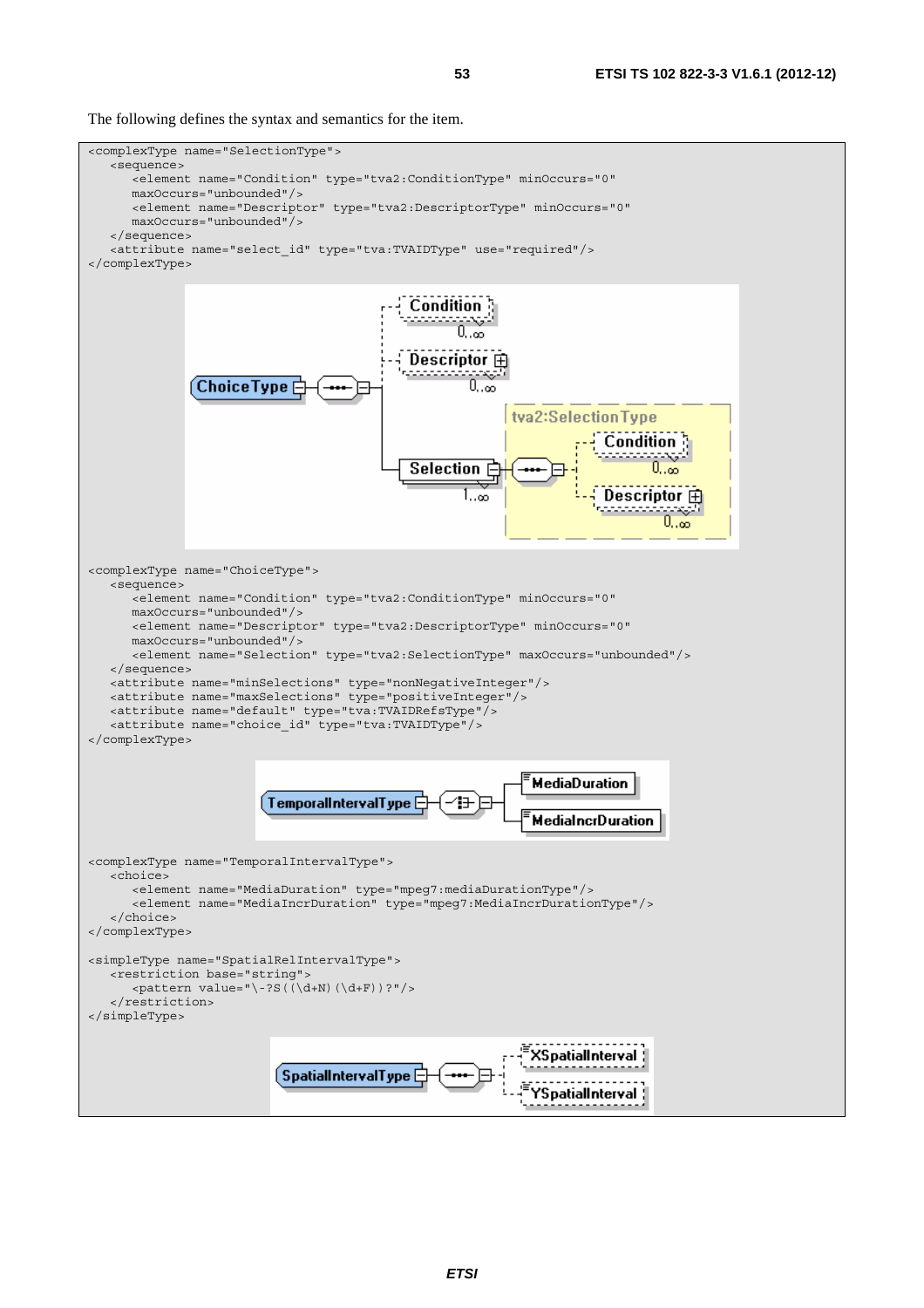The following defines the syntax and semantics for the item.

```
<complexType name="SelectionType">
   <sequence>
      <element name="Condition" type="tva2:ConditionType" minOccurs="0"
      maxOccurs="unbounded"/>
      <element name="Descriptor" type="tva2:DescriptorType" minOccurs="0"
      maxOccurs="unbounded"/>
   </sequence>
   <attribute name="select_id" type="tva:TVAIDType" use="required"/>
</complexType>
```

```
<complexType name="ChoiceType">
   <sequence>
      <element name="Condition" type="tva2:ConditionType" minOccurs="0"
      maxOccurs="unbounded"/>
      <element name="Descriptor" type="tva2:DescriptorType" minOccurs="0"
      maxOccurs="unbounded"/>
      <element name="Selection" type="tva2:SelectionType" maxOccurs="unbounded"/>
   </sequence>
   <attribute name="minSelections" type="nonNegativeInteger"/>
   <attribute name="maxSelections" type="positiveInteger"/>
   <attribute name="default" type="tva:TVAIDRefsType"/>
   <attribute name="choice_id" type="tva:TVAIDType"/>
</complexType>
```

```
<complexType name="TemporalIntervalType">
   <choice>
      <element name="MediaDuration" type="mpeg7:mediaDurationType"/>
      <element name="MediaIncrDuration" type="mpeg7:MediaIncrDurationType"/>
   </choice>
</complexType>

<simpleType name="SpatialRelIntervalType">
   <restriction base="string">
      <pattern value="\-?S((\d+N)(\d+F))?"/>
   </restriction>
</simpleType>
```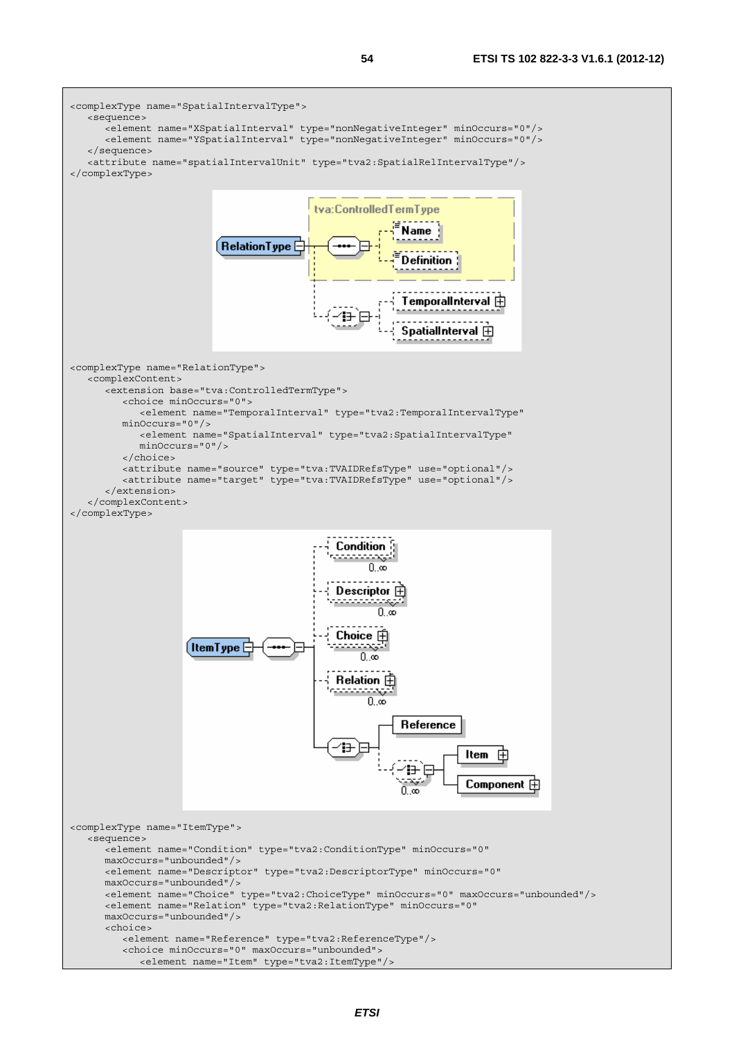```
<complexType name="SpatialIntervalType">
    <sequence>
        <element name="XSpatialInterval" type="nonNegativeInteger" minOccurs="0"/>
        <element name="YSpatialInterval" type="nonNegativeInteger" minOccurs="0"/>
    </sequence>
    <attribute name="spatialIntervalUnit" type="tva2:SpatialRelIntervalType"/>
</complexType>
```

```
<complexType name="RelationType">
    <complexContent>
        <extension base="tva:ControlledTermType">
            <choice minOccurs="0">
                <element name="TemporalInterval" type="tva2:TemporalIntervalType"
            minOccurs="0"/>
                <element name="SpatialInterval" type="tva2:SpatialIntervalType"
                minOccurs="0"/>
            </choice>
            <attribute name="source" type="tva:TVAIDRefsType" use="optional"/>
            <attribute name="target" type="tva:TVAIDRefsType" use="optional"/>
        </extension>
    </complexContent>
</complexType>
```

```
<complexType name="ItemType">
    <sequence>
        <element name="Condition" type="tva2:ConditionType" minOccurs="0"
        maxOccurs="unbounded"/>
        <element name="Descriptor" type="tva2:DescriptorType" minOccurs="0"
        maxOccurs="unbounded"/>
        <element name="Choice" type="tva2:ChoiceType" minOccurs="0" maxOccurs="unbounded"/>
        <element name="Relation" type="tva2:RelationType" minOccurs="0"
        maxOccurs="unbounded"/>
        <choice>
            <element name="Reference" type="tva2:ReferenceType"/>
            <choice minOccurs="0" maxOccurs="unbounded">
                <element name="Item" type="tva2:ItemType"/>
```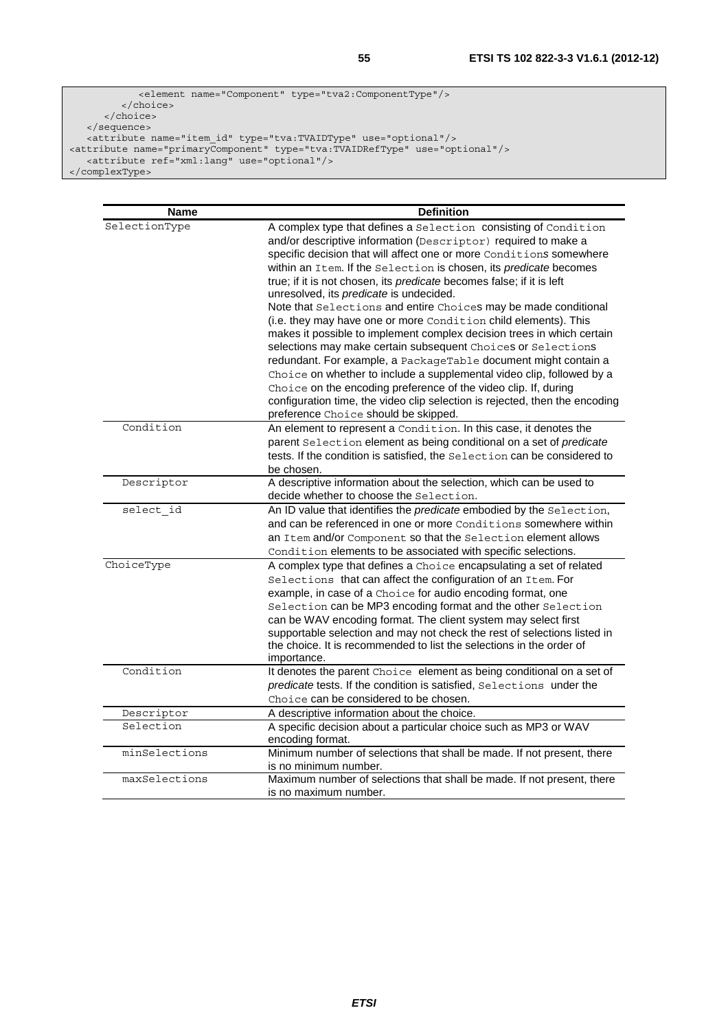```
            <element name="Component" type="tva2:ComponentType"/>
         </choice>
      </choice>
   </sequence>
   <attribute name="item_id" type="tva:TVAIDType" use="optional"/>
<attribute name="primaryComponent" type="tva:TVAIDRefType" use="optional"/>
   <attribute ref="xml:lang" use="optional"/>
</complexType>
```

| Name | Definition |
|---|---|
| SelectionType | A complex type that defines a Selection consisting of Condition and/or descriptive information (Descriptor) required to make a specific decision that will affect one or more Conditions somewhere within an Item. If the Selection is chosen, its *predicate* becomes true; if it is not chosen, its *predicate* becomes false; if it is left unresolved, its *predicate* is undecided.<br>Note that Selections and entire Choices may be made conditional (i.e. they may have one or more Condition child elements). This makes it possible to implement complex decision trees in which certain selections may make certain subsequent Choices or Selections redundant. For example, a PackageTable document might contain a Choice on whether to include a supplemental video clip, followed by a Choice on the encoding preference of the video clip. If, during configuration time, the video clip selection is rejected, then the encoding preference Choice should be skipped. |
| Condition | An element to represent a Condition. In this case, it denotes the parent Selection element as being conditional on a set of *predicate* tests. If the condition is satisfied, the Selection can be considered to be chosen. |
| Descriptor | A descriptive information about the selection, which can be used to decide whether to choose the Selection. |
| select_id | An ID value that identifies the *predicate* embodied by the Selection, and can be referenced in one or more Conditions somewhere within an Item and/or Component so that the Selection element allows Condition elements to be associated with specific selections. |
| ChoiceType | A complex type that defines a Choice encapsulating a set of related Selections that can affect the configuration of an Item. For example, in case of a Choice for audio encoding format, one Selection can be MP3 encoding format and the other Selection can be WAV encoding format. The client system may select first supportable selection and may not check the rest of selections listed in the choice. It is recommended to list the selections in the order of importance. |
| Condition | It denotes the parent Choice element as being conditional on a set of *predicate* tests. If the condition is satisfied, Selections under the Choice can be considered to be chosen. |
| Descriptor | A descriptive information about the choice. |
| Selection | A specific decision about a particular choice such as MP3 or WAV encoding format. |
| minSelections | Minimum number of selections that shall be made. If not present, there is no minimum number. |
| maxSelections | Maximum number of selections that shall be made. If not present, there is no maximum number. |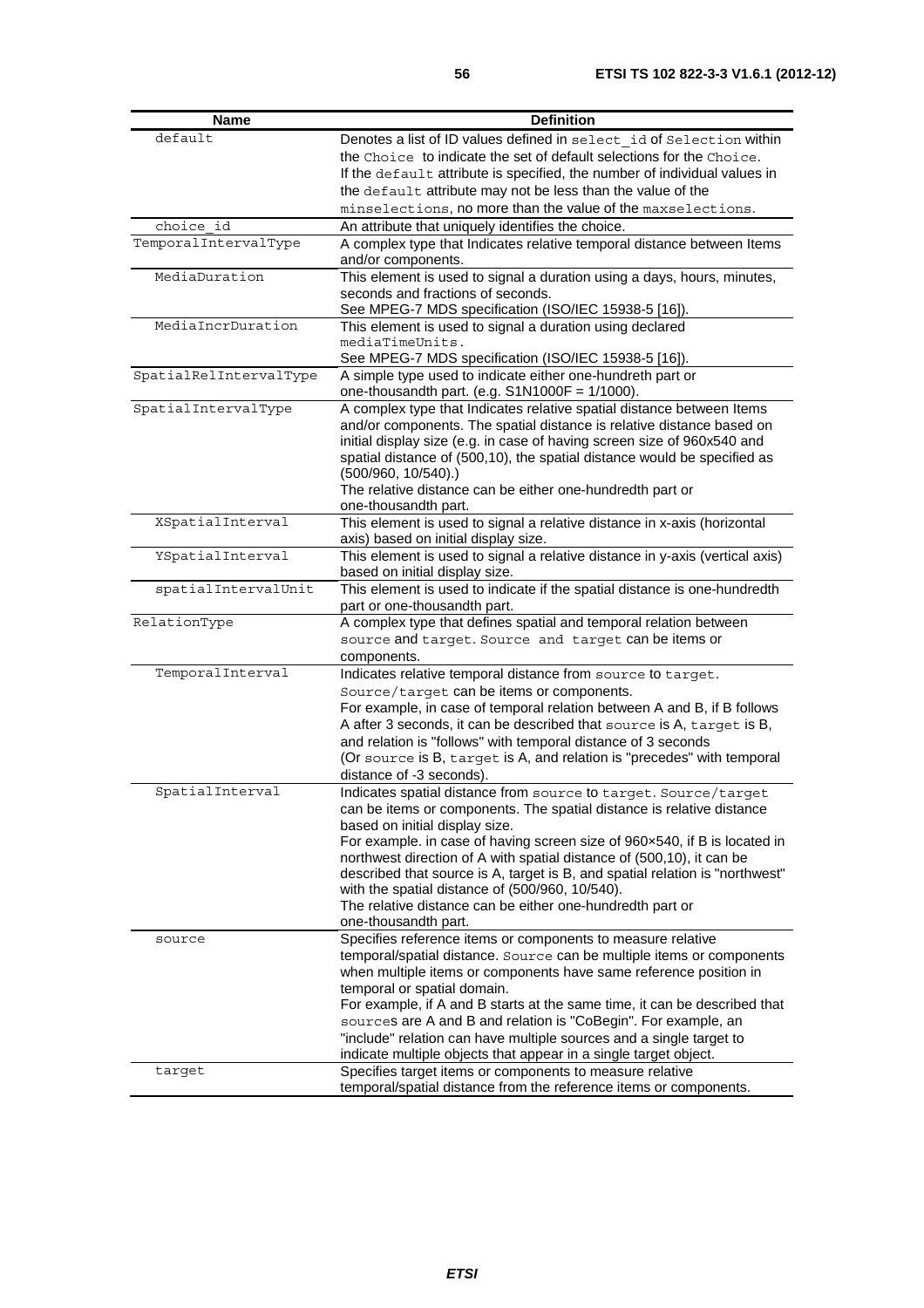| Name | Definition |
| --- | --- |
| default | Denotes a list of ID values defined in select_id of Selection within the Choice to indicate the set of default selections for the Choice. If the default attribute is specified, the number of individual values in the default attribute may not be less than the value of the minselections, no more than the value of the maxselections. |
| choice_id | An attribute that uniquely identifies the choice. |
| TemporalIntervalType | A complex type that Indicates relative temporal distance between Items and/or components. |
| MediaDuration | This element is used to signal a duration using a days, hours, minutes, seconds and fractions of seconds. See MPEG-7 MDS specification (ISO/IEC 15938-5 [16]). |
| MediaIncrDuration | This element is used to signal a duration using declared mediaTimeUnits. See MPEG-7 MDS specification (ISO/IEC 15938-5 [16]). |
| SpatialRelIntervalType | A simple type used to indicate either one-hundreth part or one-thousandth part. (e.g. S1N1000F = 1/1000). |
| SpatialIntervalType | A complex type that Indicates relative spatial distance between Items and/or components. The spatial distance is relative distance based on initial display size (e.g. in case of having screen size of 960x540 and spatial distance of (500,10), the spatial distance would be specified as (500/960, 10/540).) The relative distance can be either one-hundredth part or one-thousandth part. |
| XSpatialInterval | This element is used to signal a relative distance in x-axis (horizontal axis) based on initial display size. |
| YSpatialInterval | This element is used to signal a relative distance in y-axis (vertical axis) based on initial display size. |
| spatialIntervalUnit | This element is used to indicate if the spatial distance is one-hundredth part or one-thousandth part. |
| RelationType | A complex type that defines spatial and temporal relation between source and target. Source and target can be items or components. |
| TemporalInterval | Indicates relative temporal distance from source to target. Source/target can be items or components. For example, in case of temporal relation between A and B, if B follows A after 3 seconds, it can be described that source is A, target is B, and relation is "follows" with temporal distance of 3 seconds (Or source is B, target is A, and relation is "precedes" with temporal distance of -3 seconds). |
| SpatialInterval | Indicates spatial distance from source to target. Source/target can be items or components. The spatial distance is relative distance based on initial display size. For example. in case of having screen size of 960×540, if B is located in northwest direction of A with spatial distance of (500,10), it can be described that source is A, target is B, and spatial relation is "northwest" with the spatial distance of (500/960, 10/540). The relative distance can be either one-hundredth part or one-thousandth part. |
| source | Specifies reference items or components to measure relative temporal/spatial distance. Source can be multiple items or components when multiple items or components have same reference position in temporal or spatial domain. For example, if A and B starts at the same time, it can be described that sources are A and B and relation is "CoBegin". For example, an "include" relation can have multiple sources and a single target to indicate multiple objects that appear in a single target object. |
| target | Specifies target items or components to measure relative temporal/spatial distance from the reference items or components. |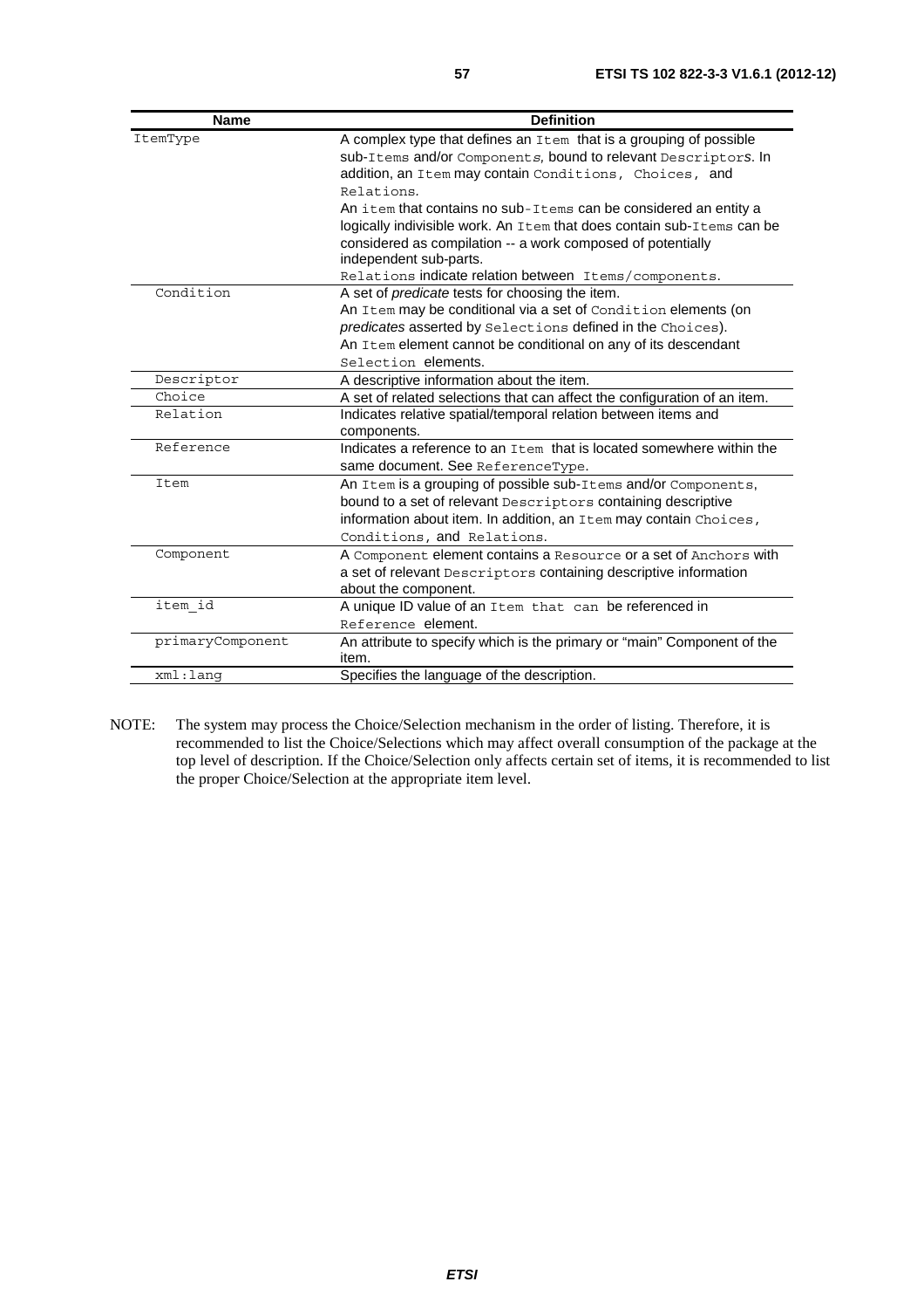| Name | Definition |
| --- | --- |
| ItemType | A complex type that defines an Item that is a grouping of possible sub-Items and/or Components, bound to relevant Descriptors. In addition, an Item may contain Conditions, Choices, and Relations.<br>An item that contains no sub-Items can be considered an entity a logically indivisible work. An Item that does contain sub-Items can be considered as compilation -- a work composed of potentially independent sub-parts.<br>Relations indicate relation between Items/components. |
| Condition | A set of *predicate* tests for choosing the item.<br>An Item may be conditional via a set of Condition elements (on *predicates* asserted by Selections defined in the Choices).<br>An Item element cannot be conditional on any of its descendant Selection elements. |
| Descriptor | A descriptive information about the item. |
| Choice | A set of related selections that can affect the configuration of an item. |
| Relation | Indicates relative spatial/temporal relation between items and components. |
| Reference | Indicates a reference to an Item that is located somewhere within the same document. See ReferenceType. |
| Item | An Item is a grouping of possible sub-Items and/or Components, bound to a set of relevant Descriptors containing descriptive information about item. In addition, an Item may contain Choices, Conditions, and Relations. |
| Component | A Component element contains a Resource or a set of Anchors with a set of relevant Descriptors containing descriptive information about the component. |
| item_id | A unique ID value of an Item that can be referenced in Reference element. |
| primaryComponent | An attribute to specify which is the primary or "main" Component of the item. |
| xml:lang | Specifies the language of the description. |

NOTE: The system may process the Choice/Selection mechanism in the order of listing. Therefore, it is recommended to list the Choice/Selections which may affect overall consumption of the package at the top level of description. If the Choice/Selection only affects certain set of items, it is recommended to list the proper Choice/Selection at the appropriate item level.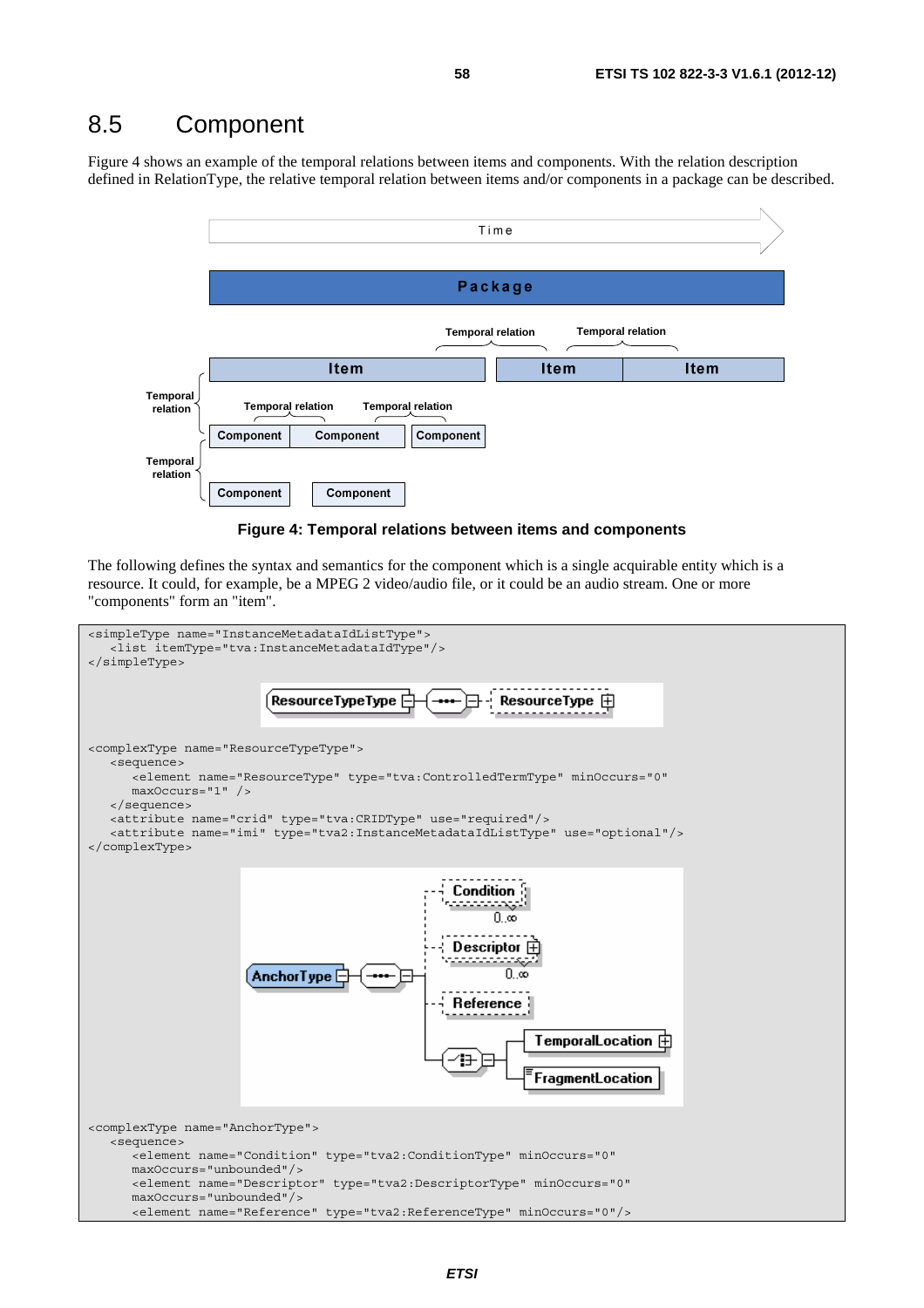## 8.5 Component

Figure 4 shows an example of the temporal relations between items and components. With the relation description defined in RelationType, the relative temporal relation between items and/or components in a package can be described.

**Figure 4: Temporal relations between items and components**

The following defines the syntax and semantics for the component which is a single acquirable entity which is a resource. It could, for example, be a MPEG 2 video/audio file, or it could be an audio stream. One or more "components" form an "item".

```
<simpleType name="InstanceMetadataIdListType">
   <list itemType="tva:InstanceMetadataIdType"/>
</simpleType>
```

```
<complexType name="ResourceTypeType">
   <sequence>
      <element name="ResourceType" type="tva:ControlledTermType" minOccurs="0"
      maxOccurs="1" />
   </sequence>
   <attribute name="crid" type="tva:CRIDType" use="required"/>
   <attribute name="imi" type="tva2:InstanceMetadataIdListType" use="optional"/>
</complexType>
```

```
<complexType name="AnchorType">
   <sequence>
      <element name="Condition" type="tva2:ConditionType" minOccurs="0"
      maxOccurs="unbounded"/>
      <element name="Descriptor" type="tva2:DescriptorType" minOccurs="0"
      maxOccurs="unbounded"/>
      <element name="Reference" type="tva2:ReferenceType" minOccurs="0"/>
```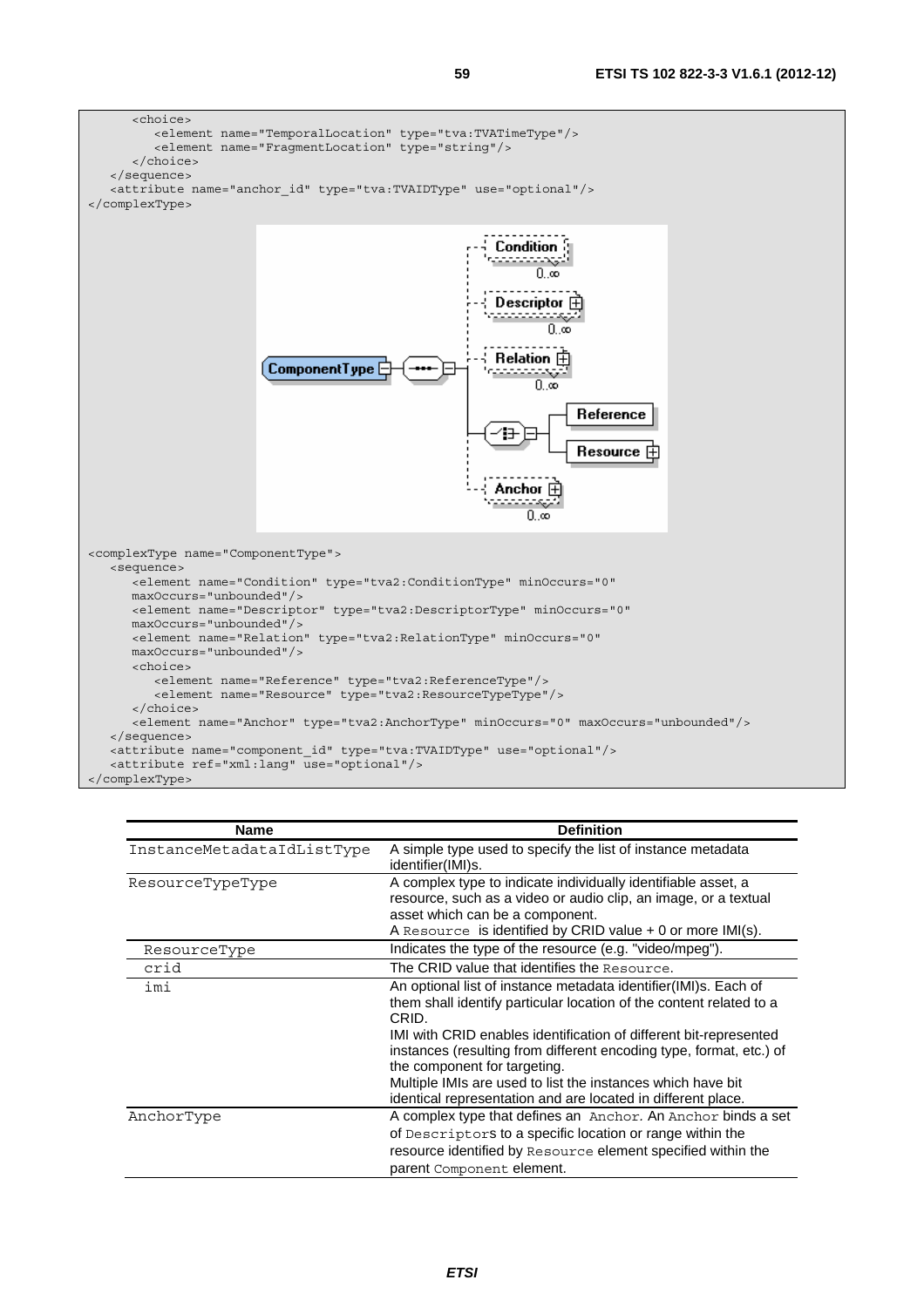```
      <choice>
         <element name="TemporalLocation" type="tva:TVATimeType"/>
         <element name="FragmentLocation" type="string"/>
      </choice>
   </sequence>
   <attribute name="anchor_id" type="tva:TVAIDType" use="optional"/>
</complexType>
```

```
<complexType name="ComponentType">
   <sequence>
      <element name="Condition" type="tva2:ConditionType" minOccurs="0"
      maxOccurs="unbounded"/>
      <element name="Descriptor" type="tva2:DescriptorType" minOccurs="0"
      maxOccurs="unbounded"/>
      <element name="Relation" type="tva2:RelationType" minOccurs="0"
      maxOccurs="unbounded"/>
      <choice>
         <element name="Reference" type="tva2:ReferenceType"/>
         <element name="Resource" type="tva2:ResourceTypeType"/>
      </choice>
      <element name="Anchor" type="tva2:AnchorType" minOccurs="0" maxOccurs="unbounded"/>
   </sequence>
   <attribute name="component_id" type="tva:TVAIDType" use="optional"/>
   <attribute ref="xml:lang" use="optional"/>
</complexType>
```

| Name | Definition |
|---|---|
| InstanceMetadataIdListType | A simple type used to specify the list of instance metadata identifier(IMI)s. |
| ResourceTypeType | A complex type to indicate individually identifiable asset, a resource, such as a video or audio clip, an image, or a textual asset which can be a component.<br>A `Resource` is identified by CRID value + 0 or more IMI(s). |
| ResourceType | Indicates the type of the resource (e.g. "video/mpeg"). |
| crid | The CRID value that identifies the `Resource`. |
| imi | An optional list of instance metadata identifier(IMI)s. Each of them shall identify particular location of the content related to a CRID.<br>IMI with CRID enables identification of different bit-represented instances (resulting from different encoding type, format, etc.) of the component for targeting.<br>Multiple IMIs are used to list the instances which have bit identical representation and are located in different place. |
| AnchorType | A complex type that defines an `Anchor`. An `Anchor` binds a set of `Descriptor`s to a specific location or range within the resource identified by `Resource` element specified within the parent `Component` element. |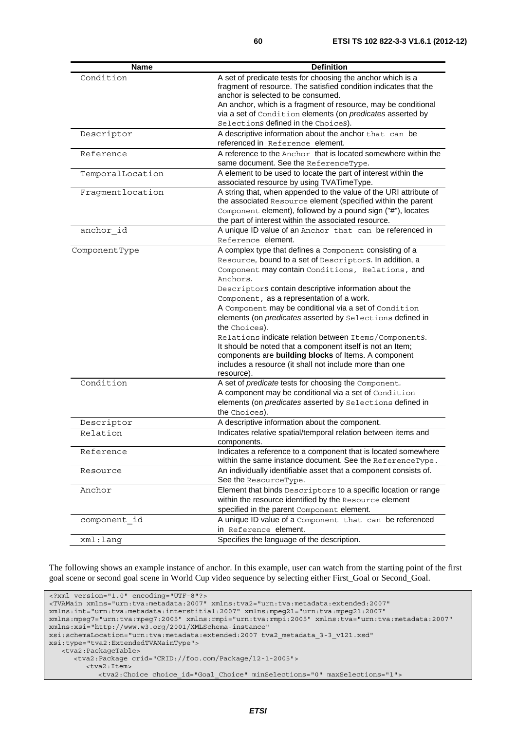| Name | Definition |
|---|---|
| Condition | A set of predicate tests for choosing the anchor which is a fragment of resource. The satisfied condition indicates that the anchor is selected to be consumed.<br>An anchor, which is a fragment of resource, may be conditional via a set of Condition elements (on *predicates* asserted by Selection*s* defined in the Choice*s*). |
| Descriptor | A descriptive information about the anchor that can be referenced in Reference element. |
| Reference | A reference to the Anchor that is located somewhere within the same document. See the ReferenceType. |
| TemporalLocation | A element to be used to locate the part of interest within the associated resource by using TVATimeType. |
| Fragmentlocation | A string that, when appended to the value of the URI attribute of the associated Resource element (specified within the parent Component element), followed by a pound sign ("#"), locates the part of interest within the associated resource. |
| anchor_id | A unique ID value of an Anchor that can be referenced in Reference element. |
| ComponentType | A complex type that defines a Component consisting of a Resource, bound to a set of Descriptor*s*. In addition, a Component may contain Conditions, Relations, and Anchors.<br>Descriptor*s* contain descriptive information about the Component, as a representation of a work.<br>A Component may be conditional via a set of Condition elements (on *predicates* asserted by Selections defined in the Choices).<br>Relations indicate relation between Items/Component*s*.<br>It should be noted that a component itself is not an Item; components are **building blocks** of Items. A component includes a resource (it shall not include more than one resource). |
| Condition | A set of *predicate* tests for choosing the Component.<br>A component may be conditional via a set of Condition elements (on *predicates* asserted by Selections defined in the Choices). |
| Descriptor | A descriptive information about the component. |
| Relation | Indicates relative spatial/temporal relation between items and components. |
| Reference | Indicates a reference to a component that is located somewhere within the same instance document. See the ReferenceType. |
| Resource | An individually identifiable asset that a component consists of. See the ResourceType. |
| Anchor | Element that binds Descriptors to a specific location or range within the resource identified by the Resource element specified in the parent Component element. |
| component_id | A unique ID value of a Component that can be referenced in Reference element. |
| xml:lang | Specifies the language of the description. |

The following shows an example instance of anchor. In this example, user can watch from the starting point of the first goal scene or second goal scene in World Cup video sequence by selecting either First_Goal or Second_Goal.

```
<?xml version="1.0" encoding="UTF-8"?>
<TVAMain xmlns="urn:tva:metadata:2007" xmlns:tva2="urn:tva:metadata:extended:2007"
xmlns:int="urn:tva:metadata:interstitial:2007" xmlns:mpeg21="urn:tva:mpeg21:2007"
xmlns:mpeg7="urn:tva:mpeg7:2005" xmlns:rmpi="urn:tva:rmpi:2005" xmlns:tva="urn:tva:metadata:2007"
xmlns:xsi="http://www.w3.org/2001/XMLSchema-instance"
xsi:schemaLocation="urn:tva:metadata:extended:2007 tva2_metadata_3-3_v121.xsd"
xsi:type="tva2:ExtendedTVAMainType">
   <tva2:PackageTable>
      <tva2:Package crid="CRID://foo.com/Package/12-1-2005">
         <tva2:Item>
            <tva2:Choice choice_id="Goal_Choice" minSelections="0" maxSelections="1">
```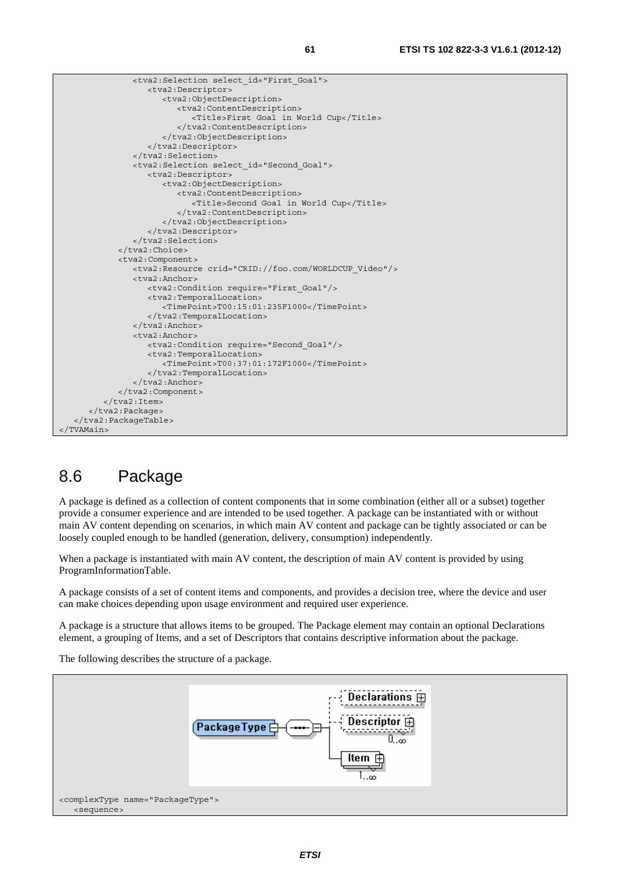```
            <tva2:Selection select_id="First_Goal">
               <tva2:Descriptor>
                  <tva2:ObjectDescription>
                     <tva2:ContentDescription>
                        <Title>First Goal in World Cup</Title>
                     </tva2:ContentDescription>
                  </tva2:ObjectDescription>
               </tva2:Descriptor>
            </tva2:Selection>
            <tva2:Selection select_id="Second_Goal">
               <tva2:Descriptor>
                  <tva2:ObjectDescription>
                     <tva2:ContentDescription>
                        <Title>Second Goal in World Cup</Title>
                     </tva2:ContentDescription>
                  </tva2:ObjectDescription>
               </tva2:Descriptor>
            </tva2:Selection>
         </tva2:Choice>
         <tva2:Component>
            <tva2:Resource crid="CRID://foo.com/WORLDCUP_Video"/>
            <tva2:Anchor>
               <tva2:Condition require="First_Goal"/>
               <tva2:TemporalLocation>
                  <TimePoint>T00:15:01:235F1000</TimePoint>
               </tva2:TemporalLocation>
            </tva2:Anchor>
            <tva2:Anchor>
               <tva2:Condition require="Second_Goal"/>
               <tva2:TemporalLocation>
                  <TimePoint>T00:37:01:172F1000</TimePoint>
               </tva2:TemporalLocation>
            </tva2:Anchor>
         </tva2:Component>
      </tva2:Item>
    </tva2:Package>
  </tva2:PackageTable>
</TVAMain>
```

## 8.6 Package

A package is defined as a collection of content components that in some combination (either all or a subset) together provide a consumer experience and are intended to be used together. A package can be instantiated with or without main AV content depending on scenarios, in which main AV content and package can be tightly associated or can be loosely coupled enough to be handled (generation, delivery, consumption) independently.

When a package is instantiated with main AV content, the description of main AV content is provided by using ProgramInformationTable.

A package consists of a set of content items and components, and provides a decision tree, where the device and user can make choices depending upon usage environment and required user experience.

A package is a structure that allows items to be grouped. The Package element may contain an optional Declarations element, a grouping of Items, and a set of Descriptors that contains descriptive information about the package.

The following describes the structure of a package.

```
<complexType name="PackageType">
   <sequence>
```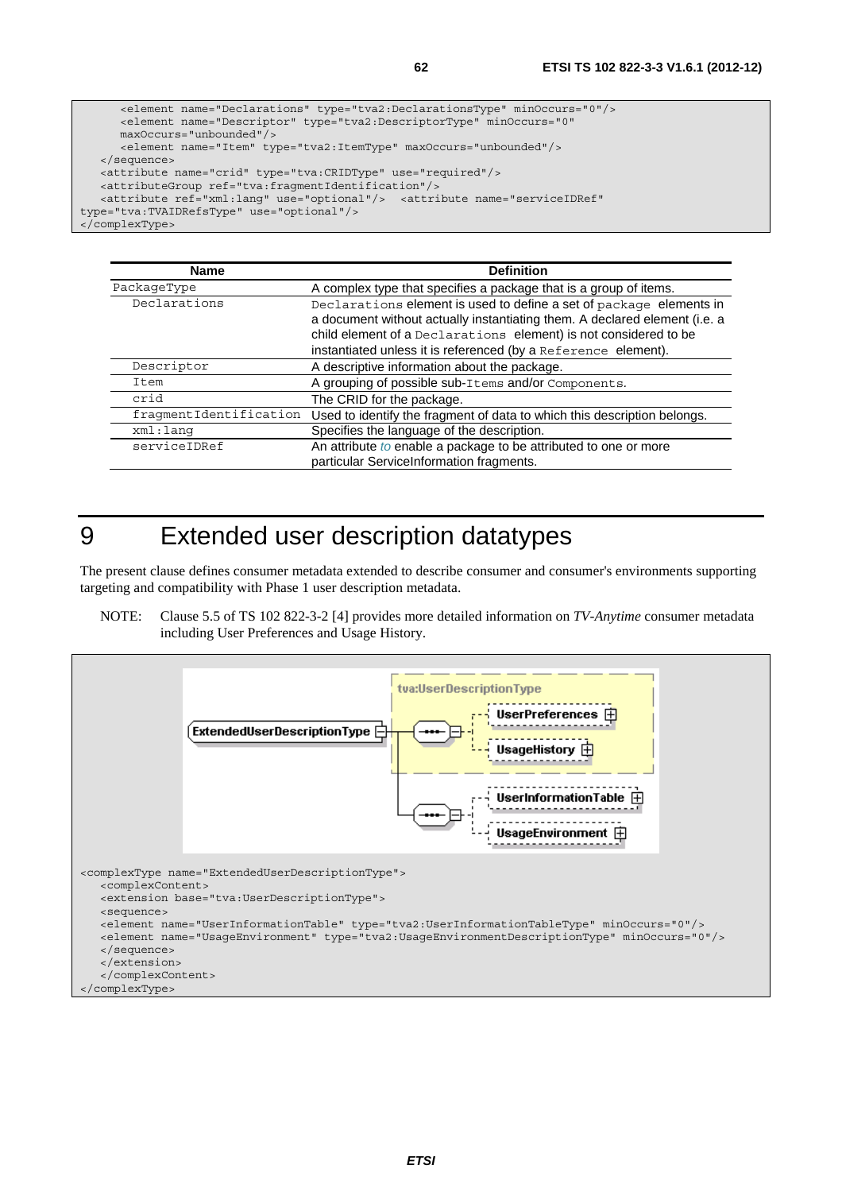```
      <element name="Declarations" type="tva2:DeclarationsType" minOccurs="0"/>
      <element name="Descriptor" type="tva2:DescriptorType" minOccurs="0"
      maxOccurs="unbounded"/>
      <element name="Item" type="tva2:ItemType" maxOccurs="unbounded"/>
   </sequence>
   <attribute name="crid" type="tva:CRIDType" use="required"/>
   <attributeGroup ref="tva:fragmentIdentification"/>
   <attribute ref="xml:lang" use="optional"/>  <attribute name="serviceIDRef"
type="tva:TVAIDRefsType" use="optional"/>
</complexType>
```

| Name | Definition |
|---|---|
| PackageType | A complex type that specifies a package that is a group of items. |
| Declarations | Declarations element is used to define a set of package elements in a document without actually instantiating them. A declared element (i.e. a child element of a Declarations element) is not considered to be instantiated unless it is referenced (by a Reference element). |
| Descriptor | A descriptive information about the package. |
| Item | A grouping of possible sub-Items and/or Components. |
| crid | The CRID for the package. |
| fragmentIdentification | Used to identify the fragment of data to which this description belongs. |
| xml:lang | Specifies the language of the description. |
| serviceIDRef | An attribute to enable a package to be attributed to one or more particular ServiceInformation fragments. |

# 9 Extended user description datatypes

The present clause defines consumer metadata extended to describe consumer and consumer's environments supporting targeting and compatibility with Phase 1 user description metadata.

NOTE: Clause 5.5 of TS 102 822-3-2 [4] provides more detailed information on *TV-Anytime* consumer metadata including User Preferences and Usage History.

```
<complexType name="ExtendedUserDescriptionType">
   <complexContent>
   <extension base="tva:UserDescriptionType">
   <sequence>
   <element name="UserInformationTable" type="tva2:UserInformationTableType" minOccurs="0"/>
   <element name="UsageEnvironment" type="tva2:UsageEnvironmentDescriptionType" minOccurs="0"/>
   </sequence>
   </extension>
   </complexContent>
</complexType>
```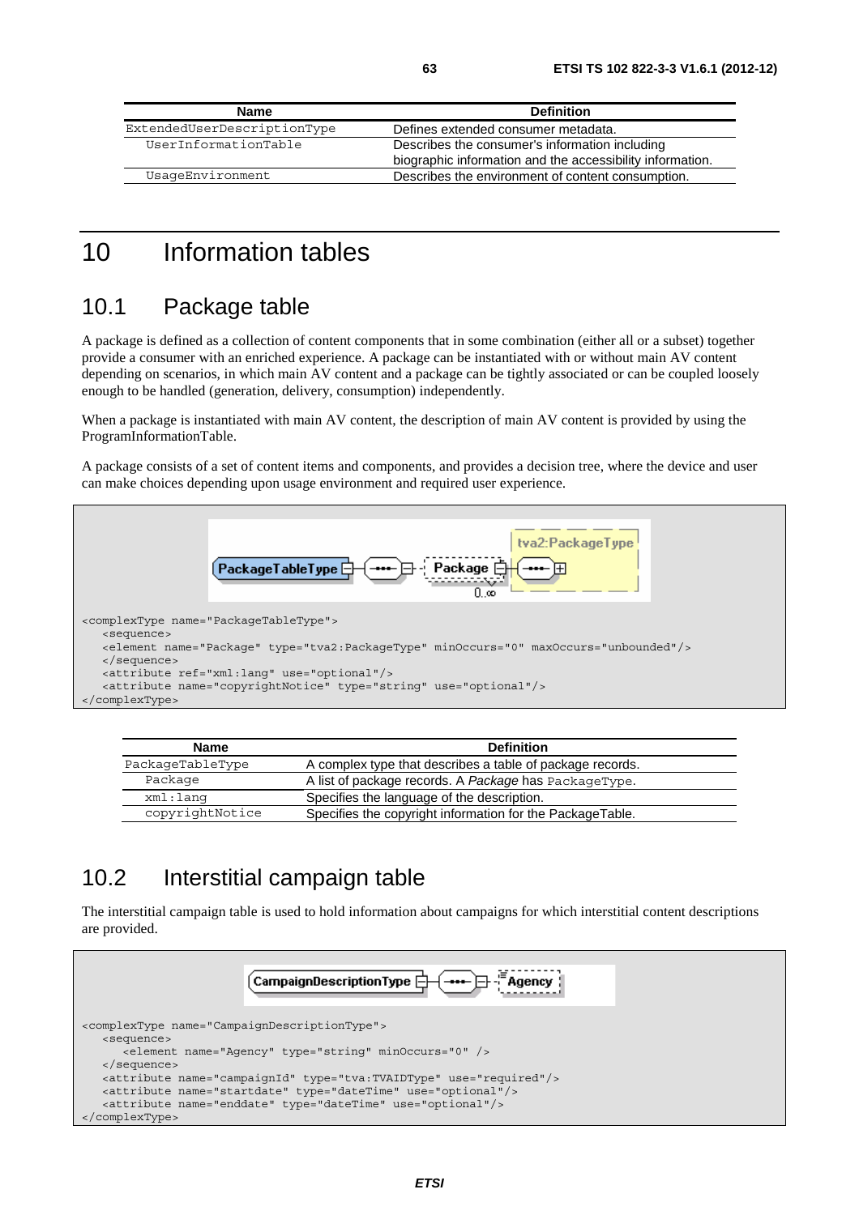| Name | Definition |
|---|---|
| ExtendedUserDescriptionType | Defines extended consumer metadata. |
| UserInformationTable | Describes the consumer's information including biographic information and the accessibility information. |
| UsageEnvironment | Describes the environment of content consumption. |

# 10 Information tables

## 10.1 Package table

A package is defined as a collection of content components that in some combination (either all or a subset) together provide a consumer with an enriched experience. A package can be instantiated with or without main AV content depending on scenarios, in which main AV content and a package can be tightly associated or can be coupled loosely enough to be handled (generation, delivery, consumption) independently.

When a package is instantiated with main AV content, the description of main AV content is provided by using the ProgramInformationTable.

A package consists of a set of content items and components, and provides a decision tree, where the device and user can make choices depending upon usage environment and required user experience.

```
<complexType name="PackageTableType">
   <sequence>
   <element name="Package" type="tva2:PackageType" minOccurs="0" maxOccurs="unbounded"/>
   </sequence>
   <attribute ref="xml:lang" use="optional"/>
   <attribute name="copyrightNotice" type="string" use="optional"/>
</complexType>
```

| Name | Definition |
|---|---|
| PackageTableType | A complex type that describes a table of package records. |
| Package | A list of package records. A *Package* has PackageType. |
| xml:lang | Specifies the language of the description. |
| copyrightNotice | Specifies the copyright information for the PackageTable. |

## 10.2 Interstitial campaign table

The interstitial campaign table is used to hold information about campaigns for which interstitial content descriptions are provided.

```
<complexType name="CampaignDescriptionType">
   <sequence>
      <element name="Agency" type="string" minOccurs="0" />
   </sequence>
   <attribute name="campaignId" type="tva:TVAIDType" use="required"/>
   <attribute name="startdate" type="dateTime" use="optional"/>
   <attribute name="enddate" type="dateTime" use="optional"/>
</complexType>
```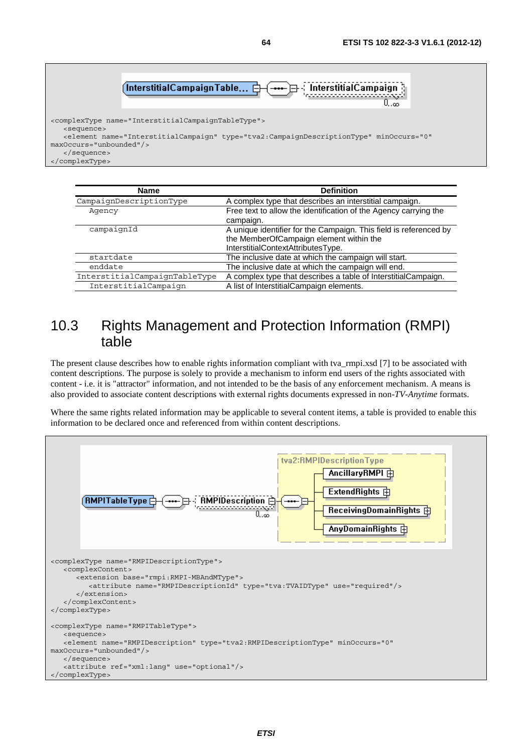```
<complexType name="InterstitialCampaignTableType">
   <sequence>
   <element name="InterstitialCampaign" type="tva2:CampaignDescriptionType" minOccurs="0"
maxOccurs="unbounded"/>
   </sequence>
</complexType>
```

| Name | Definition |
|---|---|
| CampaignDescriptionType | A complex type that describes an interstitial campaign. |
|    Agency | Free text to allow the identification of the Agency carrying the campaign. |
|    campaignId | A unique identifier for the Campaign. This field is referenced by the MemberOfCampaign element within the InterstitialContextAttributesType. |
|    startdate | The inclusive date at which the campaign will start. |
|    enddate | The inclusive date at which the campaign will end. |
| InterstitialCampaignTableType | A complex type that describes a table of InterstitialCampaign. |
|    InterstitialCampaign | A list of InterstitialCampaign elements. |

# 10.3 Rights Management and Protection Information (RMPI) table

The present clause describes how to enable rights information compliant with tva_rmpi.xsd [7] to be associated with content descriptions. The purpose is solely to provide a mechanism to inform end users of the rights associated with content - i.e. it is "attractor" information, and not intended to be the basis of any enforcement mechanism. A means is also provided to associate content descriptions with external rights documents expressed in non-*TV-Anytime* formats.

Where the same rights related information may be applicable to several content items, a table is provided to enable this information to be declared once and referenced from within content descriptions.

```
<complexType name="RMPIDescriptionType">
   <complexContent>
      <extension base="rmpi:RMPI-MBAndMType">
         <attribute name="RMPIDescriptionId" type="tva:TVAIDType" use="required"/>
      </extension>
   </complexContent>
</complexType>

<complexType name="RMPITableType">
   <sequence>
   <element name="RMPIDescription" type="tva2:RMPIDescriptionType" minOccurs="0"
maxOccurs="unbounded"/>
   </sequence>
   <attribute ref="xml:lang" use="optional"/>
</complexType>
```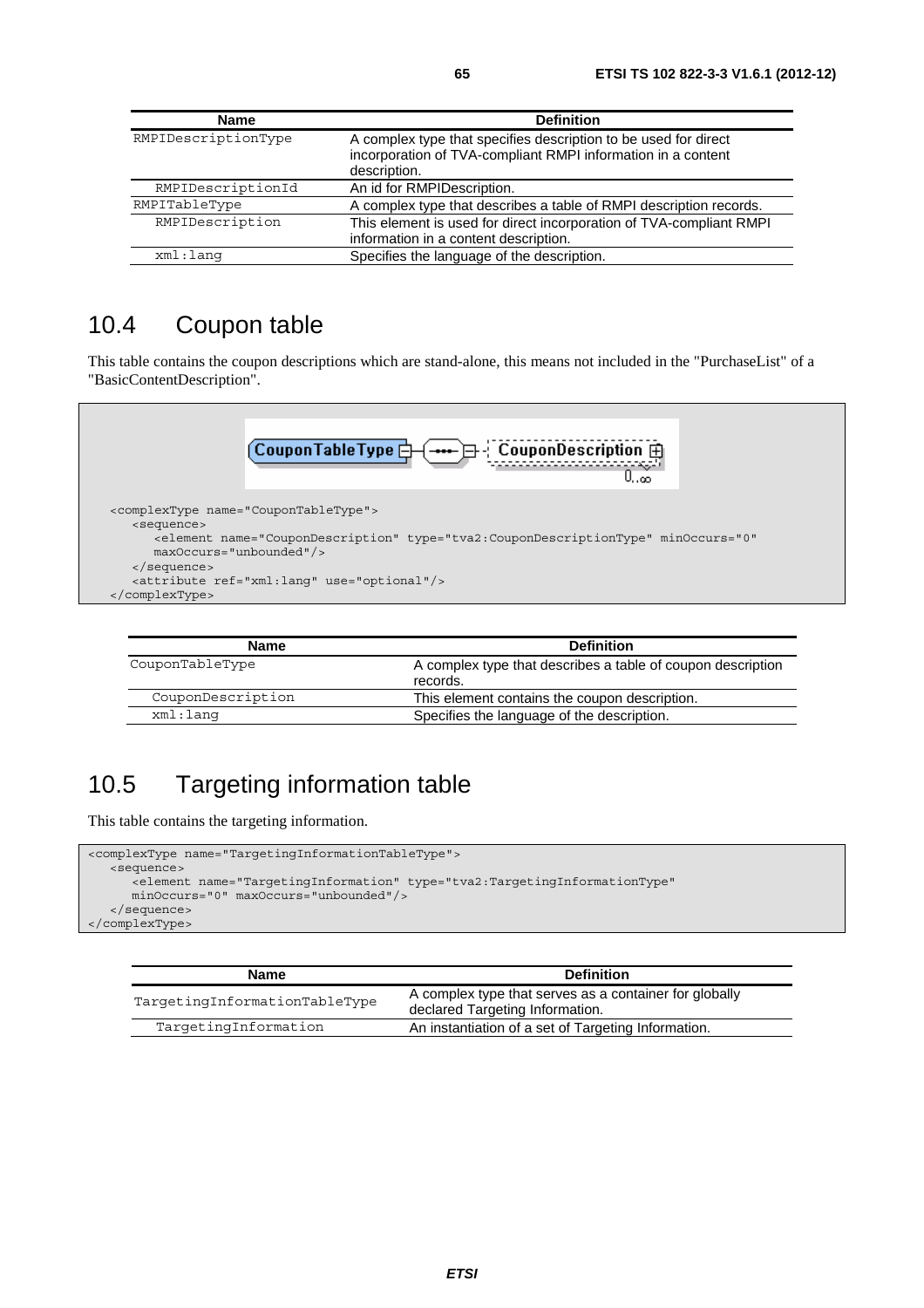| Name | Definition |
| --- | --- |
| RMPIDescriptionType | A complex type that specifies description to be used for direct incorporation of TVA-compliant RMPI information in a content description. |
| RMPIDescriptionId | An id for RMPIDescription. |
| RMPITableType | A complex type that describes a table of RMPI description records. |
| RMPIDescription | This element is used for direct incorporation of TVA-compliant RMPI information in a content description. |
| xml:lang | Specifies the language of the description. |

## 10.4 Coupon table

This table contains the coupon descriptions which are stand-alone, this means not included in the "PurchaseList" of a "BasicContentDescription".

```
<complexType name="CouponTableType">
   <sequence>
      <element name="CouponDescription" type="tva2:CouponDescriptionType" minOccurs="0"
      maxOccurs="unbounded"/>
   </sequence>
   <attribute ref="xml:lang" use="optional"/>
</complexType>
```

| Name | Definition |
| --- | --- |
| CouponTableType | A complex type that describes a table of coupon description records. |
| CouponDescription | This element contains the coupon description. |
| xml:lang | Specifies the language of the description. |

## 10.5 Targeting information table

This table contains the targeting information.

```
<complexType name="TargetingInformationTableType">
   <sequence>
      <element name="TargetingInformation" type="tva2:TargetingInformationType"
      minOccurs="0" maxOccurs="unbounded"/>
   </sequence>
</complexType>
```

| Name | Definition |
| --- | --- |
| TargetingInformationTableType | A complex type that serves as a container for globally declared Targeting Information. |
| TargetingInformation | An instantiation of a set of Targeting Information. |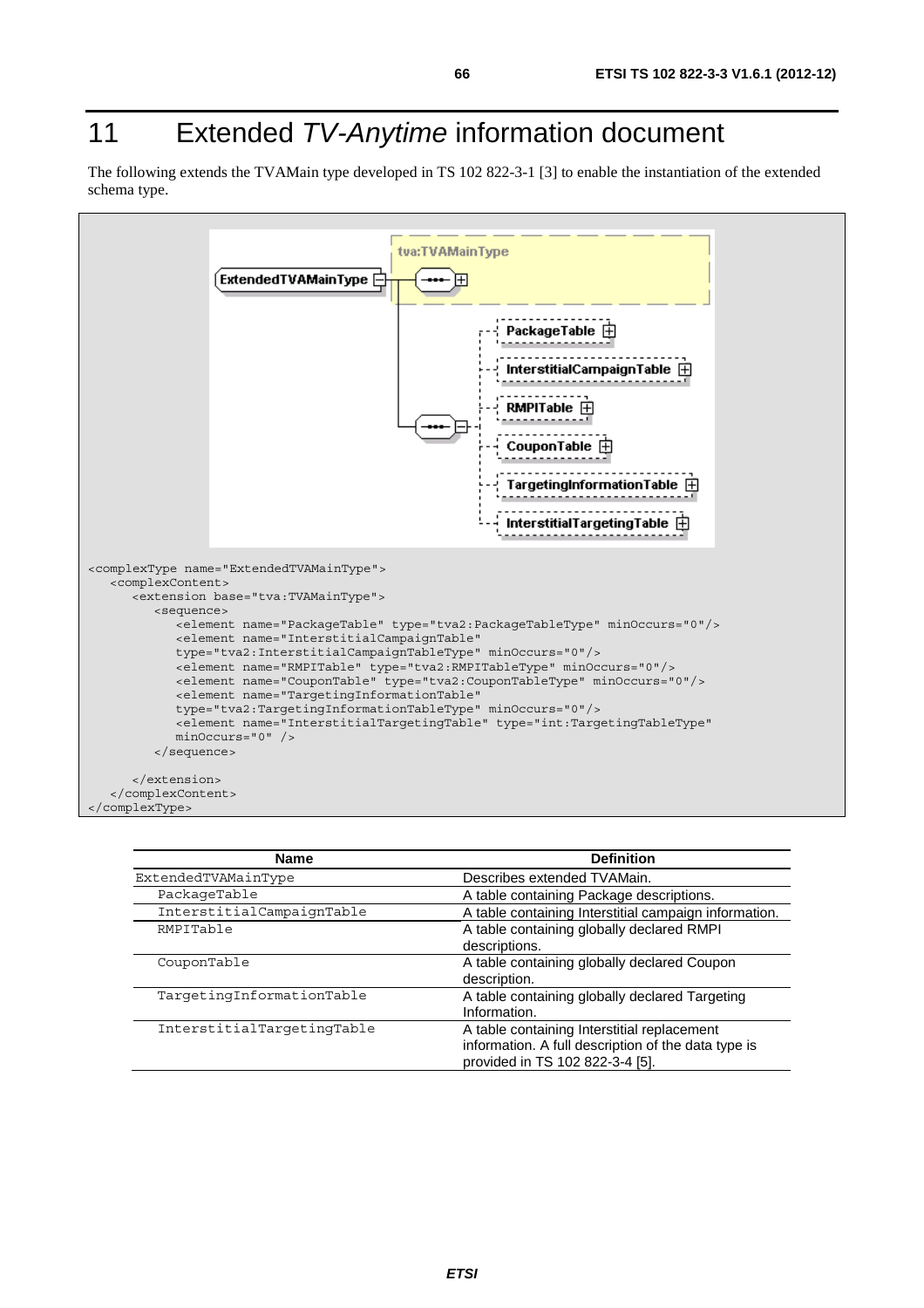# 11 Extended *TV-Anytime* information document

The following extends the TVAMain type developed in TS 102 822-3-1 [3] to enable the instantiation of the extended schema type.

```
<complexType name="ExtendedTVAMainType">
   <complexContent>
      <extension base="tva:TVAMainType">
         <sequence>
            <element name="PackageTable" type="tva2:PackageTableType" minOccurs="0"/>
            <element name="InterstitialCampaignTable"
            type="tva2:InterstitialCampaignTableType" minOccurs="0"/>
            <element name="RMPITable" type="tva2:RMPITableType" minOccurs="0"/>
            <element name="CouponTable" type="tva2:CouponTableType" minOccurs="0"/>
            <element name="TargetingInformationTable"
            type="tva2:TargetingInformationTableType" minOccurs="0"/>
            <element name="InterstitialTargetingTable" type="int:TargetingTableType"
            minOccurs="0" />
         </sequence>

      </extension>
   </complexContent>
</complexType>
```

| Name | Definition |
|---|---|
| ExtendedTVAMainType | Describes extended TVAMain. |
| PackageTable | A table containing Package descriptions. |
| InterstitialCampaignTable | A table containing Interstitial campaign information. |
| RMPITable | A table containing globally declared RMPI descriptions. |
| CouponTable | A table containing globally declared Coupon description. |
| TargetingInformationTable | A table containing globally declared Targeting Information. |
| InterstitialTargetingTable | A table containing Interstitial replacement information. A full description of the data type is provided in TS 102 822-3-4 [5]. |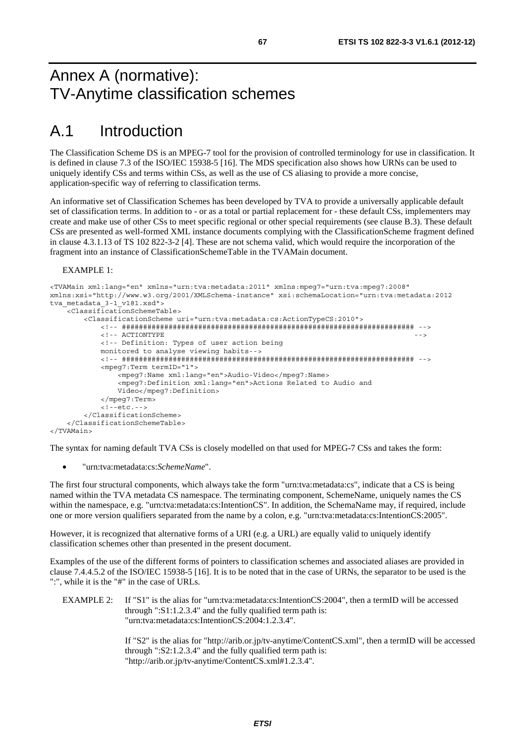# Annex A (normative): TV-Anytime classification schemes

# A.1 Introduction

The Classification Scheme DS is an MPEG-7 tool for the provision of controlled terminology for use in classification. It is defined in clause 7.3 of the ISO/IEC 15938-5 [16]. The MDS specification also shows how URNs can be used to uniquely identify CSs and terms within CSs, as well as the use of CS aliasing to provide a more concise, application-specific way of referring to classification terms.

An informative set of Classification Schemes has been developed by TVA to provide a universally applicable default set of classification terms. In addition to - or as a total or partial replacement for - these default CSs, implementers may create and make use of other CSs to meet specific regional or other special requirements (see clause B.3). These default CSs are presented as well-formed XML instance documents complying with the ClassificationScheme fragment defined in clause 4.3.1.13 of TS 102 822-3-2 [4]. These are not schema valid, which would require the incorporation of the fragment into an instance of ClassificationSchemeTable in the TVAMain document.

EXAMPLE 1:

```
<TVAMain xml:lang="en" xmlns="urn:tva:metadata:2011" xmlns:mpeg7="urn:tva:mpeg7:2008"
xmlns:xsi="http://www.w3.org/2001/XMLSchema-instance" xsi:schemaLocation="urn:tva:metadata:2012
tva_metadata_3-1_v181.xsd">
    <ClassificationSchemeTable>
        <ClassificationScheme uri="urn:tva:metadata:cs:ActionTypeCS:2010">
            <!-- ##################################################################### -->
            <!-- ACTIONTYPE                                                            -->
            <!-- Definition: Types of user action being
            monitored to analyse viewing habits-->
            <!-- ##################################################################### -->
            <mpeg7:Term termID="1">
                <mpeg7:Name xml:lang="en">Audio-Video</mpeg7:Name>
                <mpeg7:Definition xml:lang="en">Actions Related to Audio and
                Video</mpeg7:Definition>
            </mpeg7:Term>
            <!--etc.-->
        </ClassificationScheme>
    </ClassificationSchemeTable>
</TVAMain>
```

The syntax for naming default TVA CSs is closely modelled on that used for MPEG-7 CSs and takes the form:

- "urn:tva:metadata:cs:*SchemeName*".

The first four structural components, which always take the form "urn:tva:metadata:cs", indicate that a CS is being named within the TVA metadata CS namespace. The terminating component, SchemeName, uniquely names the CS within the namespace, e.g. "urn:tva:metadata:cs:IntentionCS". In addition, the SchemaName may, if required, include one or more version qualifiers separated from the name by a colon, e.g. "urn:tva:metadata:cs:IntentionCS:2005".

However, it is recognized that alternative forms of a URI (e.g. a URL) are equally valid to uniquely identify classification schemes other than presented in the present document.

Examples of the use of the different forms of pointers to classification schemes and associated aliases are provided in clause 7.4.4.5.2 of the ISO/IEC 15938-5 [16]. It is to be noted that in the case of URNs, the separator to be used is the ":", while it is the "#" in the case of URLs.

EXAMPLE 2: If "S1" is the alias for "urn:tva:metadata:cs:IntentionCS:2004", then a termID will be accessed through ":S1:1.2.3.4" and the fully qualified term path is: "urn:tva:metadata:cs:IntentionCS:2004:1.2.3.4".

If "S2" is the alias for "http://arib.or.jp/tv-anytime/ContentCS.xml", then a termID will be accessed through ":S2:1.2.3.4" and the fully qualified term path is: "http://arib.or.jp/tv-anytime/ContentCS.xml#1.2.3.4".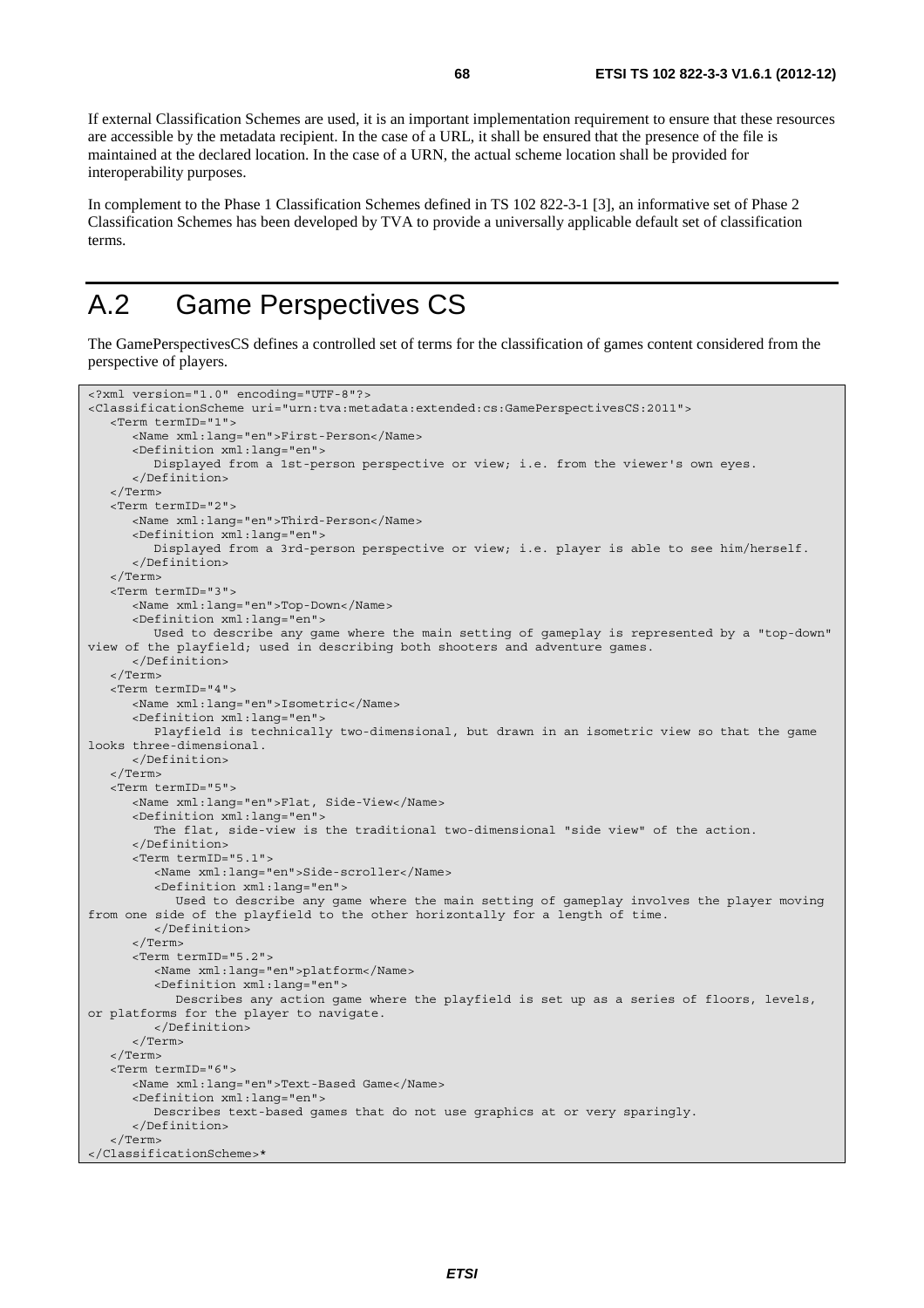If external Classification Schemes are used, it is an important implementation requirement to ensure that these resources are accessible by the metadata recipient. In the case of a URL, it shall be ensured that the presence of the file is maintained at the declared location. In the case of a URN, the actual scheme location shall be provided for interoperability purposes.

In complement to the Phase 1 Classification Schemes defined in TS 102 822-3-1 [3], an informative set of Phase 2 Classification Schemes has been developed by TVA to provide a universally applicable default set of classification terms.

# A.2 Game Perspectives CS

The GamePerspectivesCS defines a controlled set of terms for the classification of games content considered from the perspective of players.

```
<?xml version="1.0" encoding="UTF-8"?>
<ClassificationScheme uri="urn:tva:metadata:extended:cs:GamePerspectivesCS:2011">
   <Term termID="1">
      <Name xml:lang="en">First-Person</Name>
      <Definition xml:lang="en">
         Displayed from a 1st-person perspective or view; i.e. from the viewer's own eyes.
      </Definition>
   </Term>
   <Term termID="2">
      <Name xml:lang="en">Third-Person</Name>
      <Definition xml:lang="en">
         Displayed from a 3rd-person perspective or view; i.e. player is able to see him/herself.
      </Definition>
   </Term>
   <Term termID="3">
      <Name xml:lang="en">Top-Down</Name>
      <Definition xml:lang="en">
         Used to describe any game where the main setting of gameplay is represented by a "top-down" 
view of the playfield; used in describing both shooters and adventure games.
      </Definition>
   </Term>
   <Term termID="4">
      <Name xml:lang="en">Isometric</Name>
      <Definition xml:lang="en">
         Playfield is technically two-dimensional, but drawn in an isometric view so that the game 
looks three-dimensional.
      </Definition>
   </Term>
   <Term termID="5">
      <Name xml:lang="en">Flat, Side-View</Name>
      <Definition xml:lang="en">
         The flat, side-view is the traditional two-dimensional "side view" of the action.
      </Definition>
      <Term termID="5.1">
         <Name xml:lang="en">Side-scroller</Name>
         <Definition xml:lang="en">
            Used to describe any game where the main setting of gameplay involves the player moving 
from one side of the playfield to the other horizontally for a length of time.
         </Definition>
      </Term>
      <Term termID="5.2">
         <Name xml:lang="en">platform</Name>
         <Definition xml:lang="en">
            Describes any action game where the playfield is set up as a series of floors, levels, 
or platforms for the player to navigate.
         </Definition>
      </Term>
   </Term>
   <Term termID="6">
      <Name xml:lang="en">Text-Based Game</Name>
      <Definition xml:lang="en">
         Describes text-based games that do not use graphics at or very sparingly.
      </Definition>
   </Term>
</ClassificationScheme>*
```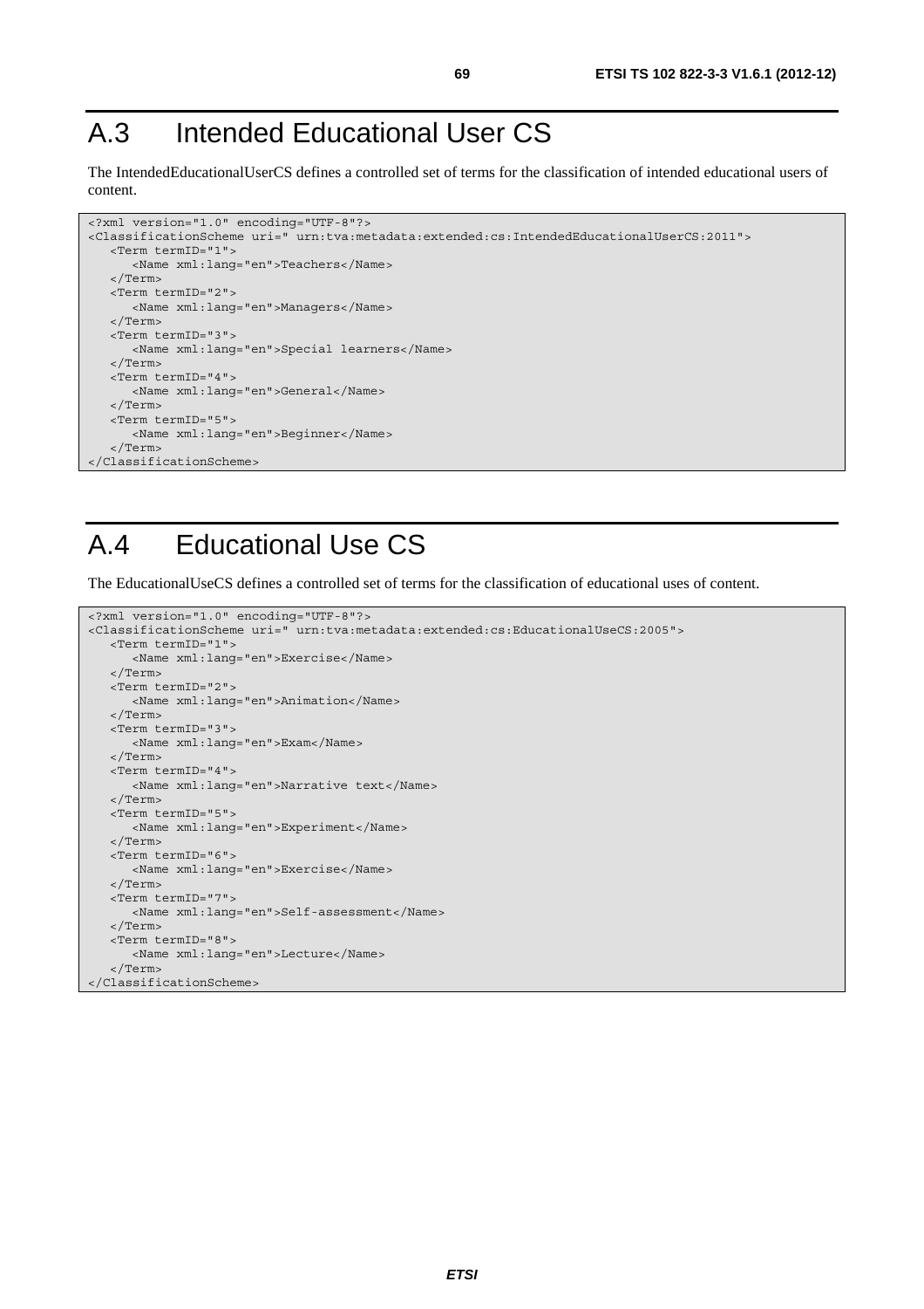# A.3 Intended Educational User CS

The IntendedEducationalUserCS defines a controlled set of terms for the classification of intended educational users of content.

```
<?xml version="1.0" encoding="UTF-8"?>
<ClassificationScheme uri=" urn:tva:metadata:extended:cs:IntendedEducationalUserCS:2011">
   <Term termID="1">
      <Name xml:lang="en">Teachers</Name>
   </Term>
   <Term termID="2">
      <Name xml:lang="en">Managers</Name>
   </Term>
   <Term termID="3">
      <Name xml:lang="en">Special learners</Name>
   </Term>
   <Term termID="4">
      <Name xml:lang="en">General</Name>
   </Term>
   <Term termID="5">
      <Name xml:lang="en">Beginner</Name>
   </Term>
</ClassificationScheme>
```

# A.4 Educational Use CS

The EducationalUseCS defines a controlled set of terms for the classification of educational uses of content.

```
<?xml version="1.0" encoding="UTF-8"?>
<ClassificationScheme uri=" urn:tva:metadata:extended:cs:EducationalUseCS:2005">
   <Term termID="1">
      <Name xml:lang="en">Exercise</Name>
   </Term>
   <Term termID="2">
      <Name xml:lang="en">Animation</Name>
   </Term>
   <Term termID="3">
      <Name xml:lang="en">Exam</Name>
   </Term>
   <Term termID="4">
      <Name xml:lang="en">Narrative text</Name>
   </Term>
   <Term termID="5">
      <Name xml:lang="en">Experiment</Name>
   </Term>
   <Term termID="6">
      <Name xml:lang="en">Exercise</Name>
   </Term>
   <Term termID="7">
      <Name xml:lang="en">Self-assessment</Name>
   </Term>
   <Term termID="8">
      <Name xml:lang="en">Lecture</Name>
   </Term>
</ClassificationScheme>
```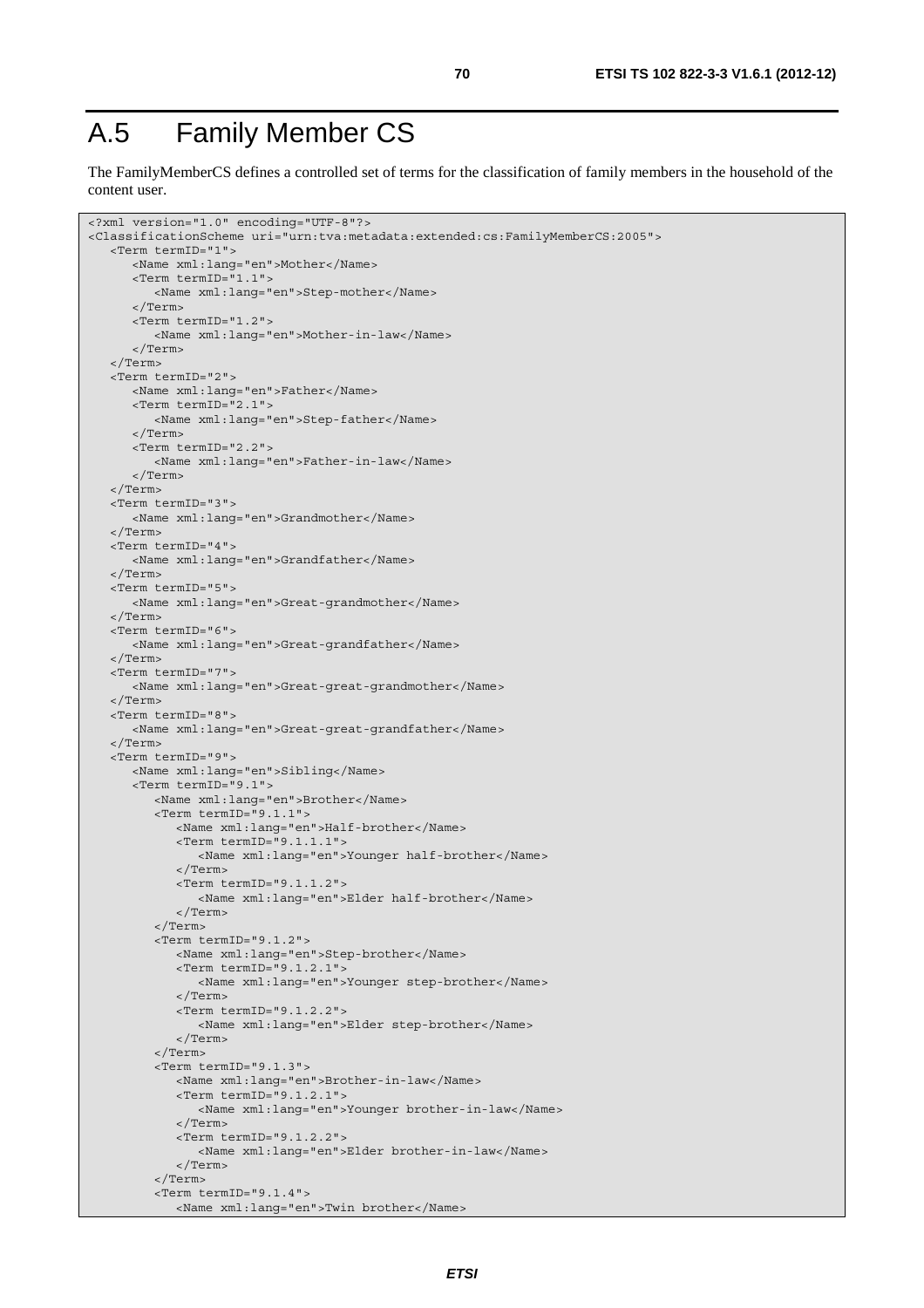# A.5 Family Member CS

The FamilyMemberCS defines a controlled set of terms for the classification of family members in the household of the content user.

```
<?xml version="1.0" encoding="UTF-8"?>
<ClassificationScheme uri="urn:tva:metadata:extended:cs:FamilyMemberCS:2005">
   <Term termID="1">
      <Name xml:lang="en">Mother</Name>
      <Term termID="1.1">
         <Name xml:lang="en">Step-mother</Name>
      </Term>
      <Term termID="1.2">
         <Name xml:lang="en">Mother-in-law</Name>
      </Term>
   </Term>
   <Term termID="2">
      <Name xml:lang="en">Father</Name>
      <Term termID="2.1">
         <Name xml:lang="en">Step-father</Name>
      </Term>
      <Term termID="2.2">
         <Name xml:lang="en">Father-in-law</Name>
      </Term>
   </Term>
   <Term termID="3">
      <Name xml:lang="en">Grandmother</Name>
   </Term>
   <Term termID="4">
      <Name xml:lang="en">Grandfather</Name>
   </Term>
   <Term termID="5">
      <Name xml:lang="en">Great-grandmother</Name>
   </Term>
   <Term termID="6">
      <Name xml:lang="en">Great-grandfather</Name>
   </Term>
   <Term termID="7">
      <Name xml:lang="en">Great-great-grandmother</Name>
   </Term>
   <Term termID="8">
      <Name xml:lang="en">Great-great-grandfather</Name>
   </Term>
   <Term termID="9">
      <Name xml:lang="en">Sibling</Name>
      <Term termID="9.1">
         <Name xml:lang="en">Brother</Name>
         <Term termID="9.1.1">
            <Name xml:lang="en">Half-brother</Name>
            <Term termID="9.1.1.1">
               <Name xml:lang="en">Younger half-brother</Name>
            </Term>
            <Term termID="9.1.1.2">
               <Name xml:lang="en">Elder half-brother</Name>
            </Term>
         </Term>
         <Term termID="9.1.2">
            <Name xml:lang="en">Step-brother</Name>
            <Term termID="9.1.2.1">
               <Name xml:lang="en">Younger step-brother</Name>
            </Term>
            <Term termID="9.1.2.2">
               <Name xml:lang="en">Elder step-brother</Name>
            </Term>
         </Term>
         <Term termID="9.1.3">
            <Name xml:lang="en">Brother-in-law</Name>
            <Term termID="9.1.2.1">
               <Name xml:lang="en">Younger brother-in-law</Name>
            </Term>
            <Term termID="9.1.2.2">
               <Name xml:lang="en">Elder brother-in-law</Name>
            </Term>
         </Term>
         <Term termID="9.1.4">
            <Name xml:lang="en">Twin brother</Name>
```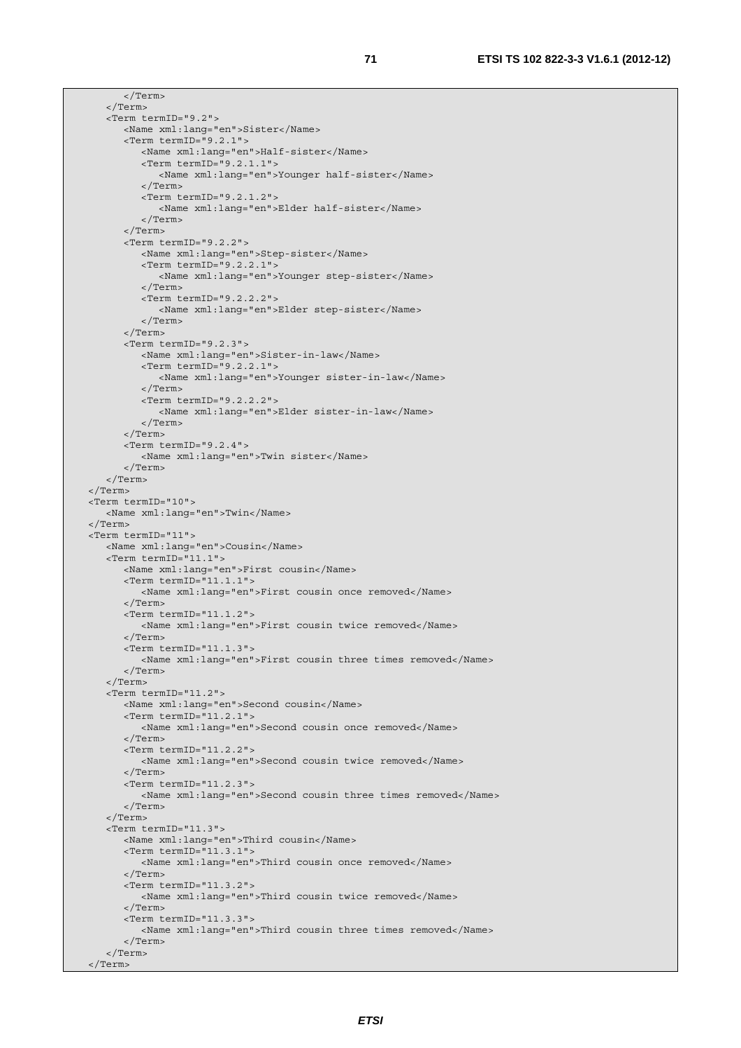```
            </Term>
         </Term>
         <Term termID="9.2">
            <Name xml:lang="en">Sister</Name>
            <Term termID="9.2.1">
               <Name xml:lang="en">Half-sister</Name>
               <Term termID="9.2.1.1">
                  <Name xml:lang="en">Younger half-sister</Name>
               </Term>
               <Term termID="9.2.1.2">
                  <Name xml:lang="en">Elder half-sister</Name>
               </Term>
            </Term>
            <Term termID="9.2.2">
               <Name xml:lang="en">Step-sister</Name>
               <Term termID="9.2.2.1">
                  <Name xml:lang="en">Younger step-sister</Name>
               </Term>
               <Term termID="9.2.2.2">
                  <Name xml:lang="en">Elder step-sister</Name>
               </Term>
            </Term>
            <Term termID="9.2.3">
               <Name xml:lang="en">Sister-in-law</Name>
               <Term termID="9.2.2.1">
                  <Name xml:lang="en">Younger sister-in-law</Name>
               </Term>
               <Term termID="9.2.2.2">
                  <Name xml:lang="en">Elder sister-in-law</Name>
               </Term>
            </Term>
            <Term termID="9.2.4">
               <Name xml:lang="en">Twin sister</Name>
            </Term>
         </Term>
      </Term>
      <Term termID="10">
         <Name xml:lang="en">Twin</Name>
      </Term>
      <Term termID="11">
         <Name xml:lang="en">Cousin</Name>
         <Term termID="11.1">
            <Name xml:lang="en">First cousin</Name>
            <Term termID="11.1.1">
               <Name xml:lang="en">First cousin once removed</Name>
            </Term>
            <Term termID="11.1.2">
               <Name xml:lang="en">First cousin twice removed</Name>
            </Term>
            <Term termID="11.1.3">
               <Name xml:lang="en">First cousin three times removed</Name>
            </Term>
         </Term>
         <Term termID="11.2">
            <Name xml:lang="en">Second cousin</Name>
            <Term termID="11.2.1">
               <Name xml:lang="en">Second cousin once removed</Name>
            </Term>
            <Term termID="11.2.2">
               <Name xml:lang="en">Second cousin twice removed</Name>
            </Term>
            <Term termID="11.2.3">
               <Name xml:lang="en">Second cousin three times removed</Name>
            </Term>
         </Term>
         <Term termID="11.3">
            <Name xml:lang="en">Third cousin</Name>
            <Term termID="11.3.1">
               <Name xml:lang="en">Third cousin once removed</Name>
            </Term>
            <Term termID="11.3.2">
               <Name xml:lang="en">Third cousin twice removed</Name>
            </Term>
            <Term termID="11.3.3">
               <Name xml:lang="en">Third cousin three times removed</Name>
            </Term>
         </Term>
      </Term>
```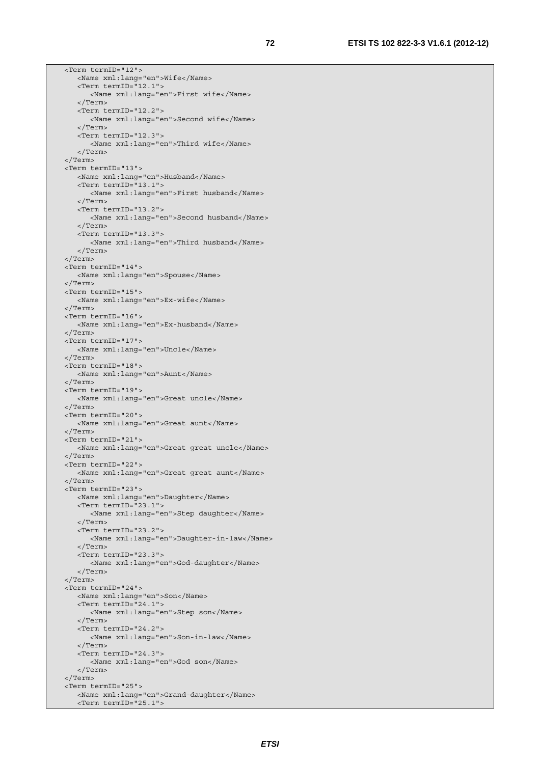```xml
    <Term termID="12">
       <Name xml:lang="en">Wife</Name>
       <Term termID="12.1">
          <Name xml:lang="en">First wife</Name>
       </Term>
       <Term termID="12.2">
          <Name xml:lang="en">Second wife</Name>
       </Term>
       <Term termID="12.3">
          <Name xml:lang="en">Third wife</Name>
       </Term>
    </Term>
    <Term termID="13">
       <Name xml:lang="en">Husband</Name>
       <Term termID="13.1">
          <Name xml:lang="en">First husband</Name>
       </Term>
       <Term termID="13.2">
          <Name xml:lang="en">Second husband</Name>
       </Term>
       <Term termID="13.3">
          <Name xml:lang="en">Third husband</Name>
       </Term>
    </Term>
    <Term termID="14">
       <Name xml:lang="en">Spouse</Name>
    </Term>
    <Term termID="15">
       <Name xml:lang="en">Ex-wife</Name>
    </Term>
    <Term termID="16">
       <Name xml:lang="en">Ex-husband</Name>
    </Term>
    <Term termID="17">
       <Name xml:lang="en">Uncle</Name>
    </Term>
    <Term termID="18">
       <Name xml:lang="en">Aunt</Name>
    </Term>
    <Term termID="19">
       <Name xml:lang="en">Great uncle</Name>
    </Term>
    <Term termID="20">
       <Name xml:lang="en">Great aunt</Name>
    </Term>
    <Term termID="21">
       <Name xml:lang="en">Great great uncle</Name>
    </Term>
    <Term termID="22">
       <Name xml:lang="en">Great great aunt</Name>
    </Term>
    <Term termID="23">
       <Name xml:lang="en">Daughter</Name>
       <Term termID="23.1">
          <Name xml:lang="en">Step daughter</Name>
       </Term>
       <Term termID="23.2">
          <Name xml:lang="en">Daughter-in-law</Name>
       </Term>
       <Term termID="23.3">
          <Name xml:lang="en">God-daughter</Name>
       </Term>
    </Term>
    <Term termID="24">
       <Name xml:lang="en">Son</Name>
       <Term termID="24.1">
          <Name xml:lang="en">Step son</Name>
       </Term>
       <Term termID="24.2">
          <Name xml:lang="en">Son-in-law</Name>
       </Term>
       <Term termID="24.3">
          <Name xml:lang="en">God son</Name>
       </Term>
    </Term>
    <Term termID="25">
       <Name xml:lang="en">Grand-daughter</Name>
       <Term termID="25.1">
```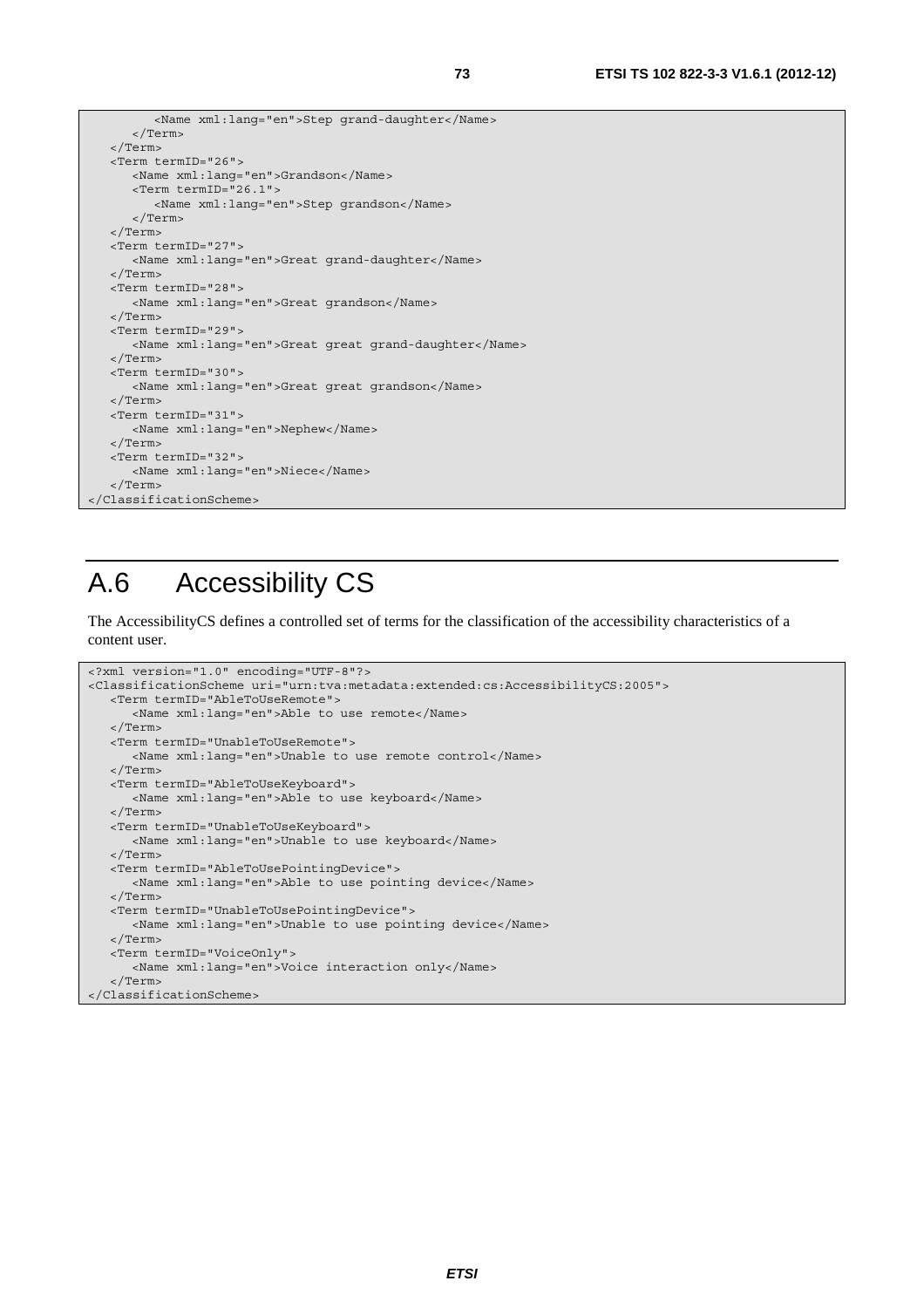```
            <Name xml:lang="en">Step grand-daughter</Name>
        </Term>
    </Term>
    <Term termID="26">
        <Name xml:lang="en">Grandson</Name>
        <Term termID="26.1">
            <Name xml:lang="en">Step grandson</Name>
        </Term>
    </Term>
    <Term termID="27">
        <Name xml:lang="en">Great grand-daughter</Name>
    </Term>
    <Term termID="28">
        <Name xml:lang="en">Great grandson</Name>
    </Term>
    <Term termID="29">
        <Name xml:lang="en">Great great grand-daughter</Name>
    </Term>
    <Term termID="30">
        <Name xml:lang="en">Great great grandson</Name>
    </Term>
    <Term termID="31">
        <Name xml:lang="en">Nephew</Name>
    </Term>
    <Term termID="32">
        <Name xml:lang="en">Niece</Name>
    </Term>
</ClassificationScheme>
```

# A.6 Accessibility CS

The AccessibilityCS defines a controlled set of terms for the classification of the accessibility characteristics of a content user.

```
<?xml version="1.0" encoding="UTF-8"?>
<ClassificationScheme uri="urn:tva:metadata:extended:cs:AccessibilityCS:2005">
    <Term termID="AbleToUseRemote">
        <Name xml:lang="en">Able to use remote</Name>
    </Term>
    <Term termID="UnableToUseRemote">
        <Name xml:lang="en">Unable to use remote control</Name>
    </Term>
    <Term termID="AbleToUseKeyboard">
        <Name xml:lang="en">Able to use keyboard</Name>
    </Term>
    <Term termID="UnableToUseKeyboard">
        <Name xml:lang="en">Unable to use keyboard</Name>
    </Term>
    <Term termID="AbleToUsePointingDevice">
        <Name xml:lang="en">Able to use pointing device</Name>
    </Term>
    <Term termID="UnableToUsePointingDevice">
        <Name xml:lang="en">Unable to use pointing device</Name>
    </Term>
    <Term termID="VoiceOnly">
        <Name xml:lang="en">Voice interaction only</Name>
    </Term>
</ClassificationScheme>
```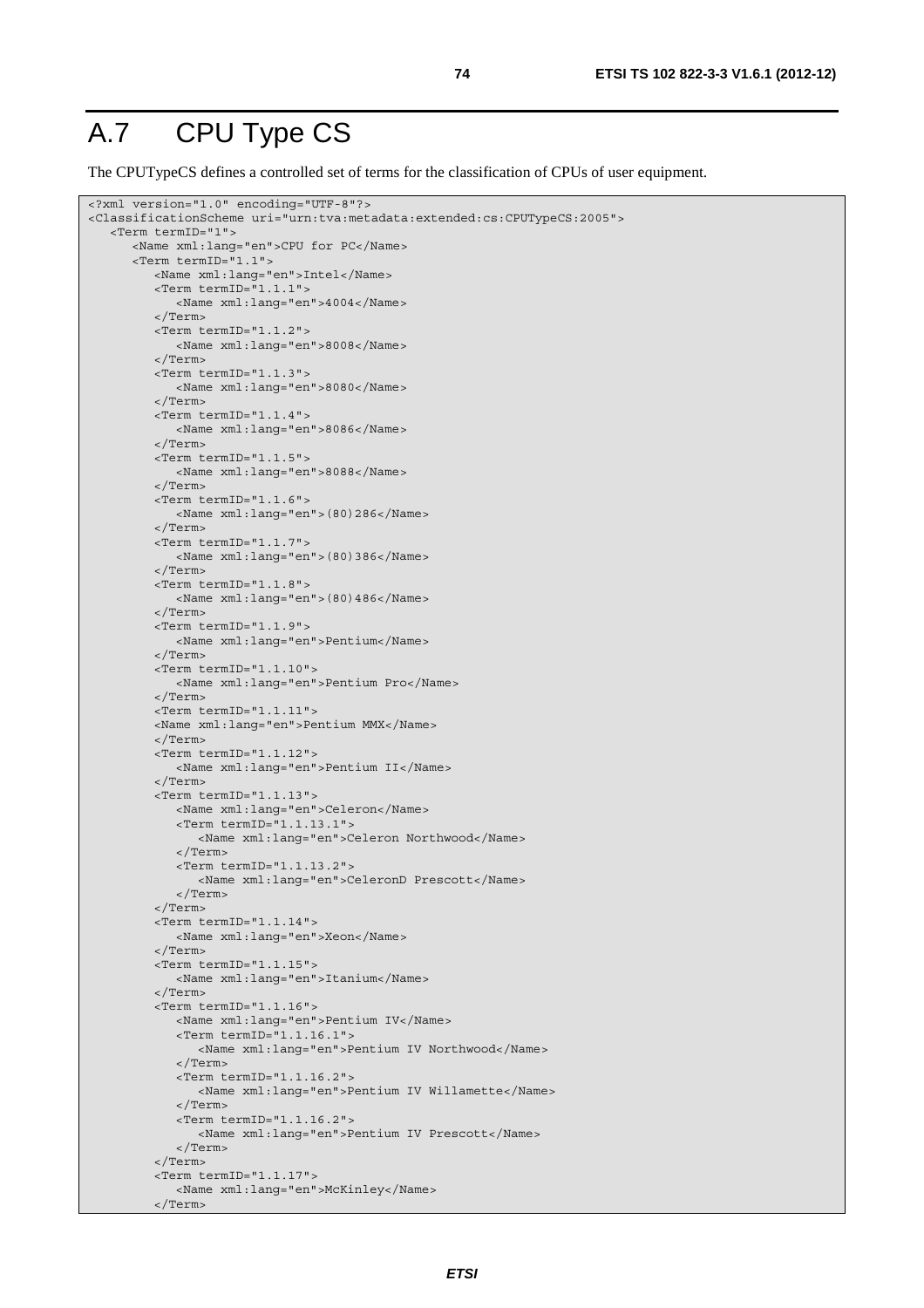# A.7 CPU Type CS

The CPUTypeCS defines a controlled set of terms for the classification of CPUs of user equipment.

```
<?xml version="1.0" encoding="UTF-8"?>
<ClassificationScheme uri="urn:tva:metadata:extended:cs:CPUTypeCS:2005">
   <Term termID="1">
      <Name xml:lang="en">CPU for PC</Name>
      <Term termID="1.1">
         <Name xml:lang="en">Intel</Name>
         <Term termID="1.1.1">
            <Name xml:lang="en">4004</Name>
         </Term>
         <Term termID="1.1.2">
            <Name xml:lang="en">8008</Name>
         </Term>
         <Term termID="1.1.3">
            <Name xml:lang="en">8080</Name>
         </Term>
         <Term termID="1.1.4">
            <Name xml:lang="en">8086</Name>
         </Term>
         <Term termID="1.1.5">
            <Name xml:lang="en">8088</Name>
         </Term>
         <Term termID="1.1.6">
            <Name xml:lang="en">(80)286</Name>
         </Term>
         <Term termID="1.1.7">
            <Name xml:lang="en">(80)386</Name>
         </Term>
         <Term termID="1.1.8">
            <Name xml:lang="en">(80)486</Name>
         </Term>
         <Term termID="1.1.9">
            <Name xml:lang="en">Pentium</Name>
         </Term>
         <Term termID="1.1.10">
            <Name xml:lang="en">Pentium Pro</Name>
         </Term>
         <Term termID="1.1.11">
         <Name xml:lang="en">Pentium MMX</Name>
         </Term>
         <Term termID="1.1.12">
            <Name xml:lang="en">Pentium II</Name>
         </Term>
         <Term termID="1.1.13">
            <Name xml:lang="en">Celeron</Name>
            <Term termID="1.1.13.1">
               <Name xml:lang="en">Celeron Northwood</Name>
            </Term>
            <Term termID="1.1.13.2">
               <Name xml:lang="en">CeleronD Prescott</Name>
            </Term>
         </Term>
         <Term termID="1.1.14">
            <Name xml:lang="en">Xeon</Name>
         </Term>
         <Term termID="1.1.15">
            <Name xml:lang="en">Itanium</Name>
         </Term>
         <Term termID="1.1.16">
            <Name xml:lang="en">Pentium IV</Name>
            <Term termID="1.1.16.1">
               <Name xml:lang="en">Pentium IV Northwood</Name>
            </Term>
            <Term termID="1.1.16.2">
               <Name xml:lang="en">Pentium IV Willamette</Name>
            </Term>
            <Term termID="1.1.16.2">
               <Name xml:lang="en">Pentium IV Prescott</Name>
            </Term>
         </Term>
         <Term termID="1.1.17">
            <Name xml:lang="en">McKinley</Name>
         </Term>
```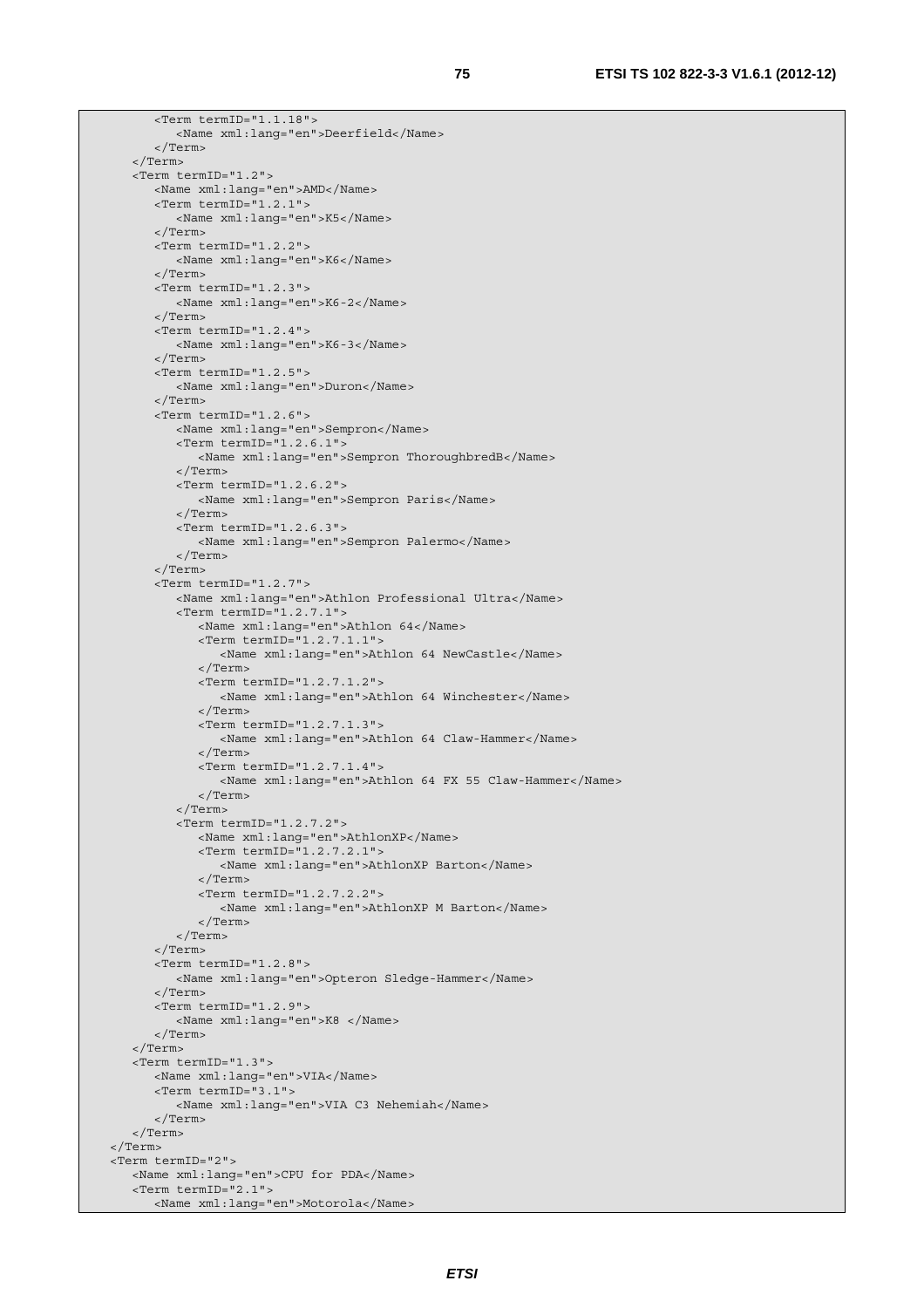```
        <Term termID="1.1.18">
           <Name xml:lang="en">Deerfield</Name>
        </Term>
     </Term>
     <Term termID="1.2">
        <Name xml:lang="en">AMD</Name>
        <Term termID="1.2.1">
           <Name xml:lang="en">K5</Name>
        </Term>
        <Term termID="1.2.2">
           <Name xml:lang="en">K6</Name>
        </Term>
        <Term termID="1.2.3">
           <Name xml:lang="en">K6-2</Name>
        </Term>
        <Term termID="1.2.4">
           <Name xml:lang="en">K6-3</Name>
        </Term>
        <Term termID="1.2.5">
           <Name xml:lang="en">Duron</Name>
        </Term>
        <Term termID="1.2.6">
           <Name xml:lang="en">Sempron</Name>
           <Term termID="1.2.6.1">
              <Name xml:lang="en">Sempron ThoroughbredB</Name>
           </Term>
           <Term termID="1.2.6.2">
              <Name xml:lang="en">Sempron Paris</Name>
           </Term>
           <Term termID="1.2.6.3">
              <Name xml:lang="en">Sempron Palermo</Name>
           </Term>
        </Term>
        <Term termID="1.2.7">
           <Name xml:lang="en">Athlon Professional Ultra</Name>
           <Term termID="1.2.7.1">
              <Name xml:lang="en">Athlon 64</Name>
              <Term termID="1.2.7.1.1">
                 <Name xml:lang="en">Athlon 64 NewCastle</Name>
              </Term>
              <Term termID="1.2.7.1.2">
                 <Name xml:lang="en">Athlon 64 Winchester</Name>
              </Term>
              <Term termID="1.2.7.1.3">
                 <Name xml:lang="en">Athlon 64 Claw-Hammer</Name>
              </Term>
              <Term termID="1.2.7.1.4">
                 <Name xml:lang="en">Athlon 64 FX 55 Claw-Hammer</Name>
              </Term>
           </Term>
           <Term termID="1.2.7.2">
              <Name xml:lang="en">AthlonXP</Name>
              <Term termID="1.2.7.2.1">
                 <Name xml:lang="en">AthlonXP Barton</Name>
              </Term>
              <Term termID="1.2.7.2.2">
                 <Name xml:lang="en">AthlonXP M Barton</Name>
              </Term>
           </Term>
        </Term>
        <Term termID="1.2.8">
           <Name xml:lang="en">Opteron Sledge-Hammer</Name>
        </Term>
        <Term termID="1.2.9">
           <Name xml:lang="en">K8 </Name>
        </Term>
     </Term>
     <Term termID="1.3">
        <Name xml:lang="en">VIA</Name>
        <Term termID="3.1">
           <Name xml:lang="en">VIA C3 Nehemiah</Name>
        </Term>
     </Term>
  </Term>
  <Term termID="2">
     <Name xml:lang="en">CPU for PDA</Name>
     <Term termID="2.1">
        <Name xml:lang="en">Motorola</Name>
```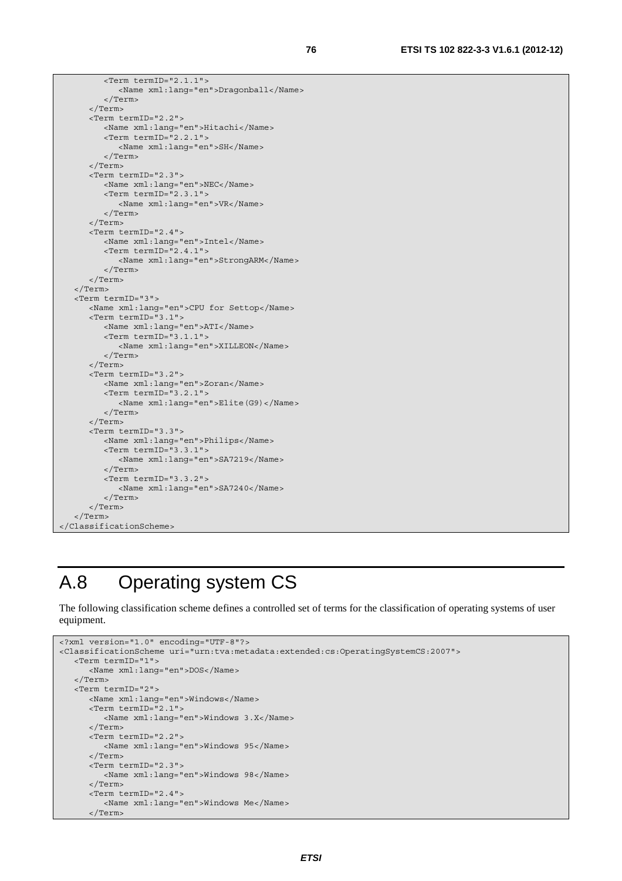```
         <Term termID="2.1.1">
            <Name xml:lang="en">Dragonball</Name>
         </Term>
      </Term>
      <Term termID="2.2">
         <Name xml:lang="en">Hitachi</Name>
         <Term termID="2.2.1">
            <Name xml:lang="en">SH</Name>
         </Term>
      </Term>
      <Term termID="2.3">
         <Name xml:lang="en">NEC</Name>
         <Term termID="2.3.1">
            <Name xml:lang="en">VR</Name>
         </Term>
      </Term>
      <Term termID="2.4">
         <Name xml:lang="en">Intel</Name>
         <Term termID="2.4.1">
            <Name xml:lang="en">StrongARM</Name>
         </Term>
      </Term>
   </Term>
   <Term termID="3">
      <Name xml:lang="en">CPU for Settop</Name>
      <Term termID="3.1">
         <Name xml:lang="en">ATI</Name>
         <Term termID="3.1.1">
            <Name xml:lang="en">XILLEON</Name>
         </Term>
      </Term>
      <Term termID="3.2">
         <Name xml:lang="en">Zoran</Name>
         <Term termID="3.2.1">
            <Name xml:lang="en">Elite(G9)</Name>
         </Term>
      </Term>
      <Term termID="3.3">
         <Name xml:lang="en">Philips</Name>
         <Term termID="3.3.1">
            <Name xml:lang="en">SA7219</Name>
         </Term>
         <Term termID="3.3.2">
            <Name xml:lang="en">SA7240</Name>
         </Term>
      </Term>
   </Term>
</ClassificationScheme>
```

# A.8 Operating system CS

The following classification scheme defines a controlled set of terms for the classification of operating systems of user equipment.

```
<?xml version="1.0" encoding="UTF-8"?>
<ClassificationScheme uri="urn:tva:metadata:extended:cs:OperatingSystemCS:2007">
   <Term termID="1">
      <Name xml:lang="en">DOS</Name>
   </Term>
   <Term termID="2">
      <Name xml:lang="en">Windows</Name>
      <Term termID="2.1">
         <Name xml:lang="en">Windows 3.X</Name>
      </Term>
      <Term termID="2.2">
         <Name xml:lang="en">Windows 95</Name>
      </Term>
      <Term termID="2.3">
         <Name xml:lang="en">Windows 98</Name>
      </Term>
      <Term termID="2.4">
         <Name xml:lang="en">Windows Me</Name>
      </Term>
```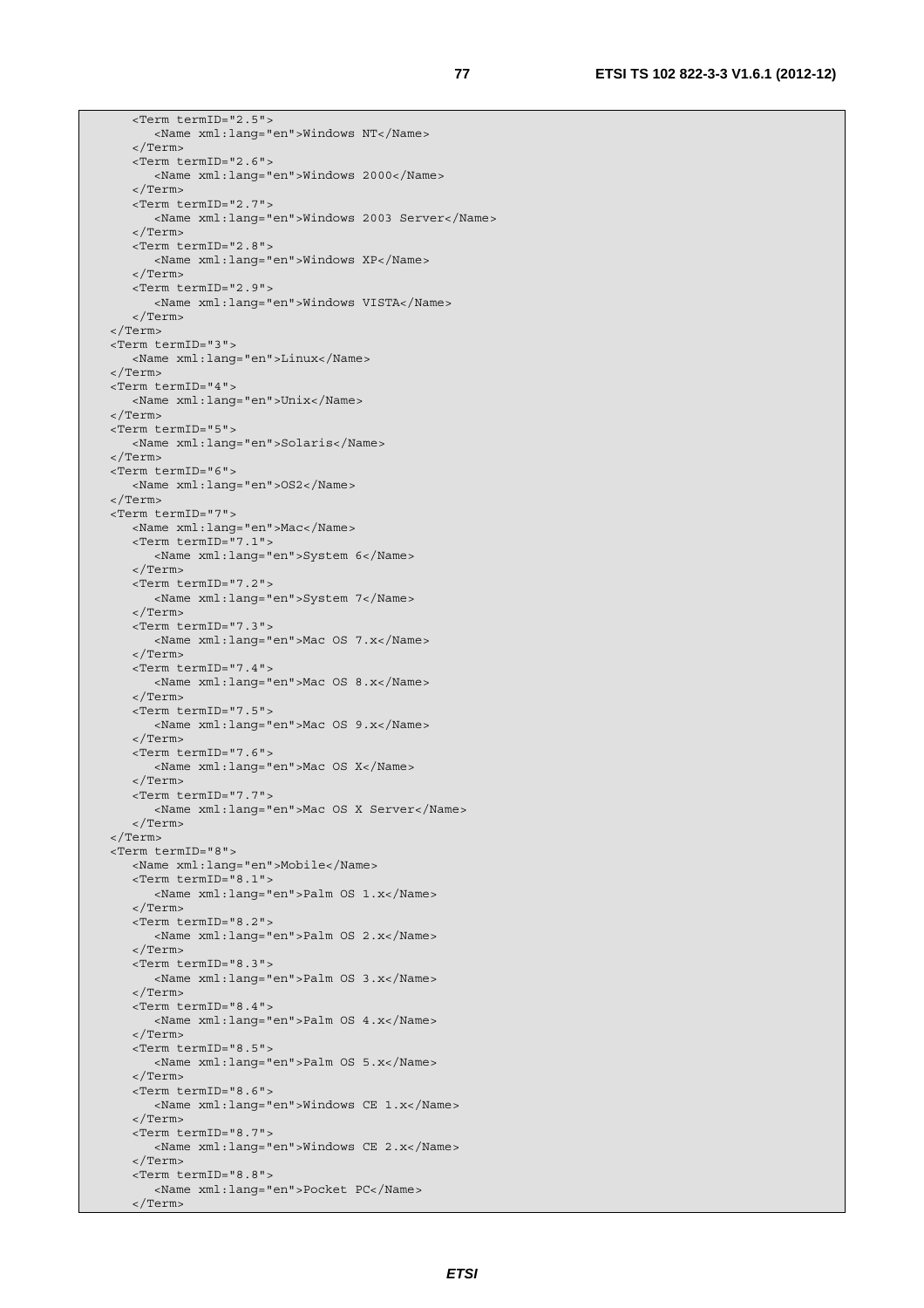```
      <Term termID="2.5">
         <Name xml:lang="en">Windows NT</Name>
      </Term>
      <Term termID="2.6">
         <Name xml:lang="en">Windows 2000</Name>
      </Term>
      <Term termID="2.7">
         <Name xml:lang="en">Windows 2003 Server</Name>
      </Term>
      <Term termID="2.8">
         <Name xml:lang="en">Windows XP</Name>
      </Term>
      <Term termID="2.9">
         <Name xml:lang="en">Windows VISTA</Name>
      </Term>
   </Term>
   <Term termID="3">
      <Name xml:lang="en">Linux</Name>
   </Term>
   <Term termID="4">
      <Name xml:lang="en">Unix</Name>
   </Term>
   <Term termID="5">
      <Name xml:lang="en">Solaris</Name>
   </Term>
   <Term termID="6">
      <Name xml:lang="en">OS2</Name>
   </Term>
   <Term termID="7">
      <Name xml:lang="en">Mac</Name>
      <Term termID="7.1">
         <Name xml:lang="en">System 6</Name>
      </Term>
      <Term termID="7.2">
         <Name xml:lang="en">System 7</Name>
      </Term>
      <Term termID="7.3">
         <Name xml:lang="en">Mac OS 7.x</Name>
      </Term>
      <Term termID="7.4">
         <Name xml:lang="en">Mac OS 8.x</Name>
      </Term>
      <Term termID="7.5">
         <Name xml:lang="en">Mac OS 9.x</Name>
      </Term>
      <Term termID="7.6">
         <Name xml:lang="en">Mac OS X</Name>
      </Term>
      <Term termID="7.7">
         <Name xml:lang="en">Mac OS X Server</Name>
      </Term>
   </Term>
   <Term termID="8">
      <Name xml:lang="en">Mobile</Name>
      <Term termID="8.1">
         <Name xml:lang="en">Palm OS 1.x</Name>
      </Term>
      <Term termID="8.2">
         <Name xml:lang="en">Palm OS 2.x</Name>
      </Term>
      <Term termID="8.3">
         <Name xml:lang="en">Palm OS 3.x</Name>
      </Term>
      <Term termID="8.4">
         <Name xml:lang="en">Palm OS 4.x</Name>
      </Term>
      <Term termID="8.5">
         <Name xml:lang="en">Palm OS 5.x</Name>
      </Term>
      <Term termID="8.6">
         <Name xml:lang="en">Windows CE 1.x</Name>
      </Term>
      <Term termID="8.7">
         <Name xml:lang="en">Windows CE 2.x</Name>
      </Term>
      <Term termID="8.8">
         <Name xml:lang="en">Pocket PC</Name>
      </Term>
```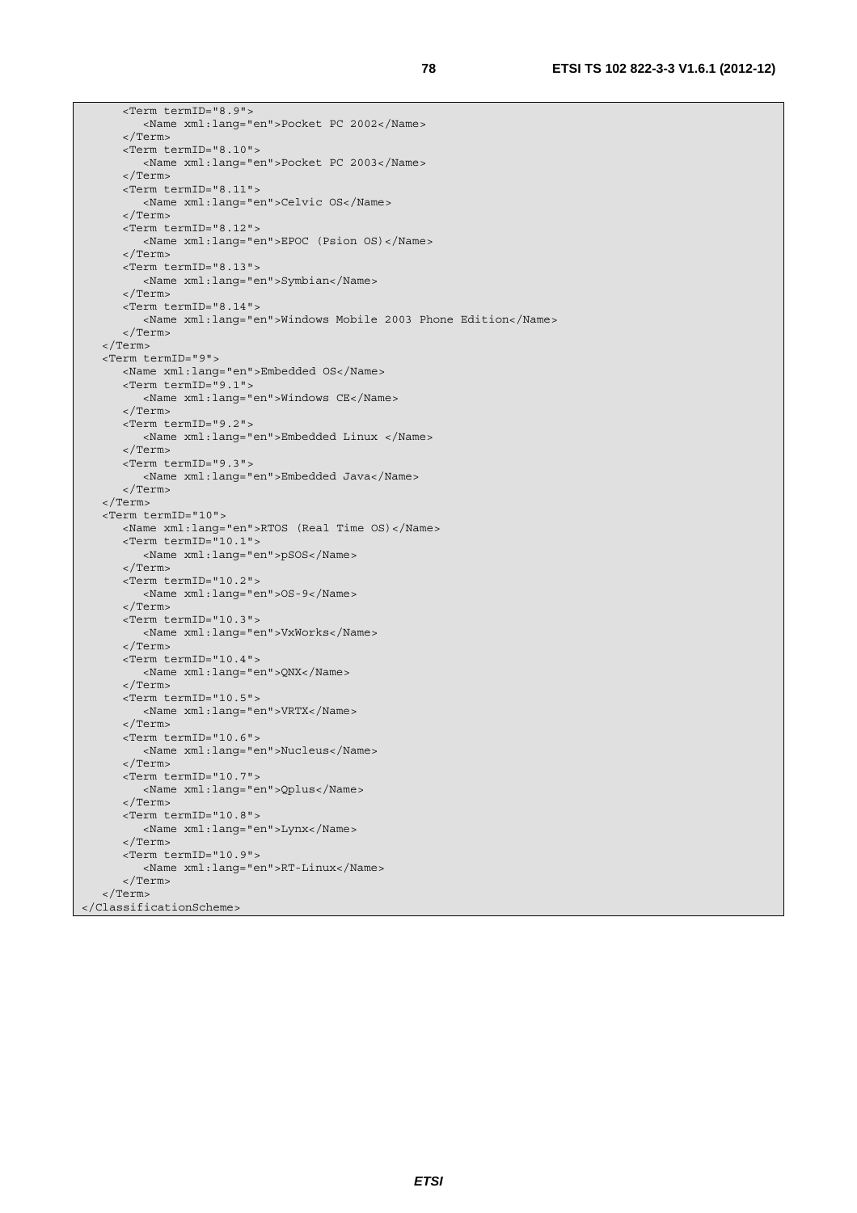```xml
      <Term termID="8.9">
         <Name xml:lang="en">Pocket PC 2002</Name>
      </Term>
      <Term termID="8.10">
         <Name xml:lang="en">Pocket PC 2003</Name>
      </Term>
      <Term termID="8.11">
         <Name xml:lang="en">Celvic OS</Name>
      </Term>
      <Term termID="8.12">
         <Name xml:lang="en">EPOC (Psion OS)</Name>
      </Term>
      <Term termID="8.13">
         <Name xml:lang="en">Symbian</Name>
      </Term>
      <Term termID="8.14">
         <Name xml:lang="en">Windows Mobile 2003 Phone Edition</Name>
      </Term>
   </Term>
   <Term termID="9">
      <Name xml:lang="en">Embedded OS</Name>
      <Term termID="9.1">
         <Name xml:lang="en">Windows CE</Name>
      </Term>
      <Term termID="9.2">
         <Name xml:lang="en">Embedded Linux </Name>
      </Term>
      <Term termID="9.3">
         <Name xml:lang="en">Embedded Java</Name>
      </Term>
   </Term>
   <Term termID="10">
      <Name xml:lang="en">RTOS (Real Time OS)</Name>
      <Term termID="10.1">
         <Name xml:lang="en">pSOS</Name>
      </Term>
      <Term termID="10.2">
         <Name xml:lang="en">OS-9</Name>
      </Term>
      <Term termID="10.3">
         <Name xml:lang="en">VxWorks</Name>
      </Term>
      <Term termID="10.4">
         <Name xml:lang="en">QNX</Name>
      </Term>
      <Term termID="10.5">
         <Name xml:lang="en">VRTX</Name>
      </Term>
      <Term termID="10.6">
         <Name xml:lang="en">Nucleus</Name>
      </Term>
      <Term termID="10.7">
         <Name xml:lang="en">Qplus</Name>
      </Term>
      <Term termID="10.8">
         <Name xml:lang="en">Lynx</Name>
      </Term>
      <Term termID="10.9">
         <Name xml:lang="en">RT-Linux</Name>
      </Term>
   </Term>
</ClassificationScheme>
```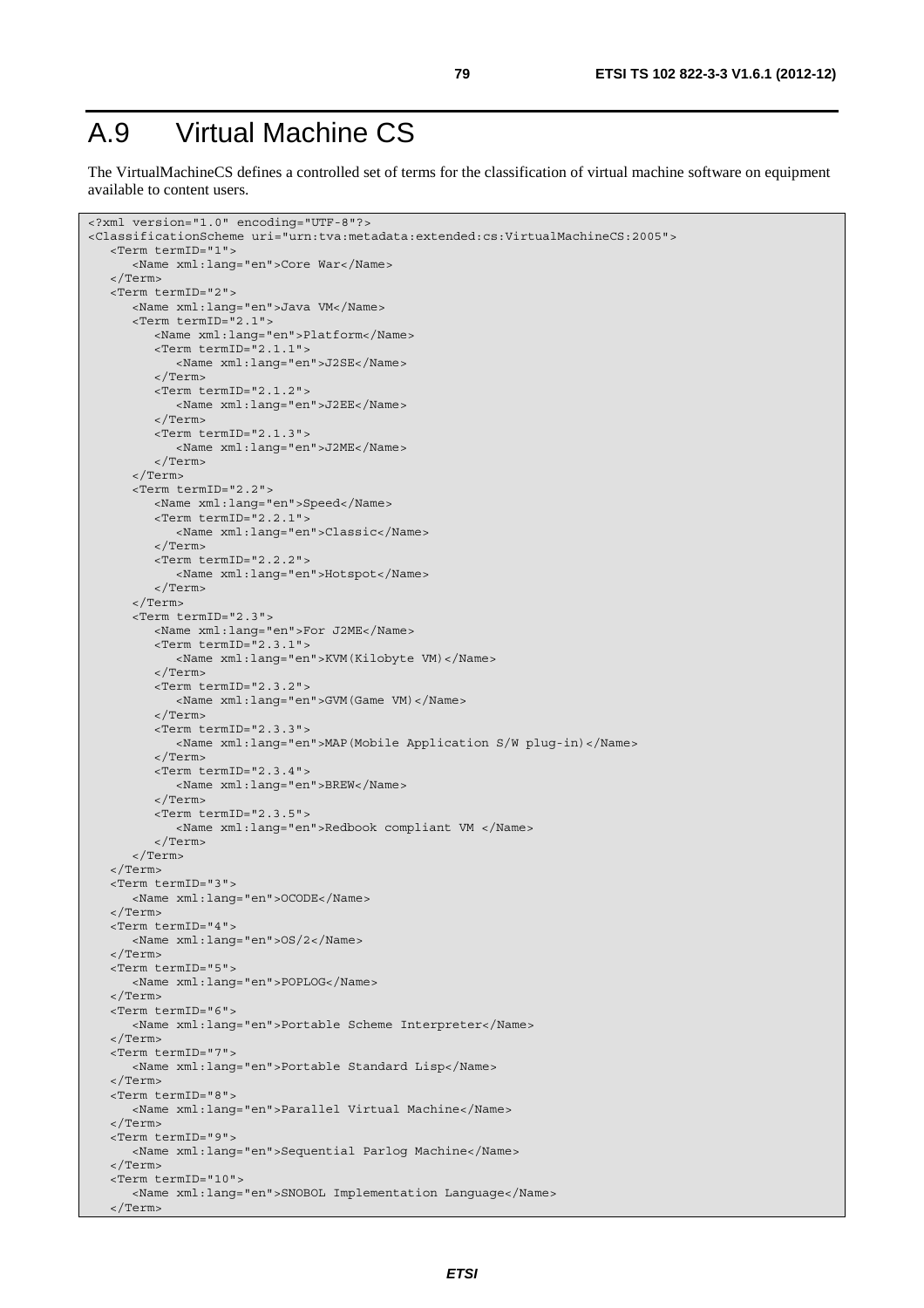# A.9 Virtual Machine CS

The VirtualMachineCS defines a controlled set of terms for the classification of virtual machine software on equipment available to content users.

```
<?xml version="1.0" encoding="UTF-8"?>
<ClassificationScheme uri="urn:tva:metadata:extended:cs:VirtualMachineCS:2005">
   <Term termID="1">
      <Name xml:lang="en">Core War</Name>
   </Term>
   <Term termID="2">
      <Name xml:lang="en">Java VM</Name>
      <Term termID="2.1">
         <Name xml:lang="en">Platform</Name>
         <Term termID="2.1.1">
            <Name xml:lang="en">J2SE</Name>
         </Term>
         <Term termID="2.1.2">
            <Name xml:lang="en">J2EE</Name>
         </Term>
         <Term termID="2.1.3">
            <Name xml:lang="en">J2ME</Name>
         </Term>
      </Term>
      <Term termID="2.2">
         <Name xml:lang="en">Speed</Name>
         <Term termID="2.2.1">
            <Name xml:lang="en">Classic</Name>
         </Term>
         <Term termID="2.2.2">
            <Name xml:lang="en">Hotspot</Name>
         </Term>
      </Term>
      <Term termID="2.3">
         <Name xml:lang="en">For J2ME</Name>
         <Term termID="2.3.1">
            <Name xml:lang="en">KVM(Kilobyte VM)</Name>
         </Term>
         <Term termID="2.3.2">
            <Name xml:lang="en">GVM(Game VM)</Name>
         </Term>
         <Term termID="2.3.3">
            <Name xml:lang="en">MAP(Mobile Application S/W plug-in)</Name>
         </Term>
         <Term termID="2.3.4">
            <Name xml:lang="en">BREW</Name>
         </Term>
         <Term termID="2.3.5">
            <Name xml:lang="en">Redbook compliant VM </Name>
         </Term>
      </Term>
   </Term>
   <Term termID="3">
      <Name xml:lang="en">OCODE</Name>
   </Term>
   <Term termID="4">
      <Name xml:lang="en">OS/2</Name>
   </Term>
   <Term termID="5">
      <Name xml:lang="en">POPLOG</Name>
   </Term>
   <Term termID="6">
      <Name xml:lang="en">Portable Scheme Interpreter</Name>
   </Term>
   <Term termID="7">
      <Name xml:lang="en">Portable Standard Lisp</Name>
   </Term>
   <Term termID="8">
      <Name xml:lang="en">Parallel Virtual Machine</Name>
   </Term>
   <Term termID="9">
      <Name xml:lang="en">Sequential Parlog Machine</Name>
   </Term>
   <Term termID="10">
      <Name xml:lang="en">SNOBOL Implementation Language</Name>
   </Term>
```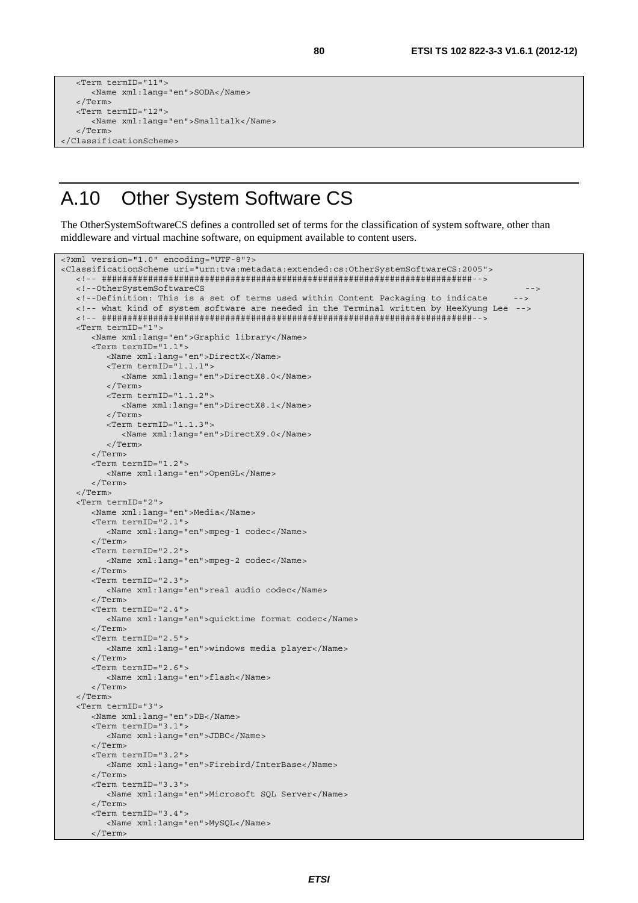```
   <Term termID="11">
      <Name xml:lang="en">SODA</Name>
   </Term>
   <Term termID="12">
      <Name xml:lang="en">Smalltalk</Name>
   </Term>
</ClassificationScheme>
```

# A.10 Other System Software CS

The OtherSystemSoftwareCS defines a controlled set of terms for the classification of system software, other than middleware and virtual machine software, on equipment available to content users.

```
<?xml version="1.0" encoding="UTF-8"?>
<ClassificationScheme uri="urn:tva:metadata:extended:cs:OtherSystemSoftwareCS:2005">
   <!-- ######################################################################-->
   <!--OtherSystemSoftwareCS                                                   -->
   <!--Definition: This is a set of terms used within Content Packaging to indicate     -->
   <!-- what kind of system software are needed in the Terminal written by HeeKyung Lee  -->
   <!-- ######################################################################-->
   <Term termID="1">
      <Name xml:lang="en">Graphic library</Name>
      <Term termID="1.1">
         <Name xml:lang="en">DirectX</Name>
         <Term termID="1.1.1">
            <Name xml:lang="en">DirectX8.0</Name>
         </Term>
         <Term termID="1.1.2">
            <Name xml:lang="en">DirectX8.1</Name>
         </Term>
         <Term termID="1.1.3">
            <Name xml:lang="en">DirectX9.0</Name>
         </Term>
      </Term>
      <Term termID="1.2">
         <Name xml:lang="en">OpenGL</Name>
      </Term>
   </Term>
   <Term termID="2">
      <Name xml:lang="en">Media</Name>
      <Term termID="2.1">
         <Name xml:lang="en">mpeg-1 codec</Name>
      </Term>
      <Term termID="2.2">
         <Name xml:lang="en">mpeg-2 codec</Name>
      </Term>
      <Term termID="2.3">
         <Name xml:lang="en">real audio codec</Name>
      </Term>
      <Term termID="2.4">
         <Name xml:lang="en">quicktime format codec</Name>
      </Term>
      <Term termID="2.5">
         <Name xml:lang="en">windows media player</Name>
      </Term>
      <Term termID="2.6">
         <Name xml:lang="en">flash</Name>
      </Term>
   </Term>
   <Term termID="3">
      <Name xml:lang="en">DB</Name>
      <Term termID="3.1">
         <Name xml:lang="en">JDBC</Name>
      </Term>
      <Term termID="3.2">
         <Name xml:lang="en">Firebird/InterBase</Name>
      </Term>
      <Term termID="3.3">
         <Name xml:lang="en">Microsoft SQL Server</Name>
      </Term>
      <Term termID="3.4">
         <Name xml:lang="en">MySQL</Name>
      </Term>
```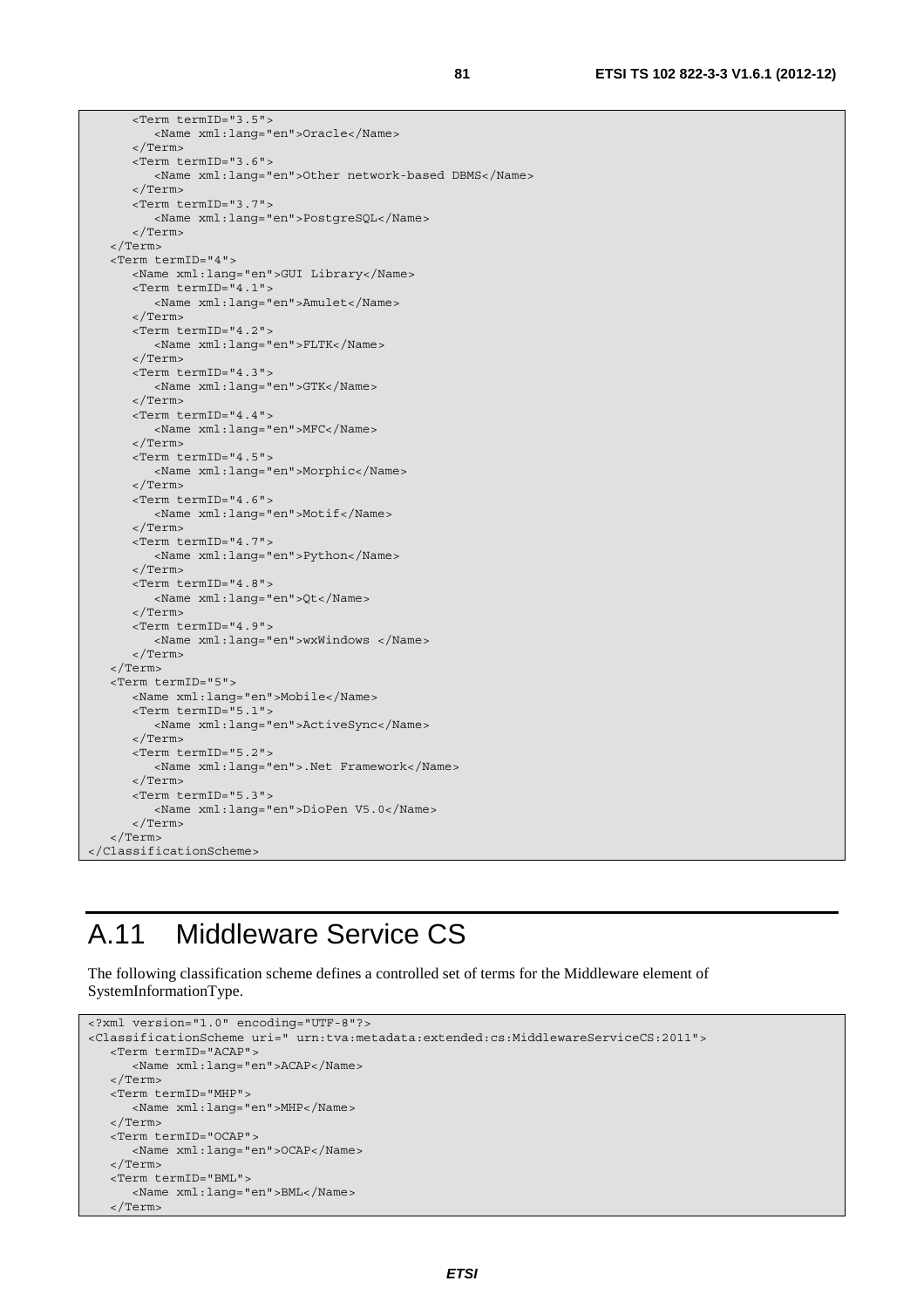```
      <Term termID="3.5">
         <Name xml:lang="en">Oracle</Name>
      </Term>
      <Term termID="3.6">
         <Name xml:lang="en">Other network-based DBMS</Name>
      </Term>
      <Term termID="3.7">
         <Name xml:lang="en">PostgreSQL</Name>
      </Term>
   </Term>
   <Term termID="4">
      <Name xml:lang="en">GUI Library</Name>
      <Term termID="4.1">
         <Name xml:lang="en">Amulet</Name>
      </Term>
      <Term termID="4.2">
         <Name xml:lang="en">FLTK</Name>
      </Term>
      <Term termID="4.3">
         <Name xml:lang="en">GTK</Name>
      </Term>
      <Term termID="4.4">
         <Name xml:lang="en">MFC</Name>
      </Term>
      <Term termID="4.5">
         <Name xml:lang="en">Morphic</Name>
      </Term>
      <Term termID="4.6">
         <Name xml:lang="en">Motif</Name>
      </Term>
      <Term termID="4.7">
         <Name xml:lang="en">Python</Name>
      </Term>
      <Term termID="4.8">
         <Name xml:lang="en">Qt</Name>
      </Term>
      <Term termID="4.9">
         <Name xml:lang="en">wxWindows </Name>
      </Term>
   </Term>
   <Term termID="5">
      <Name xml:lang="en">Mobile</Name>
      <Term termID="5.1">
         <Name xml:lang="en">ActiveSync</Name>
      </Term>
      <Term termID="5.2">
         <Name xml:lang="en">.Net Framework</Name>
      </Term>
      <Term termID="5.3">
         <Name xml:lang="en">DioPen V5.0</Name>
      </Term>
   </Term>
</ClassificationScheme>
```

# A.11 Middleware Service CS

The following classification scheme defines a controlled set of terms for the Middleware element of SystemInformationType.

```
<?xml version="1.0" encoding="UTF-8"?>
<ClassificationScheme uri=" urn:tva:metadata:extended:cs:MiddlewareServiceCS:2011">
   <Term termID="ACAP">
      <Name xml:lang="en">ACAP</Name>
   </Term>
   <Term termID="MHP">
      <Name xml:lang="en">MHP</Name>
   </Term>
   <Term termID="OCAP">
      <Name xml:lang="en">OCAP</Name>
   </Term>
   <Term termID="BML">
      <Name xml:lang="en">BML</Name>
   </Term>
```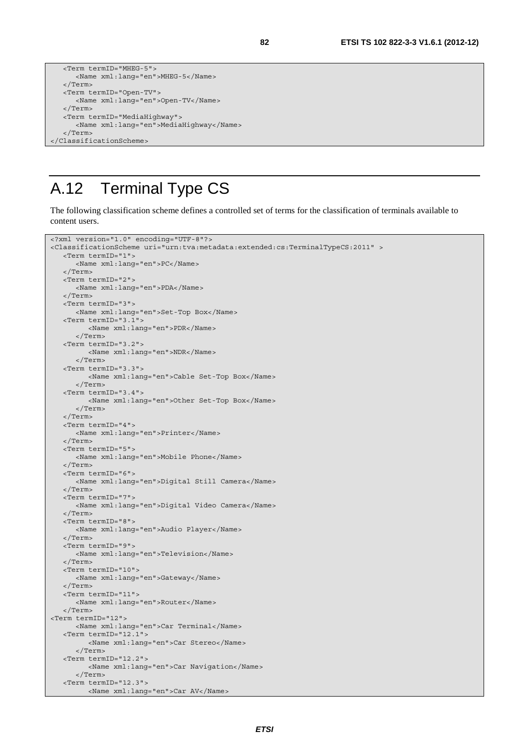```
   <Term termID="MHEG-5">
      <Name xml:lang="en">MHEG-5</Name>
   </Term>
   <Term termID="Open-TV">
      <Name xml:lang="en">Open-TV</Name>
   </Term>
   <Term termID="MediaHighway">
      <Name xml:lang="en">MediaHighway</Name>
   </Term>
</ClassificationScheme>
```

# A.12 Terminal Type CS

The following classification scheme defines a controlled set of terms for the classification of terminals available to content users.

```
<?xml version="1.0" encoding="UTF-8"?>
<ClassificationScheme uri="urn:tva:metadata:extended:cs:TerminalTypeCS:2011" >
   <Term termID="1">
      <Name xml:lang="en">PC</Name>
   </Term>
   <Term termID="2">
      <Name xml:lang="en">PDA</Name>
   </Term>
   <Term termID="3">
      <Name xml:lang="en">Set-Top Box</Name>
   <Term termID="3.1">
         <Name xml:lang="en">PDR</Name>
      </Term>
   <Term termID="3.2">
         <Name xml:lang="en">NDR</Name>
      </Term>
   <Term termID="3.3">
         <Name xml:lang="en">Cable Set-Top Box</Name>
      </Term>
   <Term termID="3.4">
         <Name xml:lang="en">Other Set-Top Box</Name>
      </Term>
   </Term>
   <Term termID="4">
      <Name xml:lang="en">Printer</Name>
   </Term>
   <Term termID="5">
      <Name xml:lang="en">Mobile Phone</Name>
   </Term>
   <Term termID="6">
      <Name xml:lang="en">Digital Still Camera</Name>
   </Term>
   <Term termID="7">
      <Name xml:lang="en">Digital Video Camera</Name>
   </Term>
   <Term termID="8">
      <Name xml:lang="en">Audio Player</Name>
   </Term>
   <Term termID="9">
      <Name xml:lang="en">Television</Name>
   </Term>
   <Term termID="10">
      <Name xml:lang="en">Gateway</Name>
   </Term>
   <Term termID="11">
      <Name xml:lang="en">Router</Name>
   </Term>
<Term termID="12">
      <Name xml:lang="en">Car Terminal</Name>
   <Term termID="12.1">
         <Name xml:lang="en">Car Stereo</Name>
      </Term>
   <Term termID="12.2">
         <Name xml:lang="en">Car Navigation</Name>
      </Term>
   <Term termID="12.3">
         <Name xml:lang="en">Car AV</Name>
```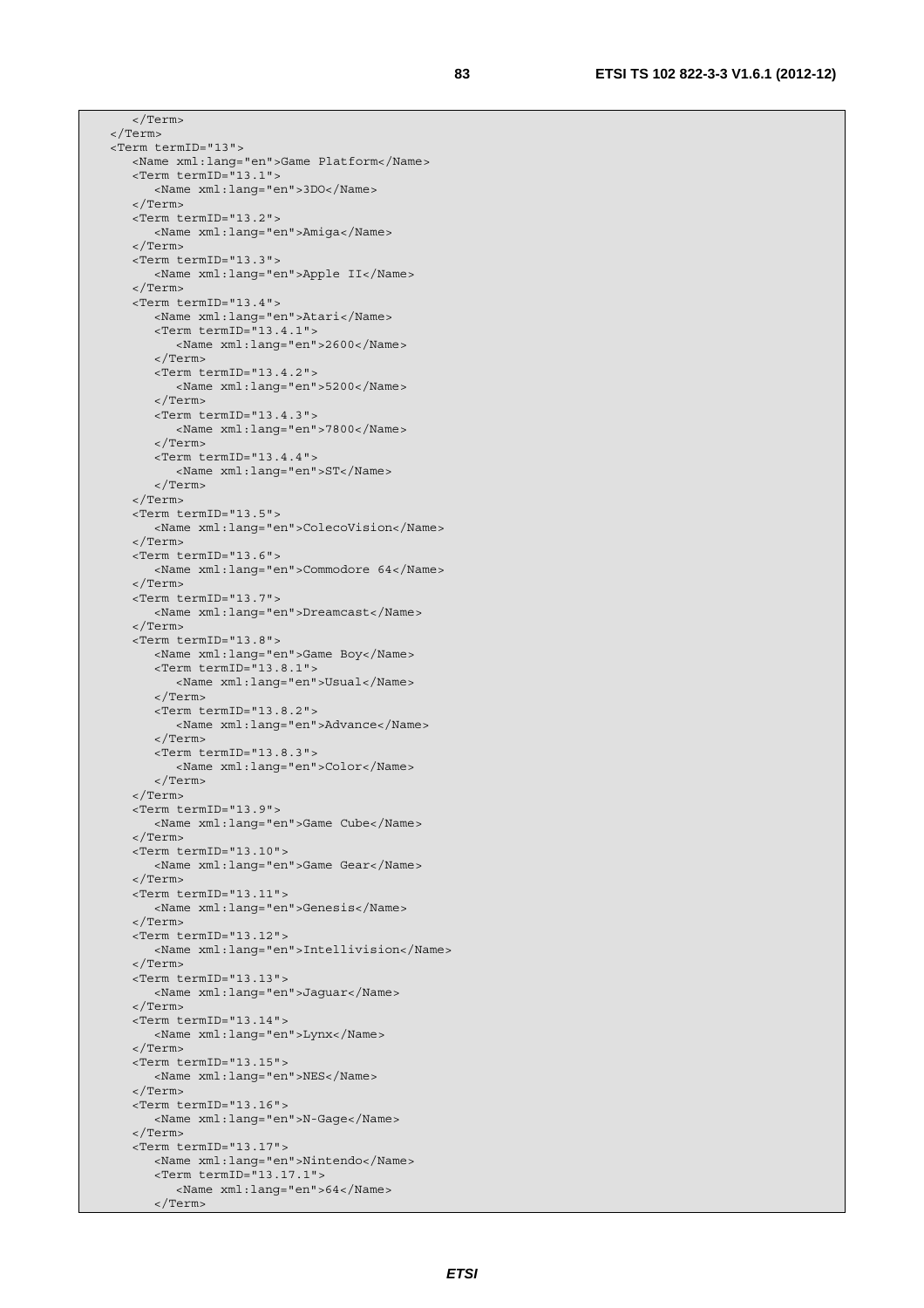```
      </Term>
   </Term>
   <Term termID="13">
      <Name xml:lang="en">Game Platform</Name>
      <Term termID="13.1">
         <Name xml:lang="en">3DO</Name>
      </Term>
      <Term termID="13.2">
         <Name xml:lang="en">Amiga</Name>
      </Term>
      <Term termID="13.3">
         <Name xml:lang="en">Apple II</Name>
      </Term>
      <Term termID="13.4">
         <Name xml:lang="en">Atari</Name>
         <Term termID="13.4.1">
            <Name xml:lang="en">2600</Name>
         </Term>
         <Term termID="13.4.2">
            <Name xml:lang="en">5200</Name>
         </Term>
         <Term termID="13.4.3">
            <Name xml:lang="en">7800</Name>
         </Term>
         <Term termID="13.4.4">
            <Name xml:lang="en">ST</Name>
         </Term>
      </Term>
      <Term termID="13.5">
         <Name xml:lang="en">ColecoVision</Name>
      </Term>
      <Term termID="13.6">
         <Name xml:lang="en">Commodore 64</Name>
      </Term>
      <Term termID="13.7">
         <Name xml:lang="en">Dreamcast</Name>
      </Term>
      <Term termID="13.8">
         <Name xml:lang="en">Game Boy</Name>
         <Term termID="13.8.1">
            <Name xml:lang="en">Usual</Name>
         </Term>
         <Term termID="13.8.2">
            <Name xml:lang="en">Advance</Name>
         </Term>
         <Term termID="13.8.3">
            <Name xml:lang="en">Color</Name>
         </Term>
      </Term>
      <Term termID="13.9">
         <Name xml:lang="en">Game Cube</Name>
      </Term>
      <Term termID="13.10">
         <Name xml:lang="en">Game Gear</Name>
      </Term>
      <Term termID="13.11">
         <Name xml:lang="en">Genesis</Name>
      </Term>
      <Term termID="13.12">
         <Name xml:lang="en">Intellivision</Name>
      </Term>
      <Term termID="13.13">
         <Name xml:lang="en">Jaguar</Name>
      </Term>
      <Term termID="13.14">
         <Name xml:lang="en">Lynx</Name>
      </Term>
      <Term termID="13.15">
         <Name xml:lang="en">NES</Name>
      </Term>
      <Term termID="13.16">
         <Name xml:lang="en">N-Gage</Name>
      </Term>
      <Term termID="13.17">
         <Name xml:lang="en">Nintendo</Name>
         <Term termID="13.17.1">
            <Name xml:lang="en">64</Name>
         </Term>
```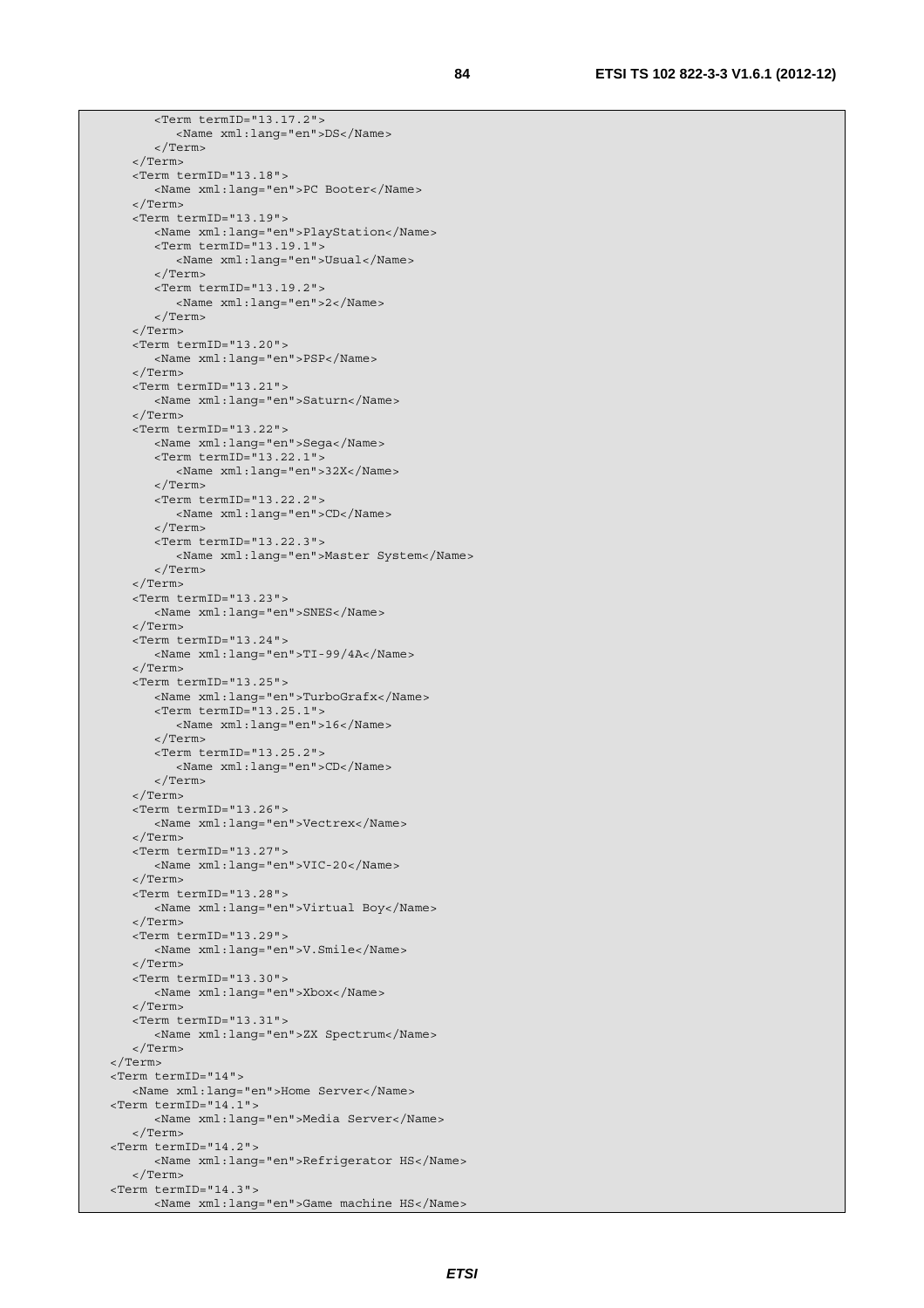```
        <Term termID="13.17.2">
           <Name xml:lang="en">DS</Name>
        </Term>
     </Term>
     <Term termID="13.18">
        <Name xml:lang="en">PC Booter</Name>
     </Term>
     <Term termID="13.19">
        <Name xml:lang="en">PlayStation</Name>
        <Term termID="13.19.1">
           <Name xml:lang="en">Usual</Name>
        </Term>
        <Term termID="13.19.2">
           <Name xml:lang="en">2</Name>
        </Term>
     </Term>
     <Term termID="13.20">
        <Name xml:lang="en">PSP</Name>
     </Term>
     <Term termID="13.21">
        <Name xml:lang="en">Saturn</Name>
     </Term>
     <Term termID="13.22">
        <Name xml:lang="en">Sega</Name>
        <Term termID="13.22.1">
           <Name xml:lang="en">32X</Name>
        </Term>
        <Term termID="13.22.2">
           <Name xml:lang="en">CD</Name>
        </Term>
        <Term termID="13.22.3">
           <Name xml:lang="en">Master System</Name>
        </Term>
     </Term>
     <Term termID="13.23">
        <Name xml:lang="en">SNES</Name>
     </Term>
     <Term termID="13.24">
        <Name xml:lang="en">TI-99/4A</Name>
     </Term>
     <Term termID="13.25">
        <Name xml:lang="en">TurboGrafx</Name>
        <Term termID="13.25.1">
           <Name xml:lang="en">16</Name>
        </Term>
        <Term termID="13.25.2">
           <Name xml:lang="en">CD</Name>
        </Term>
     </Term>
     <Term termID="13.26">
        <Name xml:lang="en">Vectrex</Name>
     </Term>
     <Term termID="13.27">
        <Name xml:lang="en">VIC-20</Name>
     </Term>
     <Term termID="13.28">
        <Name xml:lang="en">Virtual Boy</Name>
     </Term>
     <Term termID="13.29">
        <Name xml:lang="en">V.Smile</Name>
     </Term>
     <Term termID="13.30">
        <Name xml:lang="en">Xbox</Name>
     </Term>
     <Term termID="13.31">
        <Name xml:lang="en">ZX Spectrum</Name>
     </Term>
  </Term>
  <Term termID="14">
     <Name xml:lang="en">Home Server</Name>
  <Term termID="14.1">
        <Name xml:lang="en">Media Server</Name>
     </Term>
  <Term termID="14.2">
        <Name xml:lang="en">Refrigerator HS</Name>
     </Term>
  <Term termID="14.3">
        <Name xml:lang="en">Game machine HS</Name>
```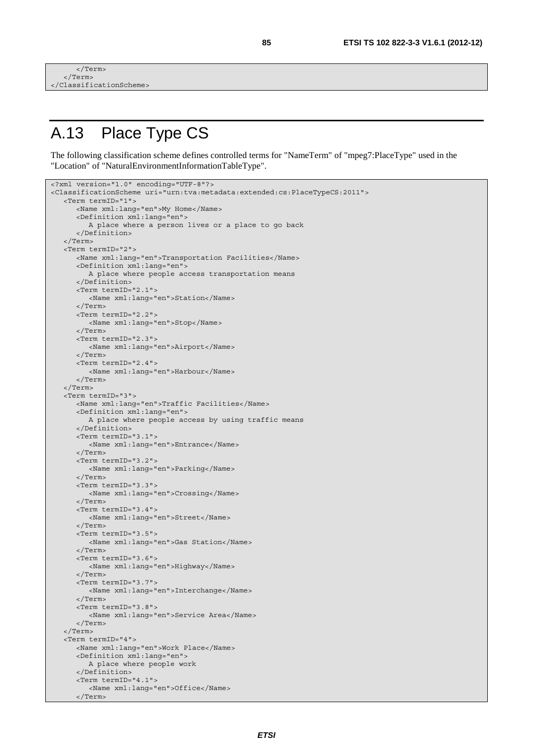```
      </Term>
   </Term>
</ClassificationScheme>
```

# A.13 Place Type CS

The following classification scheme defines controlled terms for "NameTerm" of "mpeg7:PlaceType" used in the "Location" of "NaturalEnvironmentInformationTableType".

```
<?xml version="1.0" encoding="UTF-8"?>
<ClassificationScheme uri="urn:tva:metadata:extended:cs:PlaceTypeCS:2011">
   <Term termID="1">
      <Name xml:lang="en">My Home</Name>
      <Definition xml:lang="en">
         A place where a person lives or a place to go back
      </Definition>
   </Term>
   <Term termID="2">
      <Name xml:lang="en">Transportation Facilities</Name>
      <Definition xml:lang="en">
         A place where people access transportation means
      </Definition>
      <Term termID="2.1">
         <Name xml:lang="en">Station</Name>
      </Term>
      <Term termID="2.2">
         <Name xml:lang="en">Stop</Name>
      </Term>
      <Term termID="2.3">
         <Name xml:lang="en">Airport</Name>
      </Term>
      <Term termID="2.4">
         <Name xml:lang="en">Harbour</Name>
      </Term>
   </Term>
   <Term termID="3">
      <Name xml:lang="en">Traffic Facilities</Name>
      <Definition xml:lang="en">
         A place where people access by using traffic means
      </Definition>
      <Term termID="3.1">
         <Name xml:lang="en">Entrance</Name>
      </Term>
      <Term termID="3.2">
         <Name xml:lang="en">Parking</Name>
      </Term>
      <Term termID="3.3">
         <Name xml:lang="en">Crossing</Name>
      </Term>
      <Term termID="3.4">
         <Name xml:lang="en">Street</Name>
      </Term>
      <Term termID="3.5">
         <Name xml:lang="en">Gas Station</Name>
      </Term>
      <Term termID="3.6">
         <Name xml:lang="en">Highway</Name>
      </Term>
      <Term termID="3.7">
         <Name xml:lang="en">Interchange</Name>
      </Term>
      <Term termID="3.8">
         <Name xml:lang="en">Service Area</Name>
      </Term>
   </Term>
   <Term termID="4">
      <Name xml:lang="en">Work Place</Name>
      <Definition xml:lang="en">
         A place where people work
      </Definition>
      <Term termID="4.1">
         <Name xml:lang="en">Office</Name>
      </Term>
```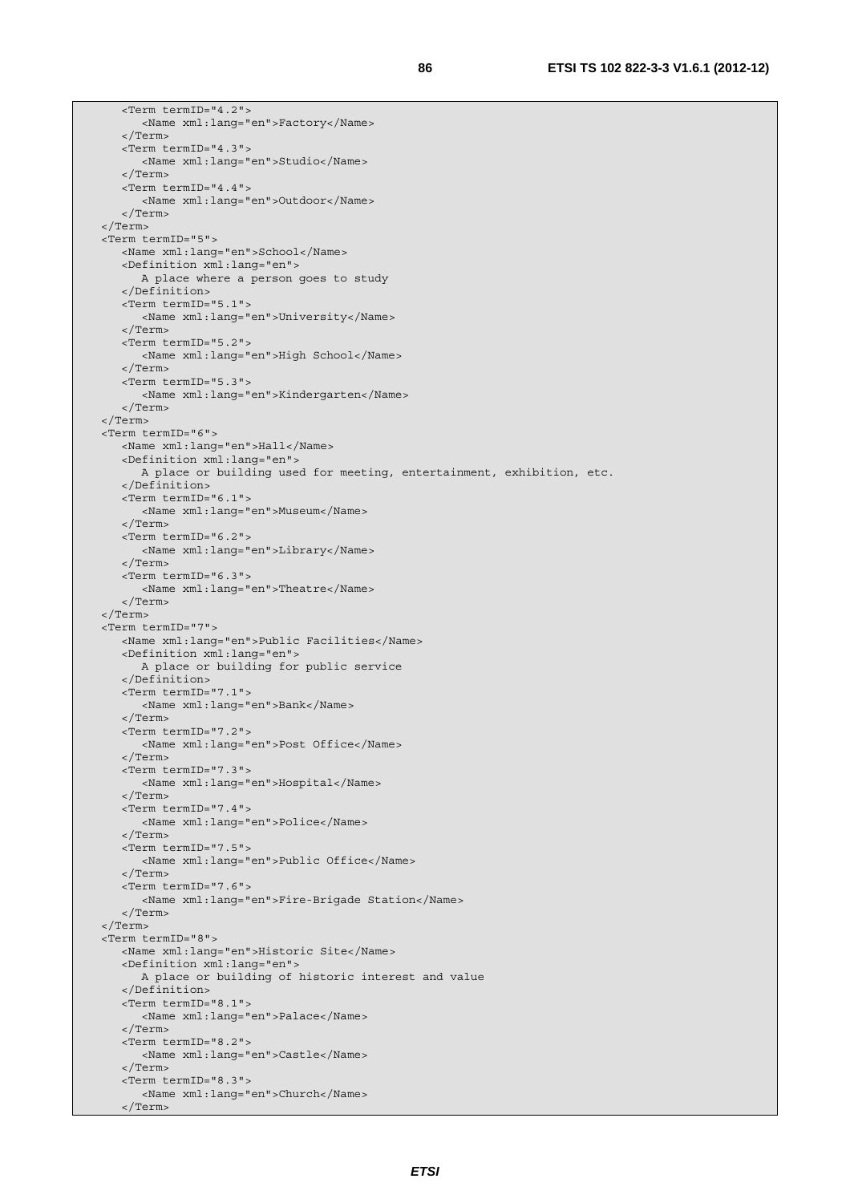```
      <Term termID="4.2">
         <Name xml:lang="en">Factory</Name>
      </Term>
      <Term termID="4.3">
         <Name xml:lang="en">Studio</Name>
      </Term>
      <Term termID="4.4">
         <Name xml:lang="en">Outdoor</Name>
      </Term>
   </Term>
   <Term termID="5">
      <Name xml:lang="en">School</Name>
      <Definition xml:lang="en">
         A place where a person goes to study
      </Definition>
      <Term termID="5.1">
         <Name xml:lang="en">University</Name>
      </Term>
      <Term termID="5.2">
         <Name xml:lang="en">High School</Name>
      </Term>
      <Term termID="5.3">
         <Name xml:lang="en">Kindergarten</Name>
      </Term>
   </Term>
   <Term termID="6">
      <Name xml:lang="en">Hall</Name>
      <Definition xml:lang="en">
         A place or building used for meeting, entertainment, exhibition, etc.
      </Definition>
      <Term termID="6.1">
         <Name xml:lang="en">Museum</Name>
      </Term>
      <Term termID="6.2">
         <Name xml:lang="en">Library</Name>
      </Term>
      <Term termID="6.3">
         <Name xml:lang="en">Theatre</Name>
      </Term>
   </Term>
   <Term termID="7">
      <Name xml:lang="en">Public Facilities</Name>
      <Definition xml:lang="en">
         A place or building for public service
      </Definition>
      <Term termID="7.1">
         <Name xml:lang="en">Bank</Name>
      </Term>
      <Term termID="7.2">
         <Name xml:lang="en">Post Office</Name>
      </Term>
      <Term termID="7.3">
         <Name xml:lang="en">Hospital</Name>
      </Term>
      <Term termID="7.4">
         <Name xml:lang="en">Police</Name>
      </Term>
      <Term termID="7.5">
         <Name xml:lang="en">Public Office</Name>
      </Term>
      <Term termID="7.6">
         <Name xml:lang="en">Fire-Brigade Station</Name>
      </Term>
   </Term>
   <Term termID="8">
      <Name xml:lang="en">Historic Site</Name>
      <Definition xml:lang="en">
         A place or building of historic interest and value
      </Definition>
      <Term termID="8.1">
         <Name xml:lang="en">Palace</Name>
      </Term>
      <Term termID="8.2">
         <Name xml:lang="en">Castle</Name>
      </Term>
      <Term termID="8.3">
         <Name xml:lang="en">Church</Name>
      </Term>
```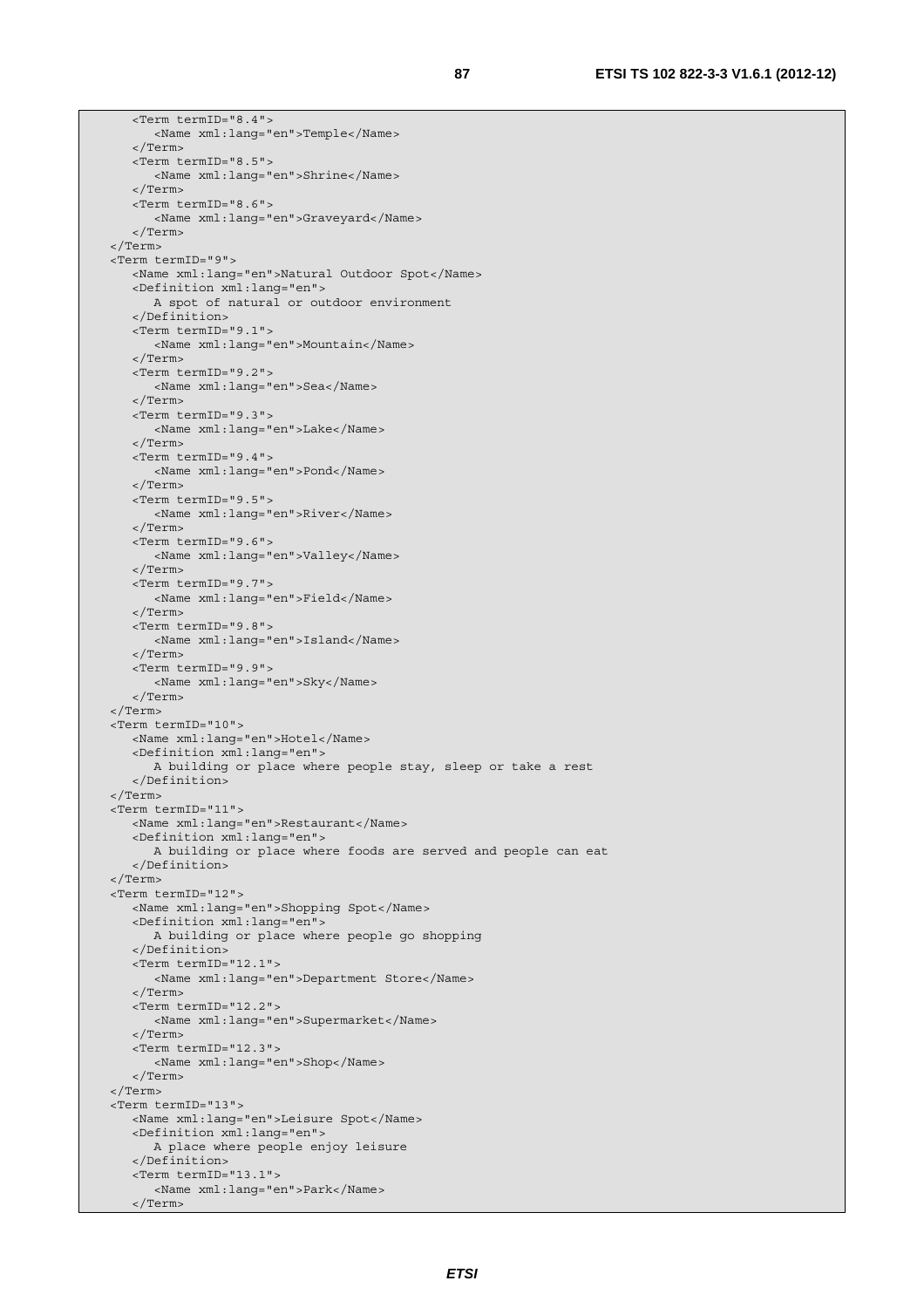```
      <Term termID="8.4">
         <Name xml:lang="en">Temple</Name>
      </Term>
      <Term termID="8.5">
         <Name xml:lang="en">Shrine</Name>
      </Term>
      <Term termID="8.6">
         <Name xml:lang="en">Graveyard</Name>
      </Term>
   </Term>
   <Term termID="9">
      <Name xml:lang="en">Natural Outdoor Spot</Name>
      <Definition xml:lang="en">
         A spot of natural or outdoor environment
      </Definition>
      <Term termID="9.1">
         <Name xml:lang="en">Mountain</Name>
      </Term>
      <Term termID="9.2">
         <Name xml:lang="en">Sea</Name>
      </Term>
      <Term termID="9.3">
         <Name xml:lang="en">Lake</Name>
      </Term>
      <Term termID="9.4">
         <Name xml:lang="en">Pond</Name>
      </Term>
      <Term termID="9.5">
         <Name xml:lang="en">River</Name>
      </Term>
      <Term termID="9.6">
         <Name xml:lang="en">Valley</Name>
      </Term>
      <Term termID="9.7">
         <Name xml:lang="en">Field</Name>
      </Term>
      <Term termID="9.8">
         <Name xml:lang="en">Island</Name>
      </Term>
      <Term termID="9.9">
         <Name xml:lang="en">Sky</Name>
      </Term>
   </Term>
   <Term termID="10">
      <Name xml:lang="en">Hotel</Name>
      <Definition xml:lang="en">
         A building or place where people stay, sleep or take a rest
      </Definition>
   </Term>
   <Term termID="11">
      <Name xml:lang="en">Restaurant</Name>
      <Definition xml:lang="en">
         A building or place where foods are served and people can eat
      </Definition>
   </Term>
   <Term termID="12">
      <Name xml:lang="en">Shopping Spot</Name>
      <Definition xml:lang="en">
         A building or place where people go shopping
      </Definition>
      <Term termID="12.1">
         <Name xml:lang="en">Department Store</Name>
      </Term>
      <Term termID="12.2">
         <Name xml:lang="en">Supermarket</Name>
      </Term>
      <Term termID="12.3">
         <Name xml:lang="en">Shop</Name>
      </Term>
   </Term>
   <Term termID="13">
      <Name xml:lang="en">Leisure Spot</Name>
      <Definition xml:lang="en">
         A place where people enjoy leisure
      </Definition>
      <Term termID="13.1">
         <Name xml:lang="en">Park</Name>
      </Term>
```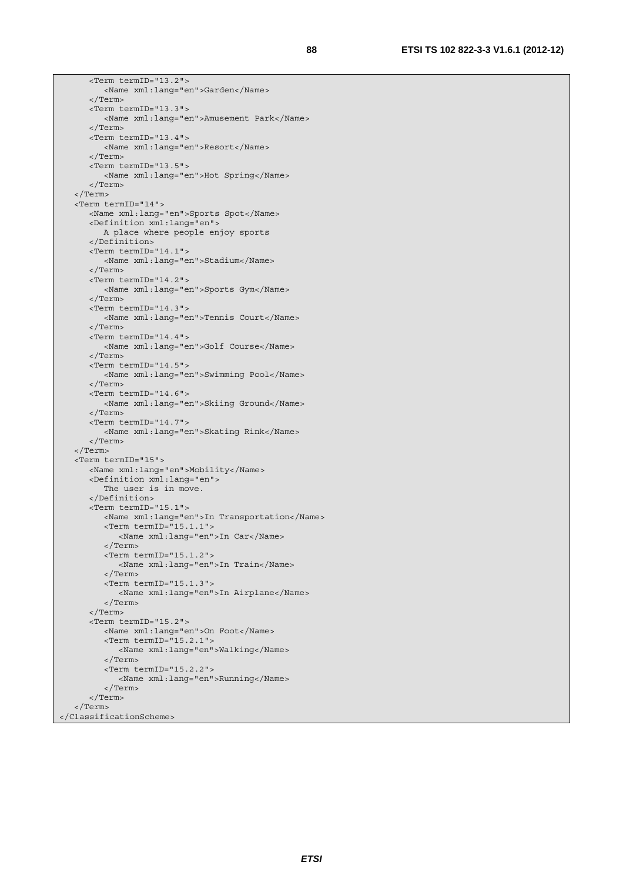```
      <Term termID="13.2">
         <Name xml:lang="en">Garden</Name>
      </Term>
      <Term termID="13.3">
         <Name xml:lang="en">Amusement Park</Name>
      </Term>
      <Term termID="13.4">
         <Name xml:lang="en">Resort</Name>
      </Term>
      <Term termID="13.5">
         <Name xml:lang="en">Hot Spring</Name>
      </Term>
   </Term>
   <Term termID="14">
      <Name xml:lang="en">Sports Spot</Name>
      <Definition xml:lang="en">
         A place where people enjoy sports
      </Definition>
      <Term termID="14.1">
         <Name xml:lang="en">Stadium</Name>
      </Term>
      <Term termID="14.2">
         <Name xml:lang="en">Sports Gym</Name>
      </Term>
      <Term termID="14.3">
         <Name xml:lang="en">Tennis Court</Name>
      </Term>
      <Term termID="14.4">
         <Name xml:lang="en">Golf Course</Name>
      </Term>
      <Term termID="14.5">
         <Name xml:lang="en">Swimming Pool</Name>
      </Term>
      <Term termID="14.6">
         <Name xml:lang="en">Skiing Ground</Name>
      </Term>
      <Term termID="14.7">
         <Name xml:lang="en">Skating Rink</Name>
      </Term>
   </Term>
   <Term termID="15">
      <Name xml:lang="en">Mobility</Name>
      <Definition xml:lang="en">
         The user is in move.
      </Definition>
      <Term termID="15.1">
         <Name xml:lang="en">In Transportation</Name>
         <Term termID="15.1.1">
            <Name xml:lang="en">In Car</Name>
         </Term>
         <Term termID="15.1.2">
            <Name xml:lang="en">In Train</Name>
         </Term>
         <Term termID="15.1.3">
            <Name xml:lang="en">In Airplane</Name>
         </Term>
      </Term>
      <Term termID="15.2">
         <Name xml:lang="en">On Foot</Name>
         <Term termID="15.2.1">
            <Name xml:lang="en">Walking</Name>
         </Term>
         <Term termID="15.2.2">
            <Name xml:lang="en">Running</Name>
         </Term>
      </Term>
   </Term>
</ClassificationScheme>
```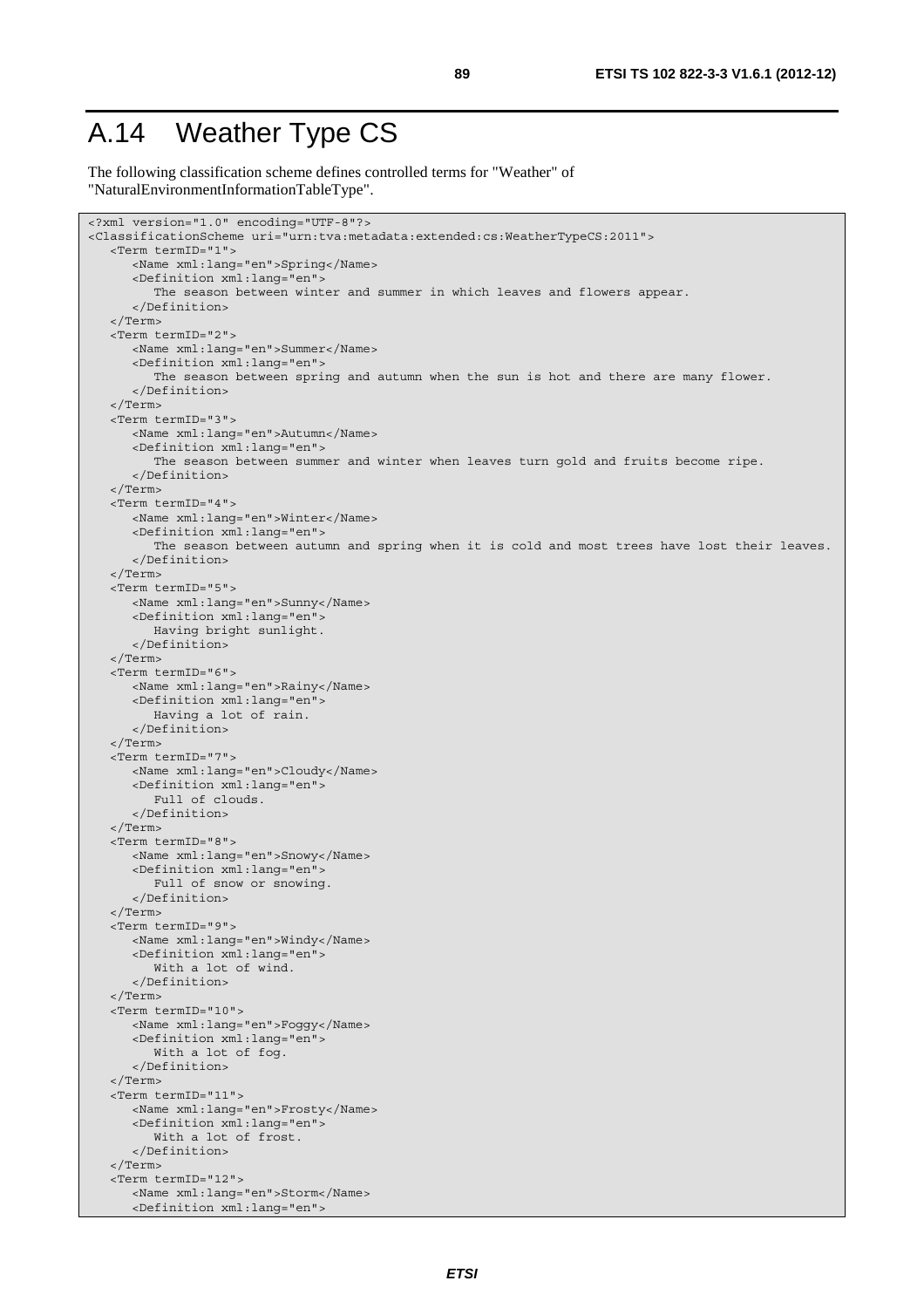# A.14 Weather Type CS

The following classification scheme defines controlled terms for "Weather" of "NaturalEnvironmentInformationTableType".

```
<?xml version="1.0" encoding="UTF-8"?>
<ClassificationScheme uri="urn:tva:metadata:extended:cs:WeatherTypeCS:2011">
   <Term termID="1">
      <Name xml:lang="en">Spring</Name>
      <Definition xml:lang="en">
         The season between winter and summer in which leaves and flowers appear.
      </Definition>
   </Term>
   <Term termID="2">
      <Name xml:lang="en">Summer</Name>
      <Definition xml:lang="en">
         The season between spring and autumn when the sun is hot and there are many flower.
      </Definition>
   </Term>
   <Term termID="3">
      <Name xml:lang="en">Autumn</Name>
      <Definition xml:lang="en">
         The season between summer and winter when leaves turn gold and fruits become ripe.
      </Definition>
   </Term>
   <Term termID="4">
      <Name xml:lang="en">Winter</Name>
      <Definition xml:lang="en">
         The season between autumn and spring when it is cold and most trees have lost their leaves.
      </Definition>
   </Term>
   <Term termID="5">
      <Name xml:lang="en">Sunny</Name>
      <Definition xml:lang="en">
         Having bright sunlight.
      </Definition>
   </Term>
   <Term termID="6">
      <Name xml:lang="en">Rainy</Name>
      <Definition xml:lang="en">
         Having a lot of rain.
      </Definition>
   </Term>
   <Term termID="7">
      <Name xml:lang="en">Cloudy</Name>
      <Definition xml:lang="en">
         Full of clouds.
      </Definition>
   </Term>
   <Term termID="8">
      <Name xml:lang="en">Snowy</Name>
      <Definition xml:lang="en">
         Full of snow or snowing.
      </Definition>
   </Term>
   <Term termID="9">
      <Name xml:lang="en">Windy</Name>
      <Definition xml:lang="en">
         With a lot of wind.
      </Definition>
   </Term>
   <Term termID="10">
      <Name xml:lang="en">Foggy</Name>
      <Definition xml:lang="en">
         With a lot of fog.
      </Definition>
   </Term>
   <Term termID="11">
      <Name xml:lang="en">Frosty</Name>
      <Definition xml:lang="en">
         With a lot of frost.
      </Definition>
   </Term>
   <Term termID="12">
      <Name xml:lang="en">Storm</Name>
      <Definition xml:lang="en">
```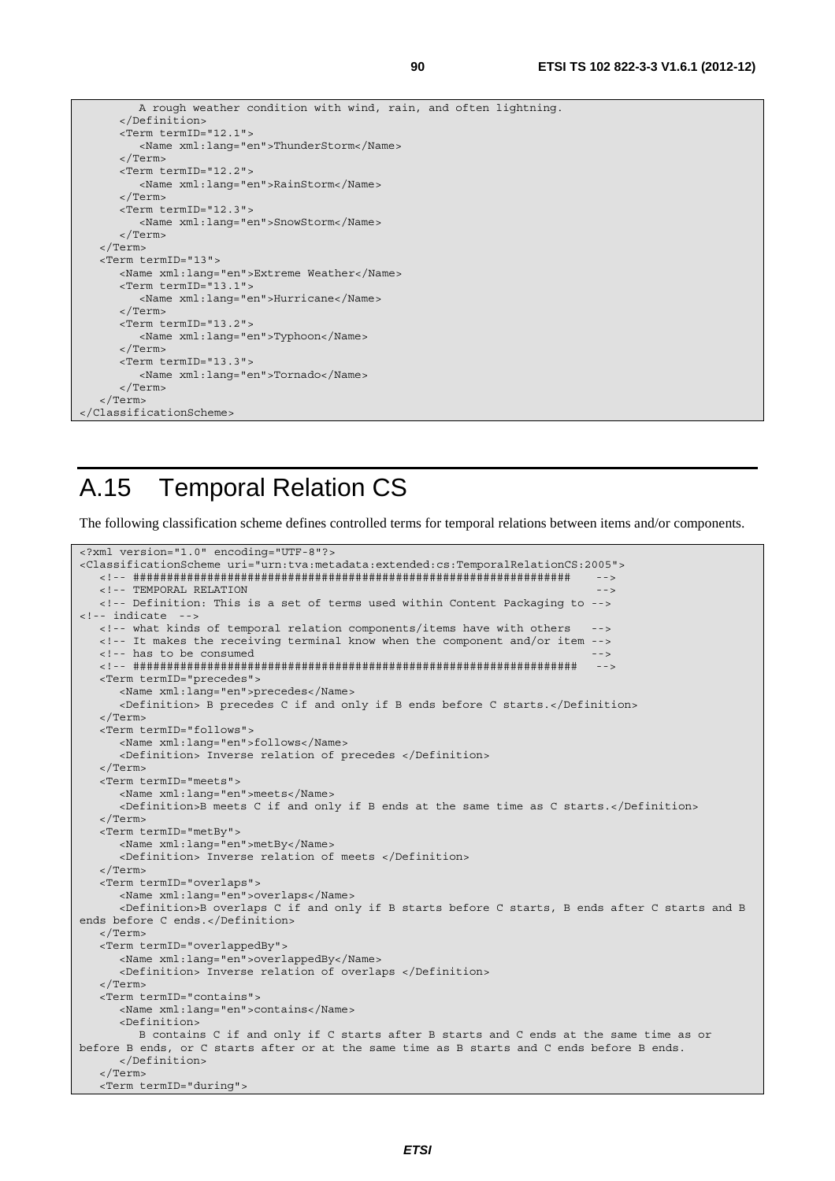```
         A rough weather condition with wind, rain, and often lightning.
      </Definition>
      <Term termID="12.1">
         <Name xml:lang="en">ThunderStorm</Name>
      </Term>
      <Term termID="12.2">
         <Name xml:lang="en">RainStorm</Name>
      </Term>
      <Term termID="12.3">
         <Name xml:lang="en">SnowStorm</Name>
      </Term>
   </Term>
   <Term termID="13">
      <Name xml:lang="en">Extreme Weather</Name>
      <Term termID="13.1">
         <Name xml:lang="en">Hurricane</Name>
      </Term>
      <Term termID="13.2">
         <Name xml:lang="en">Typhoon</Name>
      </Term>
      <Term termID="13.3">
         <Name xml:lang="en">Tornado</Name>
      </Term>
   </Term>
</ClassificationScheme>
```

# A.15 Temporal Relation CS

The following classification scheme defines controlled terms for temporal relations between items and/or components.

```
<?xml version="1.0" encoding="UTF-8"?>
<ClassificationScheme uri="urn:tva:metadata:extended:cs:TemporalRelationCS:2005">
   <!-- ##################################################################   -->
   <!-- TEMPORAL RELATION                                                     -->
   <!-- Definition: This is a set of terms used within Content Packaging to -->
<!-- indicate  -->
   <!-- what kinds of temporal relation components/items have with others   -->
   <!-- It makes the receiving terminal know when the component and/or item -->
   <!-- has to be consumed                                                   -->
   <!-- ##################################################################   -->
   <Term termID="precedes">
      <Name xml:lang="en">precedes</Name>
      <Definition> B precedes C if and only if B ends before C starts.</Definition>
   </Term>
   <Term termID="follows">
      <Name xml:lang="en">follows</Name>
      <Definition> Inverse relation of precedes </Definition>
   </Term>
   <Term termID="meets">
      <Name xml:lang="en">meets</Name>
      <Definition>B meets C if and only if B ends at the same time as C starts.</Definition>
   </Term>
   <Term termID="metBy">
      <Name xml:lang="en">metBy</Name>
      <Definition> Inverse relation of meets </Definition>
   </Term>
   <Term termID="overlaps">
      <Name xml:lang="en">overlaps</Name>
      <Definition>B overlaps C if and only if B starts before C starts, B ends after C starts and B 
ends before C ends.</Definition>
   </Term>
   <Term termID="overlappedBy">
      <Name xml:lang="en">overlappedBy</Name>
      <Definition> Inverse relation of overlaps </Definition>
   </Term>
   <Term termID="contains">
      <Name xml:lang="en">contains</Name>
      <Definition>
         B contains C if and only if C starts after B starts and C ends at the same time as or 
before B ends, or C starts after or at the same time as B starts and C ends before B ends.
      </Definition>
   </Term>
   <Term termID="during">
```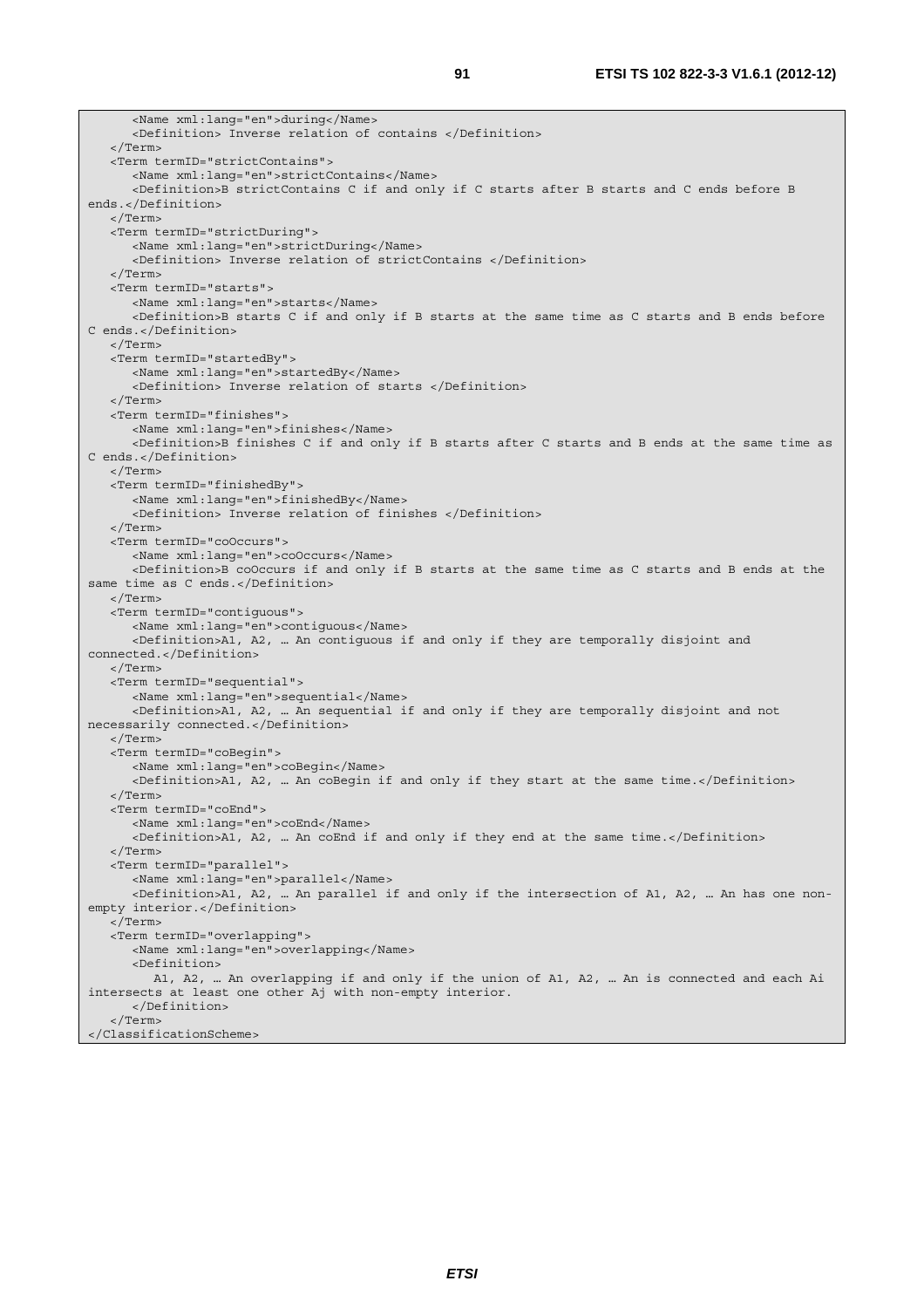```
      <Name xml:lang="en">during</Name>
      <Definition> Inverse relation of contains </Definition>
   </Term>
   <Term termID="strictContains">
      <Name xml:lang="en">strictContains</Name>
      <Definition>B strictContains C if and only if C starts after B starts and C ends before B 
ends.</Definition>
   </Term>
   <Term termID="strictDuring">
      <Name xml:lang="en">strictDuring</Name>
      <Definition> Inverse relation of strictContains </Definition>
   </Term>
   <Term termID="starts">
      <Name xml:lang="en">starts</Name>
      <Definition>B starts C if and only if B starts at the same time as C starts and B ends before 
C ends.</Definition>
   </Term>
   <Term termID="startedBy">
      <Name xml:lang="en">startedBy</Name>
      <Definition> Inverse relation of starts </Definition>
   </Term>
   <Term termID="finishes">
      <Name xml:lang="en">finishes</Name>
      <Definition>B finishes C if and only if B starts after C starts and B ends at the same time as 
C ends.</Definition>
   </Term>
   <Term termID="finishedBy">
      <Name xml:lang="en">finishedBy</Name>
      <Definition> Inverse relation of finishes </Definition>
   </Term>
   <Term termID="coOccurs">
      <Name xml:lang="en">coOccurs</Name>
      <Definition>B coOccurs if and only if B starts at the same time as C starts and B ends at the 
same time as C ends.</Definition>
   </Term>
   <Term termID="contiguous">
      <Name xml:lang="en">contiguous</Name>
      <Definition>A1, A2, … An contiguous if and only if they are temporally disjoint and 
connected.</Definition>
   </Term>
   <Term termID="sequential">
      <Name xml:lang="en">sequential</Name>
      <Definition>A1, A2, … An sequential if and only if they are temporally disjoint and not 
necessarily connected.</Definition>
   </Term>
   <Term termID="coBegin">
      <Name xml:lang="en">coBegin</Name>
      <Definition>A1, A2, … An coBegin if and only if they start at the same time.</Definition>
   </Term>
   <Term termID="coEnd">
      <Name xml:lang="en">coEnd</Name>
      <Definition>A1, A2, … An coEnd if and only if they end at the same time.</Definition>
   </Term>
   <Term termID="parallel">
      <Name xml:lang="en">parallel</Name>
      <Definition>A1, A2, … An parallel if and only if the intersection of A1, A2, … An has one non-
empty interior.</Definition>
   </Term>
   <Term termID="overlapping">
      <Name xml:lang="en">overlapping</Name>
      <Definition>
         A1, A2, … An overlapping if and only if the union of A1, A2, … An is connected and each Ai 
intersects at least one other Aj with non-empty interior.
      </Definition>
   </Term>
</ClassificationScheme>
```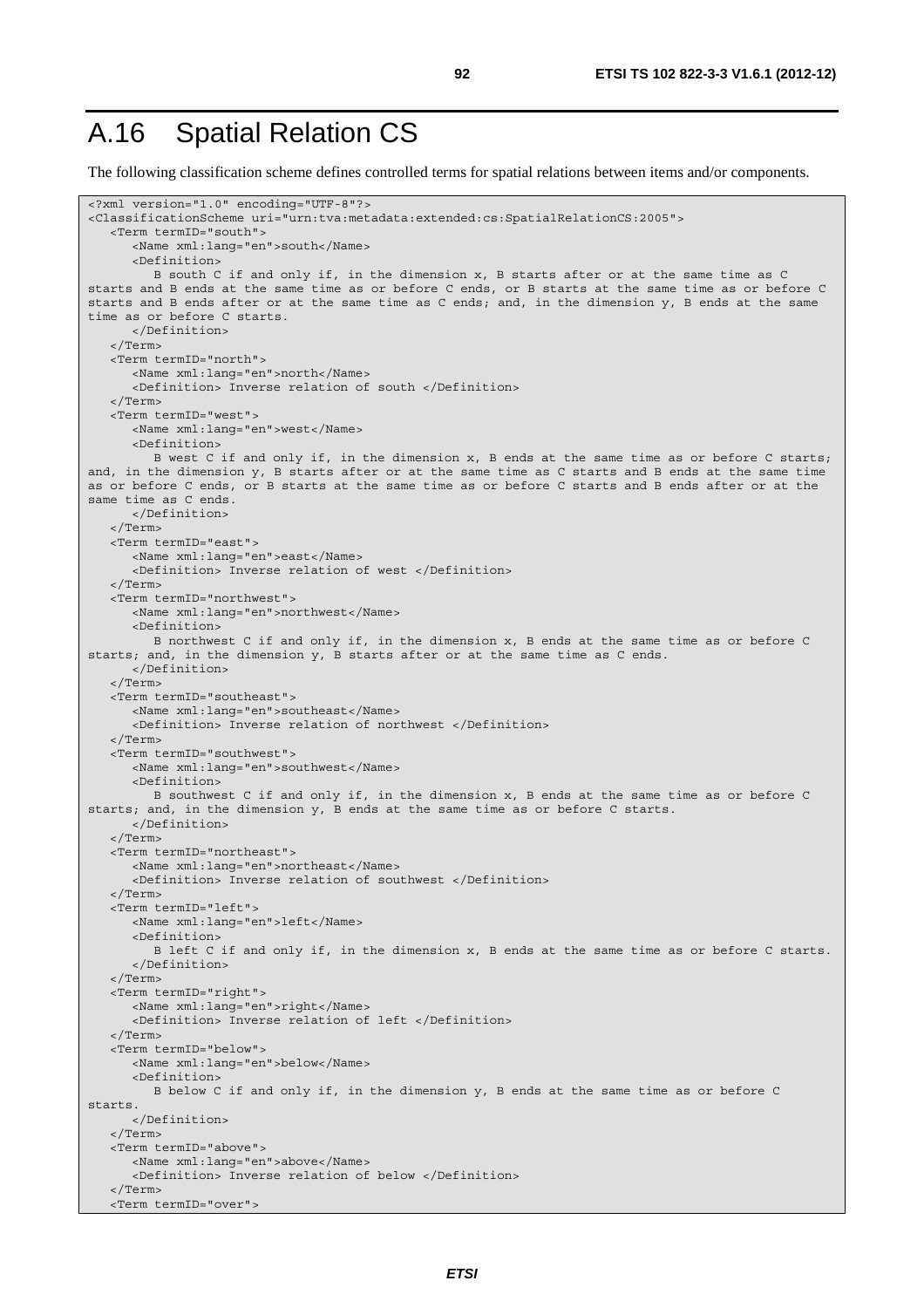# A.16 Spatial Relation CS

The following classification scheme defines controlled terms for spatial relations between items and/or components.

```
<?xml version="1.0" encoding="UTF-8"?>
<ClassificationScheme uri="urn:tva:metadata:extended:cs:SpatialRelationCS:2005">
   <Term termID="south">
      <Name xml:lang="en">south</Name>
      <Definition>
         B south C if and only if, in the dimension x, B starts after or at the same time as C
starts and B ends at the same time as or before C ends, or B starts at the same time as or before C
starts and B ends after or at the same time as C ends; and, in the dimension y, B ends at the same
time as or before C starts.
      </Definition>
   </Term>
   <Term termID="north">
      <Name xml:lang="en">north</Name>
      <Definition> Inverse relation of south </Definition>
   </Term>
   <Term termID="west">
      <Name xml:lang="en">west</Name>
      <Definition>
         B west C if and only if, in the dimension x, B ends at the same time as or before C starts;
and, in the dimension y, B starts after or at the same time as C starts and B ends at the same time
as or before C ends, or B starts at the same time as or before C starts and B ends after or at the
same time as C ends.
      </Definition>
   </Term>
   <Term termID="east">
      <Name xml:lang="en">east</Name>
      <Definition> Inverse relation of west </Definition>
   </Term>
   <Term termID="northwest">
      <Name xml:lang="en">northwest</Name>
      <Definition>
         B northwest C if and only if, in the dimension x, B ends at the same time as or before C
starts; and, in the dimension y, B starts after or at the same time as C ends.
      </Definition>
   </Term>
   <Term termID="southeast">
      <Name xml:lang="en">southeast</Name>
      <Definition> Inverse relation of northwest </Definition>
   </Term>
   <Term termID="southwest">
      <Name xml:lang="en">southwest</Name>
      <Definition>
         B southwest C if and only if, in the dimension x, B ends at the same time as or before C
starts; and, in the dimension y, B ends at the same time as or before C starts.
      </Definition>
   </Term>
   <Term termID="northeast">
      <Name xml:lang="en">northeast</Name>
      <Definition> Inverse relation of southwest </Definition>
   </Term>
   <Term termID="left">
      <Name xml:lang="en">left</Name>
      <Definition>
         B left C if and only if, in the dimension x, B ends at the same time as or before C starts.
      </Definition>
   </Term>
   <Term termID="right">
      <Name xml:lang="en">right</Name>
      <Definition> Inverse relation of left </Definition>
   </Term>
   <Term termID="below">
      <Name xml:lang="en">below</Name>
      <Definition>
         B below C if and only if, in the dimension y, B ends at the same time as or before C
starts.
      </Definition>
   </Term>
   <Term termID="above">
      <Name xml:lang="en">above</Name>
      <Definition> Inverse relation of below </Definition>
   </Term>
   <Term termID="over">
```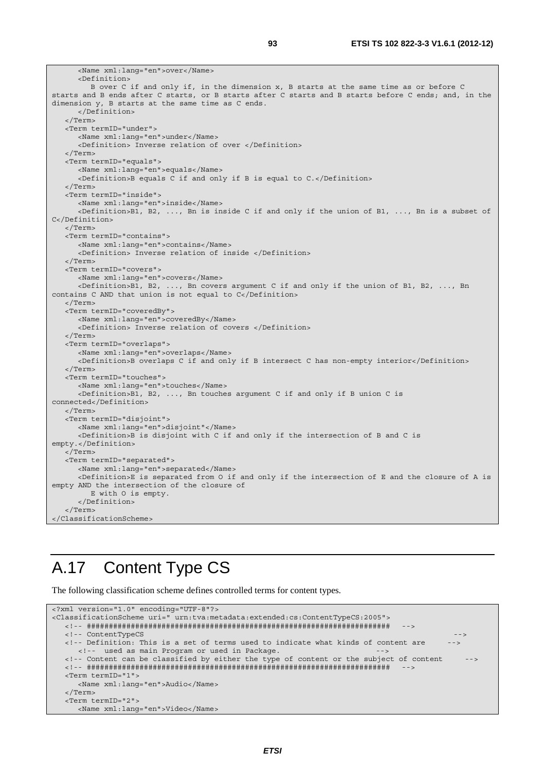```
      <Name xml:lang="en">over</Name>
      <Definition>
         B over C if and only if, in the dimension x, B starts at the same time as or before C 
starts and B ends after C starts, or B starts after C starts and B starts before C ends; and, in the 
dimension y, B starts at the same time as C ends.
      </Definition>
   </Term>
   <Term termID="under">
      <Name xml:lang="en">under</Name>
      <Definition> Inverse relation of over </Definition>
   </Term>
   <Term termID="equals">
      <Name xml:lang="en">equals</Name>
      <Definition>B equals C if and only if B is equal to C.</Definition>
   </Term>
   <Term termID="inside">
      <Name xml:lang="en">inside</Name>
      <Definition>B1, B2, ..., Bn is inside C if and only if the union of B1, ..., Bn is a subset of 
C</Definition>
   </Term>
   <Term termID="contains">
      <Name xml:lang="en">contains</Name>
      <Definition> Inverse relation of inside </Definition>
   </Term>
   <Term termID="covers">
      <Name xml:lang="en">covers</Name>
      <Definition>B1, B2, ..., Bn covers argument C if and only if the union of B1, B2, ..., Bn 
contains C AND that union is not equal to C</Definition>
   </Term>
   <Term termID="coveredBy">
      <Name xml:lang="en">coveredBy</Name>
      <Definition> Inverse relation of covers </Definition>
   </Term>
   <Term termID="overlaps">
      <Name xml:lang="en">overlaps</Name>
      <Definition>B overlaps C if and only if B intersect C has non-empty interior</Definition>
   </Term>
   <Term termID="touches">
      <Name xml:lang="en">touches</Name>
      <Definition>B1, B2, ..., Bn touches argument C if and only if B union C is 
connected</Definition>
   </Term>
   <Term termID="disjoint">
      <Name xml:lang="en">disjoint"</Name>
      <Definition>B is disjoint with C if and only if the intersection of B and C is 
empty.</Definition>
   </Term>
   <Term termID="separated">
      <Name xml:lang="en">separated</Name>
      <Definition>E is separated from O if and only if the intersection of E and the closure of A is 
empty AND the intersection of the closure of
         E with O is empty.
      </Definition>
   </Term>
</ClassificationScheme>
```

# A.17 Content Type CS

The following classification scheme defines controlled terms for content types.

```
<?xml version="1.0" encoding="UTF-8"?>
<ClassificationScheme uri=" urn:tva:metadata:extended:cs:ContentTypeCS:2005">
   <!-- ##################################################################   -->
   <!-- ContentTypeCS                                                          -->
   <!-- Definition: This is a set of terms used to indicate what kinds of content are     -->
      <!--  used as main Program or used in Package.                       -->
   <!-- Content can be classified by either the type of content or the subject of content     -->
   <!-- ##################################################################   -->
   <Term termID="1">
      <Name xml:lang="en">Audio</Name>
   </Term>
   <Term termID="2">
      <Name xml:lang="en">Video</Name>
```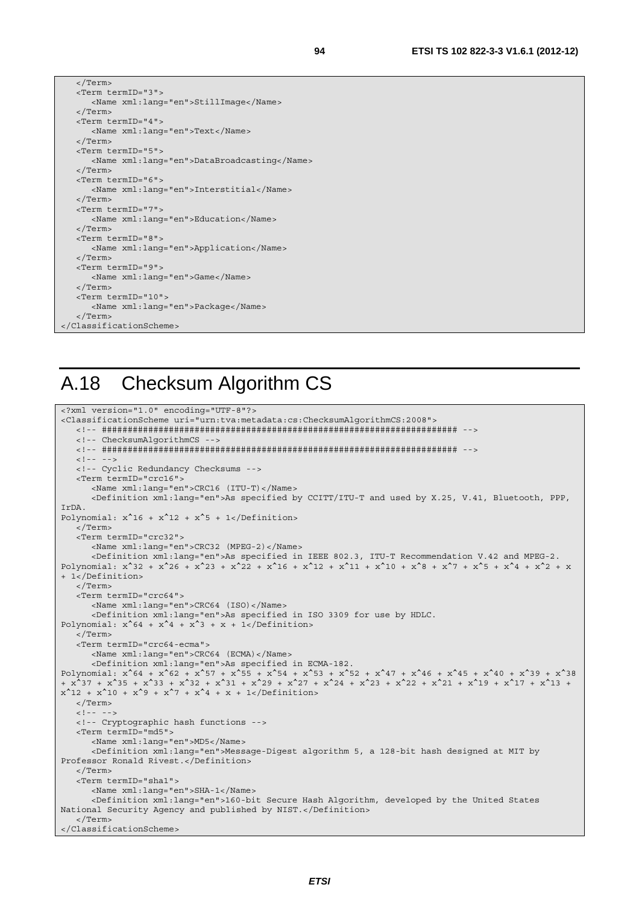```
   </Term>
   <Term termID="3">
      <Name xml:lang="en">StillImage</Name>
   </Term>
   <Term termID="4">
      <Name xml:lang="en">Text</Name>
   </Term>
   <Term termID="5">
      <Name xml:lang="en">DataBroadcasting</Name>
   </Term>
   <Term termID="6">
      <Name xml:lang="en">Interstitial</Name>
   </Term>
   <Term termID="7">
      <Name xml:lang="en">Education</Name>
   </Term>
   <Term termID="8">
      <Name xml:lang="en">Application</Name>
   </Term>
   <Term termID="9">
      <Name xml:lang="en">Game</Name>
   </Term>
   <Term termID="10">
      <Name xml:lang="en">Package</Name>
   </Term>
</ClassificationScheme>
```

# A.18 Checksum Algorithm CS

```
<?xml version="1.0" encoding="UTF-8"?>
<ClassificationScheme uri="urn:tva:metadata:cs:ChecksumAlgorithmCS:2008">
   <!-- ##################################################################### -->
   <!-- ChecksumAlgorithmCS -->
   <!-- ##################################################################### -->
   <!-- -->
   <!-- Cyclic Redundancy Checksums -->
   <Term termID="crc16">
      <Name xml:lang="en">CRC16 (ITU-T)</Name>
      <Definition xml:lang="en">As specified by CCITT/ITU-T and used by X.25, V.41, Bluetooth, PPP, 
IrDA.
Polynomial: x^16 + x^12 + x^5 + 1</Definition>
   </Term>
   <Term termID="crc32">
      <Name xml:lang="en">CRC32 (MPEG-2)</Name>
      <Definition xml:lang="en">As specified in IEEE 802.3, ITU-T Recommendation V.42 and MPEG-2.
Polynomial: x^32 + x^26 + x^23 + x^22 + x^16 + x^12 + x^11 + x^10 + x^8 + x^7 + x^5 + x^4 + x^2 + x 
+ 1</Definition>
   </Term>
   <Term termID="crc64">
      <Name xml:lang="en">CRC64 (ISO)</Name>
      <Definition xml:lang="en">As specified in ISO 3309 for use by HDLC.
Polynomial: x^64 + x^4 + x^3 + x + 1</Definition>
   </Term>
   <Term termID="crc64-ecma">
      <Name xml:lang="en">CRC64 (ECMA)</Name>
      <Definition xml:lang="en">As specified in ECMA-182.
Polynomial: x^64 + x^62 + x^57 + x^55 + x^54 + x^53 + x^52 + x^47 + x^46 + x^45 + x^40 + x^39 + x^38 
+ x^37 + x^35 + x^33 + x^32 + x^31 + x^29 + x^27 + x^24 + x^23 + x^22 + x^21 + x^19 + x^17 + x^13 + 
x^12 + x^10 + x^9 + x^7 + x^4 + x + 1</Definition>
   </Term>
   <!-- -->
   <!-- Cryptographic hash functions -->
   <Term termID="md5">
      <Name xml:lang="en">MD5</Name>
      <Definition xml:lang="en">Message-Digest algorithm 5, a 128-bit hash designed at MIT by 
Professor Ronald Rivest.</Definition>
   </Term>
   <Term termID="sha1">
      <Name xml:lang="en">SHA-1</Name>
      <Definition xml:lang="en">160-bit Secure Hash Algorithm, developed by the United States 
National Security Agency and published by NIST.</Definition>
   </Term>
</ClassificationScheme>
```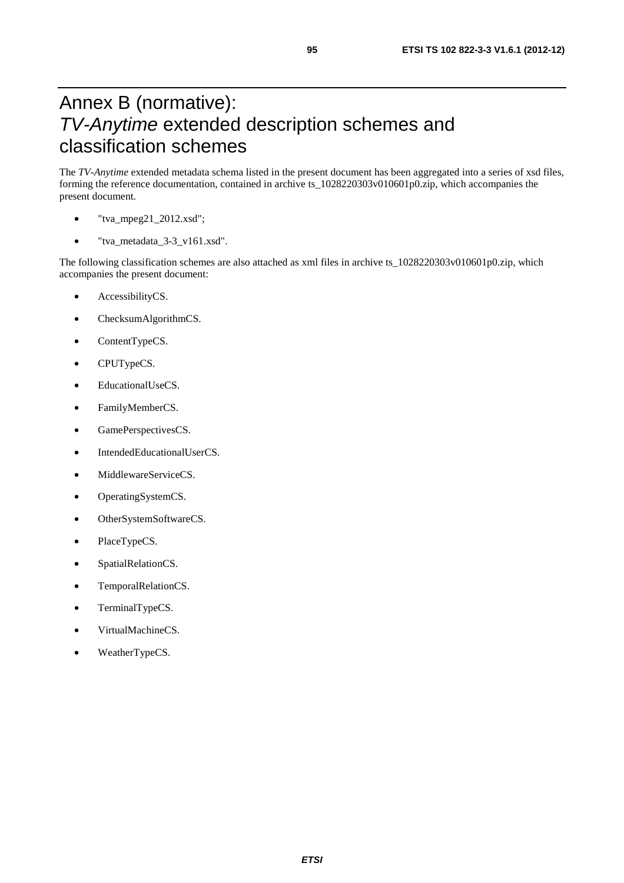# Annex B (normative): *TV-Anytime* extended description schemes and classification schemes

The *TV-Anytime* extended metadata schema listed in the present document has been aggregated into a series of xsd files, forming the reference documentation, contained in archive ts_1028220303v010601p0.zip, which accompanies the present document.

- "tva_mpeg21_2012.xsd";
- "tva_metadata_3-3_v161.xsd".

The following classification schemes are also attached as xml files in archive ts_1028220303v010601p0.zip, which accompanies the present document:

- AccessibilityCS.
- ChecksumAlgorithmCS.
- ContentTypeCS.
- CPUTypeCS.
- EducationalUseCS.
- FamilyMemberCS.
- GamePerspectivesCS.
- IntendedEducationalUserCS.
- MiddlewareServiceCS.
- OperatingSystemCS.
- OtherSystemSoftwareCS.
- PlaceTypeCS.
- SpatialRelationCS.
- TemporalRelationCS.
- TerminalTypeCS.
- VirtualMachineCS.
- WeatherTypeCS.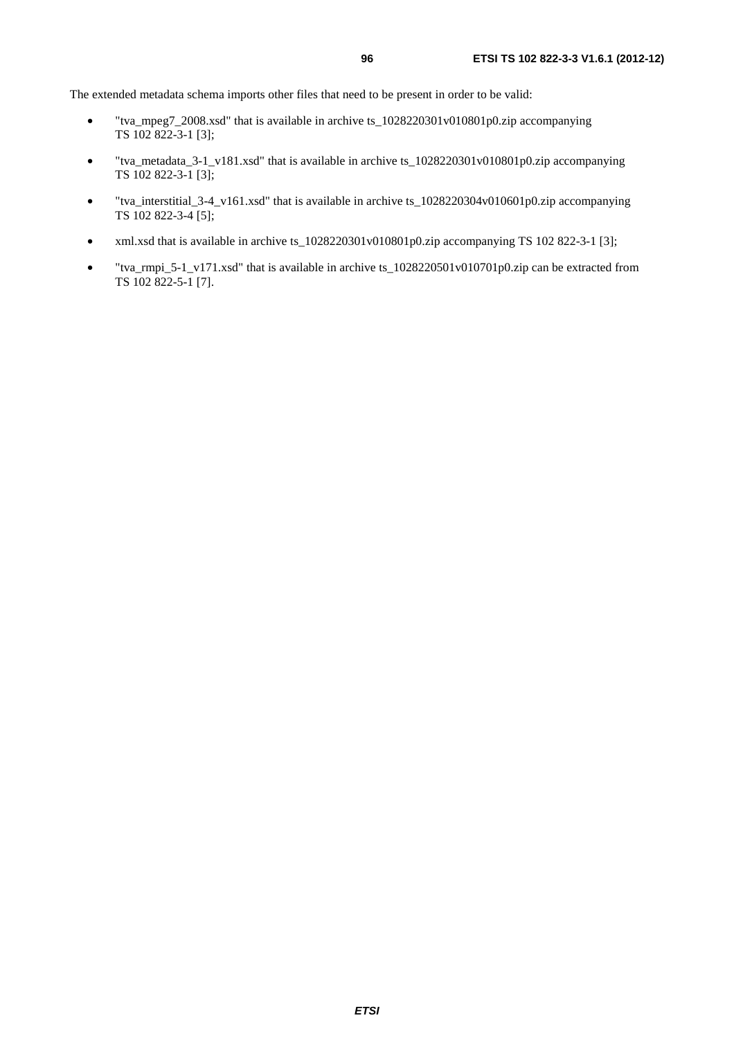The extended metadata schema imports other files that need to be present in order to be valid:

- "tva_mpeg7_2008.xsd" that is available in archive ts_1028220301v010801p0.zip accompanying TS 102 822-3-1 [3];
- "tva_metadata_3-1_v181.xsd" that is available in archive ts_1028220301v010801p0.zip accompanying TS 102 822-3-1 [3];
- "tva_interstitial_3-4_v161.xsd" that is available in archive ts_1028220304v010601p0.zip accompanying TS 102 822-3-4 [5];
- xml.xsd that is available in archive ts_1028220301v010801p0.zip accompanying TS 102 822-3-1 [3];
- "tva_rmpi_5-1_v171.xsd" that is available in archive ts_1028220501v010701p0.zip can be extracted from TS 102 822-5-1 [7].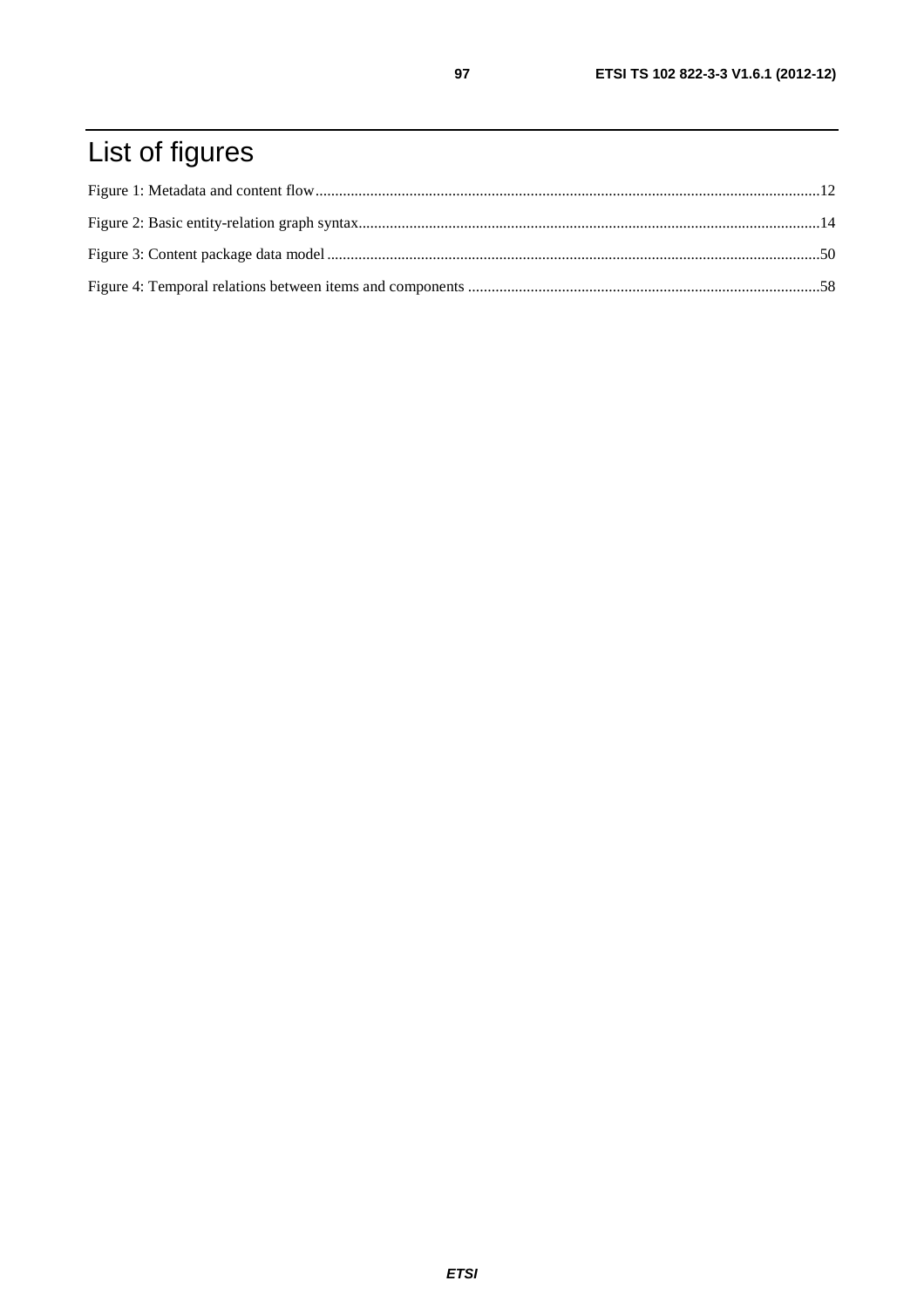# List of figures

Figure 1: Metadata and content flow................................................................................................................................12

Figure 2: Basic entity-relation graph syntax.....................................................................................................................14

Figure 3: Content package data model .............................................................................................................................50

Figure 4: Temporal relations between items and components .........................................................................................58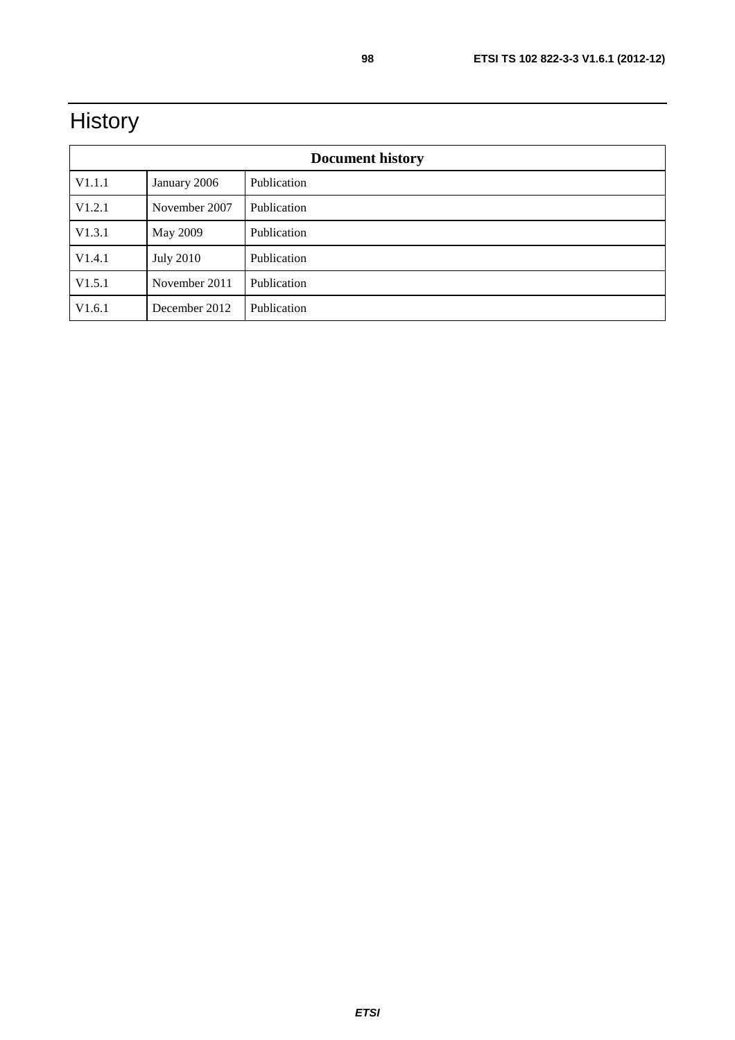# History

| Document history | | |
|---|---|---|
| V1.1.1 | January 2006 | Publication |
| V1.2.1 | November 2007 | Publication |
| V1.3.1 | May 2009 | Publication |
| V1.4.1 | July 2010 | Publication |
| V1.5.1 | November 2011 | Publication |
| V1.6.1 | December 2012 | Publication |